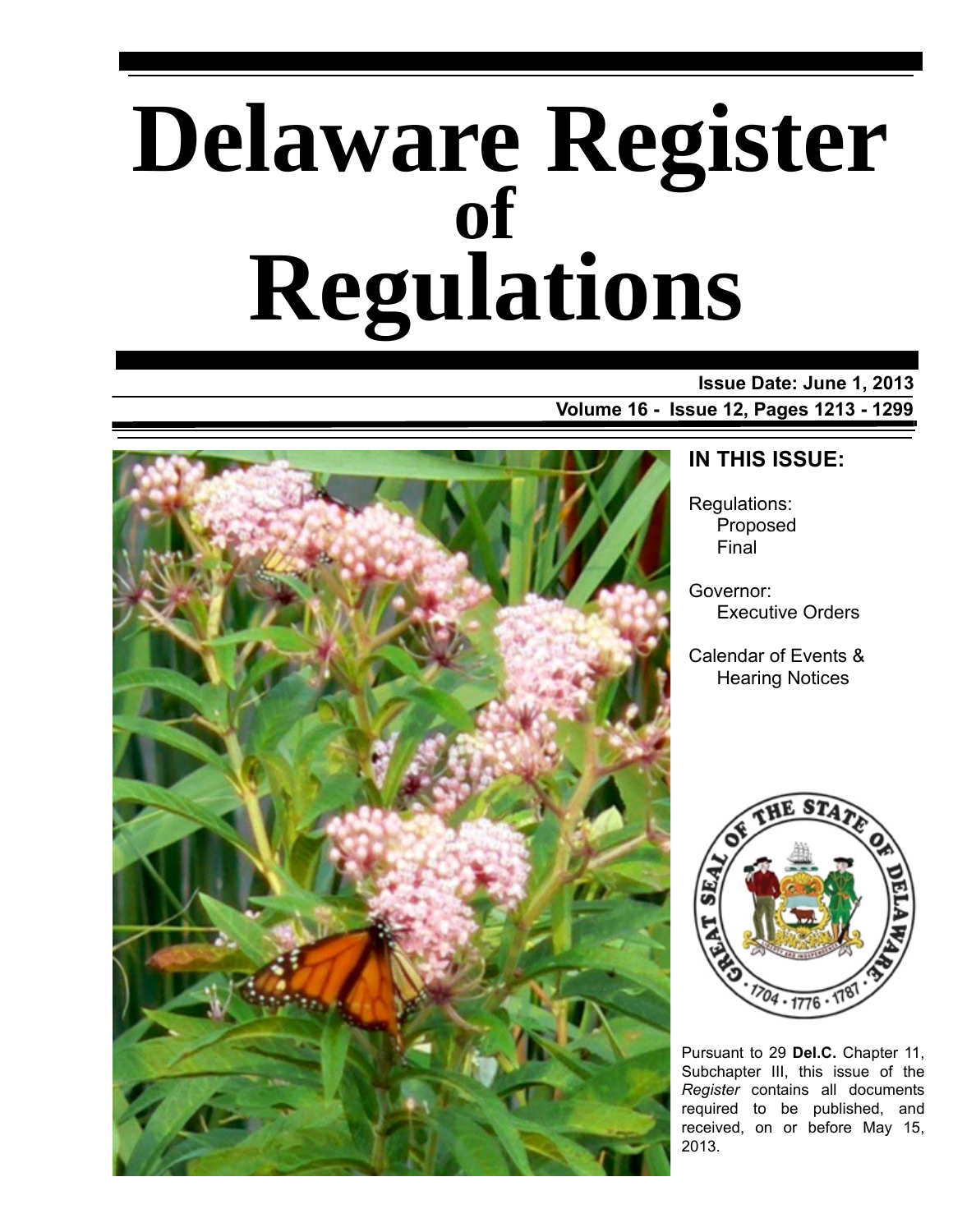# Delaware Register of Regulations

**Issue Date: June 1, 2013**

**Volume 16 - Issue 12, Pages 1213 - 1299**

## IN THIS ISSUE:

Regulations:
- Proposed
- Final

Governor:
- Executive Orders

Calendar of Events &
- Hearing Notices

Pursuant to 29 **Del.C.** Chapter 11, Subchapter III, this issue of the *Register* contains all documents required to be published, and received, on or before May 15, 2013.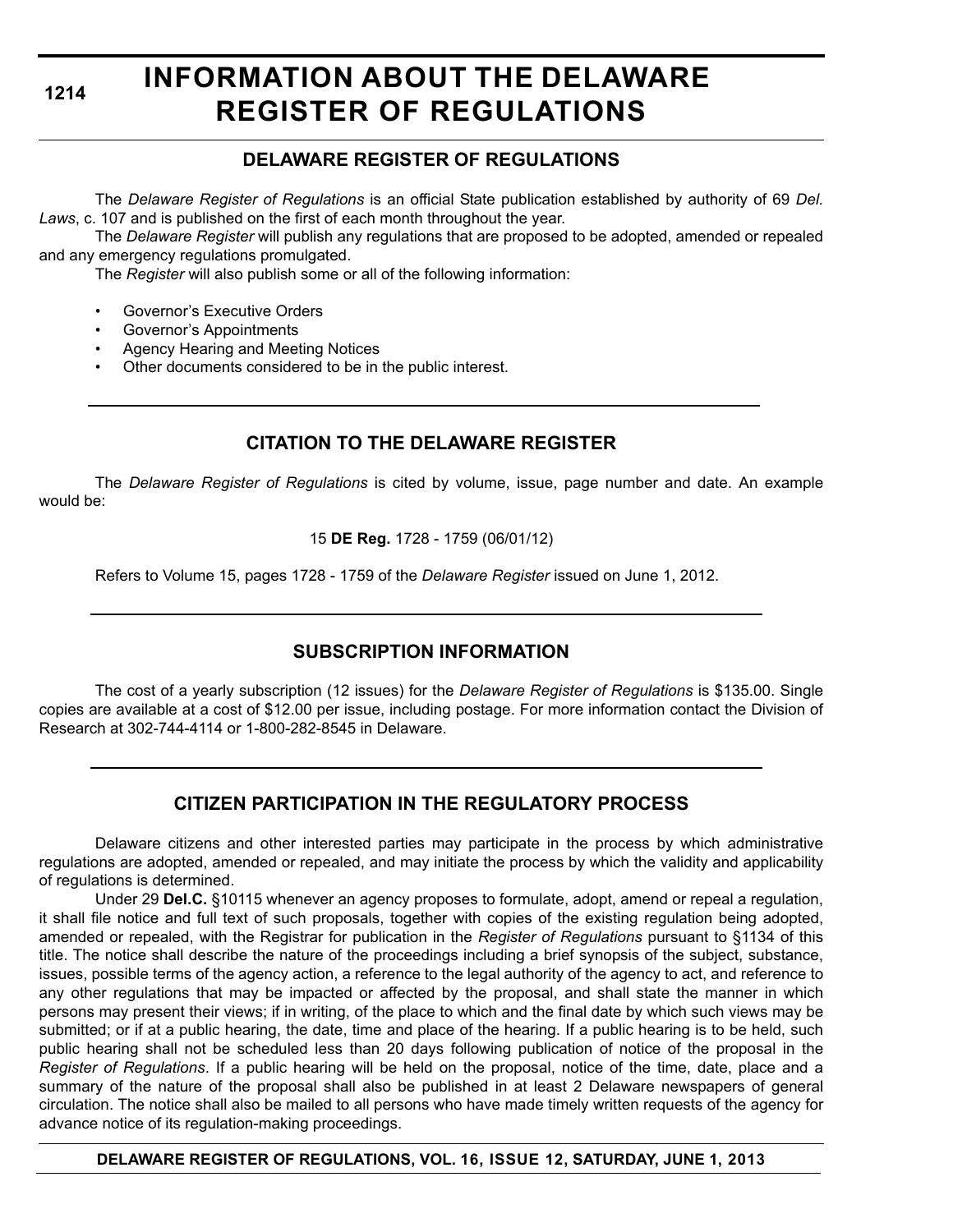# INFORMATION ABOUT THE DELAWARE REGISTER OF REGULATIONS

## DELAWARE REGISTER OF REGULATIONS

The *Delaware Register of Regulations* is an official State publication established by authority of 69 *Del. Laws*, c. 107 and is published on the first of each month throughout the year.

The *Delaware Register* will publish any regulations that are proposed to be adopted, amended or repealed and any emergency regulations promulgated.

The *Register* will also publish some or all of the following information:

- Governor's Executive Orders
- Governor's Appointments
- Agency Hearing and Meeting Notices
- Other documents considered to be in the public interest.

## CITATION TO THE DELAWARE REGISTER

The *Delaware Register of Regulations* is cited by volume, issue, page number and date. An example would be:

15 **DE Reg.** 1728 - 1759 (06/01/12)

Refers to Volume 15, pages 1728 - 1759 of the *Delaware Register* issued on June 1, 2012.

## SUBSCRIPTION INFORMATION

The cost of a yearly subscription (12 issues) for the *Delaware Register of Regulations* is $135.00. Single copies are available at a cost of $12.00 per issue, including postage. For more information contact the Division of Research at 302-744-4114 or 1-800-282-8545 in Delaware.

## CITIZEN PARTICIPATION IN THE REGULATORY PROCESS

Delaware citizens and other interested parties may participate in the process by which administrative regulations are adopted, amended or repealed, and may initiate the process by which the validity and applicability of regulations is determined.

Under 29 **Del.C.** §10115 whenever an agency proposes to formulate, adopt, amend or repeal a regulation, it shall file notice and full text of such proposals, together with copies of the existing regulation being adopted, amended or repealed, with the Registrar for publication in the *Register of Regulations* pursuant to §1134 of this title. The notice shall describe the nature of the proceedings including a brief synopsis of the subject, substance, issues, possible terms of the agency action, a reference to the legal authority of the agency to act, and reference to any other regulations that may be impacted or affected by the proposal, and shall state the manner in which persons may present their views; if in writing, of the place to which and the final date by which such views may be submitted; or if at a public hearing, the date, time and place of the hearing. If a public hearing is to be held, such public hearing shall not be scheduled less than 20 days following publication of notice of the proposal in the *Register of Regulations*. If a public hearing will be held on the proposal, notice of the time, date, place and a summary of the nature of the proposal shall also be published in at least 2 Delaware newspapers of general circulation. The notice shall also be mailed to all persons who have made timely written requests of the agency for advance notice of its regulation-making proceedings.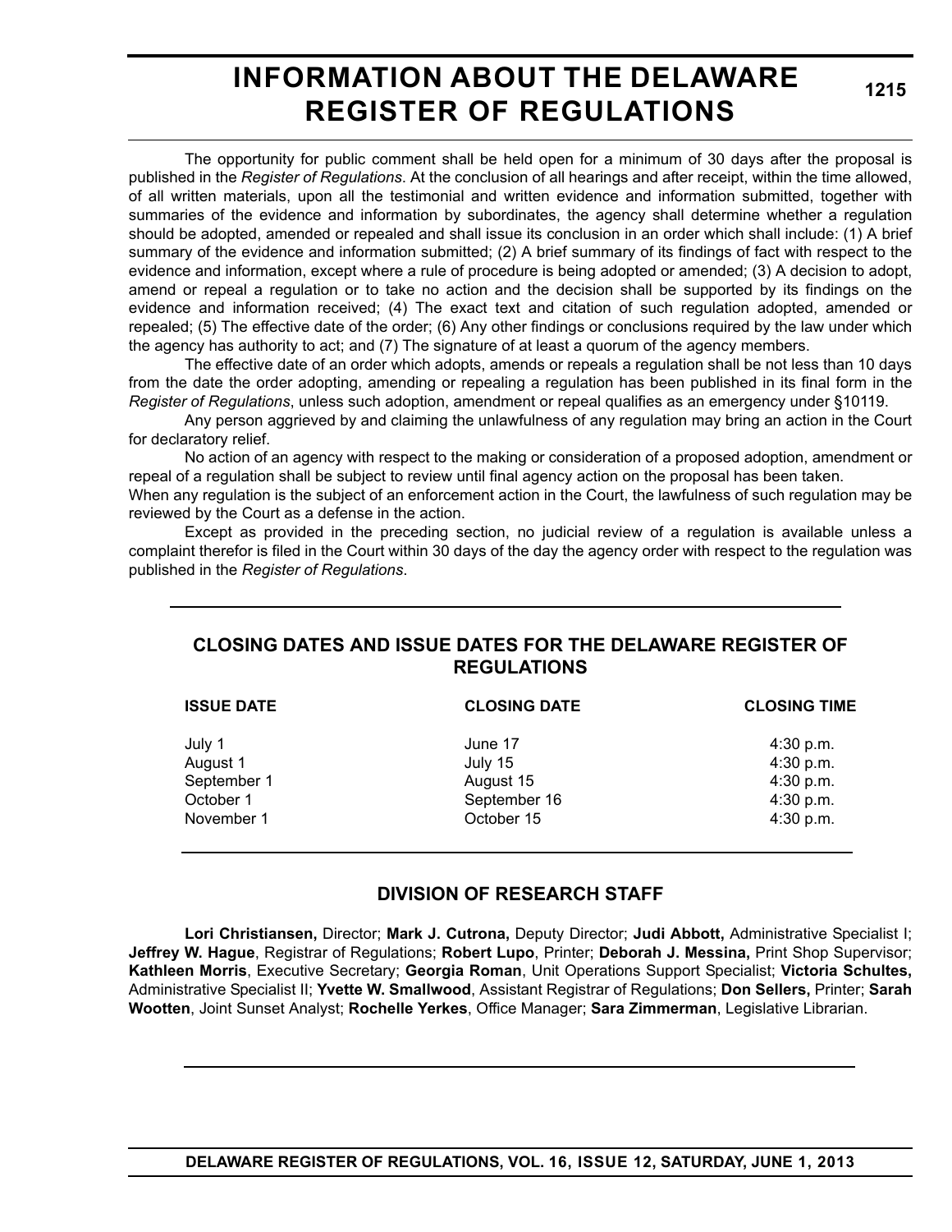# INFORMATION ABOUT THE DELAWARE REGISTER OF REGULATIONS

The opportunity for public comment shall be held open for a minimum of 30 days after the proposal is published in the *Register of Regulations*. At the conclusion of all hearings and after receipt, within the time allowed, of all written materials, upon all the testimonial and written evidence and information submitted, together with summaries of the evidence and information by subordinates, the agency shall determine whether a regulation should be adopted, amended or repealed and shall issue its conclusion in an order which shall include: (1) A brief summary of the evidence and information submitted; (2) A brief summary of its findings of fact with respect to the evidence and information, except where a rule of procedure is being adopted or amended; (3) A decision to adopt, amend or repeal a regulation or to take no action and the decision shall be supported by its findings on the evidence and information received; (4) The exact text and citation of such regulation adopted, amended or repealed; (5) The effective date of the order; (6) Any other findings or conclusions required by the law under which the agency has authority to act; and (7) The signature of at least a quorum of the agency members.

The effective date of an order which adopts, amends or repeals a regulation shall be not less than 10 days from the date the order adopting, amending or repealing a regulation has been published in its final form in the *Register of Regulations*, unless such adoption, amendment or repeal qualifies as an emergency under §10119.

Any person aggrieved by and claiming the unlawfulness of any regulation may bring an action in the Court for declaratory relief.

No action of an agency with respect to the making or consideration of a proposed adoption, amendment or repeal of a regulation shall be subject to review until final agency action on the proposal has been taken.

When any regulation is the subject of an enforcement action in the Court, the lawfulness of such regulation may be reviewed by the Court as a defense in the action.

Except as provided in the preceding section, no judicial review of a regulation is available unless a complaint therefor is filed in the Court within 30 days of the day the agency order with respect to the regulation was published in the *Register of Regulations*.

## CLOSING DATES AND ISSUE DATES FOR THE DELAWARE REGISTER OF REGULATIONS

| ISSUE DATE | CLOSING DATE | CLOSING TIME |
|---|---|---|
| July 1 | June 17 | 4:30 p.m. |
| August 1 | July 15 | 4:30 p.m. |
| September 1 | August 15 | 4:30 p.m. |
| October 1 | September 16 | 4:30 p.m. |
| November 1 | October 15 | 4:30 p.m. |

## DIVISION OF RESEARCH STAFF

**Lori Christiansen,** Director; **Mark J. Cutrona,** Deputy Director; **Judi Abbott,** Administrative Specialist I; **Jeffrey W. Hague**, Registrar of Regulations; **Robert Lupo**, Printer; **Deborah J. Messina,** Print Shop Supervisor; **Kathleen Morris**, Executive Secretary; **Georgia Roman**, Unit Operations Support Specialist; **Victoria Schultes,** Administrative Specialist II; **Yvette W. Smallwood**, Assistant Registrar of Regulations; **Don Sellers,** Printer; **Sarah Wootten**, Joint Sunset Analyst; **Rochelle Yerkes**, Office Manager; **Sara Zimmerman**, Legislative Librarian.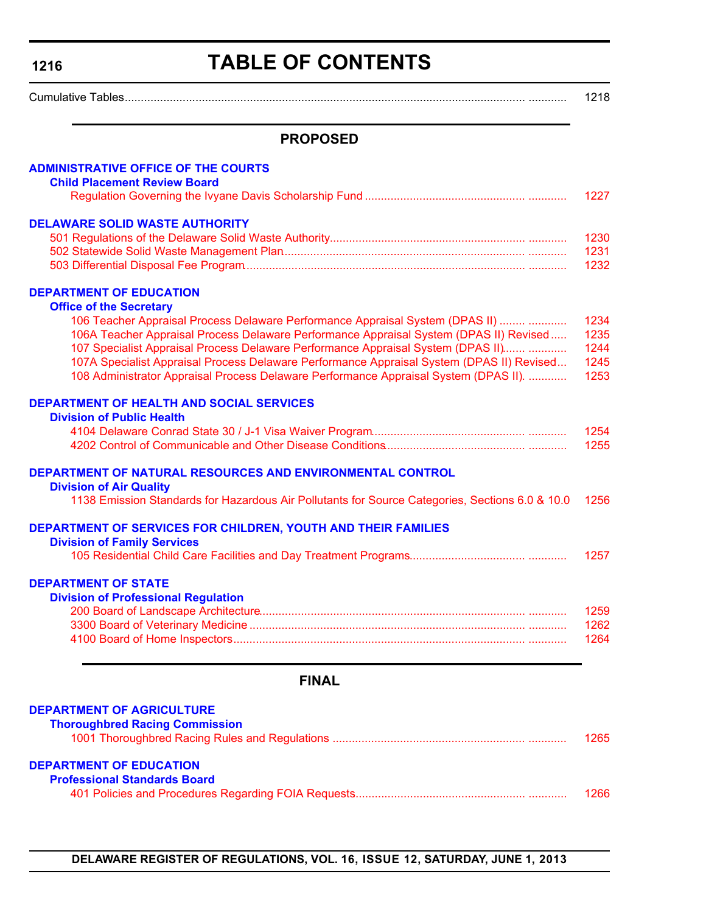# TABLE OF CONTENTS

Cumulative Tables........................................................................................................................ ............ 1218

## PROPOSED

### ADMINISTRATIVE OFFICE OF THE COURTS

**Child Placement Review Board**

Regulation Governing the Ivyane Davis Scholarship Fund ................................................ ............ 1227

### DELAWARE SOLID WASTE AUTHORITY

501 Regulations of the Delaware Solid Waste Authority........................................................... ............ 1230
502 Statewide Solid Waste Management Plan........................................................................ ............ 1231
503 Differential Disposal Fee Program.................................................................................... ............ 1232

### DEPARTMENT OF EDUCATION

**Office of the Secretary**

106 Teacher Appraisal Process Delaware Performance Appraisal System (DPAS II) ........ ............ 1234
106A Teacher Appraisal Process Delaware Performance Appraisal System (DPAS II) Revised ..... 1235
107 Specialist Appraisal Process Delaware Performance Appraisal System (DPAS II)....... ............ 1244
107A Specialist Appraisal Process Delaware Performance Appraisal System (DPAS II) Revised... 1245
108 Administrator Appraisal Process Delaware Performance Appraisal System (DPAS II). ............ 1253

### DEPARTMENT OF HEALTH AND SOCIAL SERVICES

**Division of Public Health**

4104 Delaware Conrad State 30 / J-1 Visa Waiver Program............................................... ............ 1254
4202 Control of Communicable and Other Disease Conditions.......................................... ............ 1255

### DEPARTMENT OF NATURAL RESOURCES AND ENVIRONMENTAL CONTROL

**Division of Air Quality**

1138 Emission Standards for Hazardous Air Pollutants for Source Categories, Sections 6.0 & 10.0 1256

### DEPARTMENT OF SERVICES FOR CHILDREN, YOUTH AND THEIR FAMILIES

**Division of Family Services**

105 Residential Child Care Facilities and Day Treatment Programs.................................. ............ 1257

### DEPARTMENT OF STATE

**Division of Professional Regulation**

200 Board of Landscape Architecture................................................................................. ............ 1259
3300 Board of Veterinary Medicine ................................................................................... ............ 1262
4100 Board of Home Inspectors........................................................................................ ............ 1264

## FINAL

### DEPARTMENT OF AGRICULTURE

**Thoroughbred Racing Commission**

1001 Thoroughbred Racing Rules and Regulations .......................................................... ............ 1265

### DEPARTMENT OF EDUCATION

**Professional Standards Board**

401 Policies and Procedures Regarding FOIA Requests................................................... ............ 1266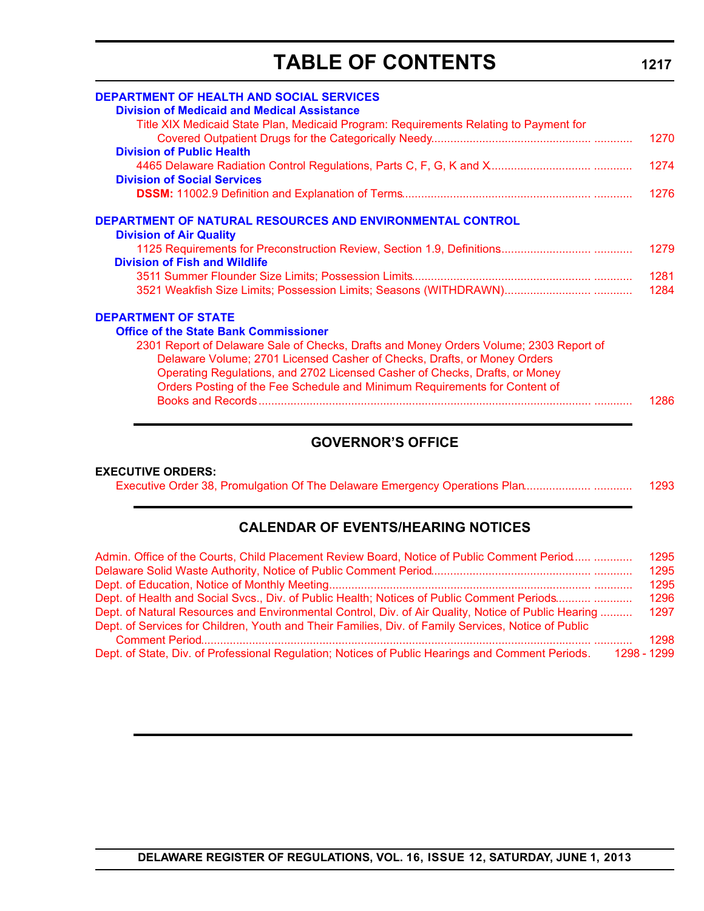# TABLE OF CONTENTS

**DEPARTMENT OF HEALTH AND SOCIAL SERVICES**

**Division of Medicaid and Medical Assistance**

Title XIX Medicaid State Plan, Medicaid Program: Requirements Relating to Payment for Covered Outpatient Drugs for the Categorically Needy ............ 1270

**Division of Public Health**

4465 Delaware Radiation Control Regulations, Parts C, F, G, K and X ............ 1274

**Division of Social Services**

**DSSM:** 11002.9 Definition and Explanation of Terms ............ 1276

**DEPARTMENT OF NATURAL RESOURCES AND ENVIRONMENTAL CONTROL**

**Division of Air Quality**

1125 Requirements for Preconstruction Review, Section 1.9, Definitions ............ 1279

**Division of Fish and Wildlife**

3511 Summer Flounder Size Limits; Possession Limits ............ 1281

3521 Weakfish Size Limits; Possession Limits; Seasons (WITHDRAWN) ............ 1284

**DEPARTMENT OF STATE**

**Office of the State Bank Commissioner**

2301 Report of Delaware Sale of Checks, Drafts and Money Orders Volume; 2303 Report of Delaware Volume; 2701 Licensed Casher of Checks, Drafts, or Money Orders Operating Regulations, and 2702 Licensed Casher of Checks, Drafts, or Money Orders Posting of the Fee Schedule and Minimum Requirements for Content of Books and Records ............ 1286

## GOVERNOR'S OFFICE

**EXECUTIVE ORDERS:**

Executive Order 38, Promulgation Of The Delaware Emergency Operations Plan ............ 1293

## CALENDAR OF EVENTS/HEARING NOTICES

Admin. Office of the Courts, Child Placement Review Board, Notice of Public Comment Period ............ 1295

Delaware Solid Waste Authority, Notice of Public Comment Period ............ 1295

Dept. of Education, Notice of Monthly Meeting ............ 1295

Dept. of Health and Social Svcs., Div. of Public Health; Notices of Public Comment Periods ............ 1296

Dept. of Natural Resources and Environmental Control, Div. of Air Quality, Notice of Public Hearing .......... 1297

Dept. of Services for Children, Youth and Their Families, Div. of Family Services, Notice of Public Comment Period ............ 1298

Dept. of State, Div. of Professional Regulation; Notices of Public Hearings and Comment Periods. 1298 - 1299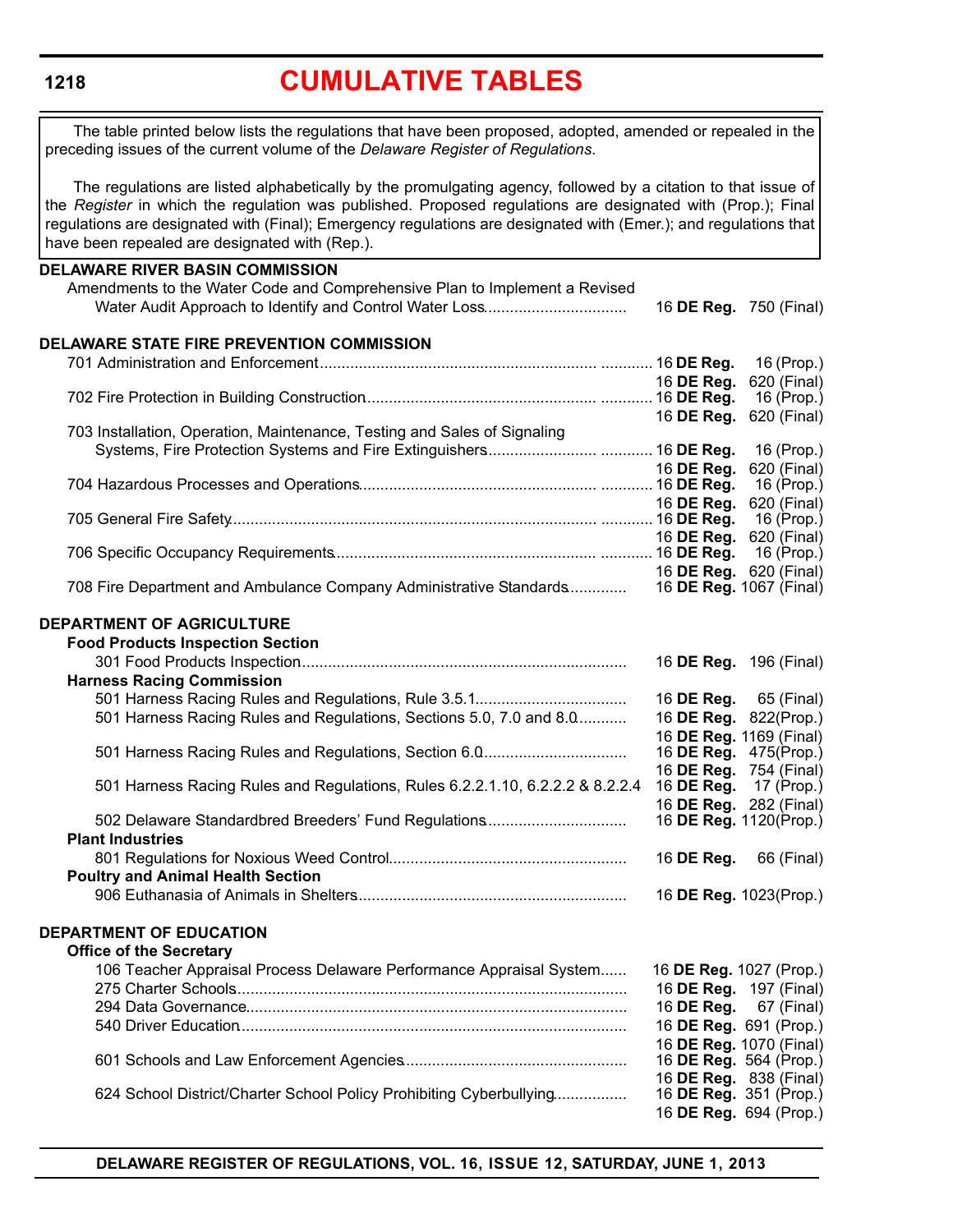# CUMULATIVE TABLES

The table printed below lists the regulations that have been proposed, adopted, amended or repealed in the preceding issues of the current volume of the *Delaware Register of Regulations*.

The regulations are listed alphabetically by the promulgating agency, followed by a citation to that issue of the *Register* in which the regulation was published. Proposed regulations are designated with (Prop.); Final regulations are designated with (Final); Emergency regulations are designated with (Emer.); and regulations that have been repealed are designated with (Rep.).

**DELAWARE RIVER BASIN COMMISSION**

Amendments to the Water Code and Comprehensive Plan to Implement a Revised Water Audit Approach to Identify and Control Water Loss ........ 16 **DE Reg.** 750 (Final)

**DELAWARE STATE FIRE PREVENTION COMMISSION**

701 Administration and Enforcement ........ 16 **DE Reg.** 16 (Prop.)
16 **DE Reg.** 620 (Final)

702 Fire Protection in Building Construction ........ 16 **DE Reg.** 16 (Prop.)
16 **DE Reg.** 620 (Final)

703 Installation, Operation, Maintenance, Testing and Sales of Signaling Systems, Fire Protection Systems and Fire Extinguishers ........ 16 **DE Reg.** 16 (Prop.)
16 **DE Reg.** 620 (Final)

704 Hazardous Processes and Operations ........ 16 **DE Reg.** 16 (Prop.)
16 **DE Reg.** 620 (Final)

705 General Fire Safety ........ 16 **DE Reg.** 16 (Prop.)
16 **DE Reg.** 620 (Final)

706 Specific Occupancy Requirements ........ 16 **DE Reg.** 16 (Prop.)
16 **DE Reg.** 620 (Final)

708 Fire Department and Ambulance Company Administrative Standards ........ 16 **DE Reg.** 1067 (Final)

**DEPARTMENT OF AGRICULTURE**

**Food Products Inspection Section**

301 Food Products Inspection ........ 16 **DE Reg.** 196 (Final)

**Harness Racing Commission**

501 Harness Racing Rules and Regulations, Rule 3.5.1 ........ 16 **DE Reg.** 65 (Final)

501 Harness Racing Rules and Regulations, Sections 5.0, 7.0 and 8.0 ........ 16 **DE Reg.** 822(Prop.)
16 **DE Reg.** 1169 (Final)

501 Harness Racing Rules and Regulations, Section 6.0 ........ 16 **DE Reg.** 475(Prop.)
16 **DE Reg.** 754 (Final)

501 Harness Racing Rules and Regulations, Rules 6.2.2.1.10, 6.2.2.2 & 8.2.2.4 ........ 16 **DE Reg.** 17 (Prop.)
16 **DE Reg.** 282 (Final)

502 Delaware Standardbred Breeders' Fund Regulations ........ 16 **DE Reg.** 1120(Prop.)

**Plant Industries**

801 Regulations for Noxious Weed Control ........ 16 **DE Reg.** 66 (Final)

**Poultry and Animal Health Section**

906 Euthanasia of Animals in Shelters ........ 16 **DE Reg.** 1023(Prop.)

**DEPARTMENT OF EDUCATION**

**Office of the Secretary**

106 Teacher Appraisal Process Delaware Performance Appraisal System ........ 16 **DE Reg.** 1027 (Prop.)

275 Charter Schools ........ 16 **DE Reg.** 197 (Final)

294 Data Governance ........ 16 **DE Reg.** 67 (Final)

540 Driver Education ........ 16 **DE Reg.** 691 (Prop.)
16 **DE Reg.** 1070 (Final)

601 Schools and Law Enforcement Agencies ........ 16 **DE Reg.** 564 (Prop.)
16 **DE Reg.** 838 (Final)

624 School District/Charter School Policy Prohibiting Cyberbullying ........ 16 **DE Reg.** 351 (Prop.)
16 **DE Reg.** 694 (Prop.)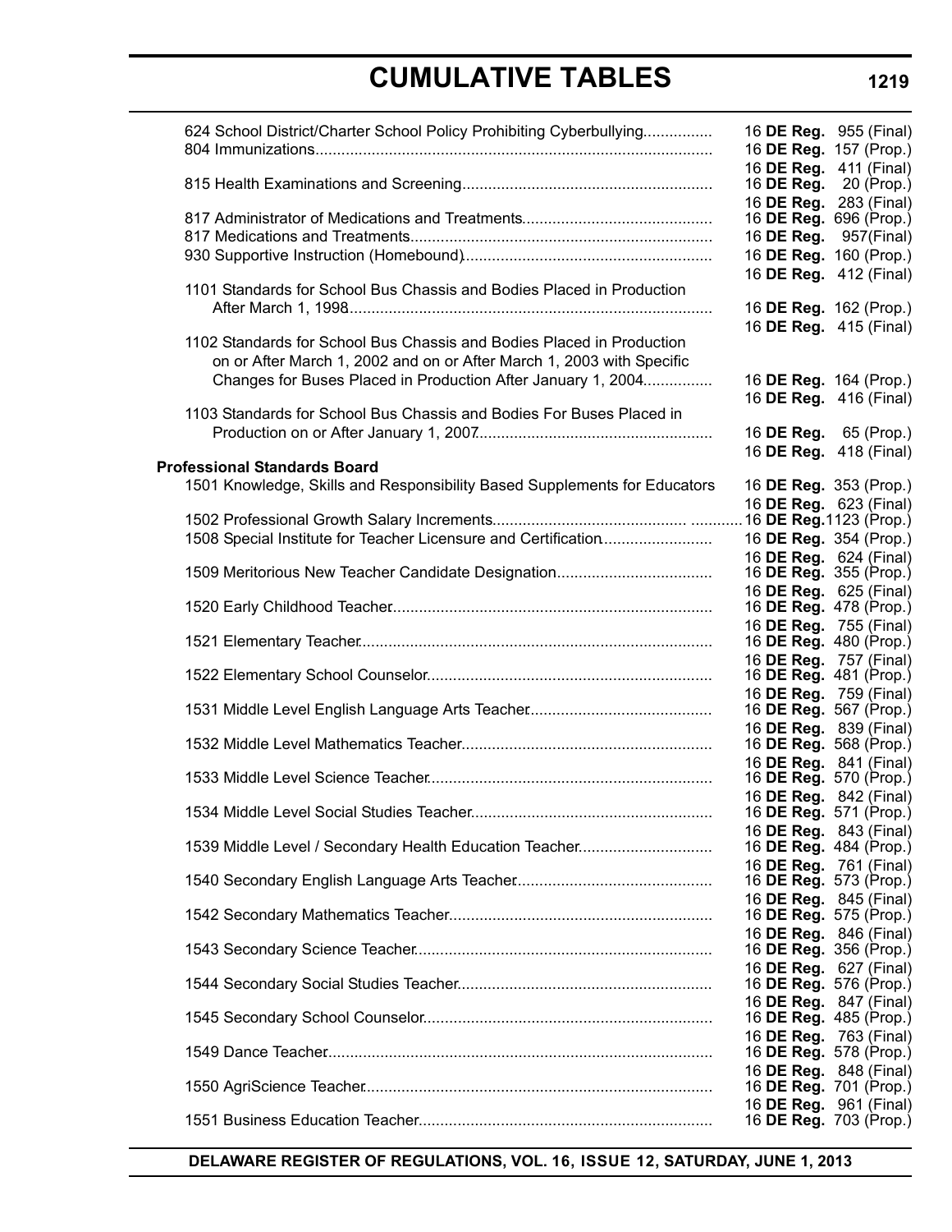| Regulation | Citation |
|---|---|
| 624 School District/Charter School Policy Prohibiting Cyberbullying | 16 **DE Reg.** 955 (Final) |
| 804 Immunizations | 16 **DE Reg.** 157 (Prop.) |
| | 16 **DE Reg.** 411 (Final) |
| 815 Health Examinations and Screening | 16 **DE Reg.** 20 (Prop.) |
| | 16 **DE Reg.** 283 (Final) |
| 817 Administrator of Medications and Treatments | 16 **DE Reg.** 696 (Prop.) |
| 817 Medications and Treatments | 16 **DE Reg.** 957(Final) |
| 930 Supportive Instruction (Homebound) | 16 **DE Reg.** 160 (Prop.) |
| | 16 **DE Reg.** 412 (Final) |
| 1101 Standards for School Bus Chassis and Bodies Placed in Production After March 1, 1998 | 16 **DE Reg.** 162 (Prop.) |
| | 16 **DE Reg.** 415 (Final) |
| 1102 Standards for School Bus Chassis and Bodies Placed in Production on or After March 1, 2002 and on or After March 1, 2003 with Specific Changes for Buses Placed in Production After January 1, 2004 | 16 **DE Reg.** 164 (Prop.) |
| | 16 **DE Reg.** 416 (Final) |
| 1103 Standards for School Bus Chassis and Bodies For Buses Placed in Production on or After January 1, 2007 | 16 **DE Reg.** 65 (Prop.) |
| | 16 **DE Reg.** 418 (Final) |
| **Professional Standards Board** | |
| 1501 Knowledge, Skills and Responsibility Based Supplements for Educators | 16 **DE Reg.** 353 (Prop.) |
| | 16 **DE Reg.** 623 (Final) |
| 1502 Professional Growth Salary Increments | 16 **DE Reg.** 1123 (Prop.) |
| 1508 Special Institute for Teacher Licensure and Certification | 16 **DE Reg.** 354 (Prop.) |
| | 16 **DE Reg.** 624 (Final) |
| 1509 Meritorious New Teacher Candidate Designation | 16 **DE Reg.** 355 (Prop.) |
| | 16 **DE Reg.** 625 (Final) |
| 1520 Early Childhood Teacher | 16 **DE Reg.** 478 (Prop.) |
| | 16 **DE Reg.** 755 (Final) |
| 1521 Elementary Teacher | 16 **DE Reg.** 480 (Prop.) |
| | 16 **DE Reg.** 757 (Final) |
| 1522 Elementary School Counselor | 16 **DE Reg.** 481 (Prop.) |
| | 16 **DE Reg.** 759 (Final) |
| 1531 Middle Level English Language Arts Teacher | 16 **DE Reg.** 567 (Prop.) |
| | 16 **DE Reg.** 839 (Final) |
| 1532 Middle Level Mathematics Teacher | 16 **DE Reg.** 568 (Prop.) |
| | 16 **DE Reg.** 841 (Final) |
| 1533 Middle Level Science Teacher | 16 **DE Reg.** 570 (Prop.) |
| | 16 **DE Reg.** 842 (Final) |
| 1534 Middle Level Social Studies Teacher | 16 **DE Reg.** 571 (Prop.) |
| | 16 **DE Reg.** 843 (Final) |
| 1539 Middle Level / Secondary Health Education Teacher | 16 **DE Reg.** 484 (Prop.) |
| | 16 **DE Reg.** 761 (Final) |
| 1540 Secondary English Language Arts Teacher | 16 **DE Reg.** 573 (Prop.) |
| | 16 **DE Reg.** 845 (Final) |
| 1542 Secondary Mathematics Teacher | 16 **DE Reg.** 575 (Prop.) |
| | 16 **DE Reg.** 846 (Final) |
| 1543 Secondary Science Teacher | 16 **DE Reg.** 356 (Prop.) |
| | 16 **DE Reg.** 627 (Final) |
| 1544 Secondary Social Studies Teacher | 16 **DE Reg.** 576 (Prop.) |
| | 16 **DE Reg.** 847 (Final) |
| 1545 Secondary School Counselor | 16 **DE Reg.** 485 (Prop.) |
| | 16 **DE Reg.** 763 (Final) |
| 1549 Dance Teacher | 16 **DE Reg.** 578 (Prop.) |
| | 16 **DE Reg.** 848 (Final) |
| 1550 AgriScience Teacher | 16 **DE Reg.** 701 (Prop.) |
| | 16 **DE Reg.** 961 (Final) |
| 1551 Business Education Teacher | 16 **DE Reg.** 703 (Prop.) |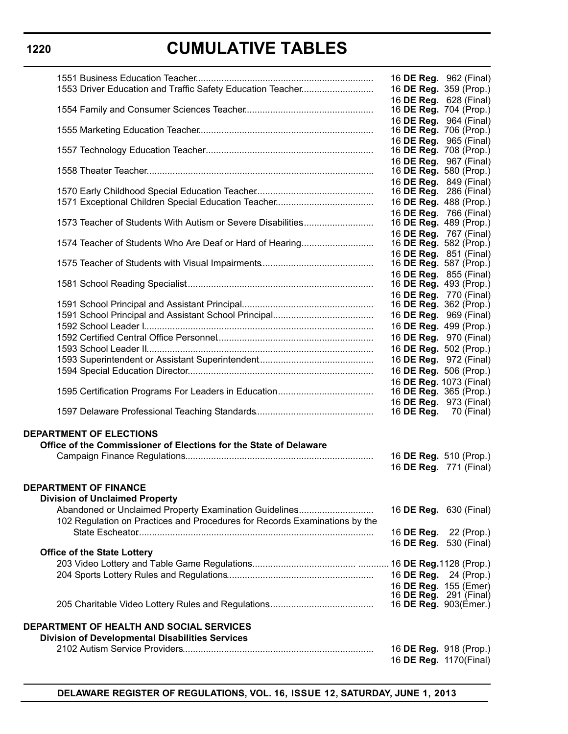# CUMULATIVE TABLES

| | |
|---|---|
| 1551 Business Education Teacher | 16 **DE Reg.** 962 (Final) |
| 1553 Driver Education and Traffic Safety Education Teacher | 16 **DE Reg.** 359 (Prop.) |
| | 16 **DE Reg.** 628 (Final) |
| 1554 Family and Consumer Sciences Teacher | 16 **DE Reg.** 704 (Prop.) |
| | 16 **DE Reg.** 964 (Final) |
| 1555 Marketing Education Teacher | 16 **DE Reg.** 706 (Prop.) |
| | 16 **DE Reg.** 965 (Final) |
| 1557 Technology Education Teacher | 16 **DE Reg.** 708 (Prop.) |
| | 16 **DE Reg.** 967 (Final) |
| 1558 Theater Teacher | 16 **DE Reg.** 580 (Prop.) |
| | 16 **DE Reg.** 849 (Final) |
| 1570 Early Childhood Special Education Teacher | 16 **DE Reg.** 286 (Final) |
| 1571 Exceptional Children Special Education Teacher | 16 **DE Reg.** 488 (Prop.) |
| | 16 **DE Reg.** 766 (Final) |
| 1573 Teacher of Students With Autism or Severe Disabilities | 16 **DE Reg.** 489 (Prop.) |
| | 16 **DE Reg.** 767 (Final) |
| 1574 Teacher of Students Who Are Deaf or Hard of Hearing | 16 **DE Reg.** 582 (Prop.) |
| | 16 **DE Reg.** 851 (Final) |
| 1575 Teacher of Students with Visual Impairments | 16 **DE Reg.** 587 (Prop.) |
| | 16 **DE Reg.** 855 (Final) |
| 1581 School Reading Specialist | 16 **DE Reg.** 493 (Prop.) |
| | 16 **DE Reg.** 770 (Final) |
| 1591 School Principal and Assistant Principal | 16 **DE Reg.** 362 (Prop.) |
| 1591 School Principal and Assistant School Principal | 16 **DE Reg.** 969 (Final) |
| 1592 School Leader I | 16 **DE Reg.** 499 (Prop.) |
| 1592 Certified Central Office Personnel | 16 **DE Reg.** 970 (Final) |
| 1593 School Leader II | 16 **DE Reg.** 502 (Prop.) |
| 1593 Superintendent or Assistant Superintendent | 16 **DE Reg.** 972 (Final) |
| 1594 Special Education Director | 16 **DE Reg.** 506 (Prop.) |
| | 16 **DE Reg.** 1073 (Final) |
| 1595 Certification Programs For Leaders in Education | 16 **DE Reg.** 365 (Prop.) |
| | 16 **DE Reg.** 973 (Final) |
| 1597 Delaware Professional Teaching Standards | 16 **DE Reg.** 70 (Final) |

**DEPARTMENT OF ELECTIONS**

**Office of the Commissioner of Elections for the State of Delaware**

| | |
|---|---|
| Campaign Finance Regulations | 16 **DE Reg.** 510 (Prop.) |
| | 16 **DE Reg.** 771 (Final) |

**DEPARTMENT OF FINANCE**

**Division of Unclaimed Property**

| | |
|---|---|
| Abandoned or Unclaimed Property Examination Guidelines | 16 **DE Reg.** 630 (Final) |
| 102 Regulation on Practices and Procedures for Records Examinations by the State Escheator | 16 **DE Reg.** 22 (Prop.) |
| | 16 **DE Reg.** 530 (Final) |

**Office of the State Lottery**

| | |
|---|---|
| 203 Video Lottery and Table Game Regulations | 16 **DE Reg.** 1128 (Prop.) |
| 204 Sports Lottery Rules and Regulations | 16 **DE Reg.** 24 (Prop.) |
| | 16 **DE Reg.** 155 (Emer) |
| | 16 **DE Reg.** 291 (Final) |
| 205 Charitable Video Lottery Rules and Regulations | 16 **DE Reg.** 903 (Emer.) |

**DEPARTMENT OF HEALTH AND SOCIAL SERVICES**

**Division of Developmental Disabilities Services**

| | |
|---|---|
| 2102 Autism Service Providers | 16 **DE Reg.** 918 (Prop.) |
| | 16 **DE Reg.** 1170 (Final) |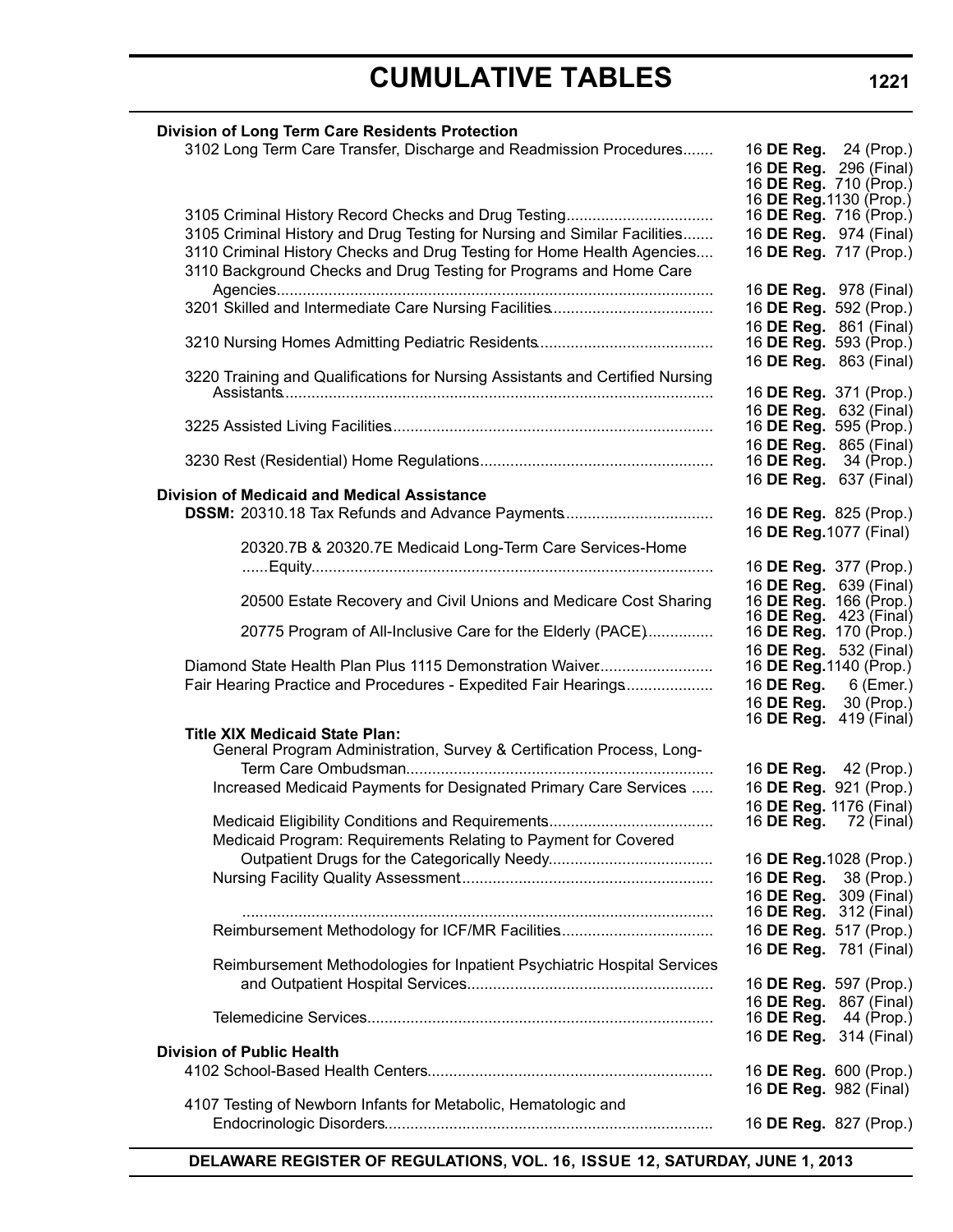# CUMULATIVE TABLES

**Division of Long Term Care Residents Protection**

| | |
|---|---|
| 3102 Long Term Care Transfer, Discharge and Readmission Procedures | 16 **DE Reg.** 24 (Prop.) |
| | 16 **DE Reg.** 296 (Final) |
| | 16 **DE Reg.** 710 (Prop.) |
| | 16 **DE Reg.** 1130 (Prop.) |
| 3105 Criminal History Record Checks and Drug Testing | 16 **DE Reg.** 716 (Prop.) |
| 3105 Criminal History and Drug Testing for Nursing and Similar Facilities | 16 **DE Reg.** 974 (Final) |
| 3110 Criminal History Checks and Drug Testing for Home Health Agencies | 16 **DE Reg.** 717 (Prop.) |
| 3110 Background Checks and Drug Testing for Programs and Home Care Agencies | 16 **DE Reg.** 978 (Final) |
| 3201 Skilled and Intermediate Care Nursing Facilities | 16 **DE Reg.** 592 (Prop.) |
| | 16 **DE Reg.** 861 (Final) |
| 3210 Nursing Homes Admitting Pediatric Residents | 16 **DE Reg.** 593 (Prop.) |
| | 16 **DE Reg.** 863 (Final) |
| 3220 Training and Qualifications for Nursing Assistants and Certified Nursing Assistants | 16 **DE Reg.** 371 (Prop.) |
| | 16 **DE Reg.** 632 (Final) |
| 3225 Assisted Living Facilities | 16 **DE Reg.** 595 (Prop.) |
| | 16 **DE Reg.** 865 (Final) |
| 3230 Rest (Residential) Home Regulations | 16 **DE Reg.** 34 (Prop.) |
| | 16 **DE Reg.** 637 (Final) |

**Division of Medicaid and Medical Assistance**

| | |
|---|---|
| **DSSM:** 20310.18 Tax Refunds and Advance Payments | 16 **DE Reg.** 825 (Prop.) |
| | 16 **DE Reg.** 1077 (Final) |
| 20320.7B & 20320.7E Medicaid Long-Term Care Services-Home Equity | 16 **DE Reg.** 377 (Prop.) |
| | 16 **DE Reg.** 639 (Final) |
| 20500 Estate Recovery and Civil Unions and Medicare Cost Sharing | 16 **DE Reg.** 166 (Prop.) |
| | 16 **DE Reg.** 423 (Final) |
| 20775 Program of All-Inclusive Care for the Elderly (PACE) | 16 **DE Reg.** 170 (Prop.) |
| | 16 **DE Reg.** 532 (Final) |
| Diamond State Health Plan Plus 1115 Demonstration Waiver | 16 **DE Reg.** 1140 (Prop.) |
| Fair Hearing Practice and Procedures - Expedited Fair Hearings | 16 **DE Reg.** 6 (Emer.) |
| | 16 **DE Reg.** 30 (Prop.) |
| | 16 **DE Reg.** 419 (Final) |

**Title XIX Medicaid State Plan:**

| | |
|---|---|
| General Program Administration, Survey & Certification Process, Long-Term Care Ombudsman | 16 **DE Reg.** 42 (Prop.) |
| Increased Medicaid Payments for Designated Primary Care Services | 16 **DE Reg.** 921 (Prop.) |
| | 16 **DE Reg.** 1176 (Final) |
| Medicaid Eligibility Conditions and Requirements | 16 **DE Reg.** 72 (Final) |
| Medicaid Program: Requirements Relating to Payment for Covered Outpatient Drugs for the Categorically Needy | 16 **DE Reg.** 1028 (Prop.) |
| Nursing Facility Quality Assessment | 16 **DE Reg.** 38 (Prop.) |
| | 16 **DE Reg.** 309 (Final) |
| | 16 **DE Reg.** 312 (Final) |
| Reimbursement Methodology for ICF/MR Facilities | 16 **DE Reg.** 517 (Prop.) |
| | 16 **DE Reg.** 781 (Final) |
| Reimbursement Methodologies for Inpatient Psychiatric Hospital Services and Outpatient Hospital Services | 16 **DE Reg.** 597 (Prop.) |
| | 16 **DE Reg.** 867 (Final) |
| Telemedicine Services | 16 **DE Reg.** 44 (Prop.) |
| | 16 **DE Reg.** 314 (Final) |

**Division of Public Health**

| | |
|---|---|
| 4102 School-Based Health Centers | 16 **DE Reg.** 600 (Prop.) |
| | 16 **DE Reg.** 982 (Final) |
| 4107 Testing of Newborn Infants for Metabolic, Hematologic and Endocrinologic Disorders | 16 **DE Reg.** 827 (Prop.) |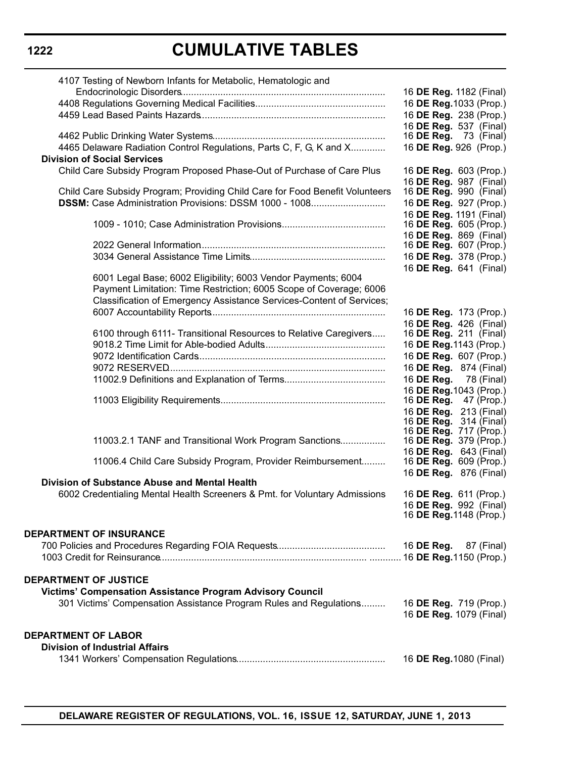# CUMULATIVE TABLES

| | |
|---|---|
| 4107 Testing of Newborn Infants for Metabolic, Hematologic and Endocrinologic Disorders | 16 **DE Reg.** 1182 (Final) |
| 4408 Regulations Governing Medical Facilities | 16 **DE Reg.** 1033 (Prop.) |
| 4459 Lead Based Paints Hazards | 16 **DE Reg.** 238 (Prop.) |
| | 16 **DE Reg.** 537 (Final) |
| 4462 Public Drinking Water Systems | 16 **DE Reg.** 73 (Final) |
| 4465 Delaware Radiation Control Regulations, Parts C, F, G, K and X | 16 **DE Reg.** 926 (Prop.) |
| **Division of Social Services** | |
| Child Care Subsidy Program Proposed Phase-Out of Purchase of Care Plus | 16 **DE Reg.** 603 (Prop.) |
| | 16 **DE Reg.** 987 (Final) |
| Child Care Subsidy Program; Providing Child Care for Food Benefit Volunteers | 16 **DE Reg.** 990 (Final) |
| **DSSM:** Case Administration Provisions: DSSM 1000 - 1008 | 16 **DE Reg.** 927 (Prop.) |
| | 16 **DE Reg.** 1191 (Final) |
| 1009 - 1010; Case Administration Provisions | 16 **DE Reg.** 605 (Prop.) |
| | 16 **DE Reg.** 869 (Final) |
| 2022 General Information | 16 **DE Reg.** 607 (Prop.) |
| 3034 General Assistance Time Limits | 16 **DE Reg.** 378 (Prop.) |
| | 16 **DE Reg.** 641 (Final) |
| 6001 Legal Base; 6002 Eligibility; 6003 Vendor Payments; 6004 Payment Limitation: Time Restriction; 6005 Scope of Coverage; 6006 Classification of Emergency Assistance Services-Content of Services; 6007 Accountability Reports | 16 **DE Reg.** 173 (Prop.) |
| | 16 **DE Reg.** 426 (Final) |
| 6100 through 6111- Transitional Resources to Relative Caregivers | 16 **DE Reg.** 211 (Final) |
| 9018.2 Time Limit for Able-bodied Adults | 16 **DE Reg.** 1143 (Prop.) |
| 9072 Identification Cards | 16 **DE Reg.** 607 (Prop.) |
| 9072 RESERVED | 16 **DE Reg.** 874 (Final) |
| 11002.9 Definitions and Explanation of Terms | 16 **DE Reg.** 78 (Final) |
| | 16 **DE Reg.** 1043 (Prop.) |
| 11003 Eligibility Requirements | 16 **DE Reg.** 47 (Prop.) |
| | 16 **DE Reg.** 213 (Final) |
| | 16 **DE Reg.** 314 (Final) |
| | 16 **DE Reg.** 717 (Prop.) |
| 11003.2.1 TANF and Transitional Work Program Sanctions | 16 **DE Reg.** 379 (Prop.) |
| | 16 **DE Reg.** 643 (Final) |
| 11006.4 Child Care Subsidy Program, Provider Reimbursement | 16 **DE Reg.** 609 (Prop.) |
| | 16 **DE Reg.** 876 (Final) |
| **Division of Substance Abuse and Mental Health** | |
| 6002 Credentialing Mental Health Screeners & Pmt. for Voluntary Admissions | 16 **DE Reg.** 611 (Prop.) |
| | 16 **DE Reg.** 992 (Final) |
| | 16 **DE Reg.** 1148 (Prop.) |
| **DEPARTMENT OF INSURANCE** | |
| 700 Policies and Procedures Regarding FOIA Requests | 16 **DE Reg.** 87 (Final) |
| 1003 Credit for Reinsurance | 16 **DE Reg.** 1150 (Prop.) |
| **DEPARTMENT OF JUSTICE** | |
| **Victims' Compensation Assistance Program Advisory Council** | |
| 301 Victims' Compensation Assistance Program Rules and Regulations | 16 **DE Reg.** 719 (Prop.) |
| | 16 **DE Reg.** 1079 (Final) |
| **DEPARTMENT OF LABOR** | |
| **Division of Industrial Affairs** | |
| 1341 Workers' Compensation Regulations | 16 **DE Reg.** 1080 (Final) |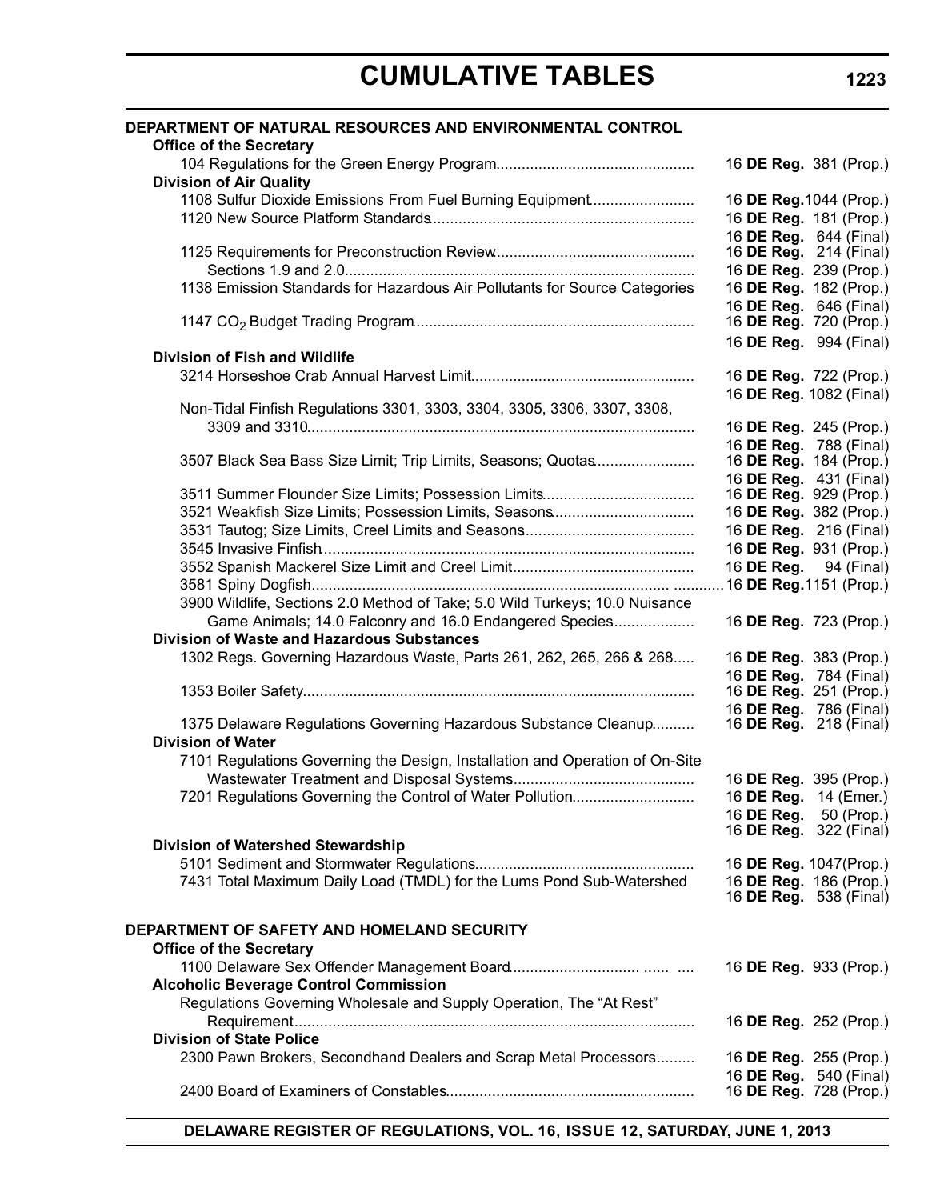# CUMULATIVE TABLES

**DEPARTMENT OF NATURAL RESOURCES AND ENVIRONMENTAL CONTROL**

**Office of the Secretary**

104 Regulations for the Green Energy Program.............................................. 16 **DE Reg.** 381 (Prop.)

**Division of Air Quality**

1108 Sulfur Dioxide Emissions From Fuel Burning Equipment........................ 16 **DE Reg.** 1044 (Prop.)

1120 New Source Platform Standards.............................................................. 16 **DE Reg.** 181 (Prop.)
16 **DE Reg.** 644 (Final)

1125 Requirements for Preconstruction Review............................................... 16 **DE Reg.** 214 (Final)

Sections 1.9 and 2.0.................................................................................. 16 **DE Reg.** 239 (Prop.)

1138 Emission Standards for Hazardous Air Pollutants for Source Categories 16 **DE Reg.** 182 (Prop.)
16 **DE Reg.** 646 (Final)

1147 $CO_2$ Budget Trading Program.................................................................. 16 **DE Reg.** 720 (Prop.)
16 **DE Reg.** 994 (Final)

**Division of Fish and Wildlife**

3214 Horseshoe Crab Annual Harvest Limit..................................................... 16 **DE Reg.** 722 (Prop.)
16 **DE Reg.** 1082 (Final)

Non-Tidal Finfish Regulations 3301, 3303, 3304, 3305, 3306, 3307, 3308, 3309 and 3310........................................................................................... 16 **DE Reg.** 245 (Prop.)
16 **DE Reg.** 788 (Final)

3507 Black Sea Bass Size Limit; Trip Limits, Seasons; Quotas....................... 16 **DE Reg.** 184 (Prop.)
16 **DE Reg.** 431 (Final)

3511 Summer Flounder Size Limits; Possession Limits................................... 16 **DE Reg.** 929 (Prop.)

3521 Weakfish Size Limits; Possession Limits, Seasons................................. 16 **DE Reg.** 382 (Prop.)

3531 Tautog; Size Limits, Creel Limits and Seasons........................................ 16 **DE Reg.** 216 (Final)

3545 Invasive Finfish......................................................................................... 16 **DE Reg.** 931 (Prop.)

3552 Spanish Mackerel Size Limit and Creel Limit........................................... 16 **DE Reg.** 94 (Final)

3581 Spiny Dogfish............................................................................................ 16 **DE Reg.** 1151 (Prop.)

3900 Wildlife, Sections 2.0 Method of Take; 5.0 Wild Turkeys; 10.0 Nuisance Game Animals; 14.0 Falconry and 16.0 Endangered Species.................. 16 **DE Reg.** 723 (Prop.)

**Division of Waste and Hazardous Substances**

1302 Regs. Governing Hazardous Waste, Parts 261, 262, 265, 266 & 268..... 16 **DE Reg.** 383 (Prop.)
16 **DE Reg.** 784 (Final)

1353 Boiler Safety............................................................................................. 16 **DE Reg.** 251 (Prop.)
16 **DE Reg.** 786 (Final)

1375 Delaware Regulations Governing Hazardous Substance Cleanup.......... 16 **DE Reg.** 218 (Final)

**Division of Water**

7101 Regulations Governing the Design, Installation and Operation of On-Site Wastewater Treatment and Disposal Systems.......................................... 16 **DE Reg.** 395 (Prop.)

7201 Regulations Governing the Control of Water Pollution............................ 16 **DE Reg.** 14 (Emer.)
16 **DE Reg.** 50 (Prop.)
16 **DE Reg.** 322 (Final)

**Division of Watershed Stewardship**

5101 Sediment and Stormwater Regulations.................................................... 16 **DE Reg.** 1047(Prop.)

7431 Total Maximum Daily Load (TMDL) for the Lums Pond Sub-Watershed 16 **DE Reg.** 186 (Prop.)
16 **DE Reg.** 538 (Final)

**DEPARTMENT OF SAFETY AND HOMELAND SECURITY**

**Office of the Secretary**

1100 Delaware Sex Offender Management Board.............................. ...... .... 16 **DE Reg.** 933 (Prop.)

**Alcoholic Beverage Control Commission**

Regulations Governing Wholesale and Supply Operation, The "At Rest" Requirement.............................................................................................. 16 **DE Reg.** 252 (Prop.)

**Division of State Police**

2300 Pawn Brokers, Secondhand Dealers and Scrap Metal Processors......... 16 **DE Reg.** 255 (Prop.)
16 **DE Reg.** 540 (Final)

2400 Board of Examiners of Constables.......................................................... 16 **DE Reg.** 728 (Prop.)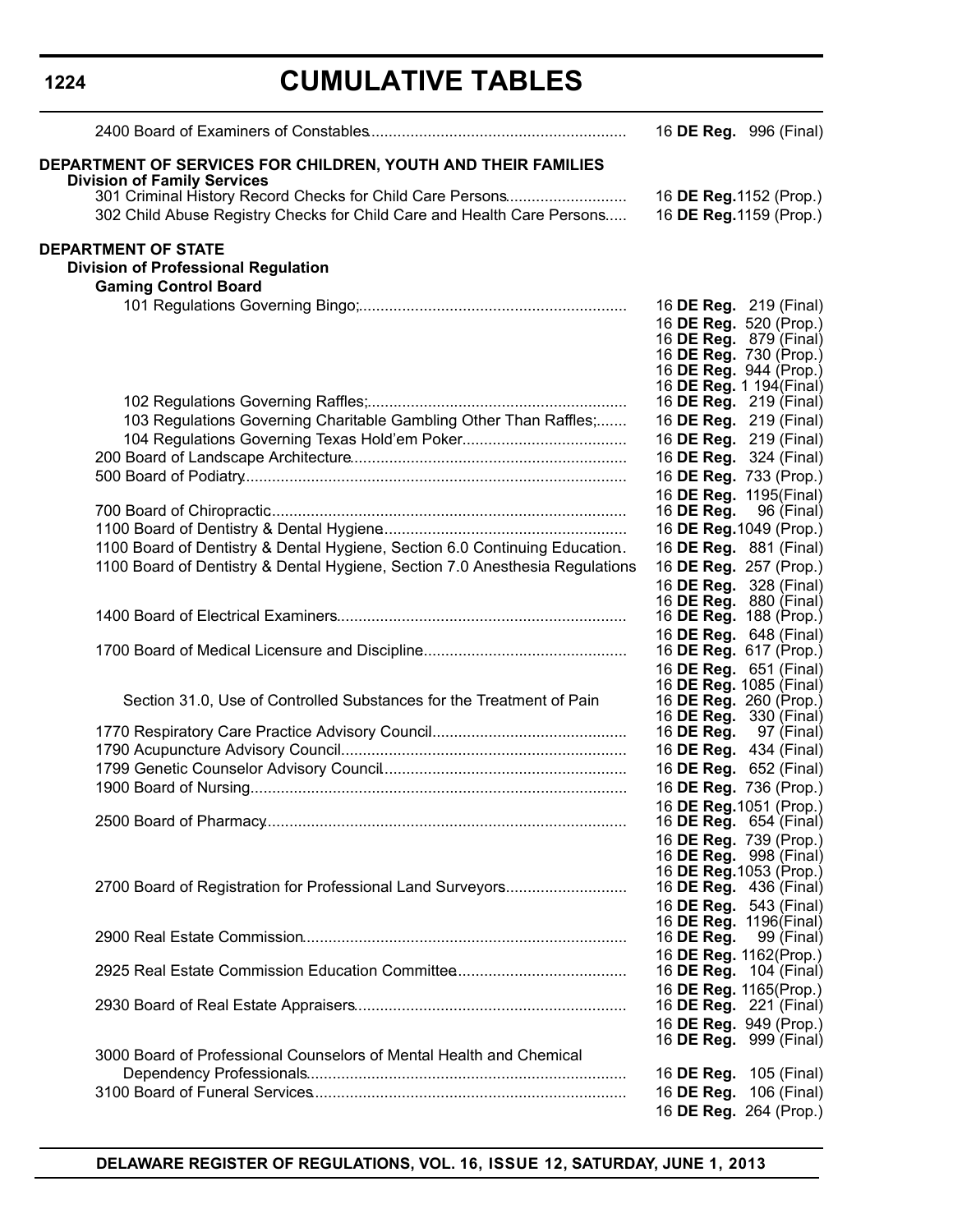# CUMULATIVE TABLES

| Regulation | Citation |
|---|---|
| 2400 Board of Examiners of Constables | 16 **DE Reg.** 996 (Final) |
| **DEPARTMENT OF SERVICES FOR CHILDREN, YOUTH AND THEIR FAMILIES** | |
| **Division of Family Services** | |
| 301 Criminal History Record Checks for Child Care Persons | 16 **DE Reg.** 1152 (Prop.) |
| 302 Child Abuse Registry Checks for Child Care and Health Care Persons | 16 **DE Reg.** 1159 (Prop.) |
| **DEPARTMENT OF STATE** | |
| **Division of Professional Regulation** | |
| **Gaming Control Board** | |
| 101 Regulations Governing Bingo; | 16 **DE Reg.** 219 (Final)<br>16 **DE Reg.** 520 (Prop.)<br>16 **DE Reg.** 879 (Final)<br>16 **DE Reg.** 730 (Prop.)<br>16 **DE Reg.** 944 (Prop.)<br>16 **DE Reg.** 1 194(Final) |
| 102 Regulations Governing Raffles; | 16 **DE Reg.** 219 (Final) |
| 103 Regulations Governing Charitable Gambling Other Than Raffles; | 16 **DE Reg.** 219 (Final) |
| 104 Regulations Governing Texas Hold'em Poker | 16 **DE Reg.** 219 (Final) |
| 200 Board of Landscape Architecture | 16 **DE Reg.** 324 (Final) |
| 500 Board of Podiatry | 16 **DE Reg.** 733 (Prop.)<br>16 **DE Reg.** 1195(Final) |
| 700 Board of Chiropractic | 16 **DE Reg.** 96 (Final) |
| 1100 Board of Dentistry & Dental Hygiene | 16 **DE Reg.** 1049 (Prop.) |
| 1100 Board of Dentistry & Dental Hygiene, Section 6.0 Continuing Education | 16 **DE Reg.** 881 (Final) |
| 1100 Board of Dentistry & Dental Hygiene, Section 7.0 Anesthesia Regulations | 16 **DE Reg.** 257 (Prop.)<br>16 **DE Reg.** 328 (Final)<br>16 **DE Reg.** 880 (Final) |
| 1400 Board of Electrical Examiners | 16 **DE Reg.** 188 (Prop.)<br>16 **DE Reg.** 648 (Final) |
| 1700 Board of Medical Licensure and Discipline | 16 **DE Reg.** 617 (Prop.)<br>16 **DE Reg.** 651 (Final)<br>16 **DE Reg.** 1085 (Final) |
| Section 31.0, Use of Controlled Substances for the Treatment of Pain | 16 **DE Reg.** 260 (Prop.)<br>16 **DE Reg.** 330 (Final) |
| 1770 Respiratory Care Practice Advisory Council | 16 **DE Reg.** 97 (Final) |
| 1790 Acupuncture Advisory Council | 16 **DE Reg.** 434 (Final) |
| 1799 Genetic Counselor Advisory Council | 16 **DE Reg.** 652 (Final) |
| 1900 Board of Nursing | 16 **DE Reg.** 736 (Prop.)<br>16 **DE Reg.** 1051 (Prop.) |
| 2500 Board of Pharmacy | 16 **DE Reg.** 654 (Final)<br>16 **DE Reg.** 739 (Prop.)<br>16 **DE Reg.** 998 (Final)<br>16 **DE Reg.** 1053 (Prop.) |
| 2700 Board of Registration for Professional Land Surveyors | 16 **DE Reg.** 436 (Final)<br>16 **DE Reg.** 543 (Final)<br>16 **DE Reg.** 1196(Final) |
| 2900 Real Estate Commission | 16 **DE Reg.** 99 (Final)<br>16 **DE Reg.** 1162(Prop.) |
| 2925 Real Estate Commission Education Committee | 16 **DE Reg.** 104 (Final)<br>16 **DE Reg.** 1165(Prop.) |
| 2930 Board of Real Estate Appraisers | 16 **DE Reg.** 221 (Final)<br>16 **DE Reg.** 949 (Prop.)<br>16 **DE Reg.** 999 (Final) |
| 3000 Board of Professional Counselors of Mental Health and Chemical Dependency Professionals | 16 **DE Reg.** 105 (Final) |
| 3100 Board of Funeral Services | 16 **DE Reg.** 106 (Final)<br>16 **DE Reg.** 264 (Prop.) |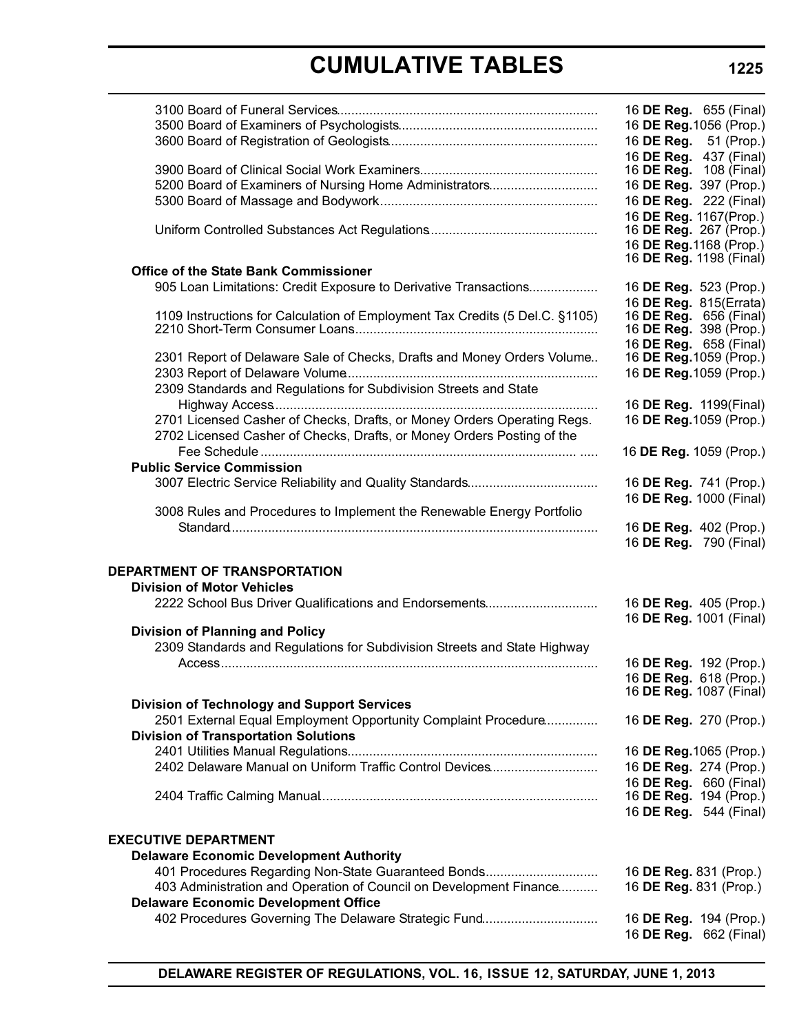| | |
|---|---|
| 3100 Board of Funeral Services | 16 **DE Reg.** 655 (Final) |
| 3500 Board of Examiners of Psychologists | 16 **DE Reg.** 1056 (Prop.) |
| 3600 Board of Registration of Geologists | 16 **DE Reg.** 51 (Prop.)<br>16 **DE Reg.** 437 (Final) |
| 3900 Board of Clinical Social Work Examiners | 16 **DE Reg.** 108 (Final) |
| 5200 Board of Examiners of Nursing Home Administrators | 16 **DE Reg.** 397 (Prop.) |
| 5300 Board of Massage and Bodywork | 16 **DE Reg.** 222 (Final)<br>16 **DE Reg.** 1167(Prop.) |
| Uniform Controlled Substances Act Regulations | 16 **DE Reg.** 267 (Prop.)<br>16 **DE Reg.** 1168 (Prop.)<br>16 **DE Reg.** 1198 (Final) |
| **Office of the State Bank Commissioner** | |
| 905 Loan Limitations: Credit Exposure to Derivative Transactions | 16 **DE Reg.** 523 (Prop.)<br>16 **DE Reg.** 815(Errata) |
| 1109 Instructions for Calculation of Employment Tax Credits (5 Del.C. §1105) | 16 **DE Reg.** 656 (Final) |
| 2210 Short-Term Consumer Loans | 16 **DE Reg.** 398 (Prop.)<br>16 **DE Reg.** 658 (Final) |
| 2301 Report of Delaware Sale of Checks, Drafts and Money Orders Volume | 16 **DE Reg.** 1059 (Prop.) |
| 2303 Report of Delaware Volume | 16 **DE Reg.** 1059 (Prop.) |
| 2309 Standards and Regulations for Subdivision Streets and State Highway Access | 16 **DE Reg.** 1199(Final) |
| 2701 Licensed Casher of Checks, Drafts, or Money Orders Operating Regs. | 16 **DE Reg.** 1059 (Prop.) |
| 2702 Licensed Casher of Checks, Drafts, or Money Orders Posting of the Fee Schedule | 16 **DE Reg.** 1059 (Prop.) |
| **Public Service Commission** | |
| 3007 Electric Service Reliability and Quality Standards | 16 **DE Reg.** 741 (Prop.)<br>16 **DE Reg.** 1000 (Final) |
| 3008 Rules and Procedures to Implement the Renewable Energy Portfolio Standard | 16 **DE Reg.** 402 (Prop.)<br>16 **DE Reg.** 790 (Final) |
| | |
| **DEPARTMENT OF TRANSPORTATION** | |
| **Division of Motor Vehicles** | |
| 2222 School Bus Driver Qualifications and Endorsements | 16 **DE Reg.** 405 (Prop.)<br>16 **DE Reg.** 1001 (Final) |
| **Division of Planning and Policy** | |
| 2309 Standards and Regulations for Subdivision Streets and State Highway Access | 16 **DE Reg.** 192 (Prop.)<br>16 **DE Reg.** 618 (Prop.)<br>16 **DE Reg.** 1087 (Final) |
| **Division of Technology and Support Services** | |
| 2501 External Equal Employment Opportunity Complaint Procedure | 16 **DE Reg.** 270 (Prop.) |
| **Division of Transportation Solutions** | |
| 2401 Utilities Manual Regulations | 16 **DE Reg.** 1065 (Prop.) |
| 2402 Delaware Manual on Uniform Traffic Control Devices | 16 **DE Reg.** 274 (Prop.)<br>16 **DE Reg.** 660 (Final) |
| 2404 Traffic Calming Manual | 16 **DE Reg.** 194 (Prop.)<br>16 **DE Reg.** 544 (Final) |
| | |
| **EXECUTIVE DEPARTMENT** | |
| **Delaware Economic Development Authority** | |
| 401 Procedures Regarding Non-State Guaranteed Bonds | 16 **DE Reg.** 831 (Prop.) |
| 403 Administration and Operation of Council on Development Finance | 16 **DE Reg.** 831 (Prop.) |
| **Delaware Economic Development Office** | |
| 402 Procedures Governing The Delaware Strategic Fund | 16 **DE Reg.** 194 (Prop.)<br>16 **DE Reg.** 662 (Final) |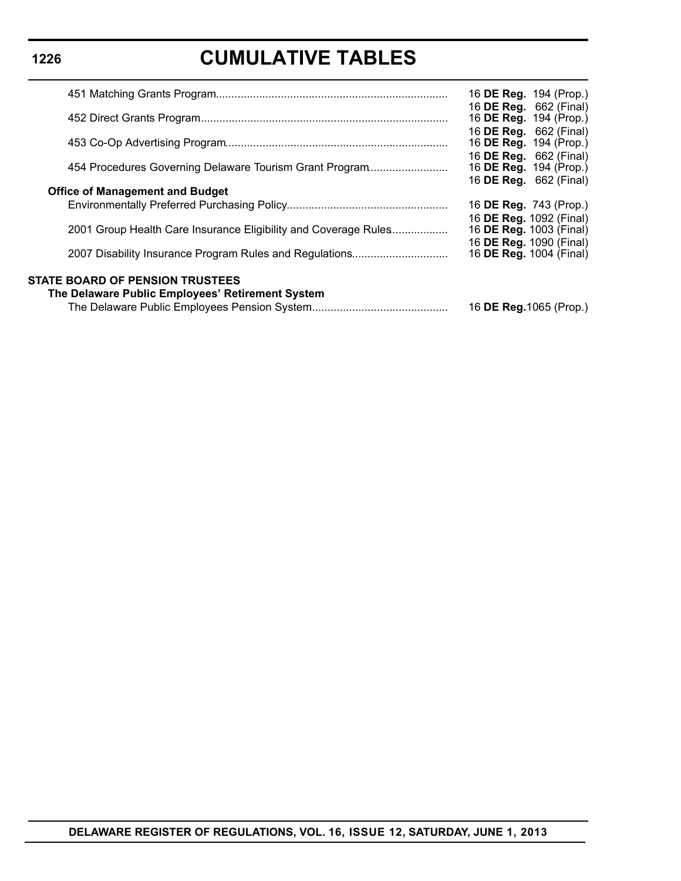# CUMULATIVE TABLES

| | |
|---|---|
| 451 Matching Grants Program | 16 **DE Reg.** 194 (Prop.) |
| | 16 **DE Reg.** 662 (Final) |
| 452 Direct Grants Program | 16 **DE Reg.** 194 (Prop.) |
| | 16 **DE Reg.** 662 (Final) |
| 453 Co-Op Advertising Program | 16 **DE Reg.** 194 (Prop.) |
| | 16 **DE Reg.** 662 (Final) |
| 454 Procedures Governing Delaware Tourism Grant Program | 16 **DE Reg.** 194 (Prop.) |
| | 16 **DE Reg.** 662 (Final) |
| **Office of Management and Budget** | |
| Environmentally Preferred Purchasing Policy | 16 **DE Reg.** 743 (Prop.) |
| | 16 **DE Reg.** 1092 (Final) |
| 2001 Group Health Care Insurance Eligibility and Coverage Rules | 16 **DE Reg.** 1003 (Final) |
| | 16 **DE Reg.** 1090 (Final) |
| 2007 Disability Insurance Program Rules and Regulations | 16 **DE Reg.** 1004 (Final) |

**STATE BOARD OF PENSION TRUSTEES**

| | |
|---|---|
| **The Delaware Public Employees' Retirement System** | |
| The Delaware Public Employees Pension System | 16 **DE Reg.** 1065 (Prop.) |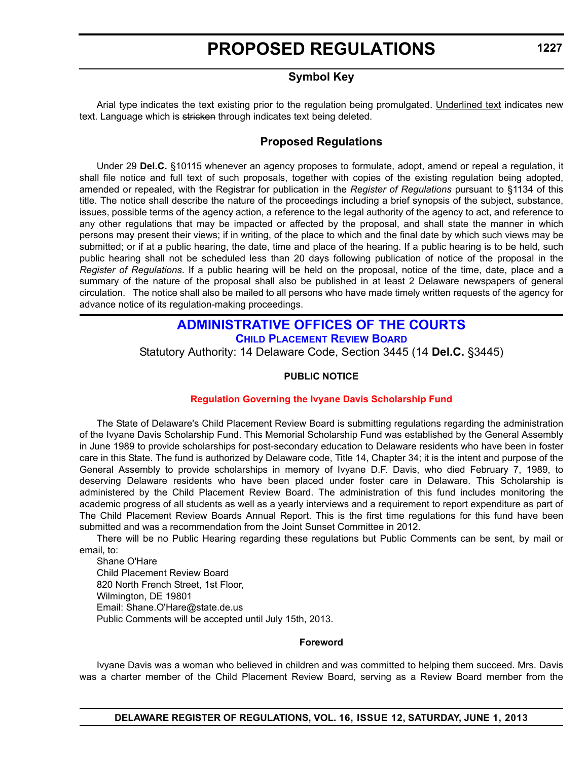# PROPOSED REGULATIONS

## Symbol Key

Arial type indicates the text existing prior to the regulation being promulgated. Underlined text indicates new text. Language which is ~~stricken~~ through indicates text being deleted.

## Proposed Regulations

Under 29 **Del.C.** §10115 whenever an agency proposes to formulate, adopt, amend or repeal a regulation, it shall file notice and full text of such proposals, together with copies of the existing regulation being adopted, amended or repealed, with the Registrar for publication in the *Register of Regulations* pursuant to §1134 of this title. The notice shall describe the nature of the proceedings including a brief synopsis of the subject, substance, issues, possible terms of the agency action, a reference to the legal authority of the agency to act, and reference to any other regulations that may be impacted or affected by the proposal, and shall state the manner in which persons may present their views; if in writing, of the place to which and the final date by which such views may be submitted; or if at a public hearing, the date, time and place of the hearing. If a public hearing is to be held, such public hearing shall not be scheduled less than 20 days following publication of notice of the proposal in the *Register of Regulations*. If a public hearing will be held on the proposal, notice of the time, date, place and a summary of the nature of the proposal shall also be published in at least 2 Delaware newspapers of general circulation. The notice shall also be mailed to all persons who have made timely written requests of the agency for advance notice of its regulation-making proceedings.

## ADMINISTRATIVE OFFICES OF THE COURTS

### CHILD PLACEMENT REVIEW BOARD

Statutory Authority: 14 Delaware Code, Section 3445 (14 **Del.C.** §3445)

**PUBLIC NOTICE**

**Regulation Governing the Ivyane Davis Scholarship Fund**

The State of Delaware's Child Placement Review Board is submitting regulations regarding the administration of the Ivyane Davis Scholarship Fund. This Memorial Scholarship Fund was established by the General Assembly in June 1989 to provide scholarships for post-secondary education to Delaware residents who have been in foster care in this State. The fund is authorized by Delaware code, Title 14, Chapter 34; it is the intent and purpose of the General Assembly to provide scholarships in memory of Ivyane D.F. Davis, who died February 7, 1989, to deserving Delaware residents who have been placed under foster care in Delaware. This Scholarship is administered by the Child Placement Review Board. The administration of this fund includes monitoring the academic progress of all students as well as a yearly interviews and a requirement to report expenditure as part of The Child Placement Review Boards Annual Report. This is the first time regulations for this fund have been submitted and was a recommendation from the Joint Sunset Committee in 2012.

There will be no Public Hearing regarding these regulations but Public Comments can be sent, by mail or email, to:

Shane O'Hare
Child Placement Review Board
820 North French Street, 1st Floor,
Wilmington, DE 19801
Email: Shane.O'Hare@state.de.us
Public Comments will be accepted until July 15th, 2013.

**Foreword**

Ivyane Davis was a woman who believed in children and was committed to helping them succeed. Mrs. Davis was a charter member of the Child Placement Review Board, serving as a Review Board member from the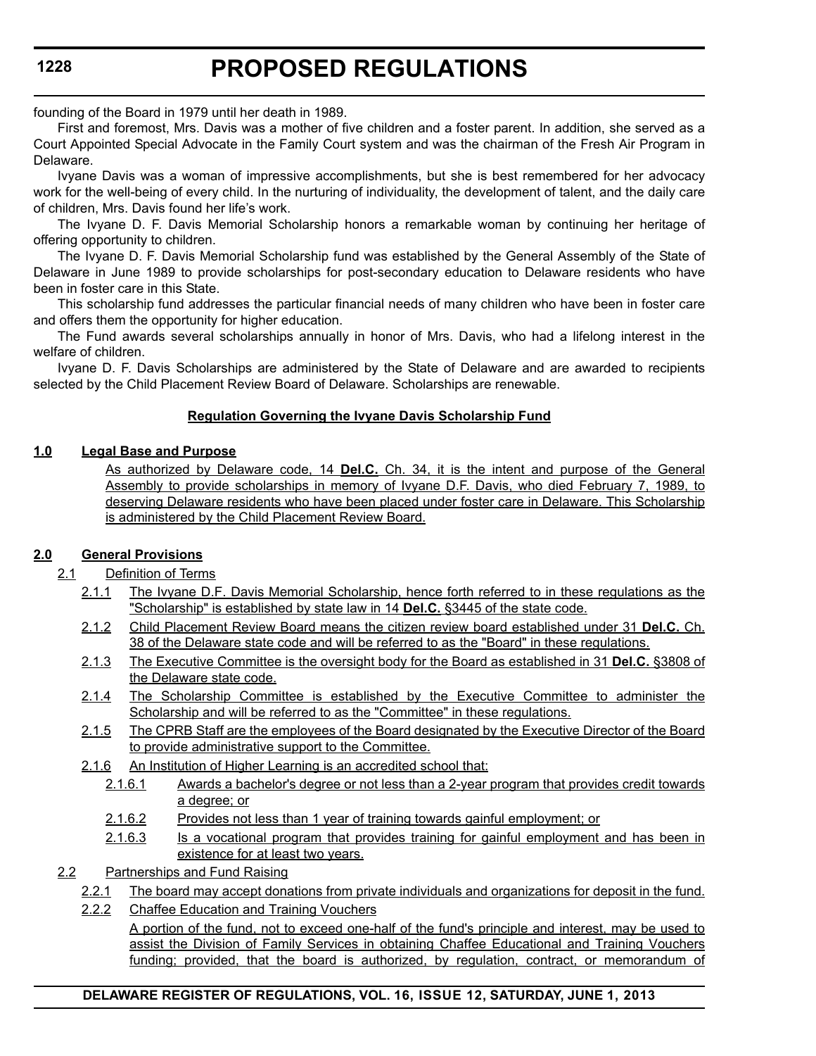founding of the Board in 1979 until her death in 1989.

First and foremost, Mrs. Davis was a mother of five children and a foster parent. In addition, she served as a Court Appointed Special Advocate in the Family Court system and was the chairman of the Fresh Air Program in Delaware.

Ivyane Davis was a woman of impressive accomplishments, but she is best remembered for her advocacy work for the well-being of every child. In the nurturing of individuality, the development of talent, and the daily care of children, Mrs. Davis found her life's work.

The Ivyane D. F. Davis Memorial Scholarship honors a remarkable woman by continuing her heritage of offering opportunity to children.

The Ivyane D. F. Davis Memorial Scholarship fund was established by the General Assembly of the State of Delaware in June 1989 to provide scholarships for post-secondary education to Delaware residents who have been in foster care in this State.

This scholarship fund addresses the particular financial needs of many children who have been in foster care and offers them the opportunity for higher education.

The Fund awards several scholarships annually in honor of Mrs. Davis, who had a lifelong interest in the welfare of children.

Ivyane D. F. Davis Scholarships are administered by the State of Delaware and are awarded to recipients selected by the Child Placement Review Board of Delaware. Scholarships are renewable.

**Regulation Governing the Ivyane Davis Scholarship Fund**

**1.0 Legal Base and Purpose**

As authorized by Delaware code, 14 **Del.C.** Ch. 34, it is the intent and purpose of the General Assembly to provide scholarships in memory of Ivyane D.F. Davis, who died February 7, 1989, to deserving Delaware residents who have been placed under foster care in Delaware. This Scholarship is administered by the Child Placement Review Board.

**2.0 General Provisions**

2.1 Definition of Terms

2.1.1 The Ivyane D.F. Davis Memorial Scholarship, hence forth referred to in these regulations as the "Scholarship" is established by state law in 14 **Del.C.** §3445 of the state code.

2.1.2 Child Placement Review Board means the citizen review board established under 31 **Del.C.** Ch. 38 of the Delaware state code and will be referred to as the "Board" in these regulations.

2.1.3 The Executive Committee is the oversight body for the Board as established in 31 **Del.C.** §3808 of the Delaware state code.

2.1.4 The Scholarship Committee is established by the Executive Committee to administer the Scholarship and will be referred to as the "Committee" in these regulations.

2.1.5 The CPRB Staff are the employees of the Board designated by the Executive Director of the Board to provide administrative support to the Committee.

2.1.6 An Institution of Higher Learning is an accredited school that:

2.1.6.1 Awards a bachelor's degree or not less than a 2-year program that provides credit towards a degree; or

2.1.6.2 Provides not less than 1 year of training towards gainful employment; or

2.1.6.3 Is a vocational program that provides training for gainful employment and has been in existence for at least two years.

2.2 Partnerships and Fund Raising

2.2.1 The board may accept donations from private individuals and organizations for deposit in the fund.

2.2.2 Chaffee Education and Training Vouchers

A portion of the fund, not to exceed one-half of the fund's principle and interest, may be used to assist the Division of Family Services in obtaining Chaffee Educational and Training Vouchers funding; provided, that the board is authorized, by regulation, contract, or memorandum of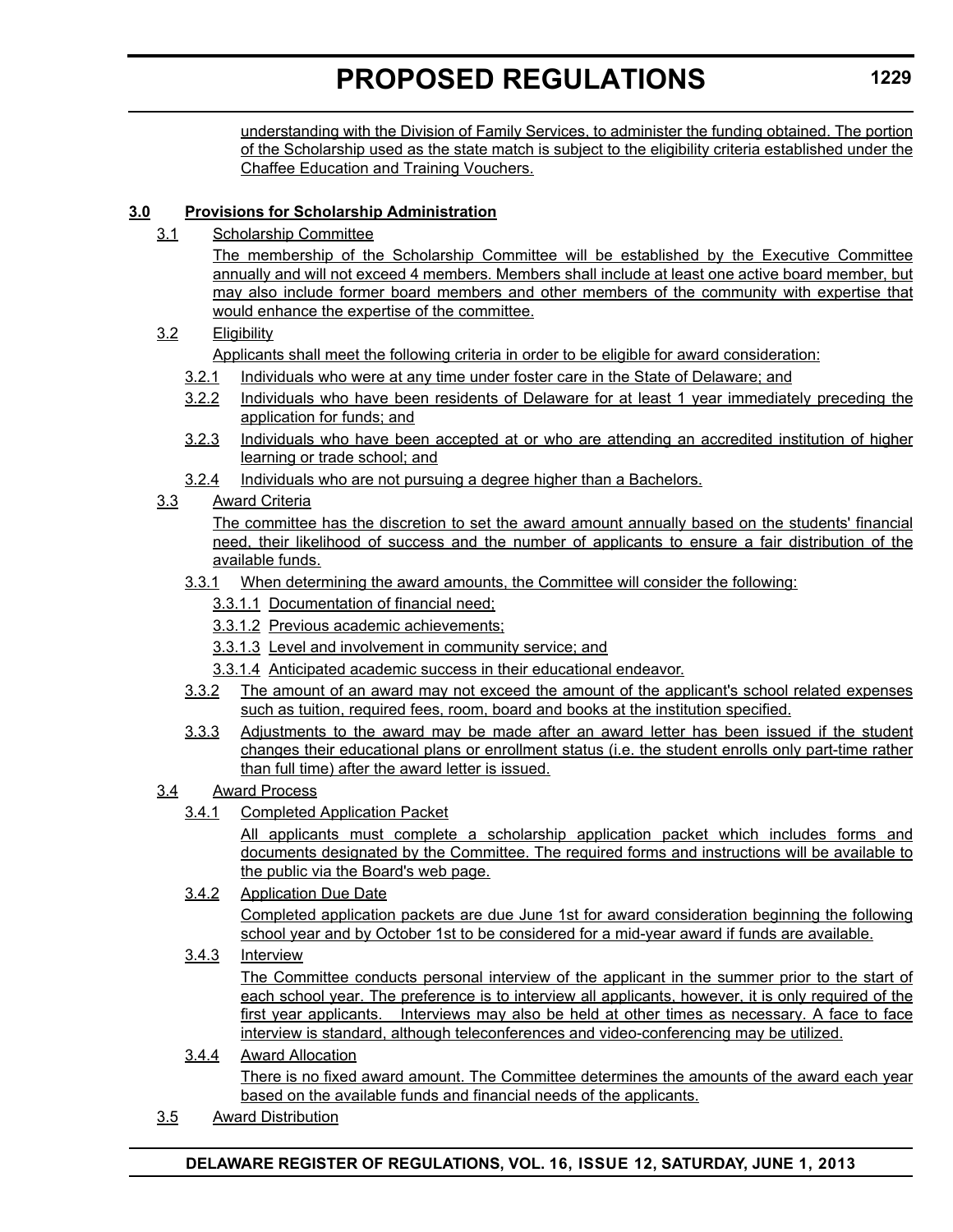understanding with the Division of Family Services, to administer the funding obtained. The portion of the Scholarship used as the state match is subject to the eligibility criteria established under the Chaffee Education and Training Vouchers.

**3.0 Provisions for Scholarship Administration**

3.1 Scholarship Committee

The membership of the Scholarship Committee will be established by the Executive Committee annually and will not exceed 4 members. Members shall include at least one active board member, but may also include former board members and other members of the community with expertise that would enhance the expertise of the committee.

3.2 Eligibility

Applicants shall meet the following criteria in order to be eligible for award consideration:

3.2.1 Individuals who were at any time under foster care in the State of Delaware; and

3.2.2 Individuals who have been residents of Delaware for at least 1 year immediately preceding the application for funds; and

3.2.3 Individuals who have been accepted at or who are attending an accredited institution of higher learning or trade school; and

3.2.4 Individuals who are not pursuing a degree higher than a Bachelors.

3.3 Award Criteria

The committee has the discretion to set the award amount annually based on the students' financial need, their likelihood of success and the number of applicants to ensure a fair distribution of the available funds.

3.3.1 When determining the award amounts, the Committee will consider the following:

3.3.1.1 Documentation of financial need;

3.3.1.2 Previous academic achievements;

3.3.1.3 Level and involvement in community service; and

3.3.1.4 Anticipated academic success in their educational endeavor.

3.3.2 The amount of an award may not exceed the amount of the applicant's school related expenses such as tuition, required fees, room, board and books at the institution specified.

3.3.3 Adjustments to the award may be made after an award letter has been issued if the student changes their educational plans or enrollment status (i.e. the student enrolls only part-time rather than full time) after the award letter is issued.

3.4 Award Process

3.4.1 Completed Application Packet

All applicants must complete a scholarship application packet which includes forms and documents designated by the Committee. The required forms and instructions will be available to the public via the Board's web page.

3.4.2 Application Due Date

Completed application packets are due June 1st for award consideration beginning the following school year and by October 1st to be considered for a mid-year award if funds are available.

3.4.3 Interview

The Committee conducts personal interview of the applicant in the summer prior to the start of each school year. The preference is to interview all applicants, however, it is only required of the first year applicants. Interviews may also be held at other times as necessary. A face to face interview is standard, although teleconferences and video-conferencing may be utilized.

3.4.4 Award Allocation

There is no fixed award amount. The Committee determines the amounts of the award each year based on the available funds and financial needs of the applicants.

3.5 Award Distribution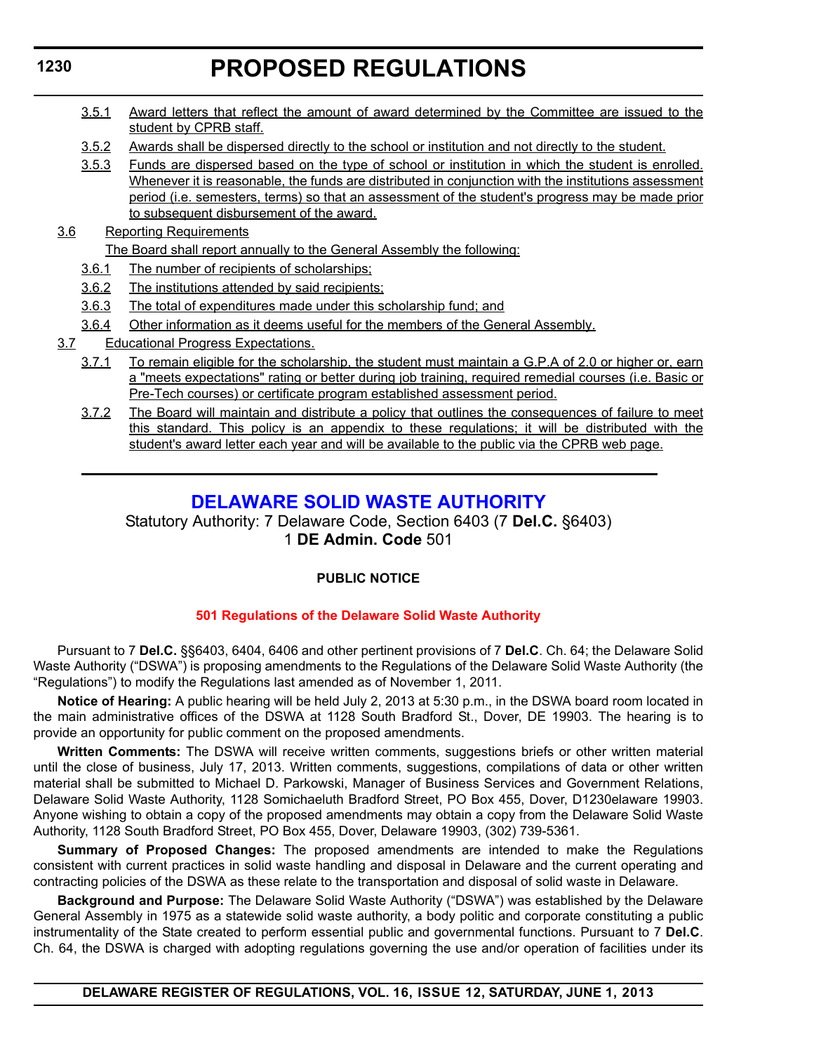3.5.1 Award letters that reflect the amount of award determined by the Committee are issued to the student by CPRB staff.

3.5.2 Awards shall be dispersed directly to the school or institution and not directly to the student.

3.5.3 Funds are dispersed based on the type of school or institution in which the student is enrolled. Whenever it is reasonable, the funds are distributed in conjunction with the institutions assessment period (i.e. semesters, terms) so that an assessment of the student's progress may be made prior to subsequent disbursement of the award.

3.6 Reporting Requirements

The Board shall report annually to the General Assembly the following:

3.6.1 The number of recipients of scholarships;

3.6.2 The institutions attended by said recipients;

3.6.3 The total of expenditures made under this scholarship fund; and

3.6.4 Other information as it deems useful for the members of the General Assembly.

3.7 Educational Progress Expectations.

3.7.1 To remain eligible for the scholarship, the student must maintain a G.P.A of 2.0 or higher or, earn a "meets expectations" rating or better during job training, required remedial courses (i.e. Basic or Pre-Tech courses) or certificate program established assessment period.

3.7.2 The Board will maintain and distribute a policy that outlines the consequences of failure to meet this standard. This policy is an appendix to these regulations; it will be distributed with the student's award letter each year and will be available to the public via the CPRB web page.

---

## DELAWARE SOLID WASTE AUTHORITY

Statutory Authority: 7 Delaware Code, Section 6403 (7 **Del.C.** §6403)
1 **DE Admin. Code** 501

**PUBLIC NOTICE**

### 501 Regulations of the Delaware Solid Waste Authority

Pursuant to 7 **Del.C.** §§6403, 6404, 6406 and other pertinent provisions of 7 **Del.C**. Ch. 64; the Delaware Solid Waste Authority ("DSWA") is proposing amendments to the Regulations of the Delaware Solid Waste Authority (the "Regulations") to modify the Regulations last amended as of November 1, 2011.

**Notice of Hearing:** A public hearing will be held July 2, 2013 at 5:30 p.m., in the DSWA board room located in the main administrative offices of the DSWA at 1128 South Bradford St., Dover, DE 19903. The hearing is to provide an opportunity for public comment on the proposed amendments.

**Written Comments:** The DSWA will receive written comments, suggestions briefs or other written material until the close of business, July 17, 2013. Written comments, suggestions, compilations of data or other written material shall be submitted to Michael D. Parkowski, Manager of Business Services and Government Relations, Delaware Solid Waste Authority, 1128 Somichaeluth Bradford Street, PO Box 455, Dover, D1230elaware 19903. Anyone wishing to obtain a copy of the proposed amendments may obtain a copy from the Delaware Solid Waste Authority, 1128 South Bradford Street, PO Box 455, Dover, Delaware 19903, (302) 739-5361.

**Summary of Proposed Changes:** The proposed amendments are intended to make the Regulations consistent with current practices in solid waste handling and disposal in Delaware and the current operating and contracting policies of the DSWA as these relate to the transportation and disposal of solid waste in Delaware.

**Background and Purpose:** The Delaware Solid Waste Authority ("DSWA") was established by the Delaware General Assembly in 1975 as a statewide solid waste authority, a body politic and corporate constituting a public instrumentality of the State created to perform essential public and governmental functions. Pursuant to 7 **Del.C**. Ch. 64, the DSWA is charged with adopting regulations governing the use and/or operation of facilities under its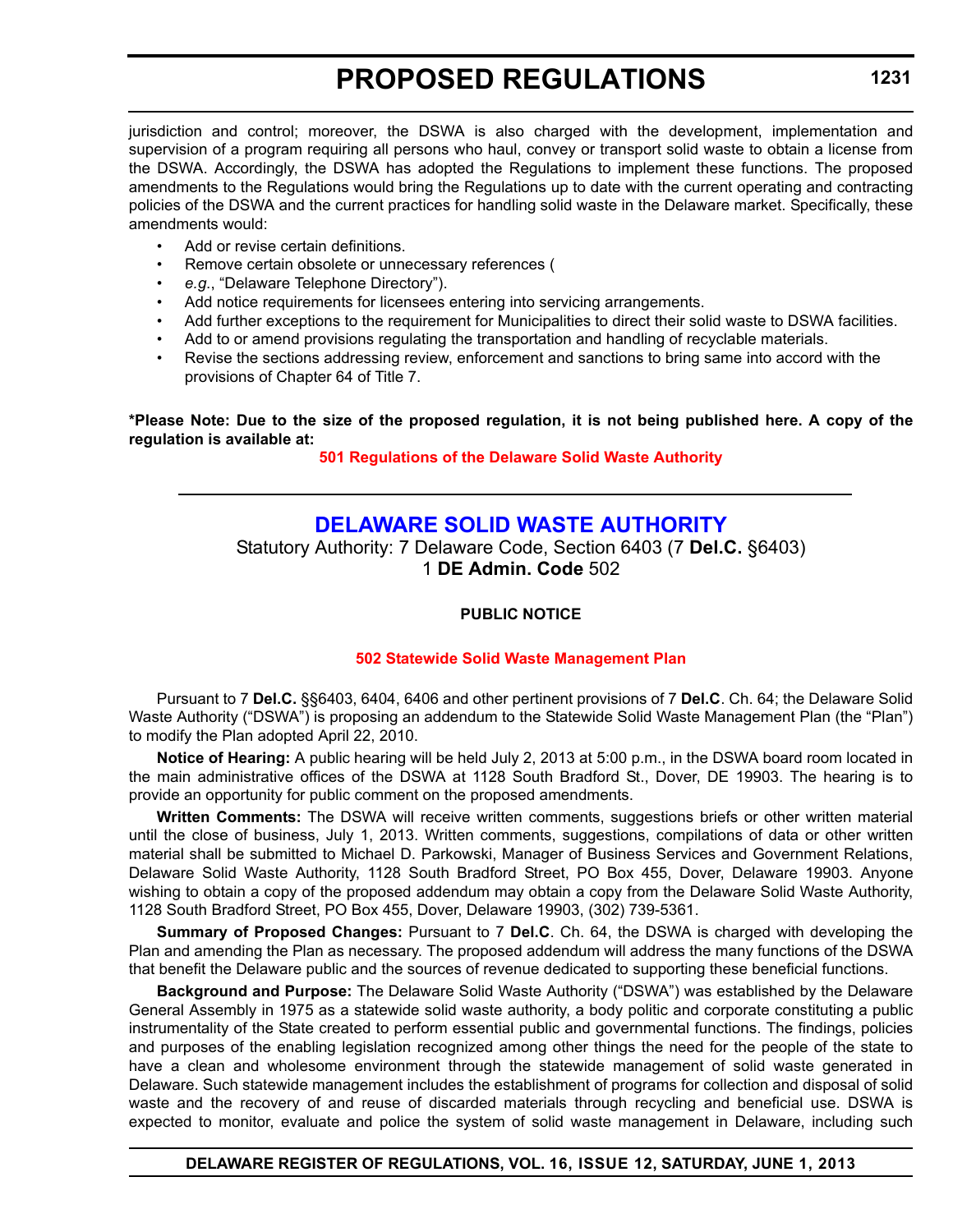jurisdiction and control; moreover, the DSWA is also charged with the development, implementation and supervision of a program requiring all persons who haul, convey or transport solid waste to obtain a license from the DSWA. Accordingly, the DSWA has adopted the Regulations to implement these functions. The proposed amendments to the Regulations would bring the Regulations up to date with the current operating and contracting policies of the DSWA and the current practices for handling solid waste in the Delaware market. Specifically, these amendments would:

- Add or revise certain definitions.
- Remove certain obsolete or unnecessary references (
- *e.g.*, "Delaware Telephone Directory").
- Add notice requirements for licensees entering into servicing arrangements.
- Add further exceptions to the requirement for Municipalities to direct their solid waste to DSWA facilities.
- Add to or amend provisions regulating the transportation and handling of recyclable materials.
- Revise the sections addressing review, enforcement and sanctions to bring same into accord with the provisions of Chapter 64 of Title 7.

**\*Please Note: Due to the size of the proposed regulation, it is not being published here. A copy of the regulation is available at:**

**501 Regulations of the Delaware Solid Waste Authority**

---

## DELAWARE SOLID WASTE AUTHORITY

Statutory Authority: 7 Delaware Code, Section 6403 (7 **Del.C.** §6403)
1 **DE Admin. Code** 502

**PUBLIC NOTICE**

**502 Statewide Solid Waste Management Plan**

Pursuant to 7 **Del.C.** §§6403, 6404, 6406 and other pertinent provisions of 7 **Del.C**. Ch. 64; the Delaware Solid Waste Authority ("DSWA") is proposing an addendum to the Statewide Solid Waste Management Plan (the "Plan") to modify the Plan adopted April 22, 2010.

**Notice of Hearing:** A public hearing will be held July 2, 2013 at 5:00 p.m., in the DSWA board room located in the main administrative offices of the DSWA at 1128 South Bradford St., Dover, DE 19903. The hearing is to provide an opportunity for public comment on the proposed amendments.

**Written Comments:** The DSWA will receive written comments, suggestions briefs or other written material until the close of business, July 1, 2013. Written comments, suggestions, compilations of data or other written material shall be submitted to Michael D. Parkowski, Manager of Business Services and Government Relations, Delaware Solid Waste Authority, 1128 South Bradford Street, PO Box 455, Dover, Delaware 19903. Anyone wishing to obtain a copy of the proposed addendum may obtain a copy from the Delaware Solid Waste Authority, 1128 South Bradford Street, PO Box 455, Dover, Delaware 19903, (302) 739-5361.

**Summary of Proposed Changes:** Pursuant to 7 **Del.C**. Ch. 64, the DSWA is charged with developing the Plan and amending the Plan as necessary. The proposed addendum will address the many functions of the DSWA that benefit the Delaware public and the sources of revenue dedicated to supporting these beneficial functions.

**Background and Purpose:** The Delaware Solid Waste Authority ("DSWA") was established by the Delaware General Assembly in 1975 as a statewide solid waste authority, a body politic and corporate constituting a public instrumentality of the State created to perform essential public and governmental functions. The findings, policies and purposes of the enabling legislation recognized among other things the need for the people of the state to have a clean and wholesome environment through the statewide management of solid waste generated in Delaware. Such statewide management includes the establishment of programs for collection and disposal of solid waste and the recovery of and reuse of discarded materials through recycling and beneficial use. DSWA is expected to monitor, evaluate and police the system of solid waste management in Delaware, including such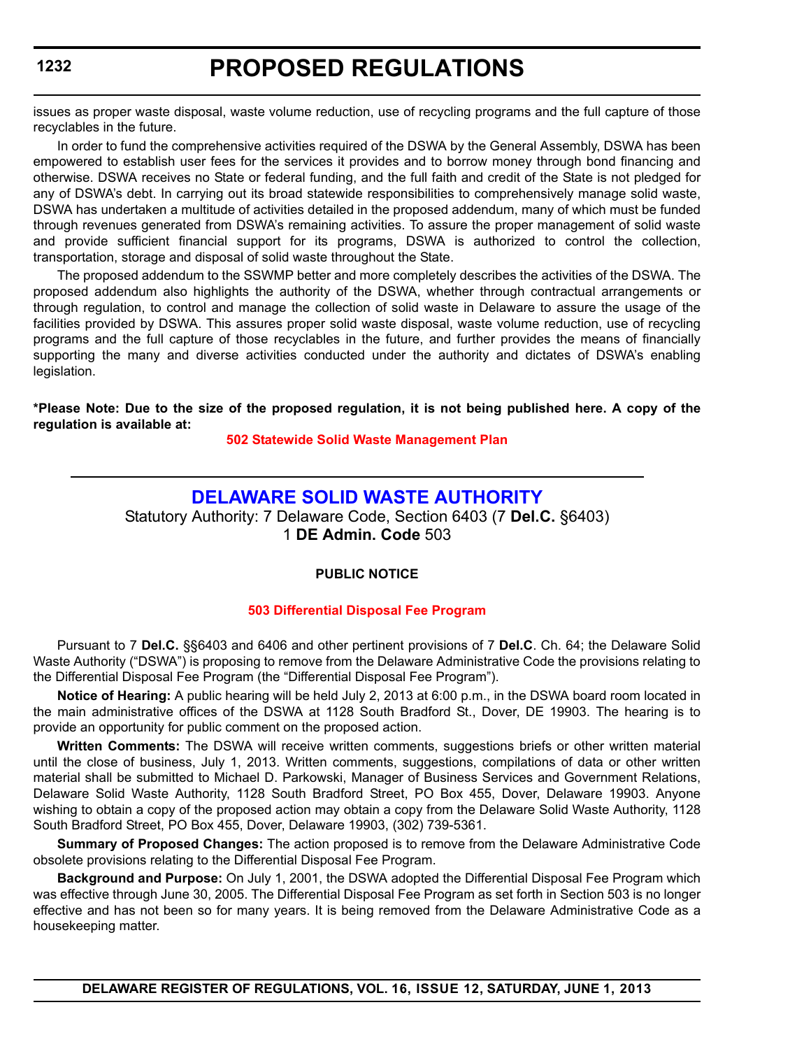issues as proper waste disposal, waste volume reduction, use of recycling programs and the full capture of those recyclables in the future.

In order to fund the comprehensive activities required of the DSWA by the General Assembly, DSWA has been empowered to establish user fees for the services it provides and to borrow money through bond financing and otherwise. DSWA receives no State or federal funding, and the full faith and credit of the State is not pledged for any of DSWA's debt. In carrying out its broad statewide responsibilities to comprehensively manage solid waste, DSWA has undertaken a multitude of activities detailed in the proposed addendum, many of which must be funded through revenues generated from DSWA's remaining activities. To assure the proper management of solid waste and provide sufficient financial support for its programs, DSWA is authorized to control the collection, transportation, storage and disposal of solid waste throughout the State.

The proposed addendum to the SSWMP better and more completely describes the activities of the DSWA. The proposed addendum also highlights the authority of the DSWA, whether through contractual arrangements or through regulation, to control and manage the collection of solid waste in Delaware to assure the usage of the facilities provided by DSWA. This assures proper solid waste disposal, waste volume reduction, use of recycling programs and the full capture of those recyclables in the future, and further provides the means of financially supporting the many and diverse activities conducted under the authority and dictates of DSWA's enabling legislation.

**\*Please Note: Due to the size of the proposed regulation, it is not being published here. A copy of the regulation is available at:**

**502 Statewide Solid Waste Management Plan**

## DELAWARE SOLID WASTE AUTHORITY

Statutory Authority: 7 Delaware Code, Section 6403 (7 **Del.C.** §6403)
1 **DE Admin. Code** 503

**PUBLIC NOTICE**

**503 Differential Disposal Fee Program**

Pursuant to 7 **Del.C.** §§6403 and 6406 and other pertinent provisions of 7 **Del.C**. Ch. 64; the Delaware Solid Waste Authority ("DSWA") is proposing to remove from the Delaware Administrative Code the provisions relating to the Differential Disposal Fee Program (the "Differential Disposal Fee Program").

**Notice of Hearing:** A public hearing will be held July 2, 2013 at 6:00 p.m., in the DSWA board room located in the main administrative offices of the DSWA at 1128 South Bradford St., Dover, DE 19903. The hearing is to provide an opportunity for public comment on the proposed action.

**Written Comments:** The DSWA will receive written comments, suggestions briefs or other written material until the close of business, July 1, 2013. Written comments, suggestions, compilations of data or other written material shall be submitted to Michael D. Parkowski, Manager of Business Services and Government Relations, Delaware Solid Waste Authority, 1128 South Bradford Street, PO Box 455, Dover, Delaware 19903. Anyone wishing to obtain a copy of the proposed action may obtain a copy from the Delaware Solid Waste Authority, 1128 South Bradford Street, PO Box 455, Dover, Delaware 19903, (302) 739-5361.

**Summary of Proposed Changes:** The action proposed is to remove from the Delaware Administrative Code obsolete provisions relating to the Differential Disposal Fee Program.

**Background and Purpose:** On July 1, 2001, the DSWA adopted the Differential Disposal Fee Program which was effective through June 30, 2005. The Differential Disposal Fee Program as set forth in Section 503 is no longer effective and has not been so for many years. It is being removed from the Delaware Administrative Code as a housekeeping matter.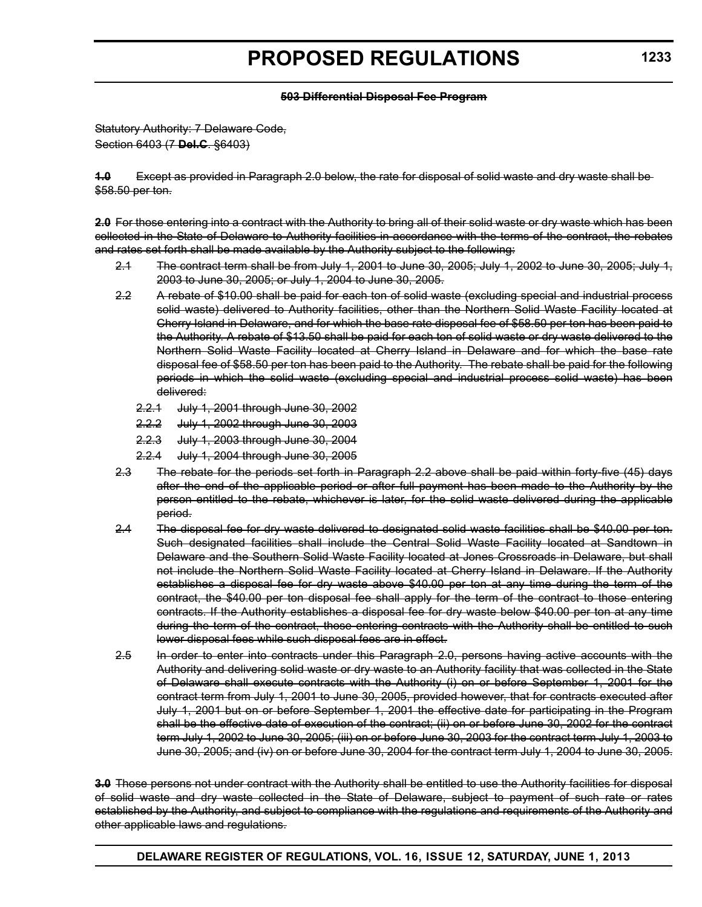**~~503 Differential Disposal Fee Program~~**

~~Statutory Authority: 7 Delaware Code, Section 6403 (7 **Del.C**. §6403)~~

~~**1.0** Except as provided in Paragraph 2.0 below, the rate for disposal of solid waste and dry waste shall be $58.50 per ton.~~

~~**2.0** For those entering into a contract with the Authority to bring all of their solid waste or dry waste which has been collected in the State of Delaware to Authority facilities in accordance with the terms of the contract, the rebates and rates set forth shall be made available by the Authority subject to the following:~~

~~2.1 The contract term shall be from July 1, 2001 to June 30, 2005; July 1, 2002 to June 30, 2005; July 1, 2003 to June 30, 2005; or July 1, 2004 to June 30, 2005.~~

~~2.2 A rebate of $10.00 shall be paid for each ton of solid waste (excluding special and industrial process solid waste) delivered to Authority facilities, other than the Northern Solid Waste Facility located at Cherry Island in Delaware, and for which the base rate disposal fee of $58.50 per ton has been paid to the Authority. A rebate of $13.50 shall be paid for each ton of solid waste or dry waste delivered to the Northern Solid Waste Facility located at Cherry Island in Delaware and for which the base rate disposal fee of $58.50 per ton has been paid to the Authority. The rebate shall be paid for the following periods in which the solid waste (excluding special and industrial process solid waste) has been delivered:~~

~~2.2.1 July 1, 2001 through June 30, 2002~~

~~2.2.2 July 1, 2002 through June 30, 2003~~

~~2.2.3 July 1, 2003 through June 30, 2004~~

~~2.2.4 July 1, 2004 through June 30, 2005~~

~~2.3 The rebate for the periods set forth in Paragraph 2.2 above shall be paid within forty-five (45) days after the end of the applicable period or after full payment has been made to the Authority by the person entitled to the rebate, whichever is later, for the solid waste delivered during the applicable period.~~

~~2.4 The disposal fee for dry waste delivered to designated solid waste facilities shall be $40.00 per ton. Such designated facilities shall include the Central Solid Waste Facility located at Sandtown in Delaware and the Southern Solid Waste Facility located at Jones Crossroads in Delaware, but shall not include the Northern Solid Waste Facility located at Cherry Island in Delaware. If the Authority establishes a disposal fee for dry waste above $40.00 per ton at any time during the term of the contract, the $40.00 per ton disposal fee shall apply for the term of the contract to those entering contracts. If the Authority establishes a disposal fee for dry waste below $40.00 per ton at any time during the term of the contract, those entering contracts with the Authority shall be entitled to such lower disposal fees while such disposal fees are in effect.~~

~~2.5 In order to enter into contracts under this Paragraph 2.0, persons having active accounts with the Authority and delivering solid waste or dry waste to an Authority facility that was collected in the State of Delaware shall execute contracts with the Authority (i) on or before September 1, 2001 for the contract term from July 1, 2001 to June 30, 2005, provided however, that for contracts executed after July 1, 2001 but on or before September 1, 2001 the effective date for participating in the Program shall be the effective date of execution of the contract; (ii) on or before June 30, 2002 for the contract term July 1, 2002 to June 30, 2005; (iii) on or before June 30, 2003 for the contract term July 1, 2003 to June 30, 2005; and (iv) on or before June 30, 2004 for the contract term July 1, 2004 to June 30, 2005.~~

~~**3.0** Those persons not under contract with the Authority shall be entitled to use the Authority facilities for disposal of solid waste and dry waste collected in the State of Delaware, subject to payment of such rate or rates established by the Authority, and subject to compliance with the regulations and requirements of the Authority and other applicable laws and regulations.~~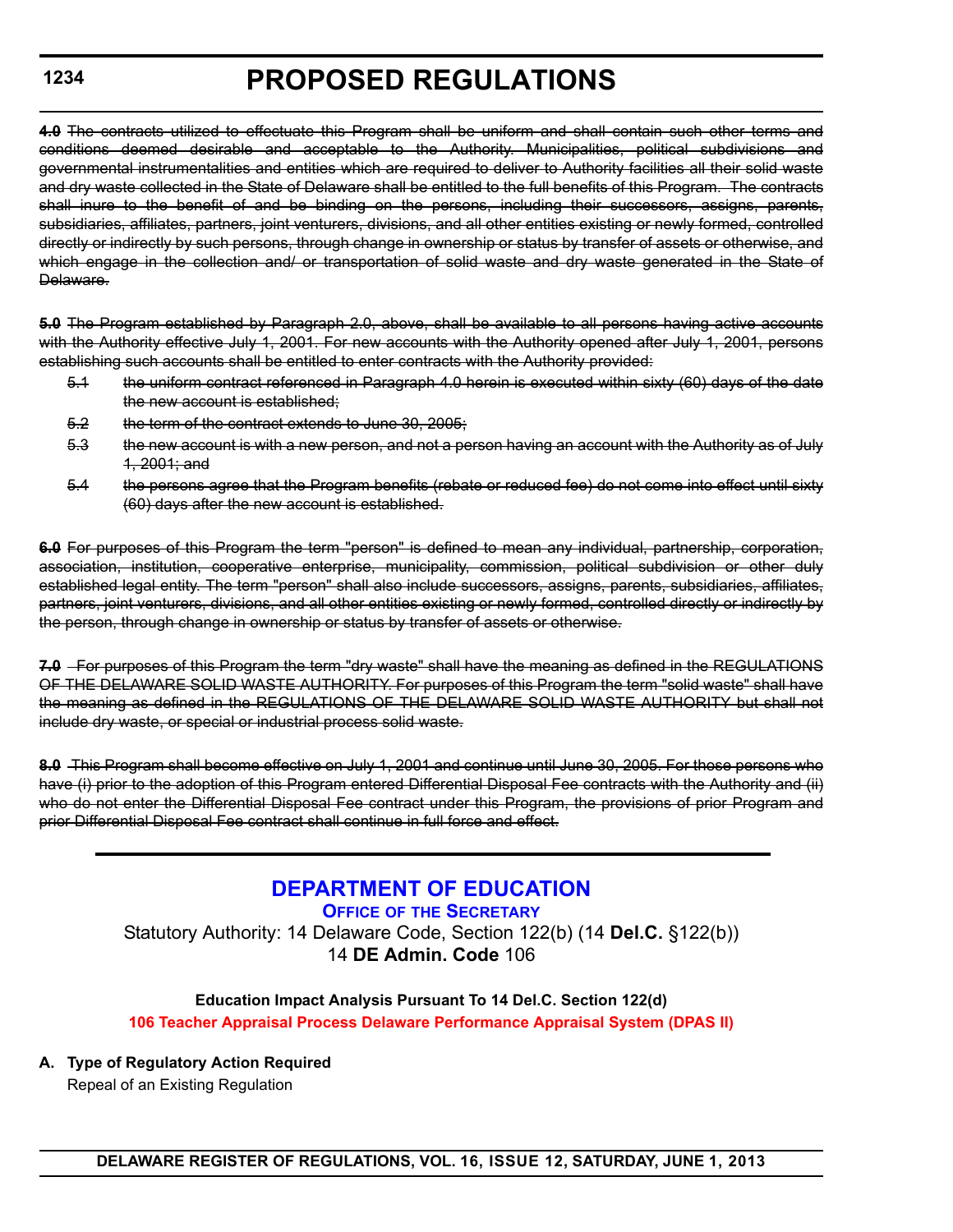~~**4.0** The contracts utilized to effectuate this Program shall be uniform and shall contain such other terms and conditions deemed desirable and acceptable to the Authority. Municipalities, political subdivisions and governmental instrumentalities and entities which are required to deliver to Authority facilities all their solid waste and dry waste collected in the State of Delaware shall be entitled to the full benefits of this Program. The contracts shall inure to the benefit of and be binding on the persons, including their successors, assigns, parents, subsidiaries, affiliates, partners, joint venturers, divisions, and all other entities existing or newly formed, controlled directly or indirectly by such persons, through change in ownership or status by transfer of assets or otherwise, and which engage in the collection and/ or transportation of solid waste and dry waste generated in the State of Delaware.~~

~~**5.0** The Program established by Paragraph 2.0, above, shall be available to all persons having active accounts with the Authority effective July 1, 2001. For new accounts with the Authority opened after July 1, 2001, persons establishing such accounts shall be entitled to enter contracts with the Authority provided:~~

~~5.1 the uniform contract referenced in Paragraph 4.0 herein is executed within sixty (60) days of the date the new account is established;~~

~~5.2 the term of the contract extends to June 30, 2005;~~

~~5.3 the new account is with a new person, and not a person having an account with the Authority as of July 1, 2001; and~~

~~5.4 the persons agree that the Program benefits (rebate or reduced fee) do not come into effect until sixty (60) days after the new account is established.~~

~~**6.0** For purposes of this Program the term "person" is defined to mean any individual, partnership, corporation, association, institution, cooperative enterprise, municipality, commission, political subdivision or other duly established legal entity. The term "person" shall also include successors, assigns, parents, subsidiaries, affiliates, partners, joint venturers, divisions, and all other entities existing or newly formed, controlled directly or indirectly by the person, through change in ownership or status by transfer of assets or otherwise.~~

~~**7.0** For purposes of this Program the term "dry waste" shall have the meaning as defined in the REGULATIONS OF THE DELAWARE SOLID WASTE AUTHORITY. For purposes of this Program the term "solid waste" shall have the meaning as defined in the REGULATIONS OF THE DELAWARE SOLID WASTE AUTHORITY but shall not include dry waste, or special or industrial process solid waste.~~

~~**8.0** This Program shall become effective on July 1, 2001 and continue until June 30, 2005. For those persons who have (i) prior to the adoption of this Program entered Differential Disposal Fee contracts with the Authority and (ii) who do not enter the Differential Disposal Fee contract under this Program, the provisions of prior Program and prior Differential Disposal Fee contract shall continue in full force and effect.~~

---

## DEPARTMENT OF EDUCATION

### OFFICE OF THE SECRETARY

Statutory Authority: 14 Delaware Code, Section 122(b) (14 **Del.C.** §122(b))
14 **DE Admin. Code** 106

**Education Impact Analysis Pursuant To 14 Del.C. Section 122(d)**

**106 Teacher Appraisal Process Delaware Performance Appraisal System (DPAS II)**

**A. Type of Regulatory Action Required**

Repeal of an Existing Regulation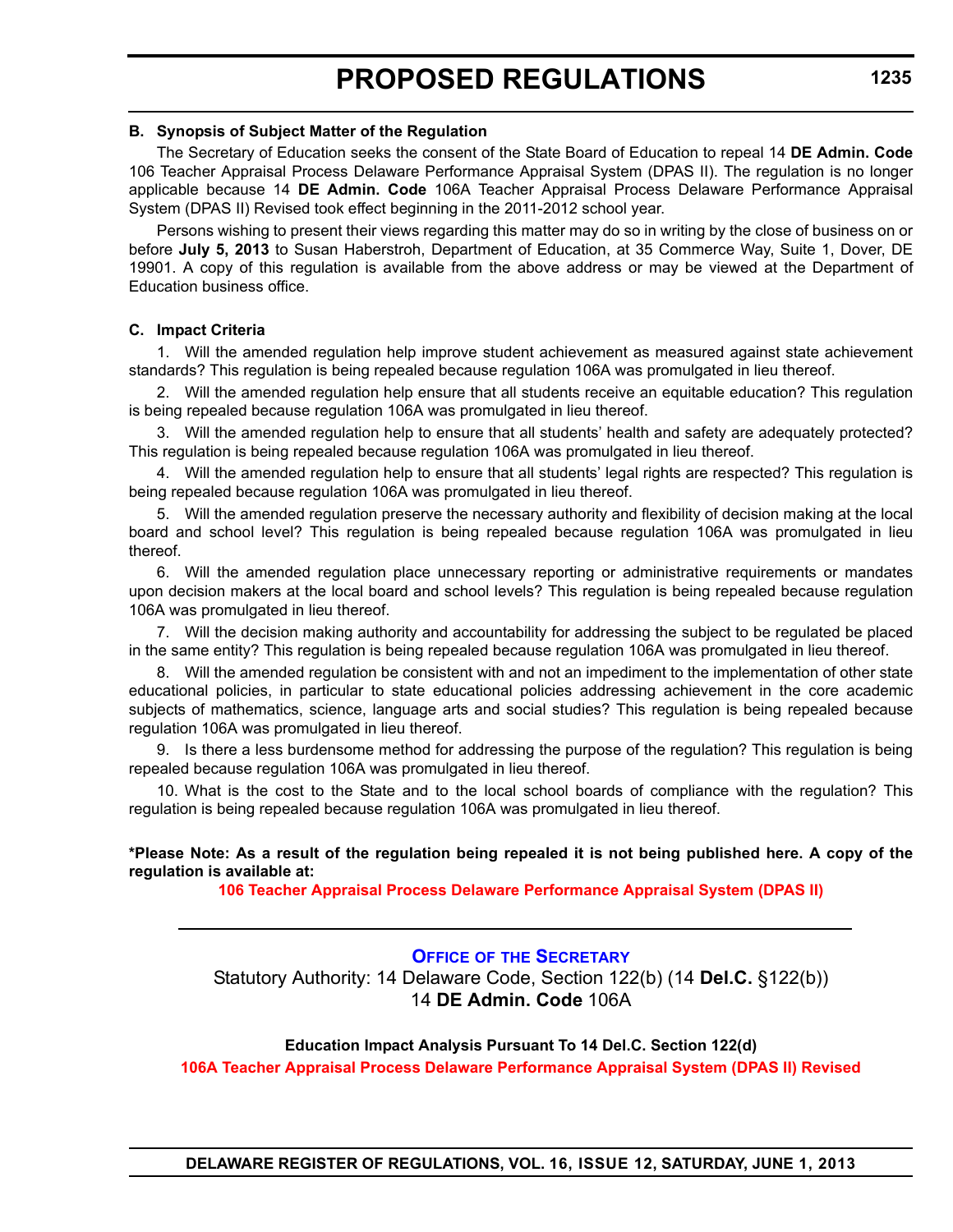**B. Synopsis of Subject Matter of the Regulation**

The Secretary of Education seeks the consent of the State Board of Education to repeal 14 **DE Admin. Code** 106 Teacher Appraisal Process Delaware Performance Appraisal System (DPAS II). The regulation is no longer applicable because 14 **DE Admin. Code** 106A Teacher Appraisal Process Delaware Performance Appraisal System (DPAS II) Revised took effect beginning in the 2011-2012 school year.

Persons wishing to present their views regarding this matter may do so in writing by the close of business on or before **July 5, 2013** to Susan Haberstroh, Department of Education, at 35 Commerce Way, Suite 1, Dover, DE 19901. A copy of this regulation is available from the above address or may be viewed at the Department of Education business office.

**C. Impact Criteria**

1. Will the amended regulation help improve student achievement as measured against state achievement standards? This regulation is being repealed because regulation 106A was promulgated in lieu thereof.

2. Will the amended regulation help ensure that all students receive an equitable education? This regulation is being repealed because regulation 106A was promulgated in lieu thereof.

3. Will the amended regulation help to ensure that all students' health and safety are adequately protected? This regulation is being repealed because regulation 106A was promulgated in lieu thereof.

4. Will the amended regulation help to ensure that all students' legal rights are respected? This regulation is being repealed because regulation 106A was promulgated in lieu thereof.

5. Will the amended regulation preserve the necessary authority and flexibility of decision making at the local board and school level? This regulation is being repealed because regulation 106A was promulgated in lieu thereof.

6. Will the amended regulation place unnecessary reporting or administrative requirements or mandates upon decision makers at the local board and school levels? This regulation is being repealed because regulation 106A was promulgated in lieu thereof.

7. Will the decision making authority and accountability for addressing the subject to be regulated be placed in the same entity? This regulation is being repealed because regulation 106A was promulgated in lieu thereof.

8. Will the amended regulation be consistent with and not an impediment to the implementation of other state educational policies, in particular to state educational policies addressing achievement in the core academic subjects of mathematics, science, language arts and social studies? This regulation is being repealed because regulation 106A was promulgated in lieu thereof.

9. Is there a less burdensome method for addressing the purpose of the regulation? This regulation is being repealed because regulation 106A was promulgated in lieu thereof.

10. What is the cost to the State and to the local school boards of compliance with the regulation? This regulation is being repealed because regulation 106A was promulgated in lieu thereof.

**\*Please Note: As a result of the regulation being repealed it is not being published here. A copy of the regulation is available at:**

**106 Teacher Appraisal Process Delaware Performance Appraisal System (DPAS II)**

---

**OFFICE OF THE SECRETARY**

Statutory Authority: 14 Delaware Code, Section 122(b) (14 **Del.C.** §122(b))
14 **DE Admin. Code** 106A

**Education Impact Analysis Pursuant To 14 Del.C. Section 122(d)**

**106A Teacher Appraisal Process Delaware Performance Appraisal System (DPAS II) Revised**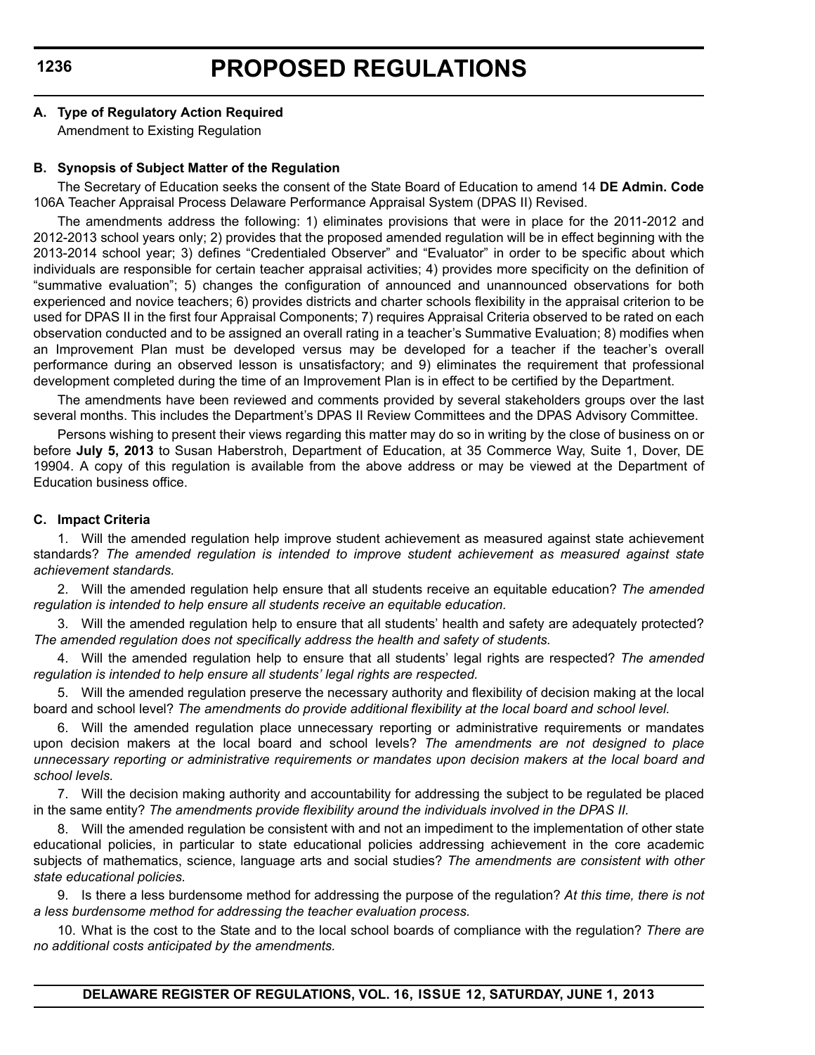**A. Type of Regulatory Action Required**

Amendment to Existing Regulation

**B. Synopsis of Subject Matter of the Regulation**

The Secretary of Education seeks the consent of the State Board of Education to amend 14 **DE Admin. Code** 106A Teacher Appraisal Process Delaware Performance Appraisal System (DPAS II) Revised.

The amendments address the following: 1) eliminates provisions that were in place for the 2011-2012 and 2012-2013 school years only; 2) provides that the proposed amended regulation will be in effect beginning with the 2013-2014 school year; 3) defines "Credentialed Observer" and "Evaluator" in order to be specific about which individuals are responsible for certain teacher appraisal activities; 4) provides more specificity on the definition of "summative evaluation"; 5) changes the configuration of announced and unannounced observations for both experienced and novice teachers; 6) provides districts and charter schools flexibility in the appraisal criterion to be used for DPAS II in the first four Appraisal Components; 7) requires Appraisal Criteria observed to be rated on each observation conducted and to be assigned an overall rating in a teacher's Summative Evaluation; 8) modifies when an Improvement Plan must be developed versus may be developed for a teacher if the teacher's overall performance during an observed lesson is unsatisfactory; and 9) eliminates the requirement that professional development completed during the time of an Improvement Plan is in effect to be certified by the Department.

The amendments have been reviewed and comments provided by several stakeholders groups over the last several months. This includes the Department's DPAS II Review Committees and the DPAS Advisory Committee.

Persons wishing to present their views regarding this matter may do so in writing by the close of business on or before **July 5, 2013** to Susan Haberstroh, Department of Education, at 35 Commerce Way, Suite 1, Dover, DE 19904. A copy of this regulation is available from the above address or may be viewed at the Department of Education business office.

**C. Impact Criteria**

1. Will the amended regulation help improve student achievement as measured against state achievement standards? *The amended regulation is intended to improve student achievement as measured against state achievement standards.*

2. Will the amended regulation help ensure that all students receive an equitable education? *The amended regulation is intended to help ensure all students receive an equitable education.*

3. Will the amended regulation help to ensure that all students' health and safety are adequately protected? *The amended regulation does not specifically address the health and safety of students.*

4. Will the amended regulation help to ensure that all students' legal rights are respected? *The amended regulation is intended to help ensure all students' legal rights are respected.*

5. Will the amended regulation preserve the necessary authority and flexibility of decision making at the local board and school level? *The amendments do provide additional flexibility at the local board and school level.*

6. Will the amended regulation place unnecessary reporting or administrative requirements or mandates upon decision makers at the local board and school levels? *The amendments are not designed to place unnecessary reporting or administrative requirements or mandates upon decision makers at the local board and school levels.*

7. Will the decision making authority and accountability for addressing the subject to be regulated be placed in the same entity? *The amendments provide flexibility around the individuals involved in the DPAS II.*

8. Will the amended regulation be consistent with and not an impediment to the implementation of other state educational policies, in particular to state educational policies addressing achievement in the core academic subjects of mathematics, science, language arts and social studies? *The amendments are consistent with other state educational policies.*

9. Is there a less burdensome method for addressing the purpose of the regulation? *At this time, there is not a less burdensome method for addressing the teacher evaluation process.*

10. What is the cost to the State and to the local school boards of compliance with the regulation? *There are no additional costs anticipated by the amendments.*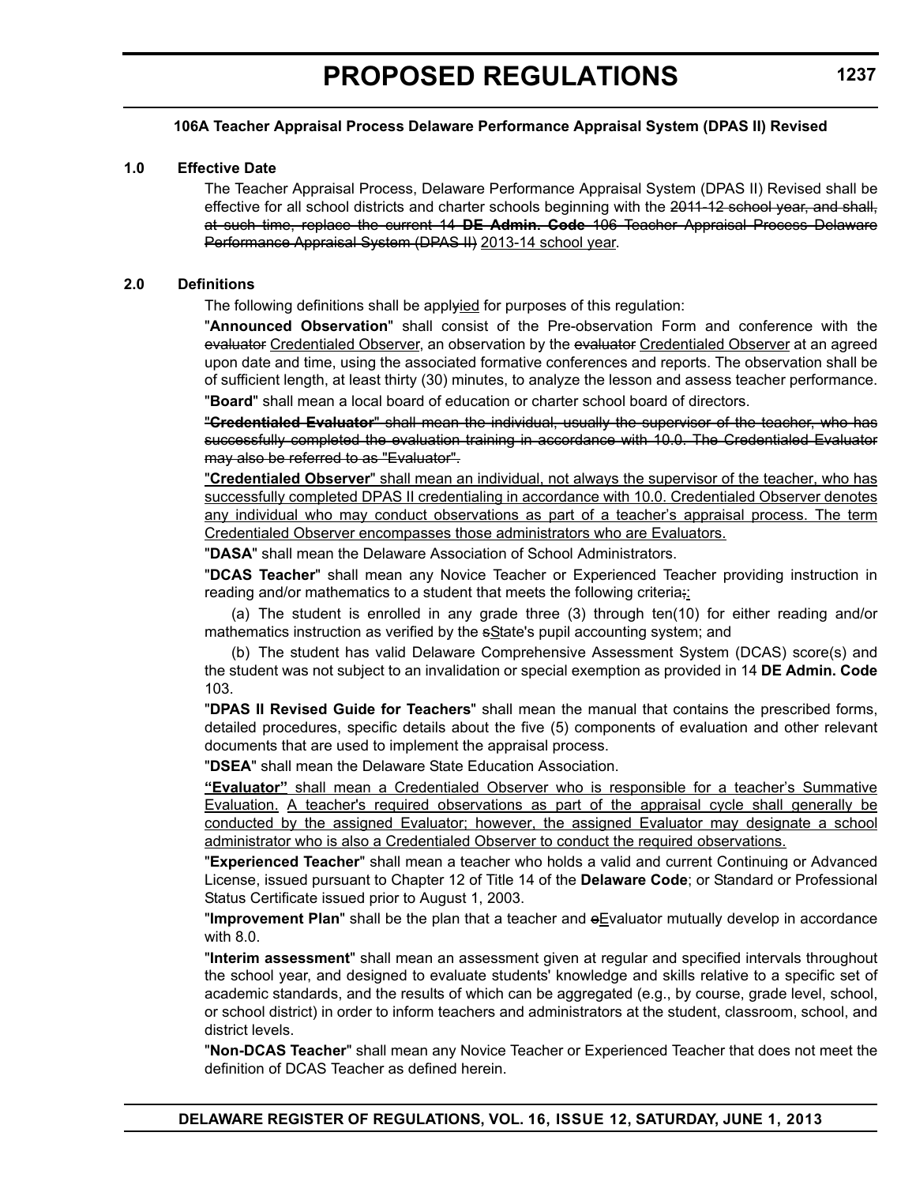**106A Teacher Appraisal Process Delaware Performance Appraisal System (DPAS II) Revised**

**1.0 Effective Date**

The Teacher Appraisal Process, Delaware Performance Appraisal System (DPAS II) Revised shall be effective for all school districts and charter schools beginning with the ~~2011-12 school year, and shall, at such time, replace the current 14 **DE Admin. Code** 106 Teacher Appraisal Process Delaware Performance Appraisal System (DPAS II)~~ 2013-14 school year.

**2.0 Definitions**

The following definitions shall be appl~~y~~ied for purposes of this regulation:

"**Announced Observation**" shall consist of the Pre-observation Form and conference with the ~~evaluator~~ Credentialed Observer, an observation by the ~~evaluator~~ Credentialed Observer at an agreed upon date and time, using the associated formative conferences and reports. The observation shall be of sufficient length, at least thirty (30) minutes, to analyze the lesson and assess teacher performance.

"**Board**" shall mean a local board of education or charter school board of directors.

~~"**Credentialed Evaluator**" shall mean the individual, usually the supervisor of the teacher, who has successfully completed the evaluation training in accordance with 10.0. The Credentialed Evaluator may also be referred to as "Evaluator".~~

"**Credentialed Observer**" shall mean an individual, not always the supervisor of the teacher, who has successfully completed DPAS II credentialing in accordance with 10.0. Credentialed Observer denotes any individual who may conduct observations as part of a teacher's appraisal process. The term Credentialed Observer encompasses those administrators who are Evaluators.

"**DASA**" shall mean the Delaware Association of School Administrators.

"**DCAS Teacher**" shall mean any Novice Teacher or Experienced Teacher providing instruction in reading and/or mathematics to a student that meets the following criteria~~;~~:

(a) The student is enrolled in any grade three (3) through ten(10) for either reading and/or mathematics instruction as verified by the ~~s~~State's pupil accounting system; and

(b) The student has valid Delaware Comprehensive Assessment System (DCAS) score(s) and the student was not subject to an invalidation or special exemption as provided in 14 **DE Admin. Code** 103.

"**DPAS II Revised Guide for Teachers**" shall mean the manual that contains the prescribed forms, detailed procedures, specific details about the five (5) components of evaluation and other relevant documents that are used to implement the appraisal process.

"**DSEA**" shall mean the Delaware State Education Association.

**"Evaluator"** shall mean a Credentialed Observer who is responsible for a teacher's Summative Evaluation. A teacher's required observations as part of the appraisal cycle shall generally be conducted by the assigned Evaluator; however, the assigned Evaluator may designate a school administrator who is also a Credentialed Observer to conduct the required observations.

"**Experienced Teacher**" shall mean a teacher who holds a valid and current Continuing or Advanced License, issued pursuant to Chapter 12 of Title 14 of the **Delaware Code**; or Standard or Professional Status Certificate issued prior to August 1, 2003.

"**Improvement Plan**" shall be the plan that a teacher and ~~e~~Evaluator mutually develop in accordance with 8.0.

"**Interim assessment**" shall mean an assessment given at regular and specified intervals throughout the school year, and designed to evaluate students' knowledge and skills relative to a specific set of academic standards, and the results of which can be aggregated (e.g., by course, grade level, school, or school district) in order to inform teachers and administrators at the student, classroom, school, and district levels.

"**Non-DCAS Teacher**" shall mean any Novice Teacher or Experienced Teacher that does not meet the definition of DCAS Teacher as defined herein.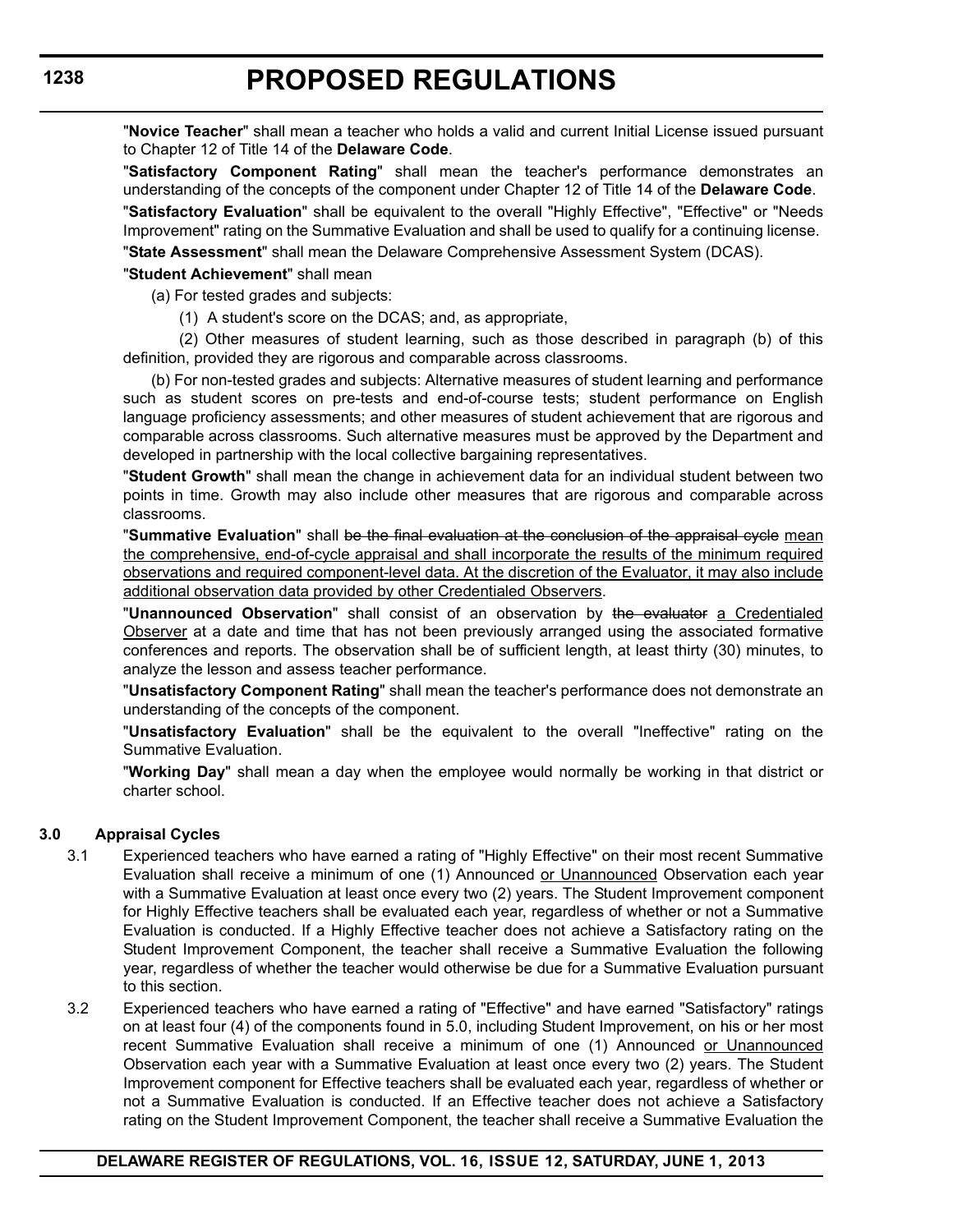"**Novice Teacher**" shall mean a teacher who holds a valid and current Initial License issued pursuant to Chapter 12 of Title 14 of the **Delaware Code**.

"**Satisfactory Component Rating**" shall mean the teacher's performance demonstrates an understanding of the concepts of the component under Chapter 12 of Title 14 of the **Delaware Code**.

"**Satisfactory Evaluation**" shall be equivalent to the overall "Highly Effective", "Effective" or "Needs Improvement" rating on the Summative Evaluation and shall be used to qualify for a continuing license.

"**State Assessment**" shall mean the Delaware Comprehensive Assessment System (DCAS).

"**Student Achievement**" shall mean

(a) For tested grades and subjects:

(1) A student's score on the DCAS; and, as appropriate,

(2) Other measures of student learning, such as those described in paragraph (b) of this definition, provided they are rigorous and comparable across classrooms.

(b) For non-tested grades and subjects: Alternative measures of student learning and performance such as student scores on pre-tests and end-of-course tests; student performance on English language proficiency assessments; and other measures of student achievement that are rigorous and comparable across classrooms. Such alternative measures must be approved by the Department and developed in partnership with the local collective bargaining representatives.

"**Student Growth**" shall mean the change in achievement data for an individual student between two points in time. Growth may also include other measures that are rigorous and comparable across classrooms.

"**Summative Evaluation**" shall ~~be the final evaluation at the conclusion of the appraisal cycle~~ <u>mean the comprehensive, end-of-cycle appraisal and shall incorporate the results of the minimum required observations and required component-level data. At the discretion of the Evaluator, it may also include additional observation data provided by other Credentialed Observers</u>.

"**Unannounced Observation**" shall consist of an observation by ~~the evaluator~~ <u>a Credentialed Observer</u> at a date and time that has not been previously arranged using the associated formative conferences and reports. The observation shall be of sufficient length, at least thirty (30) minutes, to analyze the lesson and assess teacher performance.

"**Unsatisfactory Component Rating**" shall mean the teacher's performance does not demonstrate an understanding of the concepts of the component.

"**Unsatisfactory Evaluation**" shall be the equivalent to the overall "Ineffective" rating on the Summative Evaluation.

"**Working Day**" shall mean a day when the employee would normally be working in that district or charter school.

### 3.0 Appraisal Cycles

3.1 Experienced teachers who have earned a rating of "Highly Effective" on their most recent Summative Evaluation shall receive a minimum of one (1) Announced <u>or Unannounced</u> Observation each year with a Summative Evaluation at least once every two (2) years. The Student Improvement component for Highly Effective teachers shall be evaluated each year, regardless of whether or not a Summative Evaluation is conducted. If a Highly Effective teacher does not achieve a Satisfactory rating on the Student Improvement Component, the teacher shall receive a Summative Evaluation the following year, regardless of whether the teacher would otherwise be due for a Summative Evaluation pursuant to this section.

3.2 Experienced teachers who have earned a rating of "Effective" and have earned "Satisfactory" ratings on at least four (4) of the components found in 5.0, including Student Improvement, on his or her most recent Summative Evaluation shall receive a minimum of one (1) Announced <u>or Unannounced</u> Observation each year with a Summative Evaluation at least once every two (2) years. The Student Improvement component for Effective teachers shall be evaluated each year, regardless of whether or not a Summative Evaluation is conducted. If an Effective teacher does not achieve a Satisfactory rating on the Student Improvement Component, the teacher shall receive a Summative Evaluation the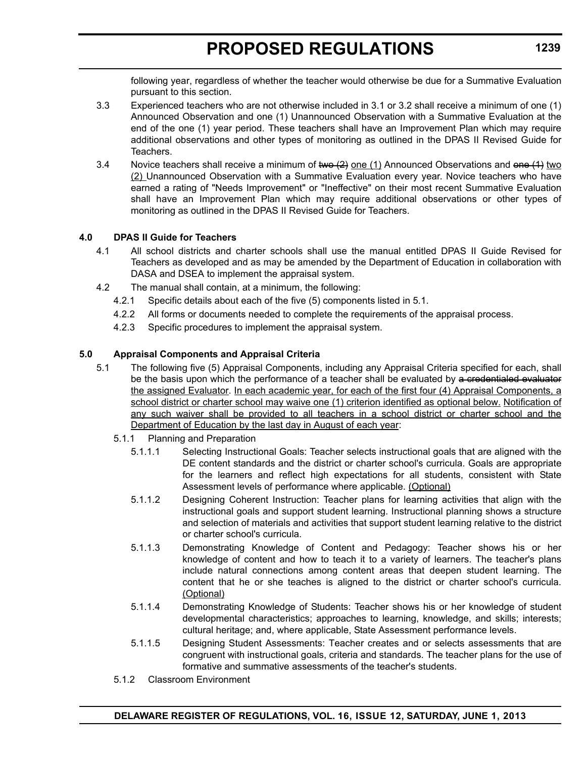following year, regardless of whether the teacher would otherwise be due for a Summative Evaluation pursuant to this section.

3.3 Experienced teachers who are not otherwise included in 3.1 or 3.2 shall receive a minimum of one (1) Announced Observation and one (1) Unannounced Observation with a Summative Evaluation at the end of the one (1) year period. These teachers shall have an Improvement Plan which may require additional observations and other types of monitoring as outlined in the DPAS II Revised Guide for Teachers.

3.4 Novice teachers shall receive a minimum of ~~two (2)~~ one (1) Announced Observations and ~~one (1)~~ two (2) Unannounced Observation with a Summative Evaluation every year. Novice teachers who have earned a rating of "Needs Improvement" or "Ineffective" on their most recent Summative Evaluation shall have an Improvement Plan which may require additional observations or other types of monitoring as outlined in the DPAS II Revised Guide for Teachers.

**4.0 DPAS II Guide for Teachers**

4.1 All school districts and charter schools shall use the manual entitled DPAS II Guide Revised for Teachers as developed and as may be amended by the Department of Education in collaboration with DASA and DSEA to implement the appraisal system.

4.2 The manual shall contain, at a minimum, the following:

4.2.1 Specific details about each of the five (5) components listed in 5.1.

4.2.2 All forms or documents needed to complete the requirements of the appraisal process.

4.2.3 Specific procedures to implement the appraisal system.

**5.0 Appraisal Components and Appraisal Criteria**

5.1 The following five (5) Appraisal Components, including any Appraisal Criteria specified for each, shall be the basis upon which the performance of a teacher shall be evaluated by ~~a credentialed evaluator~~ the assigned Evaluator. In each academic year, for each of the first four (4) Appraisal Components, a school district or charter school may waive one (1) criterion identified as optional below. Notification of any such waiver shall be provided to all teachers in a school district or charter school and the Department of Education by the last day in August of each year:

5.1.1 Planning and Preparation

5.1.1.1 Selecting Instructional Goals: Teacher selects instructional goals that are aligned with the DE content standards and the district or charter school's curricula. Goals are appropriate for the learners and reflect high expectations for all students, consistent with State Assessment levels of performance where applicable. (Optional)

5.1.1.2 Designing Coherent Instruction: Teacher plans for learning activities that align with the instructional goals and support student learning. Instructional planning shows a structure and selection of materials and activities that support student learning relative to the district or charter school's curricula.

5.1.1.3 Demonstrating Knowledge of Content and Pedagogy: Teacher shows his or her knowledge of content and how to teach it to a variety of learners. The teacher's plans include natural connections among content areas that deepen student learning. The content that he or she teaches is aligned to the district or charter school's curricula. (Optional)

5.1.1.4 Demonstrating Knowledge of Students: Teacher shows his or her knowledge of student developmental characteristics; approaches to learning, knowledge, and skills; interests; cultural heritage; and, where applicable, State Assessment performance levels.

5.1.1.5 Designing Student Assessments: Teacher creates and or selects assessments that are congruent with instructional goals, criteria and standards. The teacher plans for the use of formative and summative assessments of the teacher's students.

5.1.2 Classroom Environment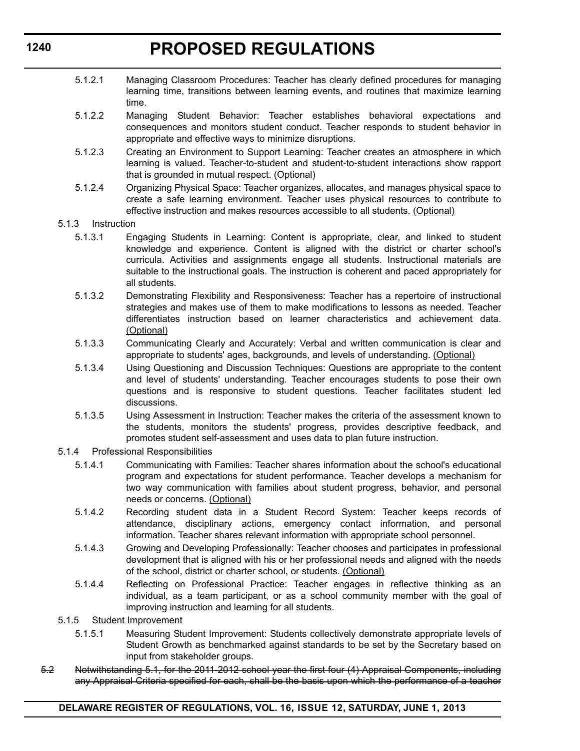5.1.2.1 Managing Classroom Procedures: Teacher has clearly defined procedures for managing learning time, transitions between learning events, and routines that maximize learning time.

5.1.2.2 Managing Student Behavior: Teacher establishes behavioral expectations and consequences and monitors student conduct. Teacher responds to student behavior in appropriate and effective ways to minimize disruptions.

5.1.2.3 Creating an Environment to Support Learning: Teacher creates an atmosphere in which learning is valued. Teacher-to-student and student-to-student interactions show rapport that is grounded in mutual respect. <u>(Optional)</u>

5.1.2.4 Organizing Physical Space: Teacher organizes, allocates, and manages physical space to create a safe learning environment. Teacher uses physical resources to contribute to effective instruction and makes resources accessible to all students. <u>(Optional)</u>

5.1.3 Instruction

5.1.3.1 Engaging Students in Learning: Content is appropriate, clear, and linked to student knowledge and experience. Content is aligned with the district or charter school's curricula. Activities and assignments engage all students. Instructional materials are suitable to the instructional goals. The instruction is coherent and paced appropriately for all students.

5.1.3.2 Demonstrating Flexibility and Responsiveness: Teacher has a repertoire of instructional strategies and makes use of them to make modifications to lessons as needed. Teacher differentiates instruction based on learner characteristics and achievement data. <u>(Optional)</u>

5.1.3.3 Communicating Clearly and Accurately: Verbal and written communication is clear and appropriate to students' ages, backgrounds, and levels of understanding. <u>(Optional)</u>

5.1.3.4 Using Questioning and Discussion Techniques: Questions are appropriate to the content and level of students' understanding. Teacher encourages students to pose their own questions and is responsive to student questions. Teacher facilitates student led discussions.

5.1.3.5 Using Assessment in Instruction: Teacher makes the criteria of the assessment known to the students, monitors the students' progress, provides descriptive feedback, and promotes student self-assessment and uses data to plan future instruction.

5.1.4 Professional Responsibilities

5.1.4.1 Communicating with Families: Teacher shares information about the school's educational program and expectations for student performance. Teacher develops a mechanism for two way communication with families about student progress, behavior, and personal needs or concerns. <u>(Optional)</u>

5.1.4.2 Recording student data in a Student Record System: Teacher keeps records of attendance, disciplinary actions, emergency contact information, and personal information. Teacher shares relevant information with appropriate school personnel.

5.1.4.3 Growing and Developing Professionally: Teacher chooses and participates in professional development that is aligned with his or her professional needs and aligned with the needs of the school, district or charter school, or students. <u>(Optional)</u>

5.1.4.4 Reflecting on Professional Practice: Teacher engages in reflective thinking as an individual, as a team participant, or as a school community member with the goal of improving instruction and learning for all students.

5.1.5 Student Improvement

5.1.5.1 Measuring Student Improvement: Students collectively demonstrate appropriate levels of Student Growth as benchmarked against standards to be set by the Secretary based on input from stakeholder groups.

~~5.2 Notwithstanding 5.1, for the 2011-2012 school year the first four (4) Appraisal Components, including any Appraisal Criteria specified for each, shall be the basis upon which the performance of a teacher~~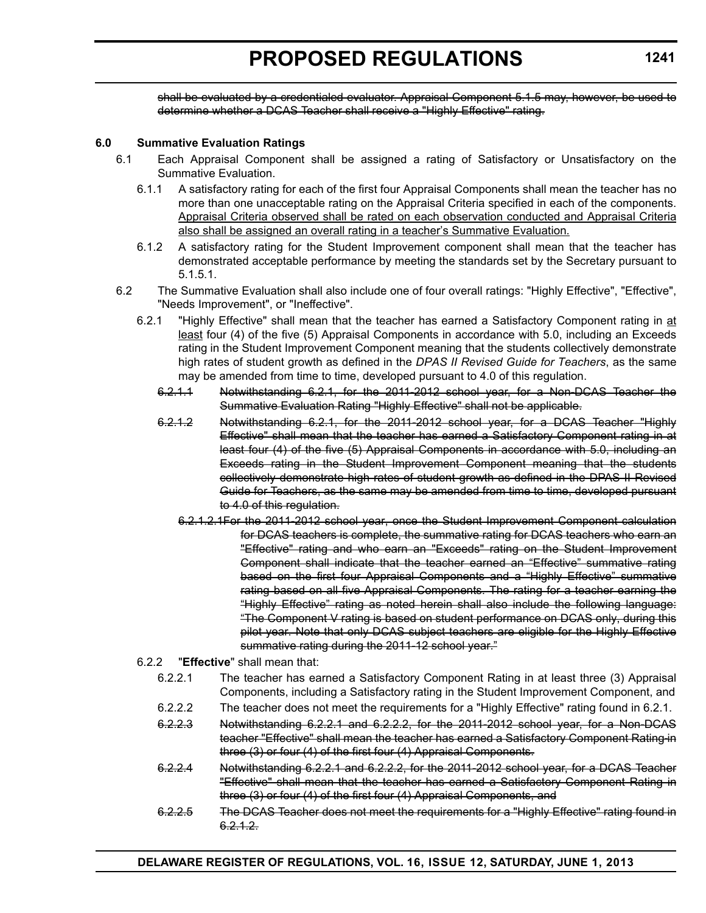~~shall be evaluated by a credentialed evaluator. Appraisal Component 5.1.5 may, however, be used to determine whether a DCAS Teacher shall receive a "Highly Effective" rating.~~

**6.0 Summative Evaluation Ratings**

6.1 Each Appraisal Component shall be assigned a rating of Satisfactory or Unsatisfactory on the Summative Evaluation.

6.1.1 A satisfactory rating for each of the first four Appraisal Components shall mean the teacher has no more than one unacceptable rating on the Appraisal Criteria specified in each of the components. <u>Appraisal Criteria observed shall be rated on each observation conducted and Appraisal Criteria also shall be assigned an overall rating in a teacher's Summative Evaluation.</u>

6.1.2 A satisfactory rating for the Student Improvement component shall mean that the teacher has demonstrated acceptable performance by meeting the standards set by the Secretary pursuant to 5.1.5.1.

6.2 The Summative Evaluation shall also include one of four overall ratings: "Highly Effective", "Effective", "Needs Improvement", or "Ineffective".

6.2.1 "Highly Effective" shall mean that the teacher has earned a Satisfactory Component rating in <u>at least</u> four (4) of the five (5) Appraisal Components in accordance with 5.0, including an Exceeds rating in the Student Improvement Component meaning that the students collectively demonstrate high rates of student growth as defined in the *DPAS II Revised Guide for Teachers*, as the same may be amended from time to time, developed pursuant to 4.0 of this regulation.

~~6.2.1.1 Notwithstanding 6.2.1, for the 2011-2012 school year, for a Non-DCAS Teacher the Summative Evaluation Rating "Highly Effective" shall not be applicable.~~

~~6.2.1.2 Notwithstanding 6.2.1, for the 2011-2012 school year, for a DCAS Teacher "Highly Effective" shall mean that the teacher has earned a Satisfactory Component rating in at least four (4) of the five (5) Appraisal Components in accordance with 5.0, including an Exceeds rating in the Student Improvement Component meaning that the students collectively demonstrate high rates of student growth as defined in the DPAS II Revised Guide for Teachers, as the same may be amended from time to time, developed pursuant to 4.0 of this regulation.~~

~~6.2.1.2.1 For the 2011-2012 school year, once the Student Improvement Component calculation for DCAS teachers is complete, the summative rating for DCAS teachers who earn an "Effective" rating and who earn an "Exceeds" rating on the Student Improvement Component shall indicate that the teacher earned an "Effective" summative rating based on the first four Appraisal Components and a "Highly Effective" summative rating based on all five Appraisal Components. The rating for a teacher earning the "Highly Effective" rating as noted herein shall also include the following language: "The Component V rating is based on student performance on DCAS only, during this pilot year. Note that only DCAS subject teachers are eligible for the Highly Effective summative rating during the 2011-12 school year."~~

6.2.2 "**Effective**" shall mean that:

6.2.2.1 The teacher has earned a Satisfactory Component Rating in at least three (3) Appraisal Components, including a Satisfactory rating in the Student Improvement Component, and

6.2.2.2 The teacher does not meet the requirements for a "Highly Effective" rating found in 6.2.1.

~~6.2.2.3 Notwithstanding 6.2.2.1 and 6.2.2.2, for the 2011-2012 school year, for a Non-DCAS teacher "Effective" shall mean the teacher has earned a Satisfactory Component Rating in three (3) or four (4) of the first four (4) Appraisal Components.~~

~~6.2.2.4 Notwithstanding 6.2.2.1 and 6.2.2.2, for the 2011-2012 school year, for a DCAS Teacher "Effective" shall mean that the teacher has earned a Satisfactory Component Rating in three (3) or four (4) of the first four (4) Appraisal Components, and~~

~~6.2.2.5 The DCAS Teacher does not meet the requirements for a "Highly Effective" rating found in 6.2.1.2.~~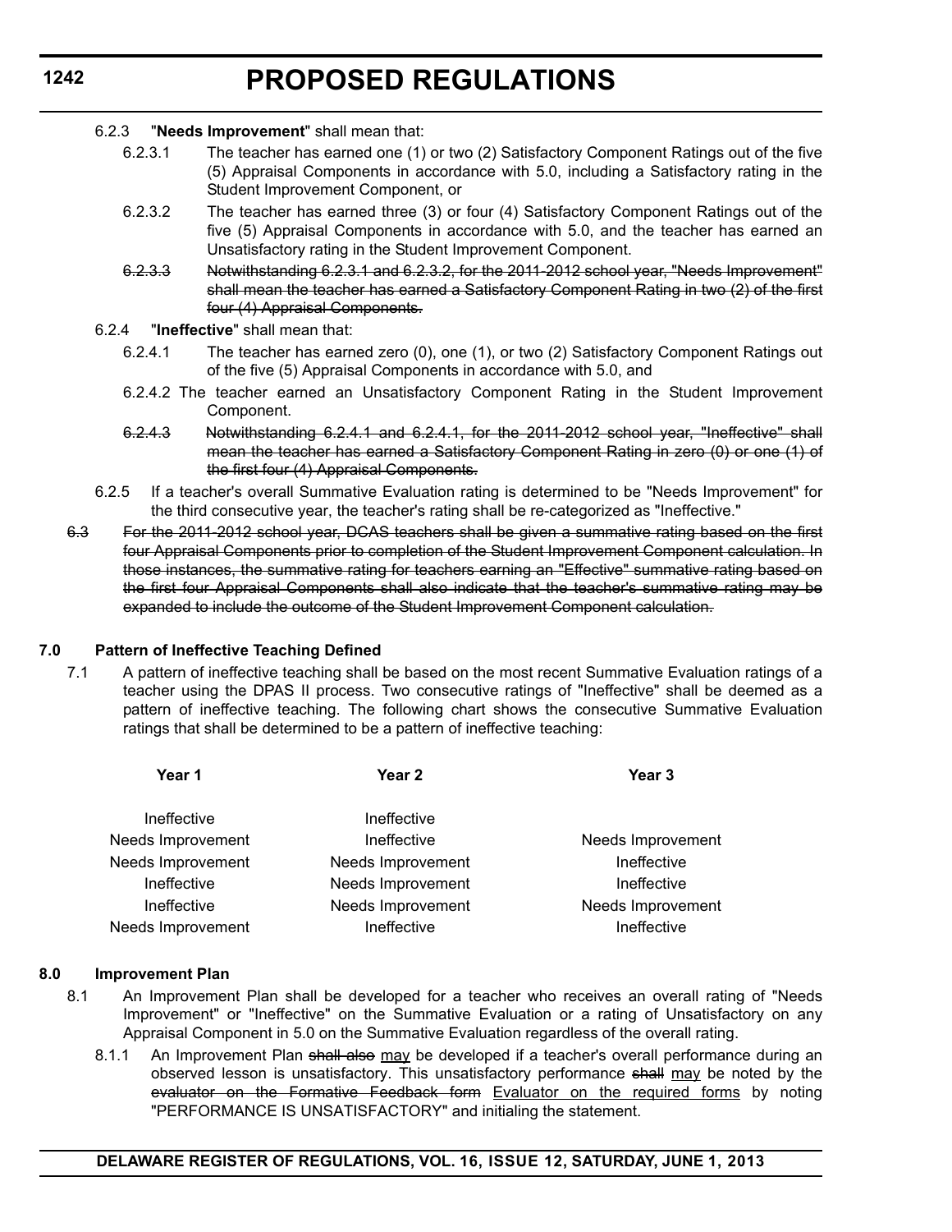6.2.3 "**Needs Improvement**" shall mean that:

6.2.3.1 The teacher has earned one (1) or two (2) Satisfactory Component Ratings out of the five (5) Appraisal Components in accordance with 5.0, including a Satisfactory rating in the Student Improvement Component, or

6.2.3.2 The teacher has earned three (3) or four (4) Satisfactory Component Ratings out of the five (5) Appraisal Components in accordance with 5.0, and the teacher has earned an Unsatisfactory rating in the Student Improvement Component.

~~6.2.3.3 Notwithstanding 6.2.3.1 and 6.2.3.2, for the 2011-2012 school year, "Needs Improvement" shall mean the teacher has earned a Satisfactory Component Rating in two (2) of the first four (4) Appraisal Components.~~

6.2.4 "**Ineffective**" shall mean that:

6.2.4.1 The teacher has earned zero (0), one (1), or two (2) Satisfactory Component Ratings out of the five (5) Appraisal Components in accordance with 5.0, and

6.2.4.2 The teacher earned an Unsatisfactory Component Rating in the Student Improvement Component.

~~6.2.4.3 Notwithstanding 6.2.4.1 and 6.2.4.1, for the 2011-2012 school year, "Ineffective" shall mean the teacher has earned a Satisfactory Component Rating in zero (0) or one (1) of the first four (4) Appraisal Components.~~

6.2.5 If a teacher's overall Summative Evaluation rating is determined to be "Needs Improvement" for the third consecutive year, the teacher's rating shall be re-categorized as "Ineffective."

~~6.3 For the 2011-2012 school year, DCAS teachers shall be given a summative rating based on the first four Appraisal Components prior to completion of the Student Improvement Component calculation. In those instances, the summative rating for teachers earning an "Effective" summative rating based on the first four Appraisal Components shall also indicate that the teacher's summative rating may be expanded to include the outcome of the Student Improvement Component calculation.~~

**7.0 Pattern of Ineffective Teaching Defined**

7.1 A pattern of ineffective teaching shall be based on the most recent Summative Evaluation ratings of a teacher using the DPAS II process. Two consecutive ratings of "Ineffective" shall be deemed as a pattern of ineffective teaching. The following chart shows the consecutive Summative Evaluation ratings that shall be determined to be a pattern of ineffective teaching:

| Year 1 | Year 2 | Year 3 |
|---|---|---|
| Ineffective | Ineffective | |
| Needs Improvement | Ineffective | Needs Improvement |
| Needs Improvement | Needs Improvement | Ineffective |
| Ineffective | Needs Improvement | Ineffective |
| Ineffective | Needs Improvement | Needs Improvement |
| Needs Improvement | Ineffective | Ineffective |

**8.0 Improvement Plan**

8.1 An Improvement Plan shall be developed for a teacher who receives an overall rating of "Needs Improvement" or "Ineffective" on the Summative Evaluation or a rating of Unsatisfactory on any Appraisal Component in 5.0 on the Summative Evaluation regardless of the overall rating.

8.1.1 An Improvement Plan ~~shall also~~ <u>may</u> be developed if a teacher's overall performance during an observed lesson is unsatisfactory. This unsatisfactory performance ~~shall~~ <u>may</u> be noted by the ~~evaluator on the Formative Feedback form~~ <u>Evaluator on the required forms</u> by noting "PERFORMANCE IS UNSATISFACTORY" and initialing the statement.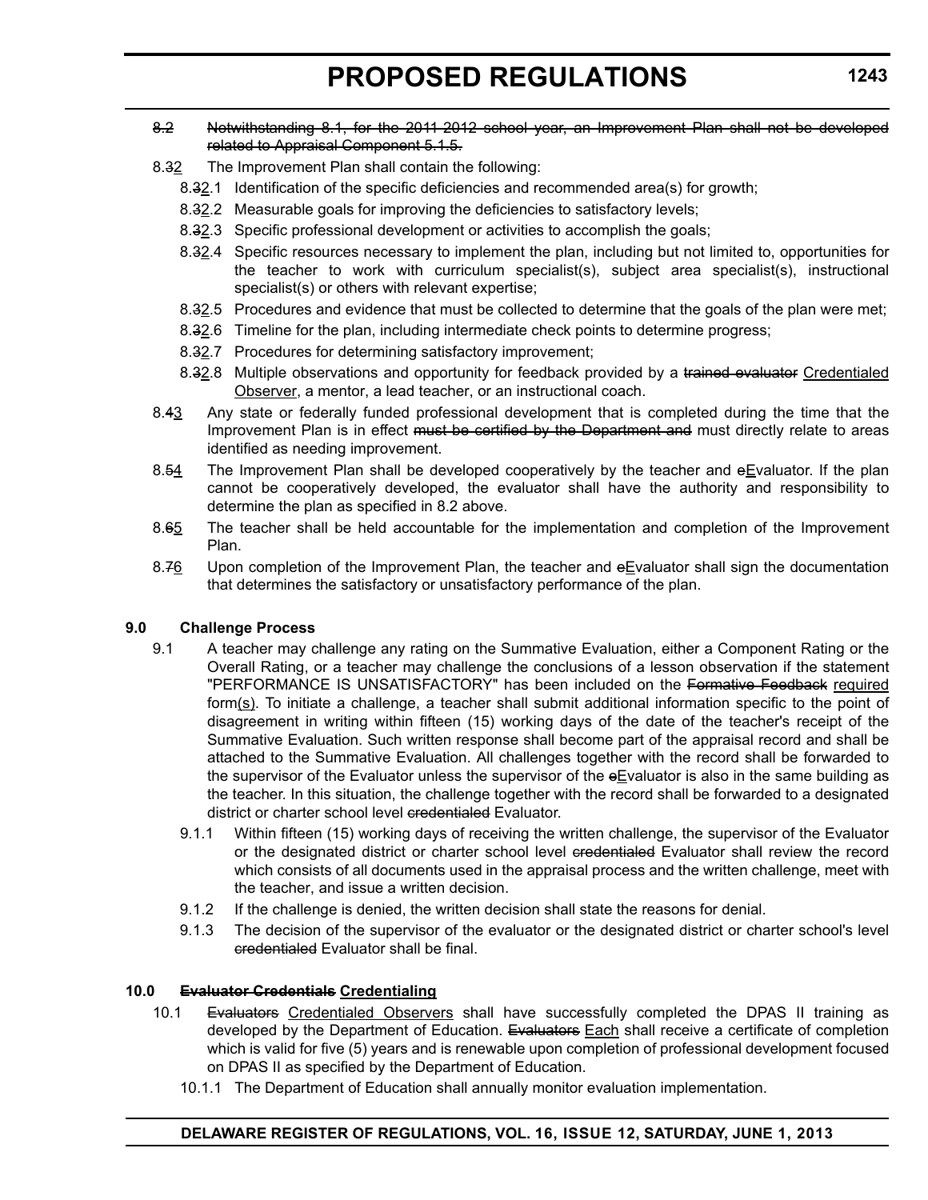~~8.2 Notwithstanding 8.1, for the 2011-2012 school year, an Improvement Plan shall not be developed related to Appraisal Component 5.1.5.~~

8.~~3~~<u>2</u> The Improvement Plan shall contain the following:

8.~~3~~<u>2</u>.1 Identification of the specific deficiencies and recommended area(s) for growth;

8.~~3~~<u>2</u>.2 Measurable goals for improving the deficiencies to satisfactory levels;

8.~~3~~<u>2</u>.3 Specific professional development or activities to accomplish the goals;

8.~~3~~<u>2</u>.4 Specific resources necessary to implement the plan, including but not limited to, opportunities for the teacher to work with curriculum specialist(s), subject area specialist(s), instructional specialist(s) or others with relevant expertise;

8.~~3~~<u>2</u>.5 Procedures and evidence that must be collected to determine that the goals of the plan were met;

8.~~3~~<u>2</u>.6 Timeline for the plan, including intermediate check points to determine progress;

8.~~3~~<u>2</u>.7 Procedures for determining satisfactory improvement;

8.~~3~~<u>2</u>.8 Multiple observations and opportunity for feedback provided by a ~~trained evaluator~~ <u>Credentialed Observer</u>, a mentor, a lead teacher, or an instructional coach.

8.~~4~~<u>3</u> Any state or federally funded professional development that is completed during the time that the Improvement Plan is in effect ~~must be certified by the Department and~~ must directly relate to areas identified as needing improvement.

8.~~5~~<u>4</u> The Improvement Plan shall be developed cooperatively by the teacher and ~~e~~<u>E</u>valuator. If the plan cannot be cooperatively developed, the evaluator shall have the authority and responsibility to determine the plan as specified in 8.2 above.

8.~~6~~<u>5</u> The teacher shall be held accountable for the implementation and completion of the Improvement Plan.

8.~~7~~<u>6</u> Upon completion of the Improvement Plan, the teacher and ~~e~~<u>E</u>valuator shall sign the documentation that determines the satisfactory or unsatisfactory performance of the plan.

**9.0 Challenge Process**

9.1 A teacher may challenge any rating on the Summative Evaluation, either a Component Rating or the Overall Rating, or a teacher may challenge the conclusions of a lesson observation if the statement "PERFORMANCE IS UNSATISFACTORY" has been included on the ~~Formative Feedback~~ <u>required</u> form<u>(s)</u>. To initiate a challenge, a teacher shall submit additional information specific to the point of disagreement in writing within fifteen (15) working days of the date of the teacher's receipt of the Summative Evaluation. Such written response shall become part of the appraisal record and shall be attached to the Summative Evaluation. All challenges together with the record shall be forwarded to the supervisor of the Evaluator unless the supervisor of the ~~e~~<u>E</u>valuator is also in the same building as the teacher. In this situation, the challenge together with the record shall be forwarded to a designated district or charter school level ~~credentialed~~ Evaluator.

9.1.1 Within fifteen (15) working days of receiving the written challenge, the supervisor of the Evaluator or the designated district or charter school level ~~credentialed~~ Evaluator shall review the record which consists of all documents used in the appraisal process and the written challenge, meet with the teacher, and issue a written decision.

9.1.2 If the challenge is denied, the written decision shall state the reasons for denial.

9.1.3 The decision of the supervisor of the evaluator or the designated district or charter school's level ~~credentialed~~ Evaluator shall be final.

**10.0 ~~Evaluator Credentials~~ <u>Credentialing</u>**

10.1 ~~Evaluators~~ <u>Credentialed Observers</u> shall have successfully completed the DPAS II training as developed by the Department of Education. ~~Evaluators~~ <u>Each</u> shall receive a certificate of completion which is valid for five (5) years and is renewable upon completion of professional development focused on DPAS II as specified by the Department of Education.

10.1.1 The Department of Education shall annually monitor evaluation implementation.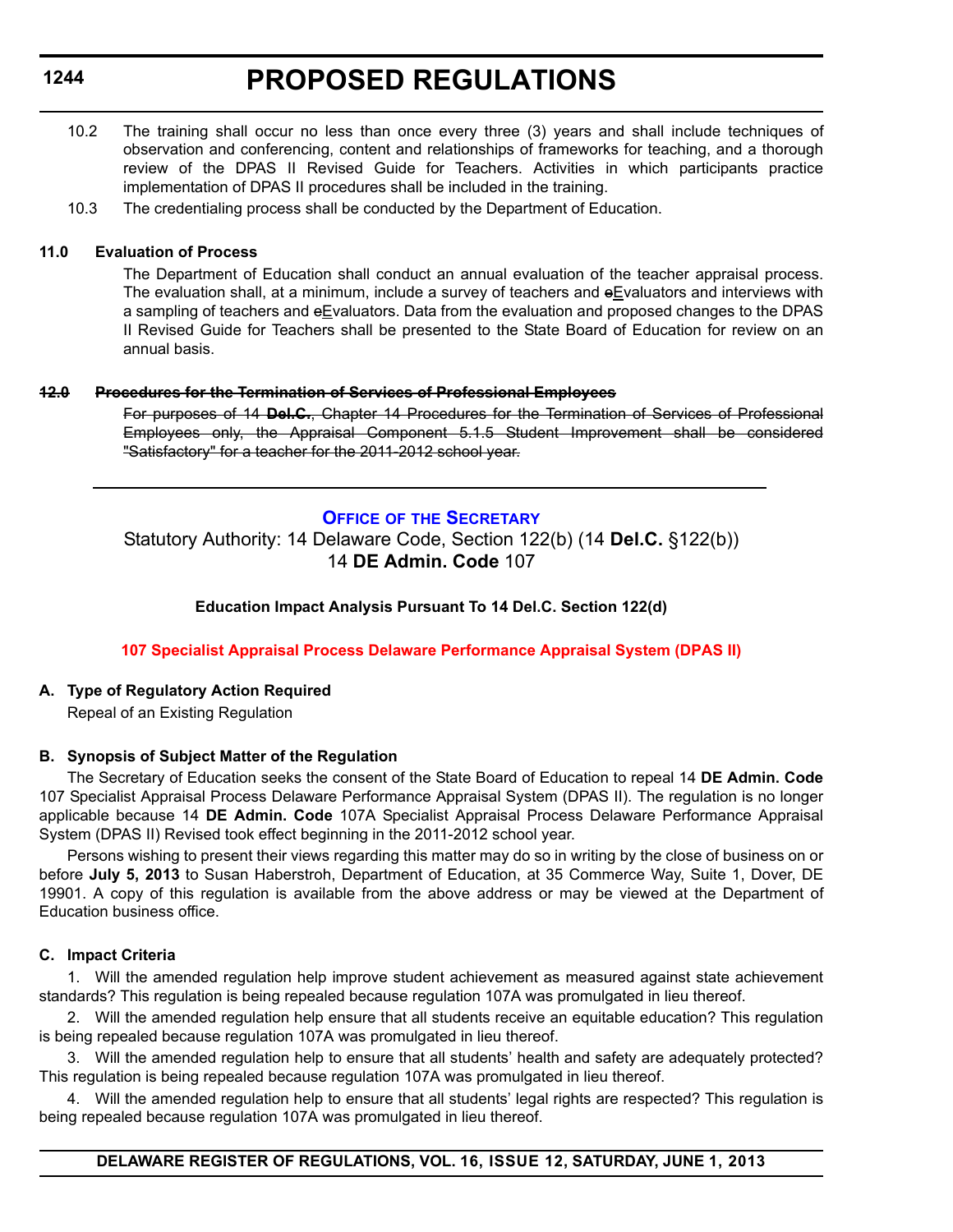10.2 The training shall occur no less than once every three (3) years and shall include techniques of observation and conferencing, content and relationships of frameworks for teaching, and a thorough review of the DPAS II Revised Guide for Teachers. Activities in which participants practice implementation of DPAS II procedures shall be included in the training.

10.3 The credentialing process shall be conducted by the Department of Education.

**11.0 Evaluation of Process**

The Department of Education shall conduct an annual evaluation of the teacher appraisal process. The evaluation shall, at a minimum, include a survey of teachers and ~~e~~Evaluators and interviews with a sampling of teachers and ~~e~~Evaluators. Data from the evaluation and proposed changes to the DPAS II Revised Guide for Teachers shall be presented to the State Board of Education for review on an annual basis.

~~**12.0 Procedures for the Termination of Services of Professional Employees**~~

~~For purposes of 14 **Del.C.**, Chapter 14 Procedures for the Termination of Services of Professional Employees only, the Appraisal Component 5.1.5 Student Improvement shall be considered "Satisfactory" for a teacher for the 2011-2012 school year.~~

---

## Office of the Secretary

Statutory Authority: 14 Delaware Code, Section 122(b) (14 **Del.C.** §122(b))
14 **DE Admin. Code** 107

**Education Impact Analysis Pursuant To 14 Del.C. Section 122(d)**

**107 Specialist Appraisal Process Delaware Performance Appraisal System (DPAS II)**

**A. Type of Regulatory Action Required**

Repeal of an Existing Regulation

**B. Synopsis of Subject Matter of the Regulation**

The Secretary of Education seeks the consent of the State Board of Education to repeal 14 **DE Admin. Code** 107 Specialist Appraisal Process Delaware Performance Appraisal System (DPAS II). The regulation is no longer applicable because 14 **DE Admin. Code** 107A Specialist Appraisal Process Delaware Performance Appraisal System (DPAS II) Revised took effect beginning in the 2011-2012 school year.

Persons wishing to present their views regarding this matter may do so in writing by the close of business on or before **July 5, 2013** to Susan Haberstroh, Department of Education, at 35 Commerce Way, Suite 1, Dover, DE 19901. A copy of this regulation is available from the above address or may be viewed at the Department of Education business office.

**C. Impact Criteria**

1. Will the amended regulation help improve student achievement as measured against state achievement standards? This regulation is being repealed because regulation 107A was promulgated in lieu thereof.

2. Will the amended regulation help ensure that all students receive an equitable education? This regulation is being repealed because regulation 107A was promulgated in lieu thereof.

3. Will the amended regulation help to ensure that all students' health and safety are adequately protected? This regulation is being repealed because regulation 107A was promulgated in lieu thereof.

4. Will the amended regulation help to ensure that all students' legal rights are respected? This regulation is being repealed because regulation 107A was promulgated in lieu thereof.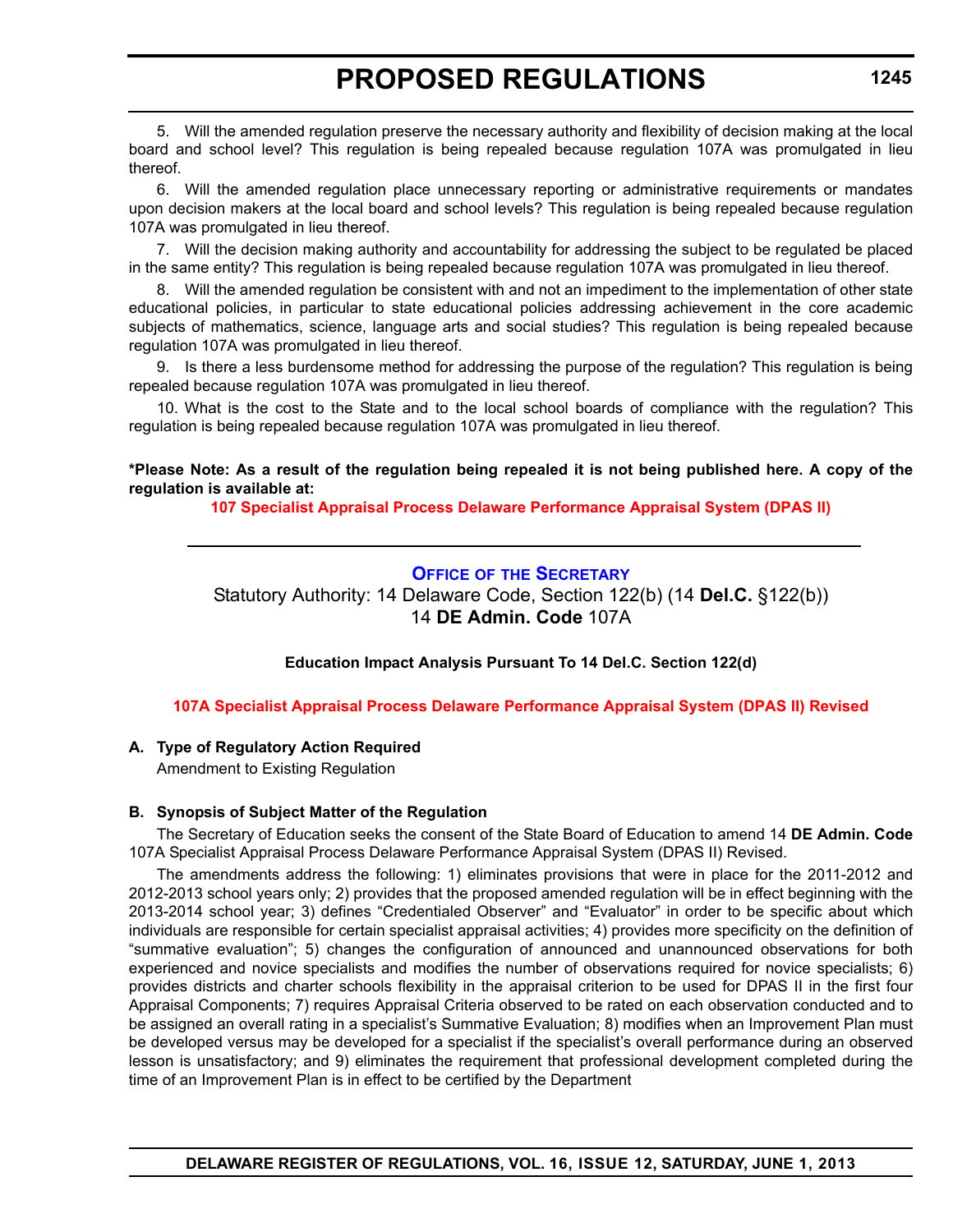5. Will the amended regulation preserve the necessary authority and flexibility of decision making at the local board and school level? This regulation is being repealed because regulation 107A was promulgated in lieu thereof.

6. Will the amended regulation place unnecessary reporting or administrative requirements or mandates upon decision makers at the local board and school levels? This regulation is being repealed because regulation 107A was promulgated in lieu thereof.

7. Will the decision making authority and accountability for addressing the subject to be regulated be placed in the same entity? This regulation is being repealed because regulation 107A was promulgated in lieu thereof.

8. Will the amended regulation be consistent with and not an impediment to the implementation of other state educational policies, in particular to state educational policies addressing achievement in the core academic subjects of mathematics, science, language arts and social studies? This regulation is being repealed because regulation 107A was promulgated in lieu thereof.

9. Is there a less burdensome method for addressing the purpose of the regulation? This regulation is being repealed because regulation 107A was promulgated in lieu thereof.

10. What is the cost to the State and to the local school boards of compliance with the regulation? This regulation is being repealed because regulation 107A was promulgated in lieu thereof.

**\*Please Note: As a result of the regulation being repealed it is not being published here. A copy of the regulation is available at:**

**107 Specialist Appraisal Process Delaware Performance Appraisal System (DPAS II)**

---

## Office of the Secretary

Statutory Authority: 14 Delaware Code, Section 122(b) (14 **Del.C.** §122(b))
14 **DE Admin. Code** 107A

**Education Impact Analysis Pursuant To 14 Del.C. Section 122(d)**

**107A Specialist Appraisal Process Delaware Performance Appraisal System (DPAS II) Revised**

**A. Type of Regulatory Action Required**

Amendment to Existing Regulation

**B. Synopsis of Subject Matter of the Regulation**

The Secretary of Education seeks the consent of the State Board of Education to amend 14 **DE Admin. Code** 107A Specialist Appraisal Process Delaware Performance Appraisal System (DPAS II) Revised.

The amendments address the following: 1) eliminates provisions that were in place for the 2011-2012 and 2012-2013 school years only; 2) provides that the proposed amended regulation will be in effect beginning with the 2013-2014 school year; 3) defines "Credentialed Observer" and "Evaluator" in order to be specific about which individuals are responsible for certain specialist appraisal activities; 4) provides more specificity on the definition of "summative evaluation"; 5) changes the configuration of announced and unannounced observations for both experienced and novice specialists and modifies the number of observations required for novice specialists; 6) provides districts and charter schools flexibility in the appraisal criterion to be used for DPAS II in the first four Appraisal Components; 7) requires Appraisal Criteria observed to be rated on each observation conducted and to be assigned an overall rating in a specialist's Summative Evaluation; 8) modifies when an Improvement Plan must be developed versus may be developed for a specialist if the specialist's overall performance during an observed lesson is unsatisfactory; and 9) eliminates the requirement that professional development completed during the time of an Improvement Plan is in effect to be certified by the Department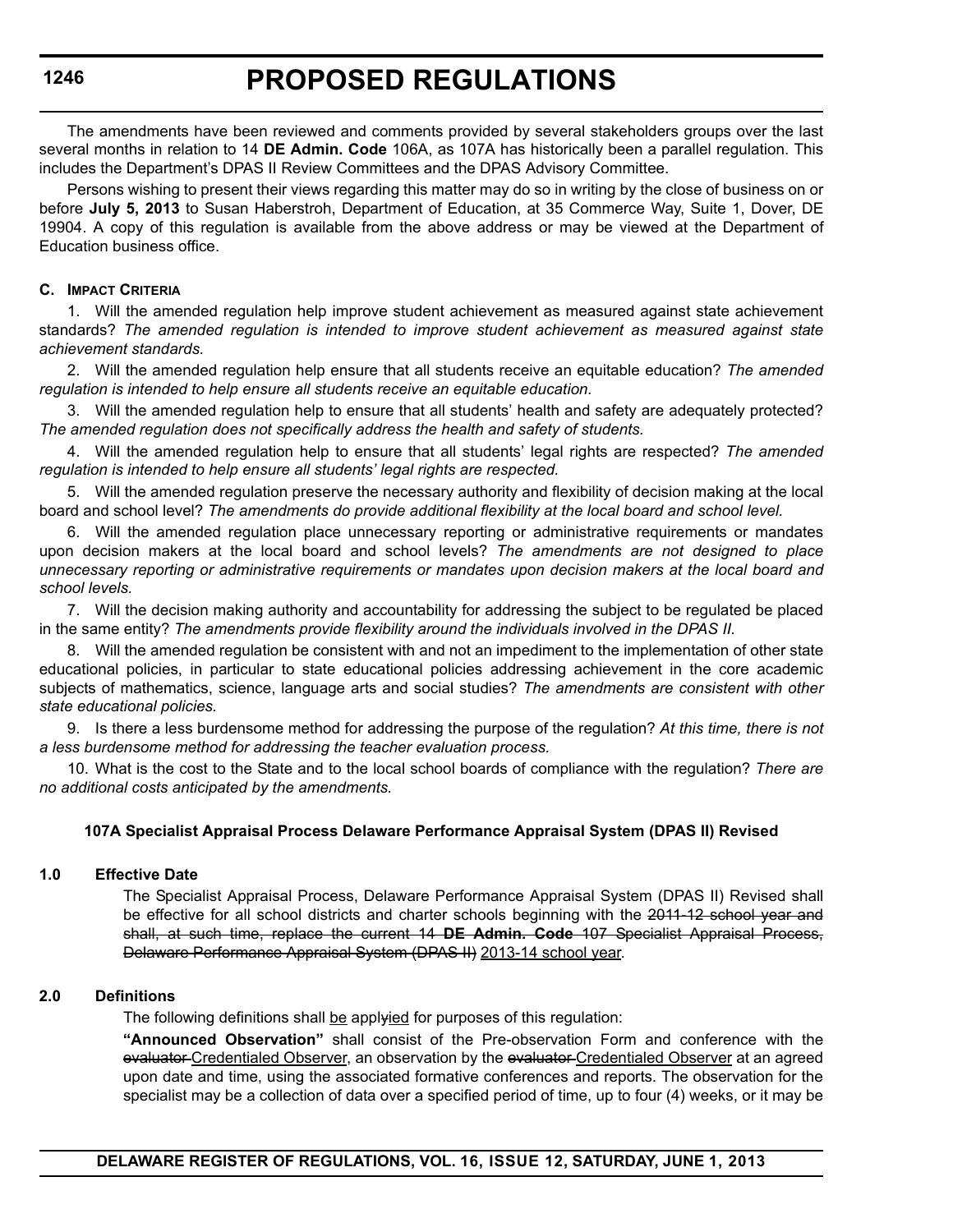The amendments have been reviewed and comments provided by several stakeholders groups over the last several months in relation to 14 **DE Admin. Code** 106A, as 107A has historically been a parallel regulation. This includes the Department's DPAS II Review Committees and the DPAS Advisory Committee.

Persons wishing to present their views regarding this matter may do so in writing by the close of business on or before **July 5, 2013** to Susan Haberstroh, Department of Education, at 35 Commerce Way, Suite 1, Dover, DE 19904. A copy of this regulation is available from the above address or may be viewed at the Department of Education business office.

**C. Impact Criteria**

1. Will the amended regulation help improve student achievement as measured against state achievement standards? *The amended regulation is intended to improve student achievement as measured against state achievement standards.*

2. Will the amended regulation help ensure that all students receive an equitable education? *The amended regulation is intended to help ensure all students receive an equitable education.*

3. Will the amended regulation help to ensure that all students' health and safety are adequately protected? *The amended regulation does not specifically address the health and safety of students.*

4. Will the amended regulation help to ensure that all students' legal rights are respected? *The amended regulation is intended to help ensure all students' legal rights are respected.*

5. Will the amended regulation preserve the necessary authority and flexibility of decision making at the local board and school level? *The amendments do provide additional flexibility at the local board and school level.*

6. Will the amended regulation place unnecessary reporting or administrative requirements or mandates upon decision makers at the local board and school levels? *The amendments are not designed to place unnecessary reporting or administrative requirements or mandates upon decision makers at the local board and school levels.*

7. Will the decision making authority and accountability for addressing the subject to be regulated be placed in the same entity? *The amendments provide flexibility around the individuals involved in the DPAS II.*

8. Will the amended regulation be consistent with and not an impediment to the implementation of other state educational policies, in particular to state educational policies addressing achievement in the core academic subjects of mathematics, science, language arts and social studies? *The amendments are consistent with other state educational policies.*

9. Is there a less burdensome method for addressing the purpose of the regulation? *At this time, there is not a less burdensome method for addressing the teacher evaluation process.*

10. What is the cost to the State and to the local school boards of compliance with the regulation? *There are no additional costs anticipated by the amendments.*

**107A Specialist Appraisal Process Delaware Performance Appraisal System (DPAS II) Revised**

**1.0 Effective Date**

The Specialist Appraisal Process, Delaware Performance Appraisal System (DPAS II) Revised shall be effective for all school districts and charter schools beginning with the ~~2011-12 school year and shall, at such time, replace the current 14 **DE Admin. Code** 107 Specialist Appraisal Process, Delaware Performance Appraisal System (DPAS II)~~ 2013-14 school year.

**2.0 Definitions**

The following definitions shall be appl~~y~~ied for purposes of this regulation:

**"Announced Observation"** shall consist of the Pre-observation Form and conference with the ~~evaluator~~ Credentialed Observer, an observation by the ~~evaluator~~ Credentialed Observer at an agreed upon date and time, using the associated formative conferences and reports. The observation for the specialist may be a collection of data over a specified period of time, up to four (4) weeks, or it may be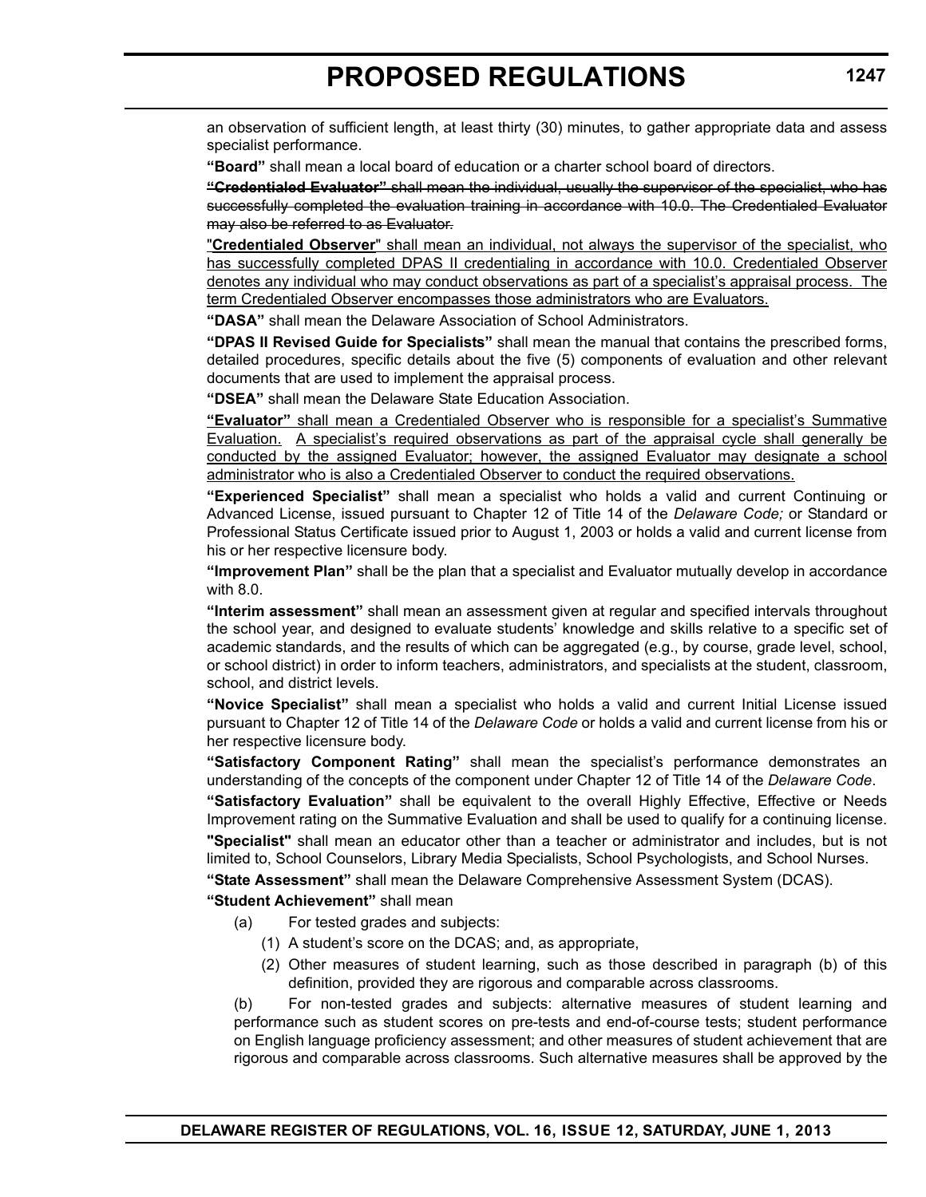an observation of sufficient length, at least thirty (30) minutes, to gather appropriate data and assess specialist performance.

**"Board"** shall mean a local board of education or a charter school board of directors.

~~**"Credentialed Evaluator"** shall mean the individual, usually the supervisor of the specialist, who has successfully completed the evaluation training in accordance with 10.0. The Credentialed Evaluator may also be referred to as Evaluator.~~

<u>"**Credentialed Observer**" shall mean an individual, not always the supervisor of the specialist, who has successfully completed DPAS II credentialing in accordance with 10.0. Credentialed Observer denotes any individual who may conduct observations as part of a specialist's appraisal process. The term Credentialed Observer encompasses those administrators who are Evaluators.</u>

**"DASA"** shall mean the Delaware Association of School Administrators.

**"DPAS II Revised Guide for Specialists"** shall mean the manual that contains the prescribed forms, detailed procedures, specific details about the five (5) components of evaluation and other relevant documents that are used to implement the appraisal process.

**"DSEA"** shall mean the Delaware State Education Association.

<u>**"Evaluator"** shall mean a Credentialed Observer who is responsible for a specialist's Summative Evaluation. A specialist's required observations as part of the appraisal cycle shall generally be conducted by the assigned Evaluator; however, the assigned Evaluator may designate a school administrator who is also a Credentialed Observer to conduct the required observations.</u>

**"Experienced Specialist"** shall mean a specialist who holds a valid and current Continuing or Advanced License, issued pursuant to Chapter 12 of Title 14 of the *Delaware Code;* or Standard or Professional Status Certificate issued prior to August 1, 2003 or holds a valid and current license from his or her respective licensure body.

**"Improvement Plan"** shall be the plan that a specialist and Evaluator mutually develop in accordance with 8.0.

**"Interim assessment"** shall mean an assessment given at regular and specified intervals throughout the school year, and designed to evaluate students' knowledge and skills relative to a specific set of academic standards, and the results of which can be aggregated (e.g., by course, grade level, school, or school district) in order to inform teachers, administrators, and specialists at the student, classroom, school, and district levels.

**"Novice Specialist"** shall mean a specialist who holds a valid and current Initial License issued pursuant to Chapter 12 of Title 14 of the *Delaware Code* or holds a valid and current license from his or her respective licensure body.

**"Satisfactory Component Rating"** shall mean the specialist's performance demonstrates an understanding of the concepts of the component under Chapter 12 of Title 14 of the *Delaware Code*.

**"Satisfactory Evaluation"** shall be equivalent to the overall Highly Effective, Effective or Needs Improvement rating on the Summative Evaluation and shall be used to qualify for a continuing license.

**"Specialist"** shall mean an educator other than a teacher or administrator and includes, but is not limited to, School Counselors, Library Media Specialists, School Psychologists, and School Nurses.

**"State Assessment"** shall mean the Delaware Comprehensive Assessment System (DCAS).

**"Student Achievement"** shall mean

(a) For tested grades and subjects:

(1) A student's score on the DCAS; and, as appropriate,

(2) Other measures of student learning, such as those described in paragraph (b) of this definition, provided they are rigorous and comparable across classrooms.

(b) For non-tested grades and subjects: alternative measures of student learning and performance such as student scores on pre-tests and end-of-course tests; student performance on English language proficiency assessment; and other measures of student achievement that are rigorous and comparable across classrooms. Such alternative measures shall be approved by the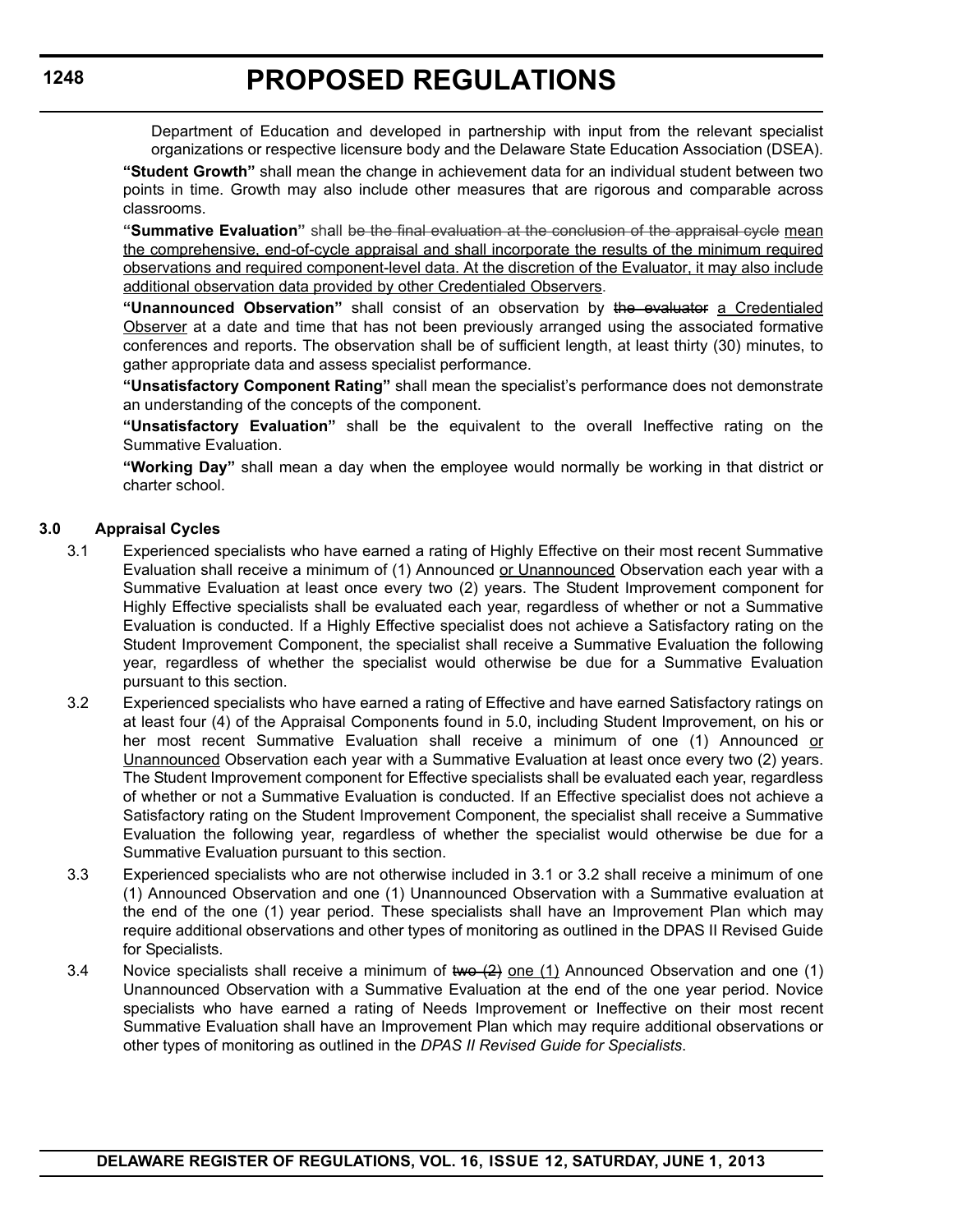Department of Education and developed in partnership with input from the relevant specialist organizations or respective licensure body and the Delaware State Education Association (DSEA).

**"Student Growth"** shall mean the change in achievement data for an individual student between two points in time. Growth may also include other measures that are rigorous and comparable across classrooms.

**"Summative Evaluation"** shall ~~be the final evaluation at the conclusion of the appraisal cycle~~ <u>mean the comprehensive, end-of-cycle appraisal and shall incorporate the results of the minimum required observations and required component-level data. At the discretion of the Evaluator, it may also include additional observation data provided by other Credentialed Observers</u>.

**"Unannounced Observation"** shall consist of an observation by ~~the evaluator~~ <u>a Credentialed Observer</u> at a date and time that has not been previously arranged using the associated formative conferences and reports. The observation shall be of sufficient length, at least thirty (30) minutes, to gather appropriate data and assess specialist performance.

**"Unsatisfactory Component Rating"** shall mean the specialist's performance does not demonstrate an understanding of the concepts of the component.

**"Unsatisfactory Evaluation"** shall be the equivalent to the overall Ineffective rating on the Summative Evaluation.

**"Working Day"** shall mean a day when the employee would normally be working in that district or charter school.

**3.0 Appraisal Cycles**

3.1 Experienced specialists who have earned a rating of Highly Effective on their most recent Summative Evaluation shall receive a minimum of (1) Announced <u>or Unannounced</u> Observation each year with a Summative Evaluation at least once every two (2) years. The Student Improvement component for Highly Effective specialists shall be evaluated each year, regardless of whether or not a Summative Evaluation is conducted. If a Highly Effective specialist does not achieve a Satisfactory rating on the Student Improvement Component, the specialist shall receive a Summative Evaluation the following year, regardless of whether the specialist would otherwise be due for a Summative Evaluation pursuant to this section.

3.2 Experienced specialists who have earned a rating of Effective and have earned Satisfactory ratings on at least four (4) of the Appraisal Components found in 5.0, including Student Improvement, on his or her most recent Summative Evaluation shall receive a minimum of one (1) Announced <u>or Unannounced</u> Observation each year with a Summative Evaluation at least once every two (2) years. The Student Improvement component for Effective specialists shall be evaluated each year, regardless of whether or not a Summative Evaluation is conducted. If an Effective specialist does not achieve a Satisfactory rating on the Student Improvement Component, the specialist shall receive a Summative Evaluation the following year, regardless of whether the specialist would otherwise be due for a Summative Evaluation pursuant to this section.

3.3 Experienced specialists who are not otherwise included in 3.1 or 3.2 shall receive a minimum of one (1) Announced Observation and one (1) Unannounced Observation with a Summative evaluation at the end of the one (1) year period. These specialists shall have an Improvement Plan which may require additional observations and other types of monitoring as outlined in the DPAS II Revised Guide for Specialists.

3.4 Novice specialists shall receive a minimum of ~~two (2)~~ <u>one (1)</u> Announced Observation and one (1) Unannounced Observation with a Summative Evaluation at the end of the one year period. Novice specialists who have earned a rating of Needs Improvement or Ineffective on their most recent Summative Evaluation shall have an Improvement Plan which may require additional observations or other types of monitoring as outlined in the *DPAS II Revised Guide for Specialists*.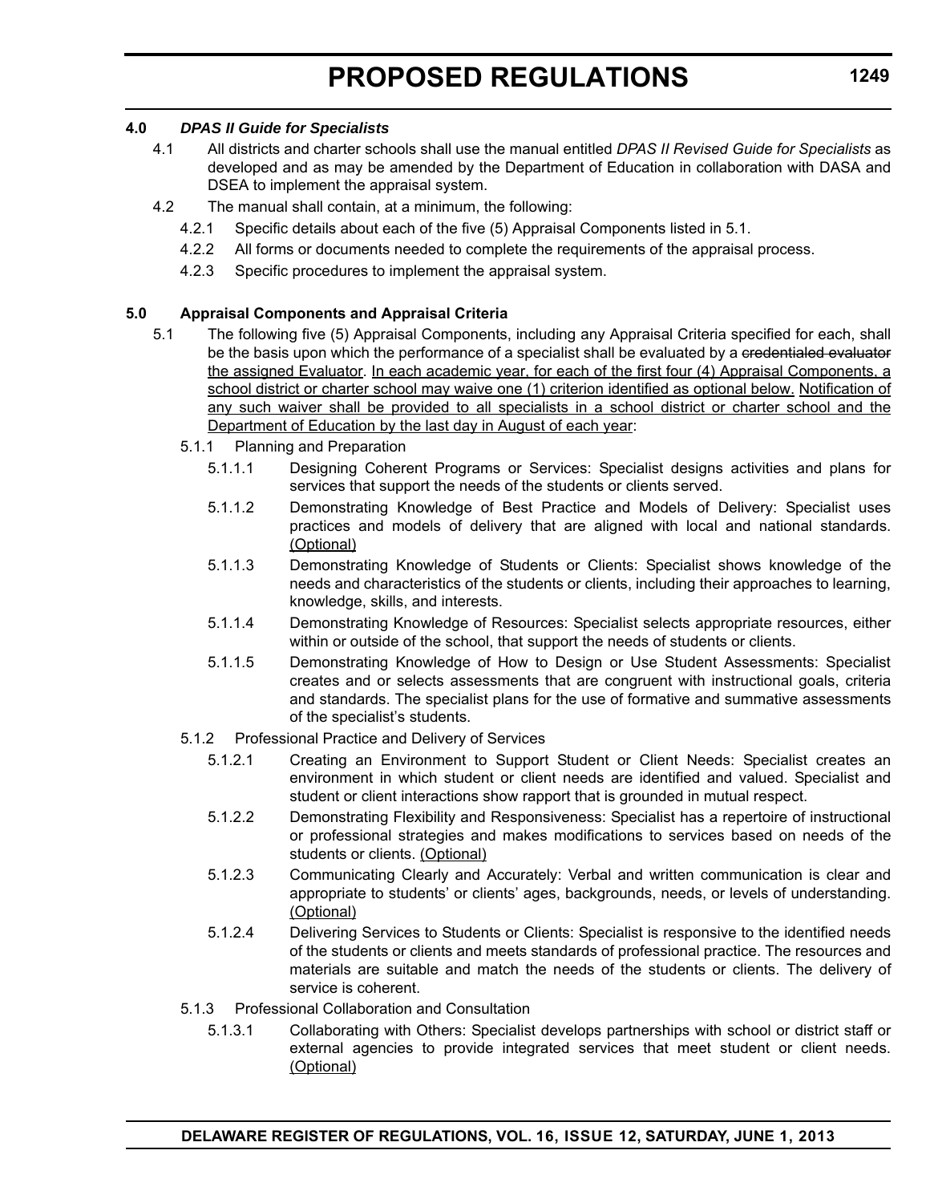**4.0 *DPAS II Guide for Specialists***

4.1 All districts and charter schools shall use the manual entitled *DPAS II Revised Guide for Specialists* as developed and as may be amended by the Department of Education in collaboration with DASA and DSEA to implement the appraisal system.

4.2 The manual shall contain, at a minimum, the following:

4.2.1 Specific details about each of the five (5) Appraisal Components listed in 5.1.

4.2.2 All forms or documents needed to complete the requirements of the appraisal process.

4.2.3 Specific procedures to implement the appraisal system.

**5.0 Appraisal Components and Appraisal Criteria**

5.1 The following five (5) Appraisal Components, including any Appraisal Criteria specified for each, shall be the basis upon which the performance of a specialist shall be evaluated by a ~~credentialed evaluator~~ <u>the assigned Evaluator</u>. <u>In each academic year, for each of the first four (4) Appraisal Components, a school district or charter school may waive one (1) criterion identified as optional below.</u> <u>Notification of any such waiver shall be provided to all specialists in a school district or charter school and the Department of Education by the last day in August of each year</u>:

5.1.1 Planning and Preparation

5.1.1.1 Designing Coherent Programs or Services: Specialist designs activities and plans for services that support the needs of the students or clients served.

5.1.1.2 Demonstrating Knowledge of Best Practice and Models of Delivery: Specialist uses practices and models of delivery that are aligned with local and national standards. <u>(Optional)</u>

5.1.1.3 Demonstrating Knowledge of Students or Clients: Specialist shows knowledge of the needs and characteristics of the students or clients, including their approaches to learning, knowledge, skills, and interests.

5.1.1.4 Demonstrating Knowledge of Resources: Specialist selects appropriate resources, either within or outside of the school, that support the needs of students or clients.

5.1.1.5 Demonstrating Knowledge of How to Design or Use Student Assessments: Specialist creates and or selects assessments that are congruent with instructional goals, criteria and standards. The specialist plans for the use of formative and summative assessments of the specialist's students.

5.1.2 Professional Practice and Delivery of Services

5.1.2.1 Creating an Environment to Support Student or Client Needs: Specialist creates an environment in which student or client needs are identified and valued. Specialist and student or client interactions show rapport that is grounded in mutual respect.

5.1.2.2 Demonstrating Flexibility and Responsiveness: Specialist has a repertoire of instructional or professional strategies and makes modifications to services based on needs of the students or clients. <u>(Optional)</u>

5.1.2.3 Communicating Clearly and Accurately: Verbal and written communication is clear and appropriate to students' or clients' ages, backgrounds, needs, or levels of understanding. <u>(Optional)</u>

5.1.2.4 Delivering Services to Students or Clients: Specialist is responsive to the identified needs of the students or clients and meets standards of professional practice. The resources and materials are suitable and match the needs of the students or clients. The delivery of service is coherent.

5.1.3 Professional Collaboration and Consultation

5.1.3.1 Collaborating with Others: Specialist develops partnerships with school or district staff or external agencies to provide integrated services that meet student or client needs. <u>(Optional)</u>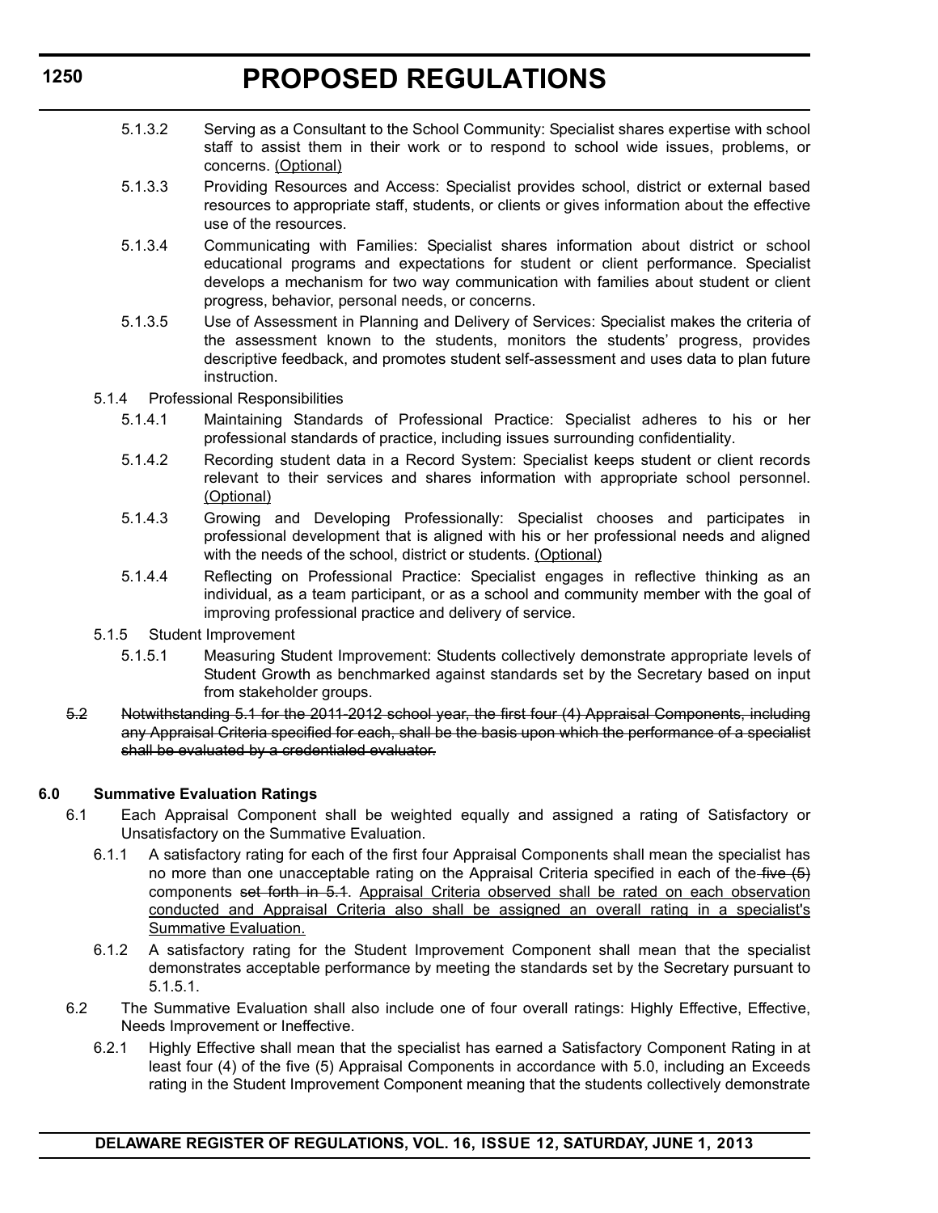5.1.3.2 Serving as a Consultant to the School Community: Specialist shares expertise with school staff to assist them in their work or to respond to school wide issues, problems, or concerns. <u>(Optional)</u>

5.1.3.3 Providing Resources and Access: Specialist provides school, district or external based resources to appropriate staff, students, or clients or gives information about the effective use of the resources.

5.1.3.4 Communicating with Families: Specialist shares information about district or school educational programs and expectations for student or client performance. Specialist develops a mechanism for two way communication with families about student or client progress, behavior, personal needs, or concerns.

5.1.3.5 Use of Assessment in Planning and Delivery of Services: Specialist makes the criteria of the assessment known to the students, monitors the students' progress, provides descriptive feedback, and promotes student self-assessment and uses data to plan future instruction.

5.1.4 Professional Responsibilities

5.1.4.1 Maintaining Standards of Professional Practice: Specialist adheres to his or her professional standards of practice, including issues surrounding confidentiality.

5.1.4.2 Recording student data in a Record System: Specialist keeps student or client records relevant to their services and shares information with appropriate school personnel. <u>(Optional)</u>

5.1.4.3 Growing and Developing Professionally: Specialist chooses and participates in professional development that is aligned with his or her professional needs and aligned with the needs of the school, district or students. <u>(Optional)</u>

5.1.4.4 Reflecting on Professional Practice: Specialist engages in reflective thinking as an individual, as a team participant, or as a school and community member with the goal of improving professional practice and delivery of service.

5.1.5 Student Improvement

5.1.5.1 Measuring Student Improvement: Students collectively demonstrate appropriate levels of Student Growth as benchmarked against standards set by the Secretary based on input from stakeholder groups.

~~5.2 Notwithstanding 5.1 for the 2011-2012 school year, the first four (4) Appraisal Components, including any Appraisal Criteria specified for each, shall be the basis upon which the performance of a specialist shall be evaluated by a credentialed evaluator.~~

**6.0 Summative Evaluation Ratings**

6.1 Each Appraisal Component shall be weighted equally and assigned a rating of Satisfactory or Unsatisfactory on the Summative Evaluation.

6.1.1 A satisfactory rating for each of the first four Appraisal Components shall mean the specialist has no more than one unacceptable rating on the Appraisal Criteria specified in each of the ~~five (5)~~ components ~~set forth in 5.1~~. <u>Appraisal Criteria observed shall be rated on each observation conducted and Appraisal Criteria also shall be assigned an overall rating in a specialist's Summative Evaluation.</u>

6.1.2 A satisfactory rating for the Student Improvement Component shall mean that the specialist demonstrates acceptable performance by meeting the standards set by the Secretary pursuant to 5.1.5.1.

6.2 The Summative Evaluation shall also include one of four overall ratings: Highly Effective, Effective, Needs Improvement or Ineffective.

6.2.1 Highly Effective shall mean that the specialist has earned a Satisfactory Component Rating in at least four (4) of the five (5) Appraisal Components in accordance with 5.0, including an Exceeds rating in the Student Improvement Component meaning that the students collectively demonstrate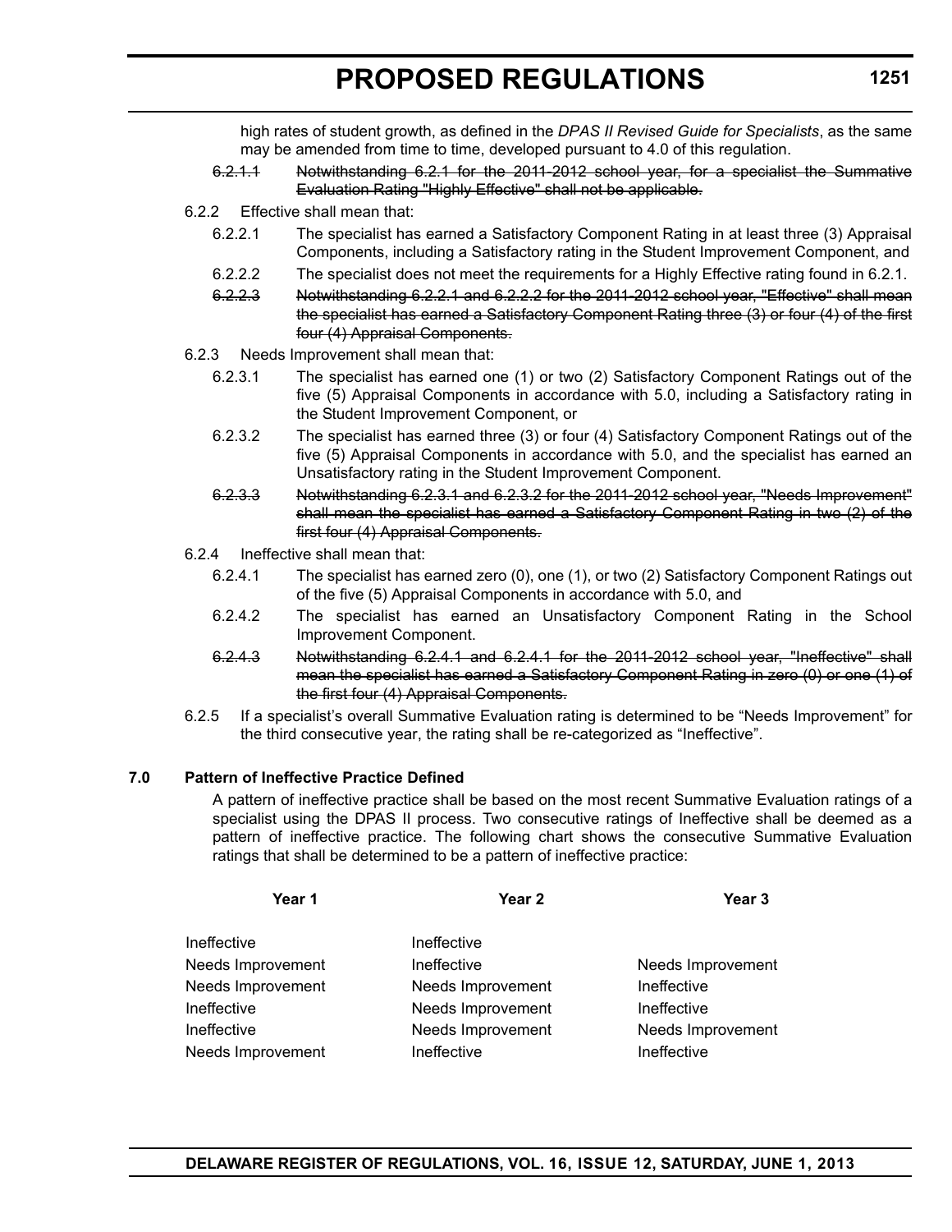high rates of student growth, as defined in the *DPAS II Revised Guide for Specialists*, as the same may be amended from time to time, developed pursuant to 4.0 of this regulation.

~~6.2.1.1 Notwithstanding 6.2.1 for the 2011-2012 school year, for a specialist the Summative Evaluation Rating "Highly Effective" shall not be applicable.~~

6.2.2 Effective shall mean that:

6.2.2.1 The specialist has earned a Satisfactory Component Rating in at least three (3) Appraisal Components, including a Satisfactory rating in the Student Improvement Component, and

6.2.2.2 The specialist does not meet the requirements for a Highly Effective rating found in 6.2.1.

~~6.2.2.3 Notwithstanding 6.2.2.1 and 6.2.2.2 for the 2011-2012 school year, "Effective" shall mean the specialist has earned a Satisfactory Component Rating three (3) or four (4) of the first four (4) Appraisal Components.~~

6.2.3 Needs Improvement shall mean that:

6.2.3.1 The specialist has earned one (1) or two (2) Satisfactory Component Ratings out of the five (5) Appraisal Components in accordance with 5.0, including a Satisfactory rating in the Student Improvement Component, or

6.2.3.2 The specialist has earned three (3) or four (4) Satisfactory Component Ratings out of the five (5) Appraisal Components in accordance with 5.0, and the specialist has earned an Unsatisfactory rating in the Student Improvement Component.

~~6.2.3.3 Notwithstanding 6.2.3.1 and 6.2.3.2 for the 2011-2012 school year, "Needs Improvement" shall mean the specialist has earned a Satisfactory Component Rating in two (2) of the first four (4) Appraisal Components.~~

6.2.4 Ineffective shall mean that:

6.2.4.1 The specialist has earned zero (0), one (1), or two (2) Satisfactory Component Ratings out of the five (5) Appraisal Components in accordance with 5.0, and

6.2.4.2 The specialist has earned an Unsatisfactory Component Rating in the School Improvement Component.

~~6.2.4.3 Notwithstanding 6.2.4.1 and 6.2.4.1 for the 2011-2012 school year, "Ineffective" shall mean the specialist has earned a Satisfactory Component Rating in zero (0) or one (1) of the first four (4) Appraisal Components.~~

6.2.5 If a specialist's overall Summative Evaluation rating is determined to be "Needs Improvement" for the third consecutive year, the rating shall be re-categorized as "Ineffective".

**7.0 Pattern of Ineffective Practice Defined**

A pattern of ineffective practice shall be based on the most recent Summative Evaluation ratings of a specialist using the DPAS II process. Two consecutive ratings of Ineffective shall be deemed as a pattern of ineffective practice. The following chart shows the consecutive Summative Evaluation ratings that shall be determined to be a pattern of ineffective practice:

| Year 1 | Year 2 | Year 3 |
|---|---|---|
| Ineffective | Ineffective | |
| Needs Improvement | Ineffective | Needs Improvement |
| Needs Improvement | Needs Improvement | Ineffective |
| Ineffective | Needs Improvement | Ineffective |
| Ineffective | Needs Improvement | Needs Improvement |
| Needs Improvement | Ineffective | Ineffective |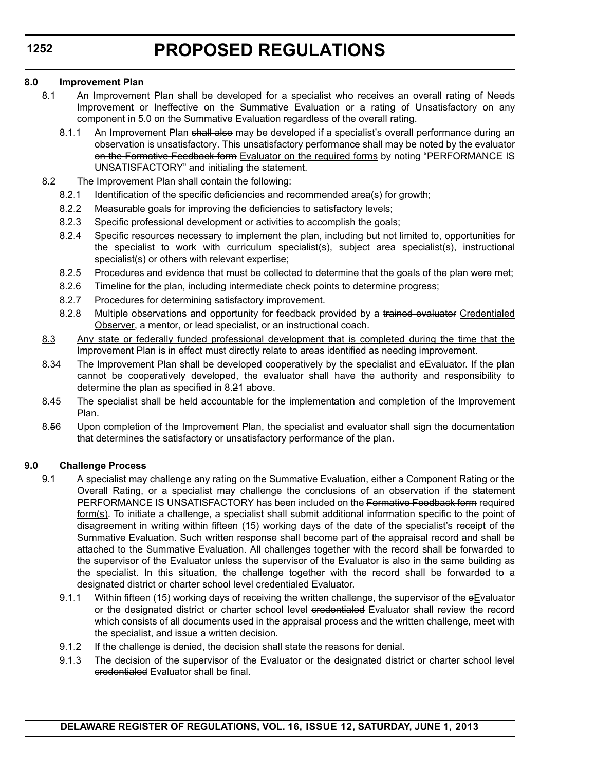**8.0 Improvement Plan**

8.1 An Improvement Plan shall be developed for a specialist who receives an overall rating of Needs Improvement or Ineffective on the Summative Evaluation or a rating of Unsatisfactory on any component in 5.0 on the Summative Evaluation regardless of the overall rating.

8.1.1 An Improvement Plan ~~shall also~~ <u>may</u> be developed if a specialist's overall performance during an observation is unsatisfactory. This unsatisfactory performance ~~shall~~ <u>may</u> be noted by the ~~evaluator on the Formative Feedback form~~ <u>Evaluator on the required forms</u> by noting "PERFORMANCE IS UNSATISFACTORY" and initialing the statement.

8.2 The Improvement Plan shall contain the following:

8.2.1 Identification of the specific deficiencies and recommended area(s) for growth;

8.2.2 Measurable goals for improving the deficiencies to satisfactory levels;

8.2.3 Specific professional development or activities to accomplish the goals;

8.2.4 Specific resources necessary to implement the plan, including but not limited to, opportunities for the specialist to work with curriculum specialist(s), subject area specialist(s), instructional specialist(s) or others with relevant expertise;

8.2.5 Procedures and evidence that must be collected to determine that the goals of the plan were met;

8.2.6 Timeline for the plan, including intermediate check points to determine progress;

8.2.7 Procedures for determining satisfactory improvement.

8.2.8 Multiple observations and opportunity for feedback provided by a ~~trained evaluator~~ <u>Credentialed Observer</u>, a mentor, or lead specialist, or an instructional coach.

<u>8.3 Any state or federally funded professional development that is completed during the time that the Improvement Plan is in effect must directly relate to areas identified as needing improvement.</u>

8.3~~3~~<u>4</u> The Improvement Plan shall be developed cooperatively by the specialist and ~~e~~<u>E</u>valuator. If the plan cannot be cooperatively developed, the evaluator shall have the authority and responsibility to determine the plan as specified in 8.~~2~~<u>1</u> above.

8.4~~4~~<u>5</u> The specialist shall be held accountable for the implementation and completion of the Improvement Plan.

8.~~5~~<u>6</u> Upon completion of the Improvement Plan, the specialist and evaluator shall sign the documentation that determines the satisfactory or unsatisfactory performance of the plan.

**9.0 Challenge Process**

9.1 A specialist may challenge any rating on the Summative Evaluation, either a Component Rating or the Overall Rating, or a specialist may challenge the conclusions of an observation if the statement PERFORMANCE IS UNSATISFACTORY has been included on the ~~Formative Feedback form~~ <u>required form(s)</u>. To initiate a challenge, a specialist shall submit additional information specific to the point of disagreement in writing within fifteen (15) working days of the date of the specialist's receipt of the Summative Evaluation. Such written response shall become part of the appraisal record and shall be attached to the Summative Evaluation. All challenges together with the record shall be forwarded to the supervisor of the Evaluator unless the supervisor of the Evaluator is also in the same building as the specialist. In this situation, the challenge together with the record shall be forwarded to a designated district or charter school level ~~credentialed~~ Evaluator.

9.1.1 Within fifteen (15) working days of receiving the written challenge, the supervisor of the ~~e~~<u>E</u>valuator or the designated district or charter school level ~~credentialed~~ Evaluator shall review the record which consists of all documents used in the appraisal process and the written challenge, meet with the specialist, and issue a written decision.

9.1.2 If the challenge is denied, the decision shall state the reasons for denial.

9.1.3 The decision of the supervisor of the Evaluator or the designated district or charter school level ~~credentialed~~ Evaluator shall be final.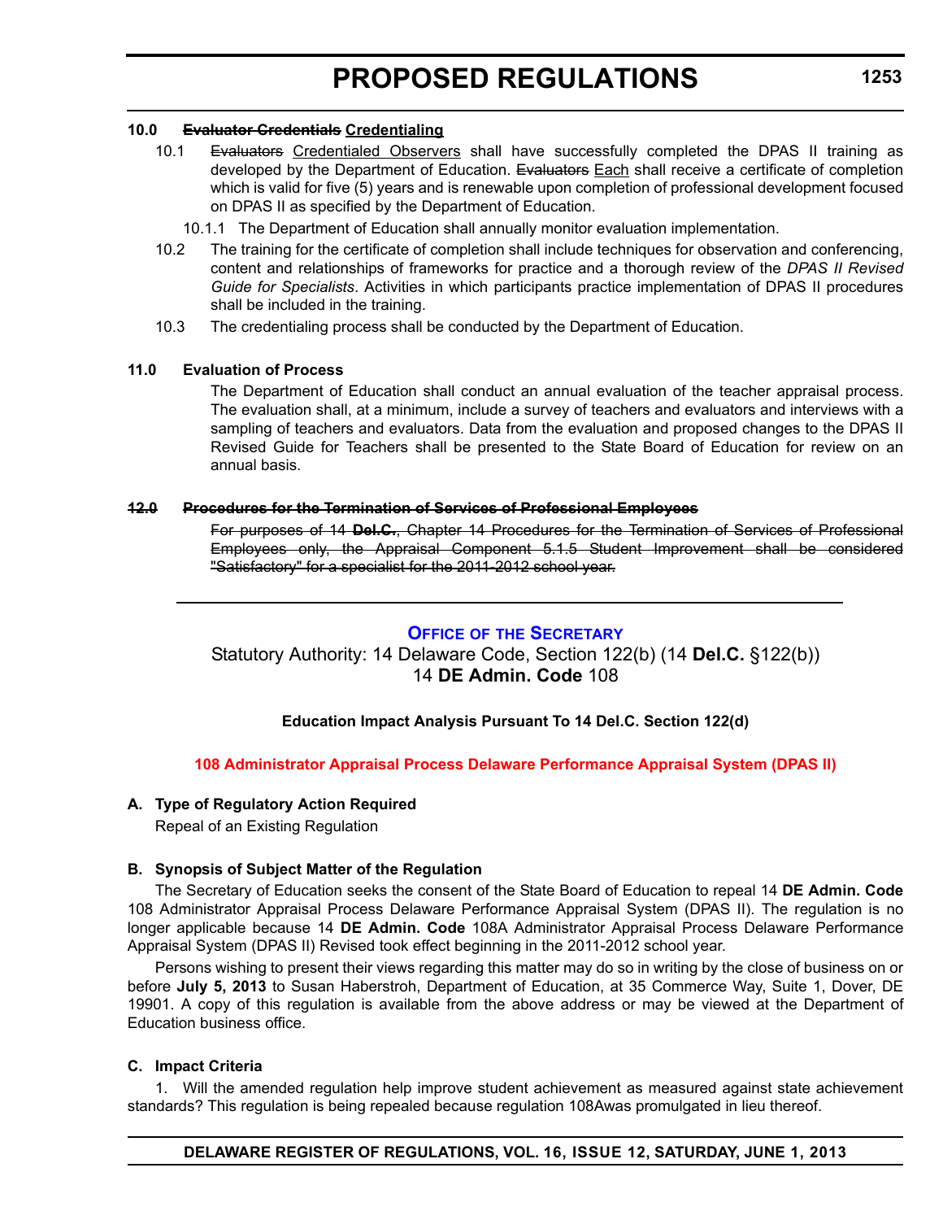**10.0 ~~Evaluator Credentials~~ Credentialing**

10.1 ~~Evaluators~~ Credentialed Observers shall have successfully completed the DPAS II training as developed by the Department of Education. ~~Evaluators~~ Each shall receive a certificate of completion which is valid for five (5) years and is renewable upon completion of professional development focused on DPAS II as specified by the Department of Education.

10.1.1 The Department of Education shall annually monitor evaluation implementation.

10.2 The training for the certificate of completion shall include techniques for observation and conferencing, content and relationships of frameworks for practice and a thorough review of the *DPAS II Revised Guide for Specialists*. Activities in which participants practice implementation of DPAS II procedures shall be included in the training.

10.3 The credentialing process shall be conducted by the Department of Education.

**11.0 Evaluation of Process**

The Department of Education shall conduct an annual evaluation of the teacher appraisal process. The evaluation shall, at a minimum, include a survey of teachers and evaluators and interviews with a sampling of teachers and evaluators. Data from the evaluation and proposed changes to the DPAS II Revised Guide for Teachers shall be presented to the State Board of Education for review on an annual basis.

~~**12.0 Procedures for the Termination of Services of Professional Employees**~~

~~For purposes of 14 **Del.C.**, Chapter 14 Procedures for the Termination of Services of Professional Employees only, the Appraisal Component 5.1.5 Student Improvement shall be considered "Satisfactory" for a specialist for the 2011-2012 school year.~~

---

## OFFICE OF THE SECRETARY

Statutory Authority: 14 Delaware Code, Section 122(b) (14 **Del.C.** §122(b))
14 **DE Admin. Code** 108

**Education Impact Analysis Pursuant To 14 Del.C. Section 122(d)**

**108 Administrator Appraisal Process Delaware Performance Appraisal System (DPAS II)**

**A. Type of Regulatory Action Required**

Repeal of an Existing Regulation

**B. Synopsis of Subject Matter of the Regulation**

The Secretary of Education seeks the consent of the State Board of Education to repeal 14 **DE Admin. Code** 108 Administrator Appraisal Process Delaware Performance Appraisal System (DPAS II). The regulation is no longer applicable because 14 **DE Admin. Code** 108A Administrator Appraisal Process Delaware Performance Appraisal System (DPAS II) Revised took effect beginning in the 2011-2012 school year.

Persons wishing to present their views regarding this matter may do so in writing by the close of business on or before **July 5, 2013** to Susan Haberstroh, Department of Education, at 35 Commerce Way, Suite 1, Dover, DE 19901. A copy of this regulation is available from the above address or may be viewed at the Department of Education business office.

**C. Impact Criteria**

1. Will the amended regulation help improve student achievement as measured against state achievement standards? This regulation is being repealed because regulation 108Awas promulgated in lieu thereof.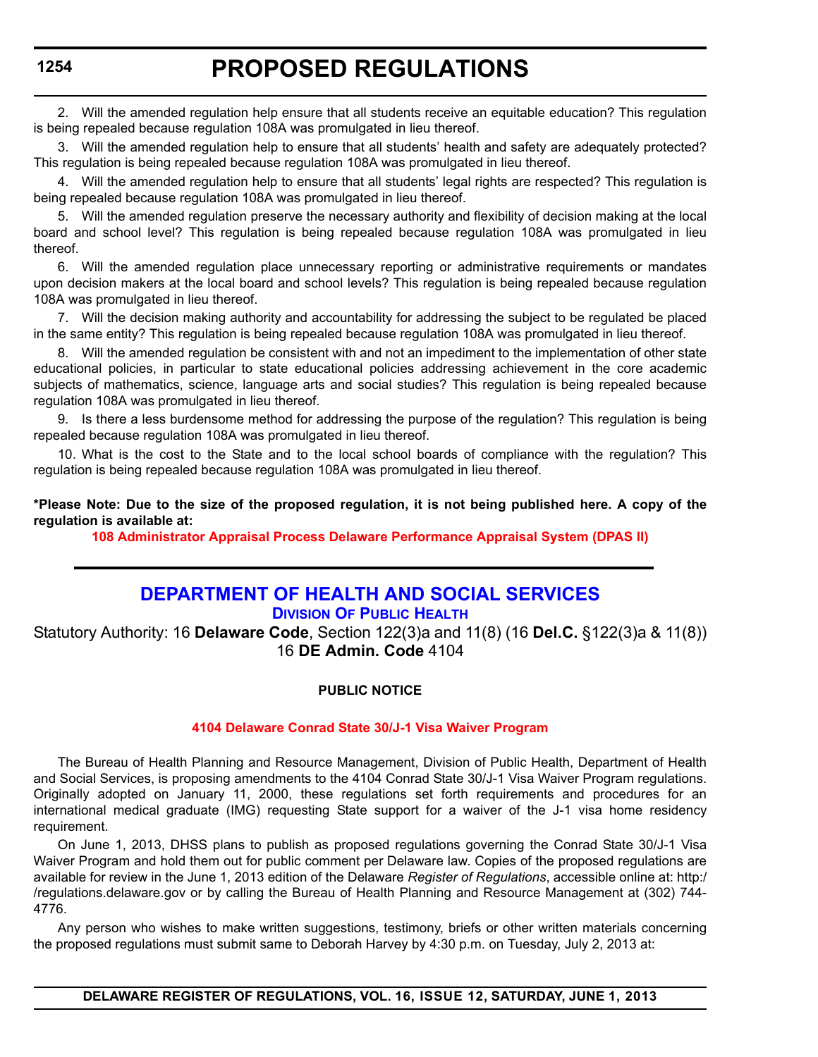2. Will the amended regulation help ensure that all students receive an equitable education? This regulation is being repealed because regulation 108A was promulgated in lieu thereof.

3. Will the amended regulation help to ensure that all students' health and safety are adequately protected? This regulation is being repealed because regulation 108A was promulgated in lieu thereof.

4. Will the amended regulation help to ensure that all students' legal rights are respected? This regulation is being repealed because regulation 108A was promulgated in lieu thereof.

5. Will the amended regulation preserve the necessary authority and flexibility of decision making at the local board and school level? This regulation is being repealed because regulation 108A was promulgated in lieu thereof.

6. Will the amended regulation place unnecessary reporting or administrative requirements or mandates upon decision makers at the local board and school levels? This regulation is being repealed because regulation 108A was promulgated in lieu thereof.

7. Will the decision making authority and accountability for addressing the subject to be regulated be placed in the same entity? This regulation is being repealed because regulation 108A was promulgated in lieu thereof.

8. Will the amended regulation be consistent with and not an impediment to the implementation of other state educational policies, in particular to state educational policies addressing achievement in the core academic subjects of mathematics, science, language arts and social studies? This regulation is being repealed because regulation 108A was promulgated in lieu thereof.

9. Is there a less burdensome method for addressing the purpose of the regulation? This regulation is being repealed because regulation 108A was promulgated in lieu thereof.

10. What is the cost to the State and to the local school boards of compliance with the regulation? This regulation is being repealed because regulation 108A was promulgated in lieu thereof.

**\*Please Note: Due to the size of the proposed regulation, it is not being published here. A copy of the regulation is available at:**

**108 Administrator Appraisal Process Delaware Performance Appraisal System (DPAS II)**

---

## DEPARTMENT OF HEALTH AND SOCIAL SERVICES

### DIVISION OF PUBLIC HEALTH

Statutory Authority: 16 **Delaware Code**, Section 122(3)a and 11(8) (16 **Del.C.** §122(3)a & 11(8))
16 **DE Admin. Code** 4104

**PUBLIC NOTICE**

**4104 Delaware Conrad State 30/J-1 Visa Waiver Program**

The Bureau of Health Planning and Resource Management, Division of Public Health, Department of Health and Social Services, is proposing amendments to the 4104 Conrad State 30/J-1 Visa Waiver Program regulations. Originally adopted on January 11, 2000, these regulations set forth requirements and procedures for an international medical graduate (IMG) requesting State support for a waiver of the J-1 visa home residency requirement.

On June 1, 2013, DHSS plans to publish as proposed regulations governing the Conrad State 30/J-1 Visa Waiver Program and hold them out for public comment per Delaware law. Copies of the proposed regulations are available for review in the June 1, 2013 edition of the Delaware *Register of Regulations*, accessible online at: http://regulations.delaware.gov or by calling the Bureau of Health Planning and Resource Management at (302) 744-4776.

Any person who wishes to make written suggestions, testimony, briefs or other written materials concerning the proposed regulations must submit same to Deborah Harvey by 4:30 p.m. on Tuesday, July 2, 2013 at: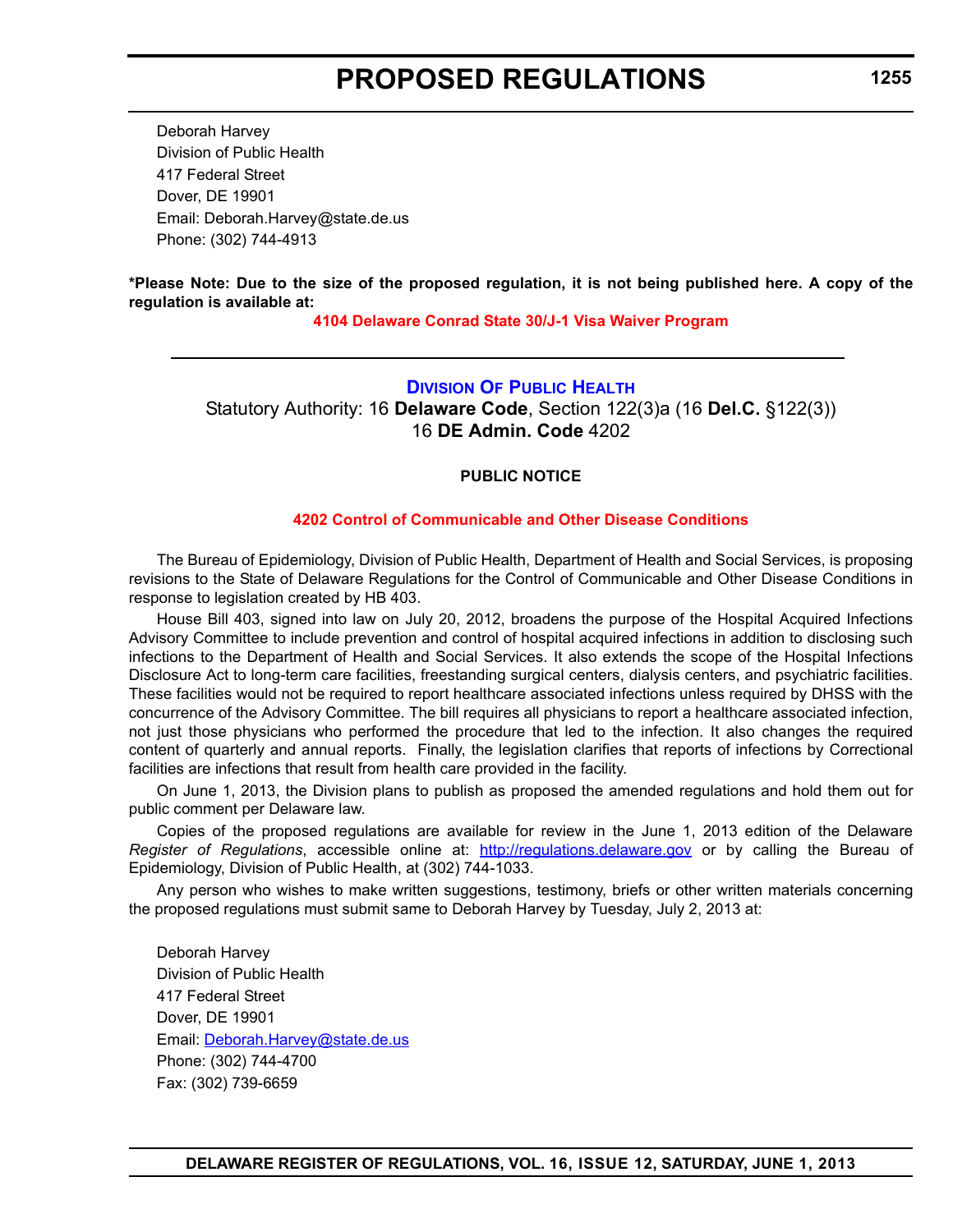Deborah Harvey
Division of Public Health
417 Federal Street
Dover, DE 19901
Email: Deborah.Harvey@state.de.us
Phone: (302) 744-4913

**\*Please Note: Due to the size of the proposed regulation, it is not being published here. A copy of the regulation is available at:**

**4104 Delaware Conrad State 30/J-1 Visa Waiver Program**

---

## Division Of Public Health

Statutory Authority: 16 **Delaware Code**, Section 122(3)a (16 **Del.C.** §122(3))
16 **DE Admin. Code** 4202

**PUBLIC NOTICE**

**4202 Control of Communicable and Other Disease Conditions**

The Bureau of Epidemiology, Division of Public Health, Department of Health and Social Services, is proposing revisions to the State of Delaware Regulations for the Control of Communicable and Other Disease Conditions in response to legislation created by HB 403.

House Bill 403, signed into law on July 20, 2012, broadens the purpose of the Hospital Acquired Infections Advisory Committee to include prevention and control of hospital acquired infections in addition to disclosing such infections to the Department of Health and Social Services. It also extends the scope of the Hospital Infections Disclosure Act to long-term care facilities, freestanding surgical centers, dialysis centers, and psychiatric facilities. These facilities would not be required to report healthcare associated infections unless required by DHSS with the concurrence of the Advisory Committee. The bill requires all physicians to report a healthcare associated infection, not just those physicians who performed the procedure that led to the infection. It also changes the required content of quarterly and annual reports. Finally, the legislation clarifies that reports of infections by Correctional facilities are infections that result from health care provided in the facility.

On June 1, 2013, the Division plans to publish as proposed the amended regulations and hold them out for public comment per Delaware law.

Copies of the proposed regulations are available for review in the June 1, 2013 edition of the Delaware *Register of Regulations*, accessible online at: http://regulations.delaware.gov or by calling the Bureau of Epidemiology, Division of Public Health, at (302) 744-1033.

Any person who wishes to make written suggestions, testimony, briefs or other written materials concerning the proposed regulations must submit same to Deborah Harvey by Tuesday, July 2, 2013 at:

Deborah Harvey
Division of Public Health
417 Federal Street
Dover, DE 19901
Email: Deborah.Harvey@state.de.us
Phone: (302) 744-4700
Fax: (302) 739-6659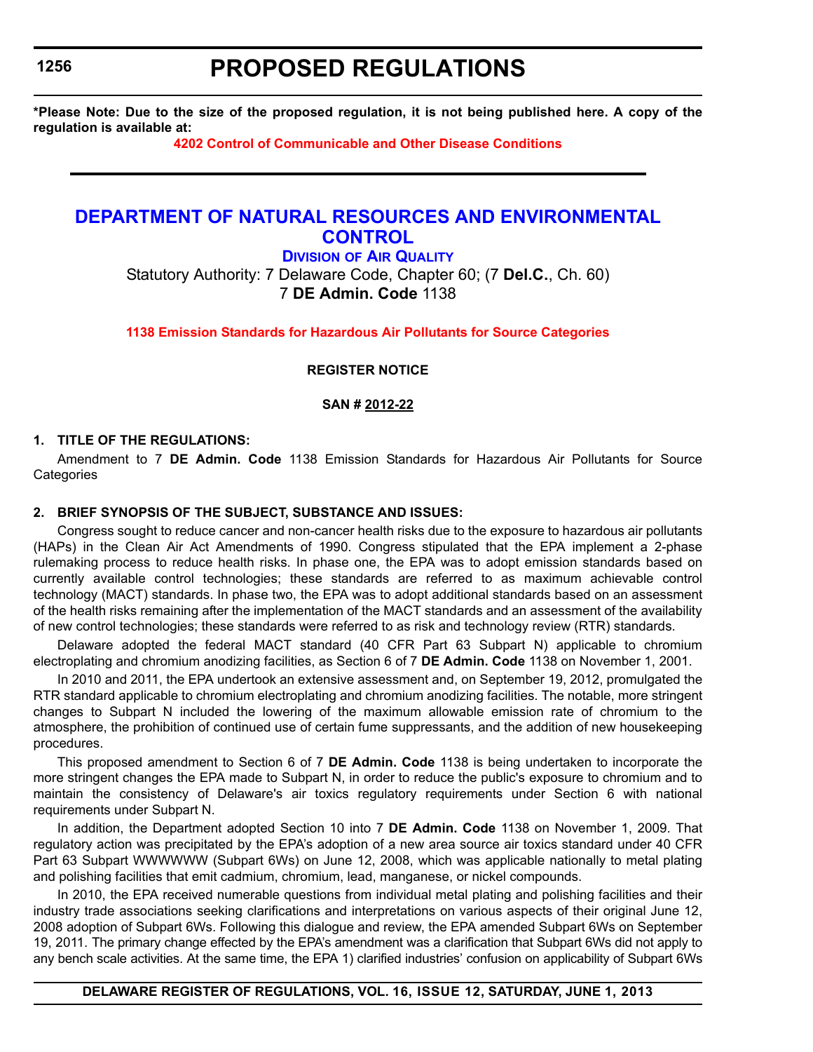**\*Please Note: Due to the size of the proposed regulation, it is not being published here. A copy of the regulation is available at:**

**4202 Control of Communicable and Other Disease Conditions**

---

# DEPARTMENT OF NATURAL RESOURCES AND ENVIRONMENTAL CONTROL

## DIVISION OF AIR QUALITY

Statutory Authority: 7 Delaware Code, Chapter 60; (7 **Del.C.**, Ch. 60)
7 **DE Admin. Code** 1138

**1138 Emission Standards for Hazardous Air Pollutants for Source Categories**

**REGISTER NOTICE**

**SAN # 2012-22**

**1. TITLE OF THE REGULATIONS:**

Amendment to 7 **DE Admin. Code** 1138 Emission Standards for Hazardous Air Pollutants for Source Categories

**2. BRIEF SYNOPSIS OF THE SUBJECT, SUBSTANCE AND ISSUES:**

Congress sought to reduce cancer and non-cancer health risks due to the exposure to hazardous air pollutants (HAPs) in the Clean Air Act Amendments of 1990. Congress stipulated that the EPA implement a 2-phase rulemaking process to reduce health risks. In phase one, the EPA was to adopt emission standards based on currently available control technologies; these standards are referred to as maximum achievable control technology (MACT) standards. In phase two, the EPA was to adopt additional standards based on an assessment of the health risks remaining after the implementation of the MACT standards and an assessment of the availability of new control technologies; these standards were referred to as risk and technology review (RTR) standards.

Delaware adopted the federal MACT standard (40 CFR Part 63 Subpart N) applicable to chromium electroplating and chromium anodizing facilities, as Section 6 of 7 **DE Admin. Code** 1138 on November 1, 2001.

In 2010 and 2011, the EPA undertook an extensive assessment and, on September 19, 2012, promulgated the RTR standard applicable to chromium electroplating and chromium anodizing facilities. The notable, more stringent changes to Subpart N included the lowering of the maximum allowable emission rate of chromium to the atmosphere, the prohibition of continued use of certain fume suppressants, and the addition of new housekeeping procedures.

This proposed amendment to Section 6 of 7 **DE Admin. Code** 1138 is being undertaken to incorporate the more stringent changes the EPA made to Subpart N, in order to reduce the public's exposure to chromium and to maintain the consistency of Delaware's air toxics regulatory requirements under Section 6 with national requirements under Subpart N.

In addition, the Department adopted Section 10 into 7 **DE Admin. Code** 1138 on November 1, 2009. That regulatory action was precipitated by the EPA's adoption of a new area source air toxics standard under 40 CFR Part 63 Subpart WWWWWW (Subpart 6Ws) on June 12, 2008, which was applicable nationally to metal plating and polishing facilities that emit cadmium, chromium, lead, manganese, or nickel compounds.

In 2010, the EPA received numerable questions from individual metal plating and polishing facilities and their industry trade associations seeking clarifications and interpretations on various aspects of their original June 12, 2008 adoption of Subpart 6Ws. Following this dialogue and review, the EPA amended Subpart 6Ws on September 19, 2011. The primary change effected by the EPA's amendment was a clarification that Subpart 6Ws did not apply to any bench scale activities. At the same time, the EPA 1) clarified industries' confusion on applicability of Subpart 6Ws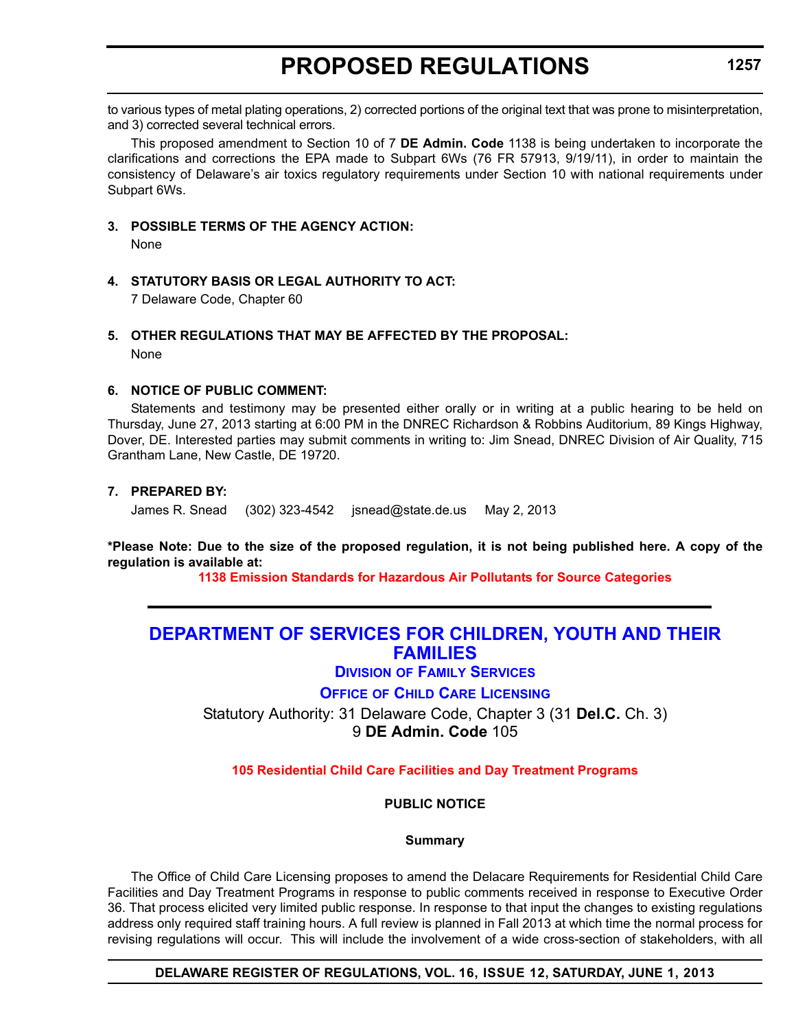to various types of metal plating operations, 2) corrected portions of the original text that was prone to misinterpretation, and 3) corrected several technical errors.

This proposed amendment to Section 10 of 7 **DE Admin. Code** 1138 is being undertaken to incorporate the clarifications and corrections the EPA made to Subpart 6Ws (76 FR 57913, 9/19/11), in order to maintain the consistency of Delaware's air toxics regulatory requirements under Section 10 with national requirements under Subpart 6Ws.

**3. POSSIBLE TERMS OF THE AGENCY ACTION:**

None

**4. STATUTORY BASIS OR LEGAL AUTHORITY TO ACT:**

7 Delaware Code, Chapter 60

**5. OTHER REGULATIONS THAT MAY BE AFFECTED BY THE PROPOSAL:**

None

**6. NOTICE OF PUBLIC COMMENT:**

Statements and testimony may be presented either orally or in writing at a public hearing to be held on Thursday, June 27, 2013 starting at 6:00 PM in the DNREC Richardson & Robbins Auditorium, 89 Kings Highway, Dover, DE. Interested parties may submit comments in writing to: Jim Snead, DNREC Division of Air Quality, 715 Grantham Lane, New Castle, DE 19720.

**7. PREPARED BY:**

James R. Snead (302) 323-4542 jsnead@state.de.us May 2, 2013

**\*Please Note: Due to the size of the proposed regulation, it is not being published here. A copy of the regulation is available at:**

**1138 Emission Standards for Hazardous Air Pollutants for Source Categories**

---

# DEPARTMENT OF SERVICES FOR CHILDREN, YOUTH AND THEIR FAMILIES

## Division of Family Services

## Office of Child Care Licensing

Statutory Authority: 31 Delaware Code, Chapter 3 (31 **Del.C.** Ch. 3)
9 **DE Admin. Code** 105

**105 Residential Child Care Facilities and Day Treatment Programs**

**PUBLIC NOTICE**

**Summary**

The Office of Child Care Licensing proposes to amend the Delacare Requirements for Residential Child Care Facilities and Day Treatment Programs in response to public comments received in response to Executive Order 36. That process elicited very limited public response. In response to that input the changes to existing regulations address only required staff training hours. A full review is planned in Fall 2013 at which time the normal process for revising regulations will occur. This will include the involvement of a wide cross-section of stakeholders, with all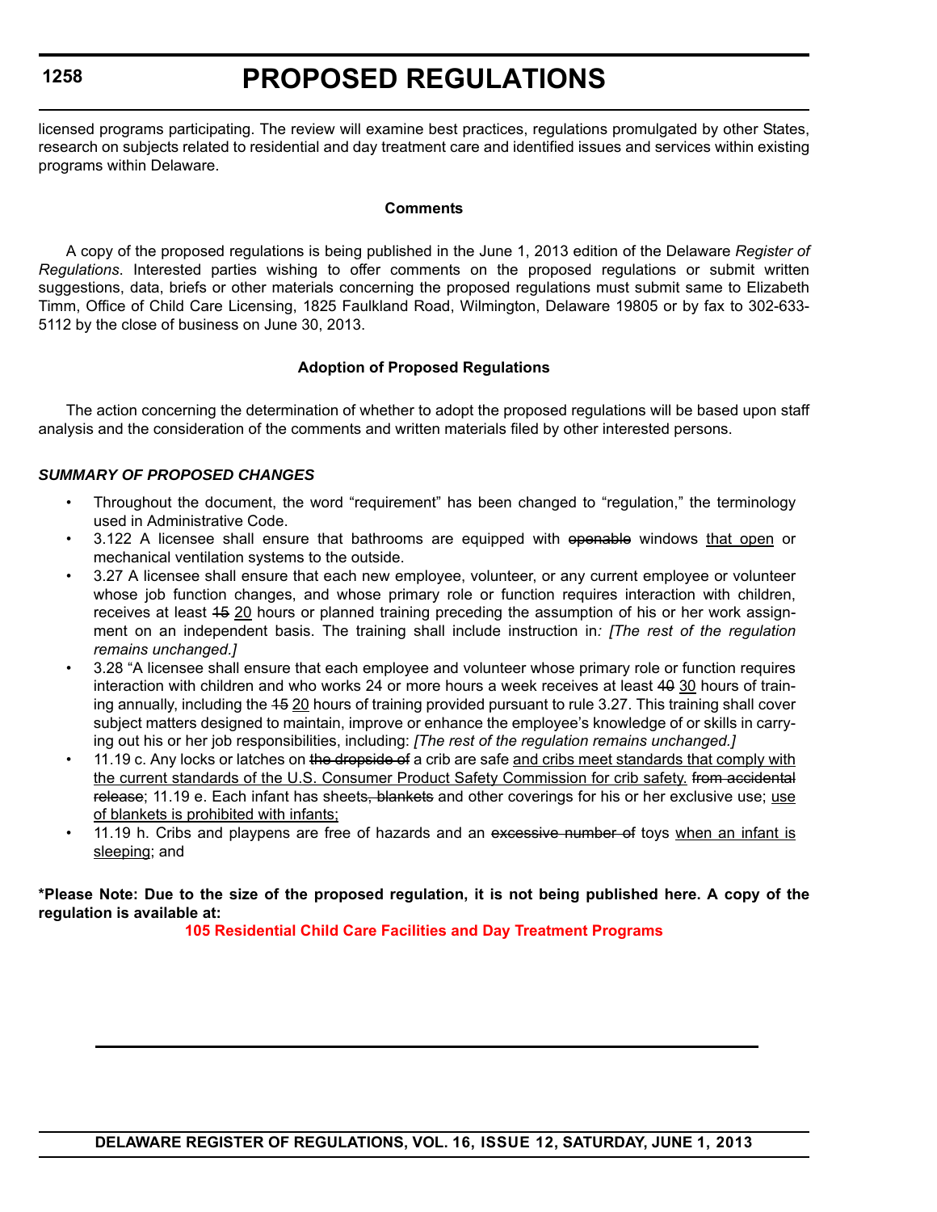licensed programs participating. The review will examine best practices, regulations promulgated by other States, research on subjects related to residential and day treatment care and identified issues and services within existing programs within Delaware.

**Comments**

A copy of the proposed regulations is being published in the June 1, 2013 edition of the Delaware *Register of Regulations*. Interested parties wishing to offer comments on the proposed regulations or submit written suggestions, data, briefs or other materials concerning the proposed regulations must submit same to Elizabeth Timm, Office of Child Care Licensing, 1825 Faulkland Road, Wilmington, Delaware 19805 or by fax to 302-633-5112 by the close of business on June 30, 2013.

**Adoption of Proposed Regulations**

The action concerning the determination of whether to adopt the proposed regulations will be based upon staff analysis and the consideration of the comments and written materials filed by other interested persons.

***SUMMARY OF PROPOSED CHANGES***

- Throughout the document, the word "requirement" has been changed to "regulation," the terminology used in Administrative Code.
- 3.122 A licensee shall ensure that bathrooms are equipped with ~~openable~~ windows <u>that open</u> or mechanical ventilation systems to the outside.
- 3.27 A licensee shall ensure that each new employee, volunteer, or any current employee or volunteer whose job function changes, and whose primary role or function requires interaction with children, receives at least ~~15~~ <u>20</u> hours or planned training preceding the assumption of his or her work assignment on an independent basis. The training shall include instruction in*: [The rest of the regulation remains unchanged.]*
- 3.28 "A licensee shall ensure that each employee and volunteer whose primary role or function requires interaction with children and who works 24 or more hours a week receives at least ~~40~~ <u>30</u> hours of training annually, including the ~~15~~ <u>20</u> hours of training provided pursuant to rule 3.27. This training shall cover subject matters designed to maintain, improve or enhance the employee's knowledge of or skills in carrying out his or her job responsibilities, including: *[The rest of the regulation remains unchanged.]*
- 11.19 c. Any locks or latches on ~~the dropside of~~ a crib are safe <u>and cribs meet standards that comply with the current standards of the U.S. Consumer Product Safety Commission for crib safety.</u> ~~from accidental release~~; 11.19 e. Each infant has sheets~~, blankets~~ and other coverings for his or her exclusive use; <u>use of blankets is prohibited with infants;</u>
- 11.19 h. Cribs and playpens are free of hazards and an ~~excessive number of~~ toys <u>when an infant is sleeping</u>; and

**\*Please Note: Due to the size of the proposed regulation, it is not being published here. A copy of the regulation is available at:**

**105 Residential Child Care Facilities and Day Treatment Programs**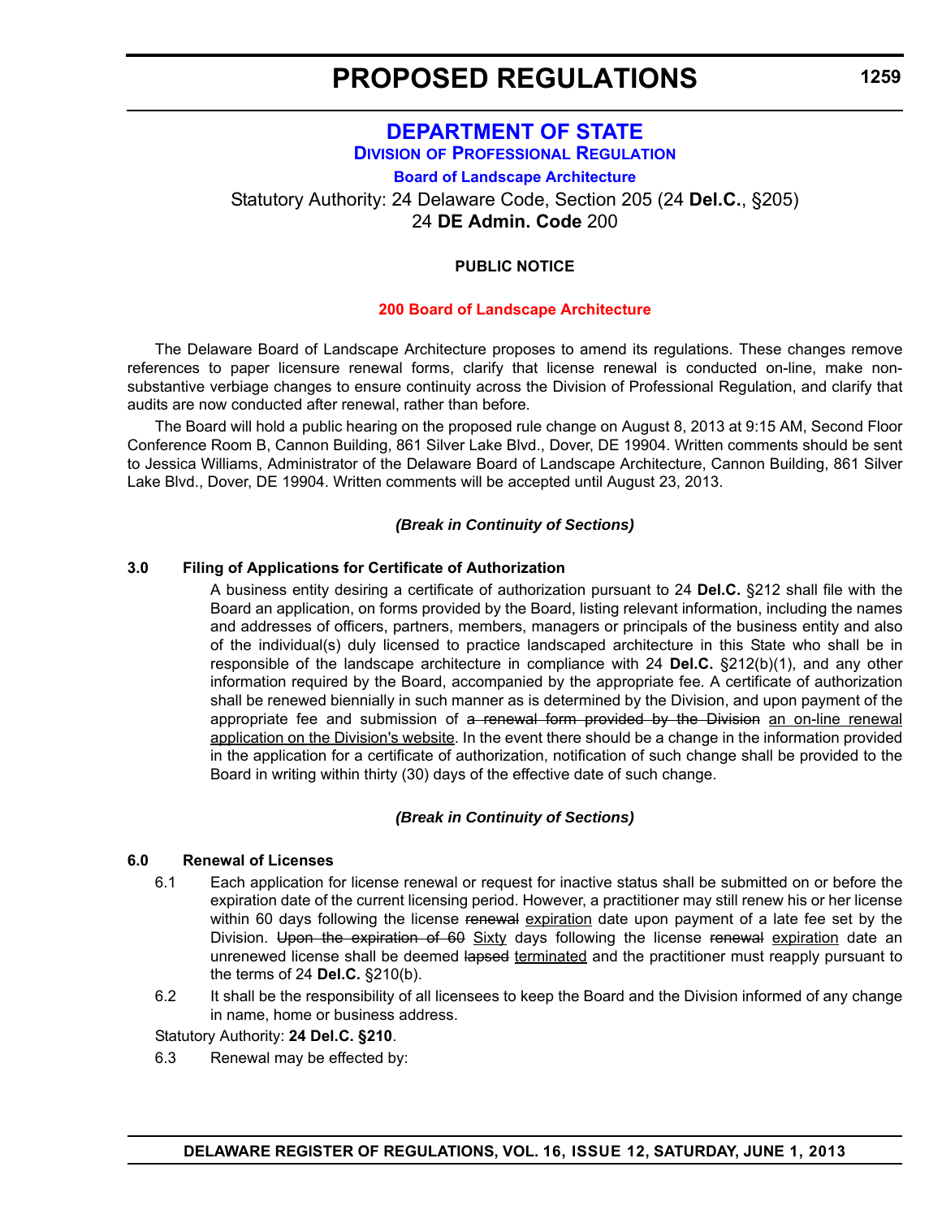# DEPARTMENT OF STATE

## DIVISION OF PROFESSIONAL REGULATION

### Board of Landscape Architecture

Statutory Authority: 24 Delaware Code, Section 205 (24 **Del.C.**, §205)
24 **DE Admin. Code** 200

**PUBLIC NOTICE**

**200 Board of Landscape Architecture**

The Delaware Board of Landscape Architecture proposes to amend its regulations. These changes remove references to paper licensure renewal forms, clarify that license renewal is conducted on-line, make non-substantive verbiage changes to ensure continuity across the Division of Professional Regulation, and clarify that audits are now conducted after renewal, rather than before.

The Board will hold a public hearing on the proposed rule change on August 8, 2013 at 9:15 AM, Second Floor Conference Room B, Cannon Building, 861 Silver Lake Blvd., Dover, DE 19904. Written comments should be sent to Jessica Williams, Administrator of the Delaware Board of Landscape Architecture, Cannon Building, 861 Silver Lake Blvd., Dover, DE 19904. Written comments will be accepted until August 23, 2013.

***(Break in Continuity of Sections)***

**3.0 Filing of Applications for Certificate of Authorization**

A business entity desiring a certificate of authorization pursuant to 24 **Del.C.** §212 shall file with the Board an application, on forms provided by the Board, listing relevant information, including the names and addresses of officers, partners, members, managers or principals of the business entity and also of the individual(s) duly licensed to practice landscaped architecture in this State who shall be in responsible of the landscape architecture in compliance with 24 **Del.C.** §212(b)(1), and any other information required by the Board, accompanied by the appropriate fee. A certificate of authorization shall be renewed biennially in such manner as is determined by the Division, and upon payment of the appropriate fee and submission of ~~a renewal form provided by the Division~~ <u>an on-line renewal application on the Division's website</u>. In the event there should be a change in the information provided in the application for a certificate of authorization, notification of such change shall be provided to the Board in writing within thirty (30) days of the effective date of such change.

***(Break in Continuity of Sections)***

**6.0 Renewal of Licenses**

6.1 Each application for license renewal or request for inactive status shall be submitted on or before the expiration date of the current licensing period. However, a practitioner may still renew his or her license within 60 days following the license ~~renewal~~ <u>expiration</u> date upon payment of a late fee set by the Division. ~~Upon the expiration of 60~~ <u>Sixty</u> days following the license ~~renewal~~ <u>expiration</u> date an unrenewed license shall be deemed ~~lapsed~~ <u>terminated</u> and the practitioner must reapply pursuant to the terms of 24 **Del.C.** §210(b).

6.2 It shall be the responsibility of all licensees to keep the Board and the Division informed of any change in name, home or business address.

Statutory Authority: **24 Del.C. §210**.

6.3 Renewal may be effected by: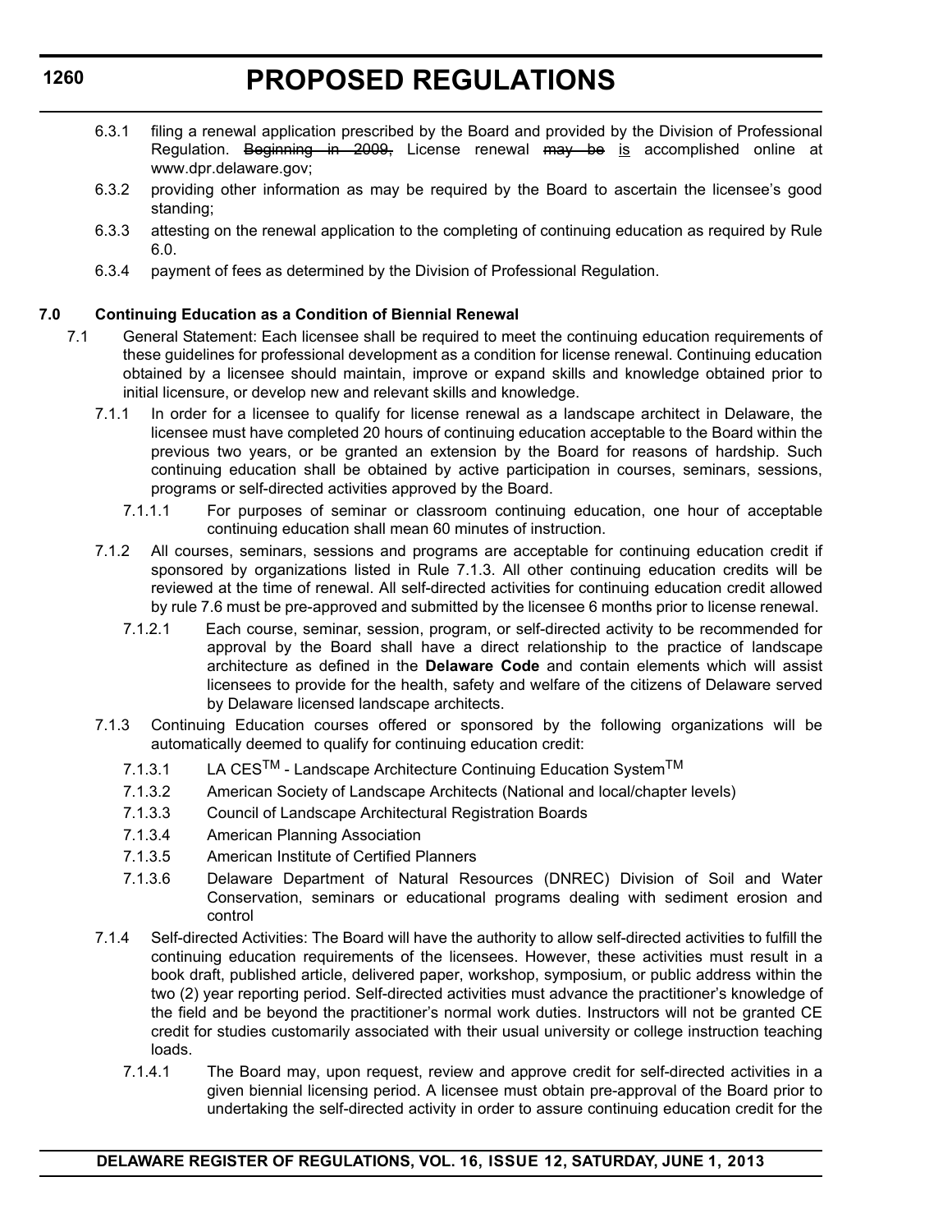6.3.1 filing a renewal application prescribed by the Board and provided by the Division of Professional Regulation. ~~Beginning in 2009,~~ License renewal ~~may be~~ is accomplished online at www.dpr.delaware.gov;

6.3.2 providing other information as may be required by the Board to ascertain the licensee's good standing;

6.3.3 attesting on the renewal application to the completing of continuing education as required by Rule 6.0.

6.3.4 payment of fees as determined by the Division of Professional Regulation.

**7.0 Continuing Education as a Condition of Biennial Renewal**

7.1 General Statement: Each licensee shall be required to meet the continuing education requirements of these guidelines for professional development as a condition for license renewal. Continuing education obtained by a licensee should maintain, improve or expand skills and knowledge obtained prior to initial licensure, or develop new and relevant skills and knowledge.

7.1.1 In order for a licensee to qualify for license renewal as a landscape architect in Delaware, the licensee must have completed 20 hours of continuing education acceptable to the Board within the previous two years, or be granted an extension by the Board for reasons of hardship. Such continuing education shall be obtained by active participation in courses, seminars, sessions, programs or self-directed activities approved by the Board.

7.1.1.1 For purposes of seminar or classroom continuing education, one hour of acceptable continuing education shall mean 60 minutes of instruction.

7.1.2 All courses, seminars, sessions and programs are acceptable for continuing education credit if sponsored by organizations listed in Rule 7.1.3. All other continuing education credits will be reviewed at the time of renewal. All self-directed activities for continuing education credit allowed by rule 7.6 must be pre-approved and submitted by the licensee 6 months prior to license renewal.

7.1.2.1 Each course, seminar, session, program, or self-directed activity to be recommended for approval by the Board shall have a direct relationship to the practice of landscape architecture as defined in the **Delaware Code** and contain elements which will assist licensees to provide for the health, safety and welfare of the citizens of Delaware served by Delaware licensed landscape architects.

7.1.3 Continuing Education courses offered or sponsored by the following organizations will be automatically deemed to qualify for continuing education credit:

7.1.3.1 LA CES™ - Landscape Architecture Continuing Education System™

7.1.3.2 American Society of Landscape Architects (National and local/chapter levels)

7.1.3.3 Council of Landscape Architectural Registration Boards

7.1.3.4 American Planning Association

7.1.3.5 American Institute of Certified Planners

7.1.3.6 Delaware Department of Natural Resources (DNREC) Division of Soil and Water Conservation, seminars or educational programs dealing with sediment erosion and control

7.1.4 Self-directed Activities: The Board will have the authority to allow self-directed activities to fulfill the continuing education requirements of the licensees. However, these activities must result in a book draft, published article, delivered paper, workshop, symposium, or public address within the two (2) year reporting period. Self-directed activities must advance the practitioner's knowledge of the field and be beyond the practitioner's normal work duties. Instructors will not be granted CE credit for studies customarily associated with their usual university or college instruction teaching loads.

7.1.4.1 The Board may, upon request, review and approve credit for self-directed activities in a given biennial licensing period. A licensee must obtain pre-approval of the Board prior to undertaking the self-directed activity in order to assure continuing education credit for the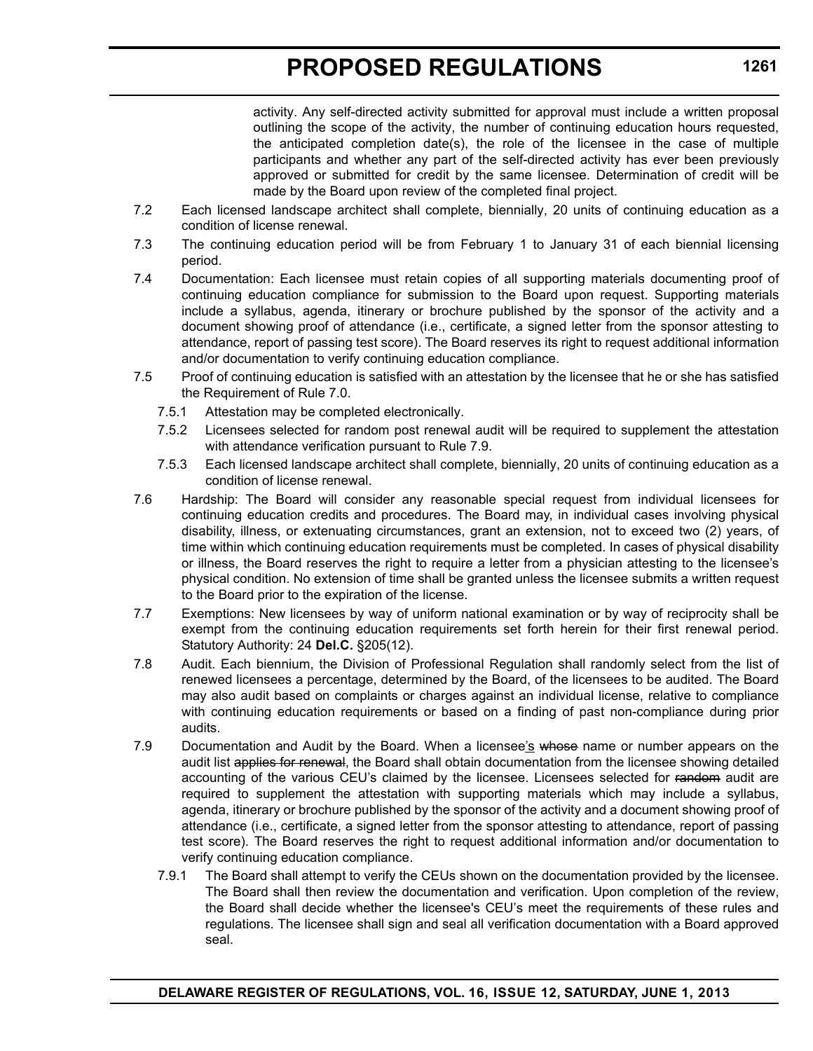activity. Any self-directed activity submitted for approval must include a written proposal outlining the scope of the activity, the number of continuing education hours requested, the anticipated completion date(s), the role of the licensee in the case of multiple participants and whether any part of the self-directed activity has ever been previously approved or submitted for credit by the same licensee. Determination of credit will be made by the Board upon review of the completed final project.

7.2 Each licensed landscape architect shall complete, biennially, 20 units of continuing education as a condition of license renewal.

7.3 The continuing education period will be from February 1 to January 31 of each biennial licensing period.

7.4 Documentation: Each licensee must retain copies of all supporting materials documenting proof of continuing education compliance for submission to the Board upon request. Supporting materials include a syllabus, agenda, itinerary or brochure published by the sponsor of the activity and a document showing proof of attendance (i.e., certificate, a signed letter from the sponsor attesting to attendance, report of passing test score). The Board reserves its right to request additional information and/or documentation to verify continuing education compliance.

7.5 Proof of continuing education is satisfied with an attestation by the licensee that he or she has satisfied the Requirement of Rule 7.0.

7.5.1 Attestation may be completed electronically.

7.5.2 Licensees selected for random post renewal audit will be required to supplement the attestation with attendance verification pursuant to Rule 7.9.

7.5.3 Each licensed landscape architect shall complete, biennially, 20 units of continuing education as a condition of license renewal.

7.6 Hardship: The Board will consider any reasonable special request from individual licensees for continuing education credits and procedures. The Board may, in individual cases involving physical disability, illness, or extenuating circumstances, grant an extension, not to exceed two (2) years, of time within which continuing education requirements must be completed. In cases of physical disability or illness, the Board reserves the right to require a letter from a physician attesting to the licensee's physical condition. No extension of time shall be granted unless the licensee submits a written request to the Board prior to the expiration of the license.

7.7 Exemptions: New licensees by way of uniform national examination or by way of reciprocity shall be exempt from the continuing education requirements set forth herein for their first renewal period. Statutory Authority: 24 **Del.C.** §205(12).

7.8 Audit. Each biennium, the Division of Professional Regulation shall randomly select from the list of renewed licensees a percentage, determined by the Board, of the licensees to be audited. The Board may also audit based on complaints or charges against an individual license, relative to compliance with continuing education requirements or based on a finding of past non-compliance during prior audits.

7.9 Documentation and Audit by the Board. When a licensee<u>'s</u> ~~whose~~ name or number appears on the audit list ~~applies for renewal~~, the Board shall obtain documentation from the licensee showing detailed accounting of the various CEU's claimed by the licensee. Licensees selected for ~~random~~ audit are required to supplement the attestation with supporting materials which may include a syllabus, agenda, itinerary or brochure published by the sponsor of the activity and a document showing proof of attendance (i.e., certificate, a signed letter from the sponsor attesting to attendance, report of passing test score). The Board reserves the right to request additional information and/or documentation to verify continuing education compliance.

7.9.1 The Board shall attempt to verify the CEUs shown on the documentation provided by the licensee. The Board shall then review the documentation and verification. Upon completion of the review, the Board shall decide whether the licensee's CEU's meet the requirements of these rules and regulations. The licensee shall sign and seal all verification documentation with a Board approved seal.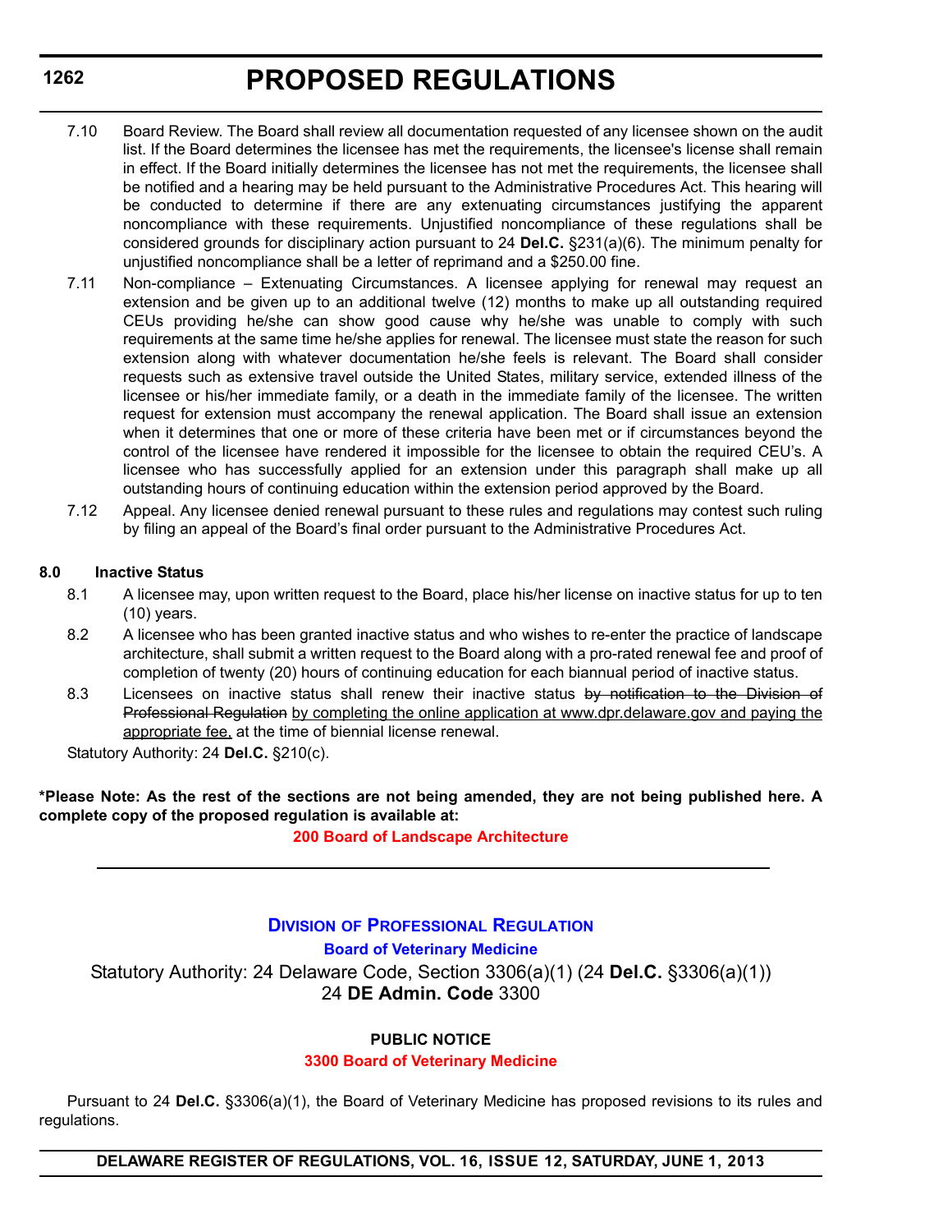7.10 Board Review. The Board shall review all documentation requested of any licensee shown on the audit list. If the Board determines the licensee has met the requirements, the licensee's license shall remain in effect. If the Board initially determines the licensee has not met the requirements, the licensee shall be notified and a hearing may be held pursuant to the Administrative Procedures Act. This hearing will be conducted to determine if there are any extenuating circumstances justifying the apparent noncompliance with these requirements. Unjustified noncompliance of these regulations shall be considered grounds for disciplinary action pursuant to 24 **Del.C.** §231(a)(6). The minimum penalty for unjustified noncompliance shall be a letter of reprimand and a $250.00 fine.

7.11 Non-compliance – Extenuating Circumstances. A licensee applying for renewal may request an extension and be given up to an additional twelve (12) months to make up all outstanding required CEUs providing he/she can show good cause why he/she was unable to comply with such requirements at the same time he/she applies for renewal. The licensee must state the reason for such extension along with whatever documentation he/she feels is relevant. The Board shall consider requests such as extensive travel outside the United States, military service, extended illness of the licensee or his/her immediate family, or a death in the immediate family of the licensee. The written request for extension must accompany the renewal application. The Board shall issue an extension when it determines that one or more of these criteria have been met or if circumstances beyond the control of the licensee have rendered it impossible for the licensee to obtain the required CEU's. A licensee who has successfully applied for an extension under this paragraph shall make up all outstanding hours of continuing education within the extension period approved by the Board.

7.12 Appeal. Any licensee denied renewal pursuant to these rules and regulations may contest such ruling by filing an appeal of the Board's final order pursuant to the Administrative Procedures Act.

**8.0 Inactive Status**

8.1 A licensee may, upon written request to the Board, place his/her license on inactive status for up to ten (10) years.

8.2 A licensee who has been granted inactive status and who wishes to re-enter the practice of landscape architecture, shall submit a written request to the Board along with a pro-rated renewal fee and proof of completion of twenty (20) hours of continuing education for each biannual period of inactive status.

8.3 Licensees on inactive status shall renew their inactive status ~~by notification to the Division of Professional Regulation~~ <u>by completing the online application at www.dpr.delaware.gov and paying the appropriate fee,</u> at the time of biennial license renewal.

Statutory Authority: 24 **Del.C.** §210(c).

**\*Please Note: As the rest of the sections are not being amended, they are not being published here. A complete copy of the proposed regulation is available at:**

**200 Board of Landscape Architecture**

## Division of Professional Regulation

### Board of Veterinary Medicine

Statutory Authority: 24 Delaware Code, Section 3306(a)(1) (24 **Del.C.** §3306(a)(1))
24 **DE Admin. Code** 3300

**PUBLIC NOTICE**

**3300 Board of Veterinary Medicine**

Pursuant to 24 **Del.C.** §3306(a)(1), the Board of Veterinary Medicine has proposed revisions to its rules and regulations.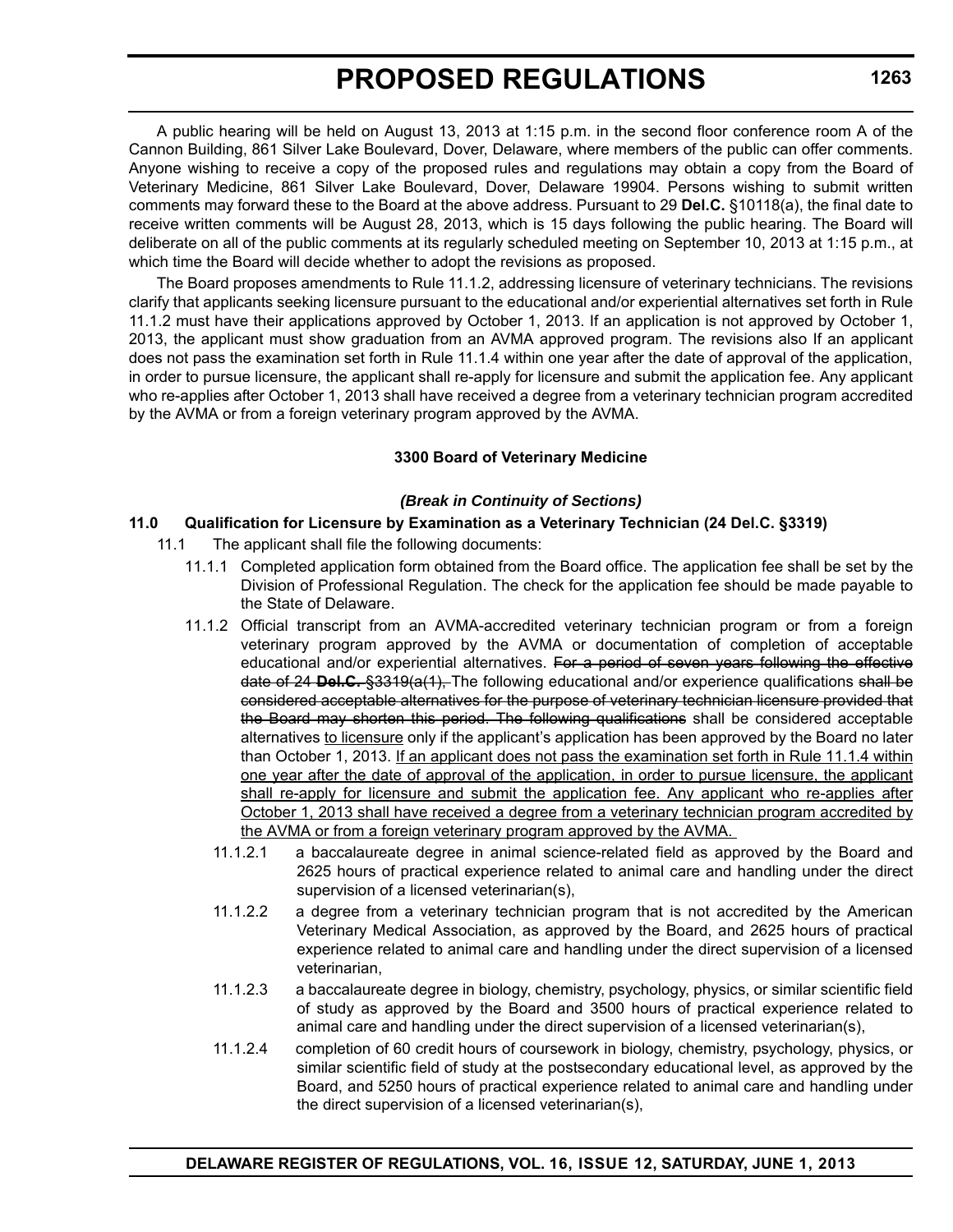A public hearing will be held on August 13, 2013 at 1:15 p.m. in the second floor conference room A of the Cannon Building, 861 Silver Lake Boulevard, Dover, Delaware, where members of the public can offer comments. Anyone wishing to receive a copy of the proposed rules and regulations may obtain a copy from the Board of Veterinary Medicine, 861 Silver Lake Boulevard, Dover, Delaware 19904. Persons wishing to submit written comments may forward these to the Board at the above address. Pursuant to 29 **Del.C.** §10118(a), the final date to receive written comments will be August 28, 2013, which is 15 days following the public hearing. The Board will deliberate on all of the public comments at its regularly scheduled meeting on September 10, 2013 at 1:15 p.m., at which time the Board will decide whether to adopt the revisions as proposed.

The Board proposes amendments to Rule 11.1.2, addressing licensure of veterinary technicians. The revisions clarify that applicants seeking licensure pursuant to the educational and/or experiential alternatives set forth in Rule 11.1.2 must have their applications approved by October 1, 2013. If an application is not approved by October 1, 2013, the applicant must show graduation from an AVMA approved program. The revisions also If an applicant does not pass the examination set forth in Rule 11.1.4 within one year after the date of approval of the application, in order to pursue licensure, the applicant shall re-apply for licensure and submit the application fee. Any applicant who re-applies after October 1, 2013 shall have received a degree from a veterinary technician program accredited by the AVMA or from a foreign veterinary program approved by the AVMA.

**3300 Board of Veterinary Medicine**

***(Break in Continuity of Sections)***

**11.0 Qualification for Licensure by Examination as a Veterinary Technician (24 Del.C. §3319)**

11.1 The applicant shall file the following documents:

11.1.1 Completed application form obtained from the Board office. The application fee shall be set by the Division of Professional Regulation. The check for the application fee should be made payable to the State of Delaware.

11.1.2 Official transcript from an AVMA-accredited veterinary technician program or from a foreign veterinary program approved by the AVMA or documentation of completion of acceptable educational and/or experiential alternatives. ~~For a period of seven years following the effective date of 24 **Del.C.** §3319(a(1),~~ The following educational and/or experience qualifications ~~shall be considered acceptable alternatives for the purpose of veterinary technician licensure provided that the Board may shorten this period. The following qualifications~~ shall be considered acceptable alternatives <u>to licensure</u> only if the applicant's application has been approved by the Board no later than October 1, 2013. <u>If an applicant does not pass the examination set forth in Rule 11.1.4 within one year after the date of approval of the application, in order to pursue licensure, the applicant shall re-apply for licensure and submit the application fee. Any applicant who re-applies after October 1, 2013 shall have received a degree from a veterinary technician program accredited by the AVMA or from a foreign veterinary program approved by the AVMA.</u>

11.1.2.1 a baccalaureate degree in animal science-related field as approved by the Board and 2625 hours of practical experience related to animal care and handling under the direct supervision of a licensed veterinarian(s),

11.1.2.2 a degree from a veterinary technician program that is not accredited by the American Veterinary Medical Association, as approved by the Board, and 2625 hours of practical experience related to animal care and handling under the direct supervision of a licensed veterinarian,

11.1.2.3 a baccalaureate degree in biology, chemistry, psychology, physics, or similar scientific field of study as approved by the Board and 3500 hours of practical experience related to animal care and handling under the direct supervision of a licensed veterinarian(s),

11.1.2.4 completion of 60 credit hours of coursework in biology, chemistry, psychology, physics, or similar scientific field of study at the postsecondary educational level, as approved by the Board, and 5250 hours of practical experience related to animal care and handling under the direct supervision of a licensed veterinarian(s),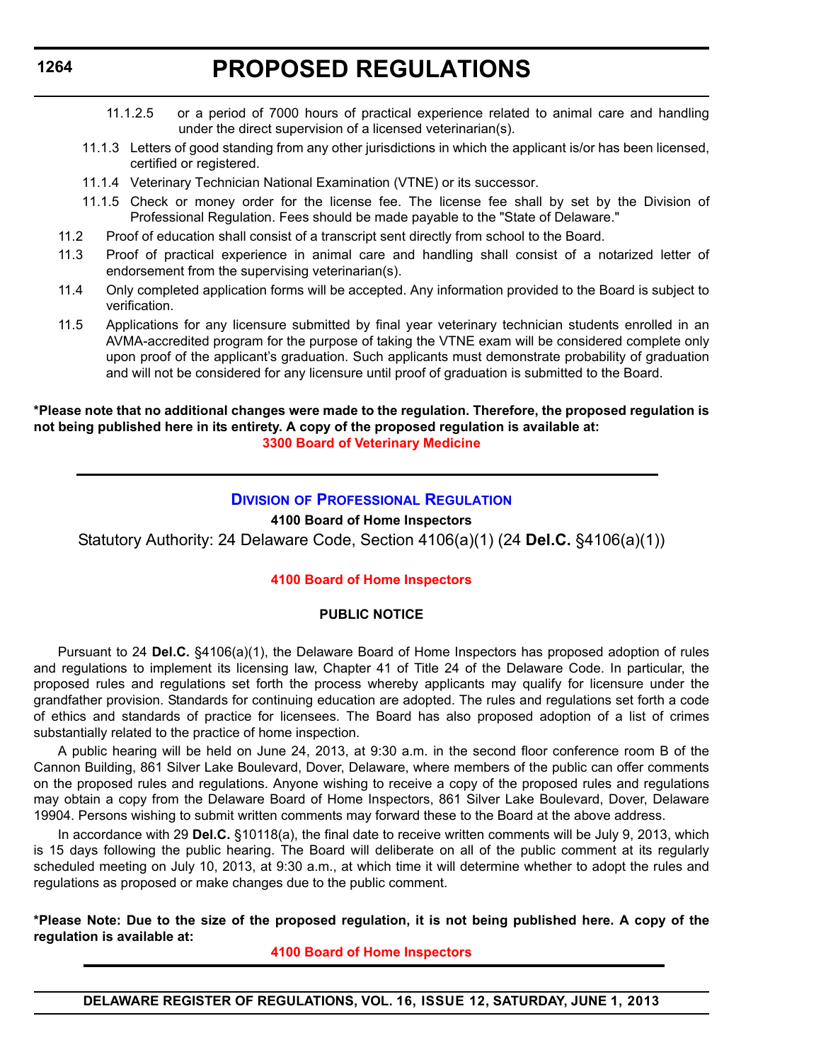11.1.2.5 or a period of 7000 hours of practical experience related to animal care and handling under the direct supervision of a licensed veterinarian(s).

11.1.3 Letters of good standing from any other jurisdictions in which the applicant is/or has been licensed, certified or registered.

11.1.4 Veterinary Technician National Examination (VTNE) or its successor.

11.1.5 Check or money order for the license fee. The license fee shall by set by the Division of Professional Regulation. Fees should be made payable to the "State of Delaware."

11.2 Proof of education shall consist of a transcript sent directly from school to the Board.

11.3 Proof of practical experience in animal care and handling shall consist of a notarized letter of endorsement from the supervising veterinarian(s).

11.4 Only completed application forms will be accepted. Any information provided to the Board is subject to verification.

11.5 Applications for any licensure submitted by final year veterinary technician students enrolled in an AVMA-accredited program for the purpose of taking the VTNE exam will be considered complete only upon proof of the applicant's graduation. Such applicants must demonstrate probability of graduation and will not be considered for any licensure until proof of graduation is submitted to the Board.

**\*Please note that no additional changes were made to the regulation. Therefore, the proposed regulation is not being published here in its entirety. A copy of the proposed regulation is available at:**

**3300 Board of Veterinary Medicine**

---

## Division of Professional Regulation

**4100 Board of Home Inspectors**

Statutory Authority: 24 Delaware Code, Section 4106(a)(1) (24 **Del.C.** §4106(a)(1))

**4100 Board of Home Inspectors**

**PUBLIC NOTICE**

Pursuant to 24 **Del.C.** §4106(a)(1), the Delaware Board of Home Inspectors has proposed adoption of rules and regulations to implement its licensing law, Chapter 41 of Title 24 of the Delaware Code. In particular, the proposed rules and regulations set forth the process whereby applicants may qualify for licensure under the grandfather provision. Standards for continuing education are adopted. The rules and regulations set forth a code of ethics and standards of practice for licensees. The Board has also proposed adoption of a list of crimes substantially related to the practice of home inspection.

A public hearing will be held on June 24, 2013, at 9:30 a.m. in the second floor conference room B of the Cannon Building, 861 Silver Lake Boulevard, Dover, Delaware, where members of the public can offer comments on the proposed rules and regulations. Anyone wishing to receive a copy of the proposed rules and regulations may obtain a copy from the Delaware Board of Home Inspectors, 861 Silver Lake Boulevard, Dover, Delaware 19904. Persons wishing to submit written comments may forward these to the Board at the above address.

In accordance with 29 **Del.C.** §10118(a), the final date to receive written comments will be July 9, 2013, which is 15 days following the public hearing. The Board will deliberate on all of the public comment at its regularly scheduled meeting on July 10, 2013, at 9:30 a.m., at which time it will determine whether to adopt the rules and regulations as proposed or make changes due to the public comment.

**\*Please Note: Due to the size of the proposed regulation, it is not being published here. A copy of the regulation is available at:**

**4100 Board of Home Inspectors**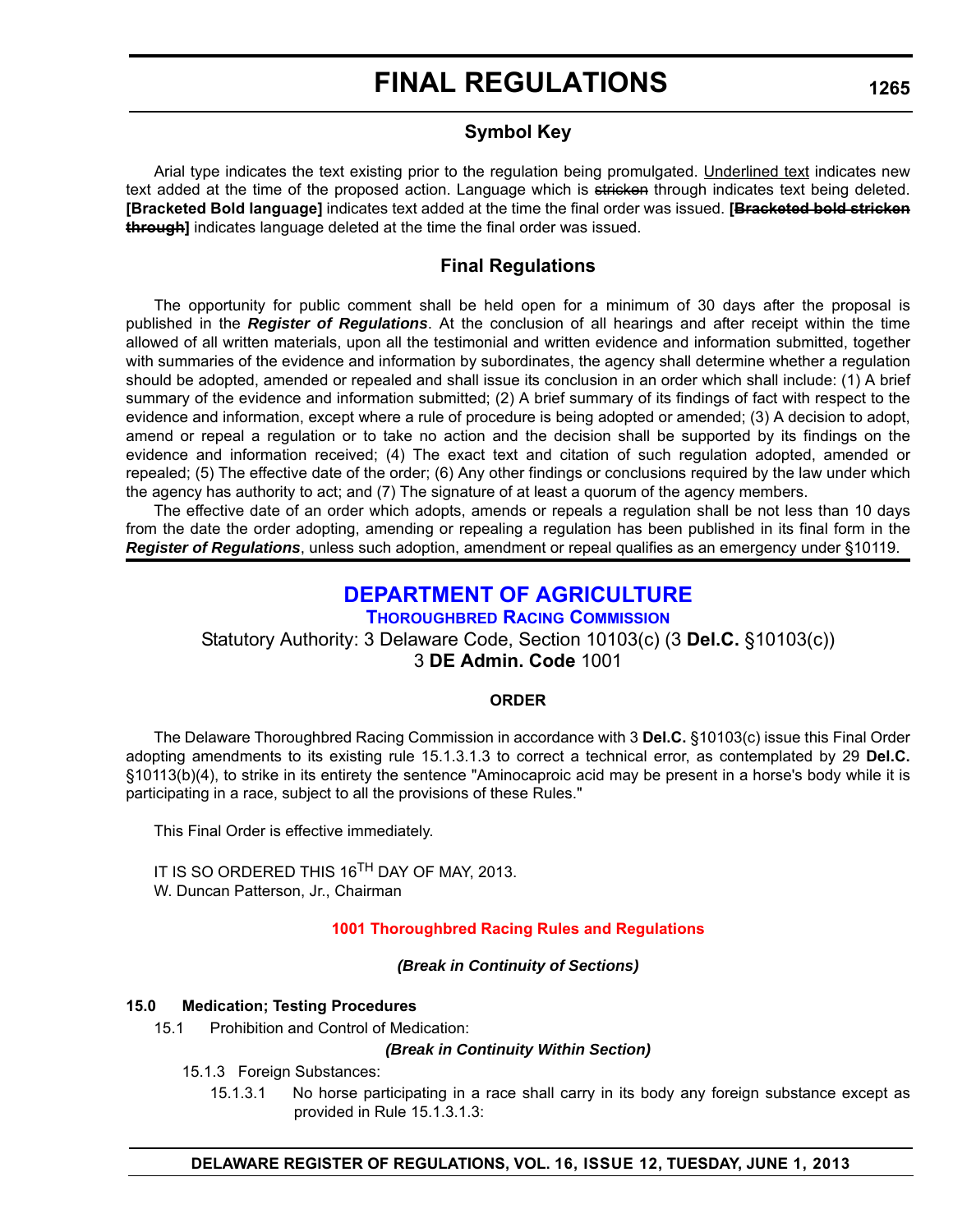## Symbol Key

Arial type indicates the text existing prior to the regulation being promulgated. Underlined text indicates new text added at the time of the proposed action. Language which is ~~stricken~~ through indicates text being deleted. **[Bracketed Bold language]** indicates text added at the time the final order was issued. **[~~Bracketed bold stricken through~~]** indicates language deleted at the time the final order was issued.

## Final Regulations

The opportunity for public comment shall be held open for a minimum of 30 days after the proposal is published in the ***Register of Regulations***. At the conclusion of all hearings and after receipt within the time allowed of all written materials, upon all the testimonial and written evidence and information submitted, together with summaries of the evidence and information by subordinates, the agency shall determine whether a regulation should be adopted, amended or repealed and shall issue its conclusion in an order which shall include: (1) A brief summary of the evidence and information submitted; (2) A brief summary of its findings of fact with respect to the evidence and information, except where a rule of procedure is being adopted or amended; (3) A decision to adopt, amend or repeal a regulation or to take no action and the decision shall be supported by its findings on the evidence and information received; (4) The exact text and citation of such regulation adopted, amended or repealed; (5) The effective date of the order; (6) Any other findings or conclusions required by the law under which the agency has authority to act; and (7) The signature of at least a quorum of the agency members.

The effective date of an order which adopts, amends or repeals a regulation shall be not less than 10 days from the date the order adopting, amending or repealing a regulation has been published in its final form in the ***Register of Regulations***, unless such adoption, amendment or repeal qualifies as an emergency under §10119.

# DEPARTMENT OF AGRICULTURE

## THOROUGHBRED RACING COMMISSION

Statutory Authority: 3 Delaware Code, Section 10103(c) (3 **Del.C.** §10103(c))
3 **DE Admin. Code** 1001

**ORDER**

The Delaware Thoroughbred Racing Commission in accordance with 3 **Del.C.** §10103(c) issue this Final Order adopting amendments to its existing rule 15.1.3.1.3 to correct a technical error, as contemplated by 29 **Del.C.** §10113(b)(4), to strike in its entirety the sentence "Aminocaproic acid may be present in a horse's body while it is participating in a race, subject to all the provisions of these Rules."

This Final Order is effective immediately.

IT IS SO ORDERED THIS 16TH DAY OF MAY, 2013.
W. Duncan Patterson, Jr., Chairman

**1001 Thoroughbred Racing Rules and Regulations**

***(Break in Continuity of Sections)***

**15.0 Medication; Testing Procedures**

15.1 Prohibition and Control of Medication:

***(Break in Continuity Within Section)***

15.1.3 Foreign Substances:

15.1.3.1 No horse participating in a race shall carry in its body any foreign substance except as provided in Rule 15.1.3.1.3: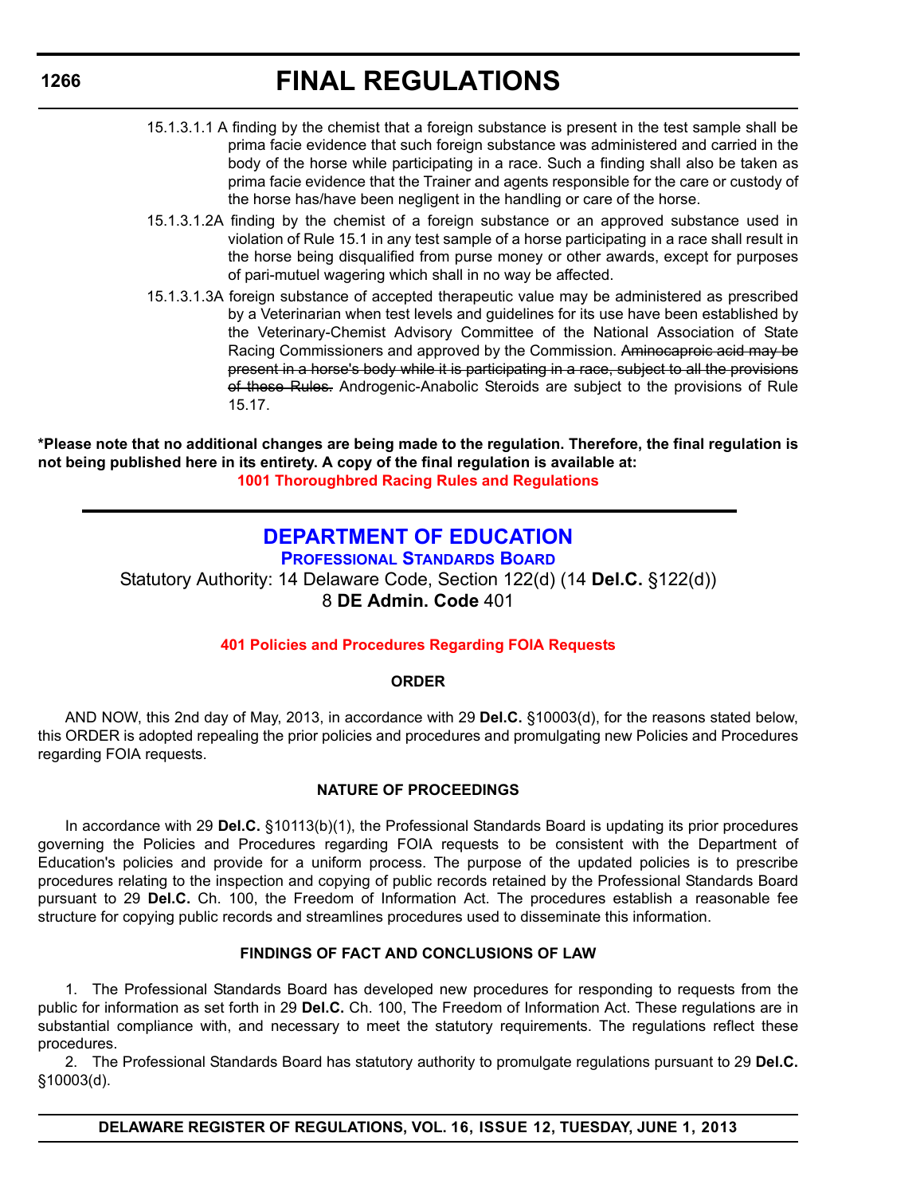15.1.3.1.1 A finding by the chemist that a foreign substance is present in the test sample shall be prima facie evidence that such foreign substance was administered and carried in the body of the horse while participating in a race. Such a finding shall also be taken as prima facie evidence that the Trainer and agents responsible for the care or custody of the horse has/have been negligent in the handling or care of the horse.

15.1.3.1.2A finding by the chemist of a foreign substance or an approved substance used in violation of Rule 15.1 in any test sample of a horse participating in a race shall result in the horse being disqualified from purse money or other awards, except for purposes of pari-mutuel wagering which shall in no way be affected.

15.1.3.1.3A foreign substance of accepted therapeutic value may be administered as prescribed by a Veterinarian when test levels and guidelines for its use have been established by the Veterinary-Chemist Advisory Committee of the National Association of State Racing Commissioners and approved by the Commission. ~~Aminocaproic acid may be present in a horse's body while it is participating in a race, subject to all the provisions of these Rules.~~ Androgenic-Anabolic Steroids are subject to the provisions of Rule 15.17.

**\*Please note that no additional changes are being made to the regulation. Therefore, the final regulation is not being published here in its entirety. A copy of the final regulation is available at:**

**1001 Thoroughbred Racing Rules and Regulations**

---

# DEPARTMENT OF EDUCATION

## Professional Standards Board

Statutory Authority: 14 Delaware Code, Section 122(d) (14 **Del.C.** §122(d))
8 **DE Admin. Code** 401

### 401 Policies and Procedures Regarding FOIA Requests

#### ORDER

AND NOW, this 2nd day of May, 2013, in accordance with 29 **Del.C.** §10003(d), for the reasons stated below, this ORDER is adopted repealing the prior policies and procedures and promulgating new Policies and Procedures regarding FOIA requests.

#### NATURE OF PROCEEDINGS

In accordance with 29 **Del.C.** §10113(b)(1), the Professional Standards Board is updating its prior procedures governing the Policies and Procedures regarding FOIA requests to be consistent with the Department of Education's policies and provide for a uniform process. The purpose of the updated policies is to prescribe procedures relating to the inspection and copying of public records retained by the Professional Standards Board pursuant to 29 **Del.C.** Ch. 100, the Freedom of Information Act. The procedures establish a reasonable fee structure for copying public records and streamlines procedures used to disseminate this information.

#### FINDINGS OF FACT AND CONCLUSIONS OF LAW

1. The Professional Standards Board has developed new procedures for responding to requests from the public for information as set forth in 29 **Del.C.** Ch. 100, The Freedom of Information Act. These regulations are in substantial compliance with, and necessary to meet the statutory requirements. The regulations reflect these procedures.

2. The Professional Standards Board has statutory authority to promulgate regulations pursuant to 29 **Del.C.** §10003(d).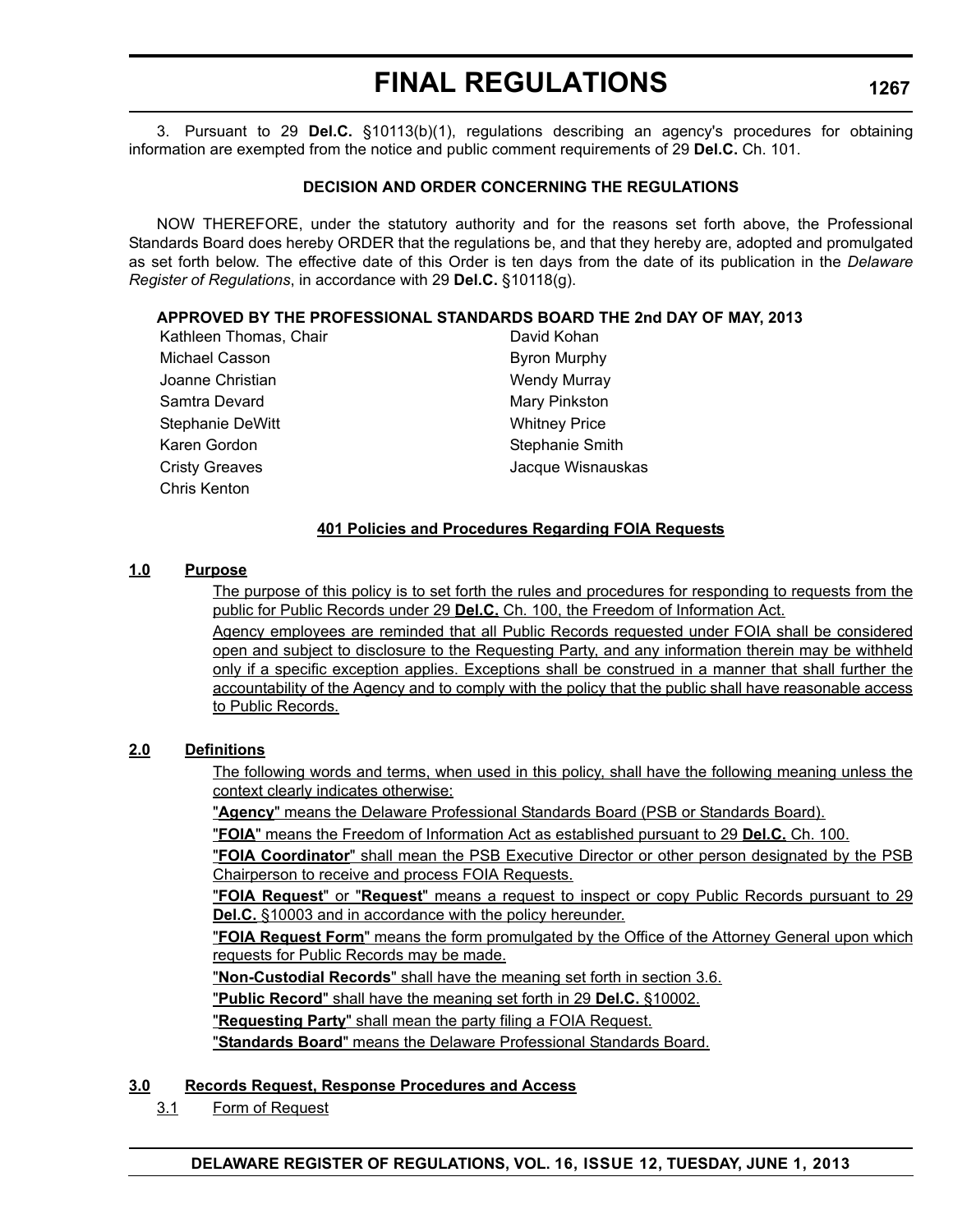3. Pursuant to 29 **Del.C.** §10113(b)(1), regulations describing an agency's procedures for obtaining information are exempted from the notice and public comment requirements of 29 **Del.C.** Ch. 101.

**DECISION AND ORDER CONCERNING THE REGULATIONS**

NOW THEREFORE, under the statutory authority and for the reasons set forth above, the Professional Standards Board does hereby ORDER that the regulations be, and that they hereby are, adopted and promulgated as set forth below. The effective date of this Order is ten days from the date of its publication in the *Delaware Register of Regulations*, in accordance with 29 **Del.C.** §10118(g).

**APPROVED BY THE PROFESSIONAL STANDARDS BOARD THE 2nd DAY OF MAY, 2013**

| | |
|---|---|
| Kathleen Thomas, Chair | David Kohan |
| Michael Casson | Byron Murphy |
| Joanne Christian | Wendy Murray |
| Samtra Devard | Mary Pinkston |
| Stephanie DeWitt | Whitney Price |
| Karen Gordon | Stephanie Smith |
| Cristy Greaves | Jacque Wisnauskas |
| Chris Kenton | |

**401 Policies and Procedures Regarding FOIA Requests**

**1.0 Purpose**

The purpose of this policy is to set forth the rules and procedures for responding to requests from the public for Public Records under 29 **Del.C.** Ch. 100, the Freedom of Information Act.

Agency employees are reminded that all Public Records requested under FOIA shall be considered open and subject to disclosure to the Requesting Party, and any information therein may be withheld only if a specific exception applies. Exceptions shall be construed in a manner that shall further the accountability of the Agency and to comply with the policy that the public shall have reasonable access to Public Records.

**2.0 Definitions**

The following words and terms, when used in this policy, shall have the following meaning unless the context clearly indicates otherwise:

"**Agency**" means the Delaware Professional Standards Board (PSB or Standards Board).

"**FOIA**" means the Freedom of Information Act as established pursuant to 29 **Del.C.** Ch. 100.

"**FOIA Coordinator**" shall mean the PSB Executive Director or other person designated by the PSB Chairperson to receive and process FOIA Requests.

"**FOIA Request**" or "**Request**" means a request to inspect or copy Public Records pursuant to 29 **Del.C.** §10003 and in accordance with the policy hereunder.

"**FOIA Request Form**" means the form promulgated by the Office of the Attorney General upon which requests for Public Records may be made.

"**Non-Custodial Records**" shall have the meaning set forth in section 3.6.

"**Public Record**" shall have the meaning set forth in 29 **Del.C.** §10002.

"**Requesting Party**" shall mean the party filing a FOIA Request.

"**Standards Board**" means the Delaware Professional Standards Board.

**3.0 Records Request, Response Procedures and Access**

3.1 Form of Request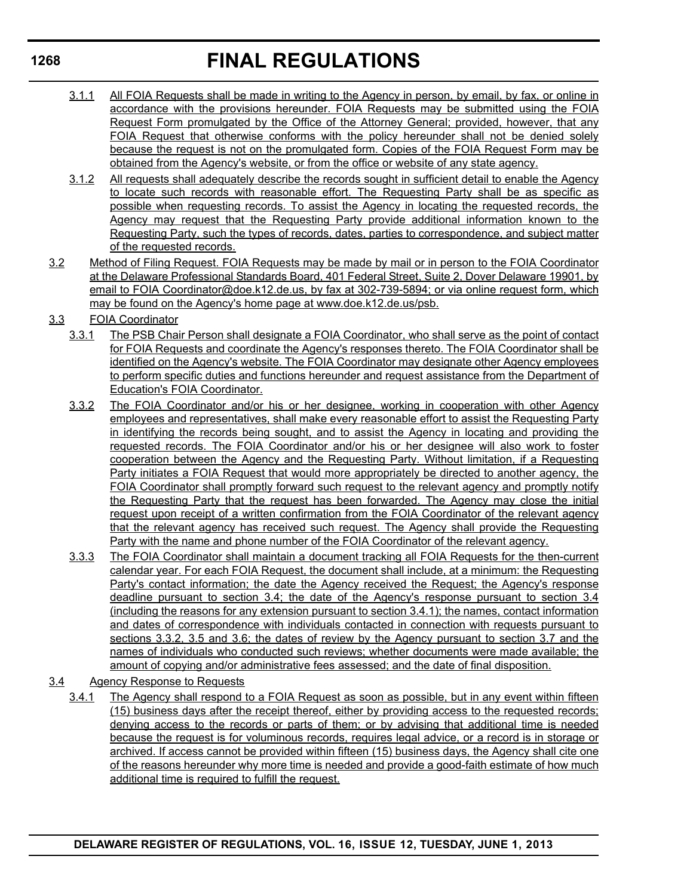3.1.1 All FOIA Requests shall be made in writing to the Agency in person, by email, by fax, or online in accordance with the provisions hereunder. FOIA Requests may be submitted using the FOIA Request Form promulgated by the Office of the Attorney General; provided, however, that any FOIA Request that otherwise conforms with the policy hereunder shall not be denied solely because the request is not on the promulgated form. Copies of the FOIA Request Form may be obtained from the Agency's website, or from the office or website of any state agency.

3.1.2 All requests shall adequately describe the records sought in sufficient detail to enable the Agency to locate such records with reasonable effort. The Requesting Party shall be as specific as possible when requesting records. To assist the Agency in locating the requested records, the Agency may request that the Requesting Party provide additional information known to the Requesting Party, such the types of records, dates, parties to correspondence, and subject matter of the requested records.

3.2 Method of Filing Request. FOIA Requests may be made by mail or in person to the FOIA Coordinator at the Delaware Professional Standards Board, 401 Federal Street, Suite 2, Dover Delaware 19901, by email to FOIA Coordinator@doe.k12.de.us, by fax at 302-739-5894; or via online request form, which may be found on the Agency's home page at www.doe.k12.de.us/psb.

3.3 FOIA Coordinator

3.3.1 The PSB Chair Person shall designate a FOIA Coordinator, who shall serve as the point of contact for FOIA Requests and coordinate the Agency's responses thereto. The FOIA Coordinator shall be identified on the Agency's website. The FOIA Coordinator may designate other Agency employees to perform specific duties and functions hereunder and request assistance from the Department of Education's FOIA Coordinator.

3.3.2 The FOIA Coordinator and/or his or her designee, working in cooperation with other Agency employees and representatives, shall make every reasonable effort to assist the Requesting Party in identifying the records being sought, and to assist the Agency in locating and providing the requested records. The FOIA Coordinator and/or his or her designee will also work to foster cooperation between the Agency and the Requesting Party. Without limitation, if a Requesting Party initiates a FOIA Request that would more appropriately be directed to another agency, the FOIA Coordinator shall promptly forward such request to the relevant agency and promptly notify the Requesting Party that the request has been forwarded. The Agency may close the initial request upon receipt of a written confirmation from the FOIA Coordinator of the relevant agency that the relevant agency has received such request. The Agency shall provide the Requesting Party with the name and phone number of the FOIA Coordinator of the relevant agency.

3.3.3 The FOIA Coordinator shall maintain a document tracking all FOIA Requests for the then-current calendar year. For each FOIA Request, the document shall include, at a minimum: the Requesting Party's contact information; the date the Agency received the Request; the Agency's response deadline pursuant to section 3.4; the date of the Agency's response pursuant to section 3.4 (including the reasons for any extension pursuant to section 3.4.1); the names, contact information and dates of correspondence with individuals contacted in connection with requests pursuant to sections 3.3.2, 3.5 and 3.6; the dates of review by the Agency pursuant to section 3.7 and the names of individuals who conducted such reviews; whether documents were made available; the amount of copying and/or administrative fees assessed; and the date of final disposition.

3.4 Agency Response to Requests

3.4.1 The Agency shall respond to a FOIA Request as soon as possible, but in any event within fifteen (15) business days after the receipt thereof, either by providing access to the requested records; denying access to the records or parts of them; or by advising that additional time is needed because the request is for voluminous records, requires legal advice, or a record is in storage or archived. If access cannot be provided within fifteen (15) business days, the Agency shall cite one of the reasons hereunder why more time is needed and provide a good-faith estimate of how much additional time is required to fulfill the request.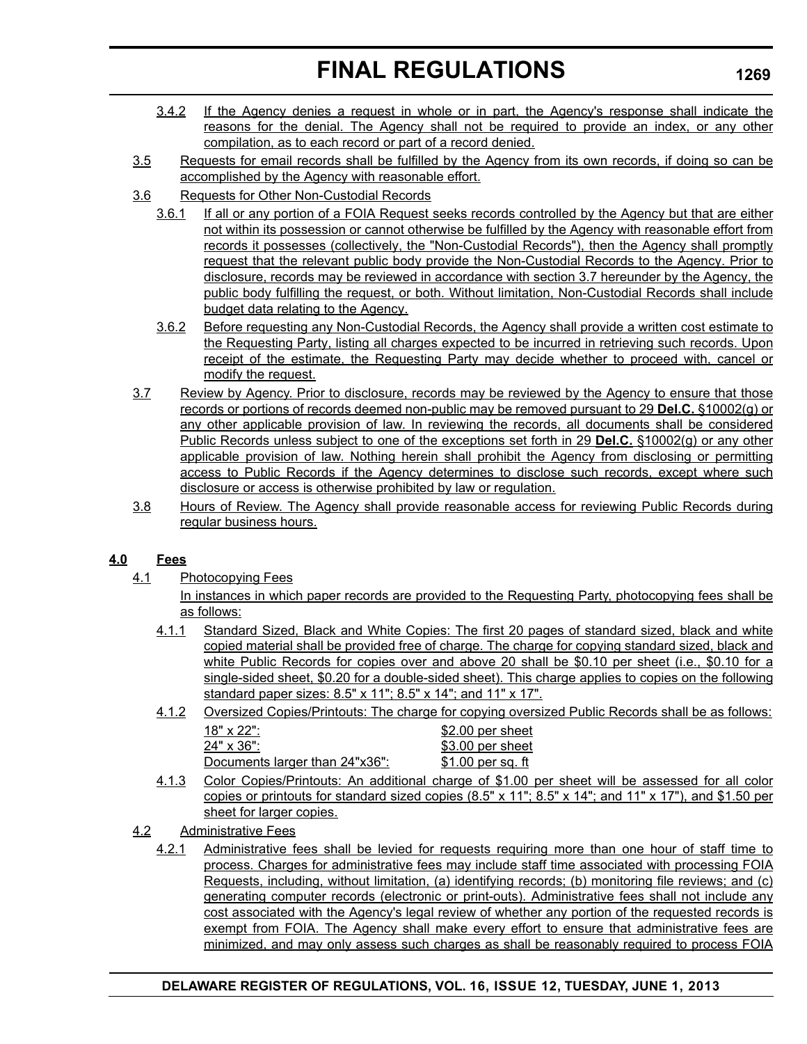3.4.2 If the Agency denies a request in whole or in part, the Agency's response shall indicate the reasons for the denial. The Agency shall not be required to provide an index, or any other compilation, as to each record or part of a record denied.

3.5 Requests for email records shall be fulfilled by the Agency from its own records, if doing so can be accomplished by the Agency with reasonable effort.

3.6 Requests for Other Non-Custodial Records

3.6.1 If all or any portion of a FOIA Request seeks records controlled by the Agency but that are either not within its possession or cannot otherwise be fulfilled by the Agency with reasonable effort from records it possesses (collectively, the "Non-Custodial Records"), then the Agency shall promptly request that the relevant public body provide the Non-Custodial Records to the Agency. Prior to disclosure, records may be reviewed in accordance with section 3.7 hereunder by the Agency, the public body fulfilling the request, or both. Without limitation, Non-Custodial Records shall include budget data relating to the Agency.

3.6.2 Before requesting any Non-Custodial Records, the Agency shall provide a written cost estimate to the Requesting Party, listing all charges expected to be incurred in retrieving such records. Upon receipt of the estimate, the Requesting Party may decide whether to proceed with, cancel or modify the request.

3.7 Review by Agency. Prior to disclosure, records may be reviewed by the Agency to ensure that those records or portions of records deemed non-public may be removed pursuant to 29 **Del.C.** §10002(g) or any other applicable provision of law. In reviewing the records, all documents shall be considered Public Records unless subject to one of the exceptions set forth in 29 **Del.C.** §10002(g) or any other applicable provision of law. Nothing herein shall prohibit the Agency from disclosing or permitting access to Public Records if the Agency determines to disclose such records, except where such disclosure or access is otherwise prohibited by law or regulation.

3.8 Hours of Review. The Agency shall provide reasonable access for reviewing Public Records during regular business hours.

## 4.0 Fees

4.1 Photocopying Fees

In instances in which paper records are provided to the Requesting Party, photocopying fees shall be as follows:

4.1.1 Standard Sized, Black and White Copies: The first 20 pages of standard sized, black and white copied material shall be provided free of charge. The charge for copying standard sized, black and white Public Records for copies over and above 20 shall be $0.10 per sheet (i.e., $0.10 for a single-sided sheet, $0.20 for a double-sided sheet). This charge applies to copies on the following standard paper sizes: 8.5" x 11"; 8.5" x 14"; and 11" x 17".

4.1.2 Oversized Copies/Printouts: The charge for copying oversized Public Records shall be as follows:

| | |
|---|---|
| 18" x 22": | $2.00 per sheet |
| 24" x 36": | $3.00 per sheet |
| Documents larger than 24"x36": | $1.00 per sq. ft |

4.1.3 Color Copies/Printouts: An additional charge of $1.00 per sheet will be assessed for all color copies or printouts for standard sized copies (8.5" x 11"; 8.5" x 14"; and 11" x 17"), and $1.50 per sheet for larger copies.

4.2 Administrative Fees

4.2.1 Administrative fees shall be levied for requests requiring more than one hour of staff time to process. Charges for administrative fees may include staff time associated with processing FOIA Requests, including, without limitation, (a) identifying records; (b) monitoring file reviews; and (c) generating computer records (electronic or print-outs). Administrative fees shall not include any cost associated with the Agency's legal review of whether any portion of the requested records is exempt from FOIA. The Agency shall make every effort to ensure that administrative fees are minimized, and may only assess such charges as shall be reasonably required to process FOIA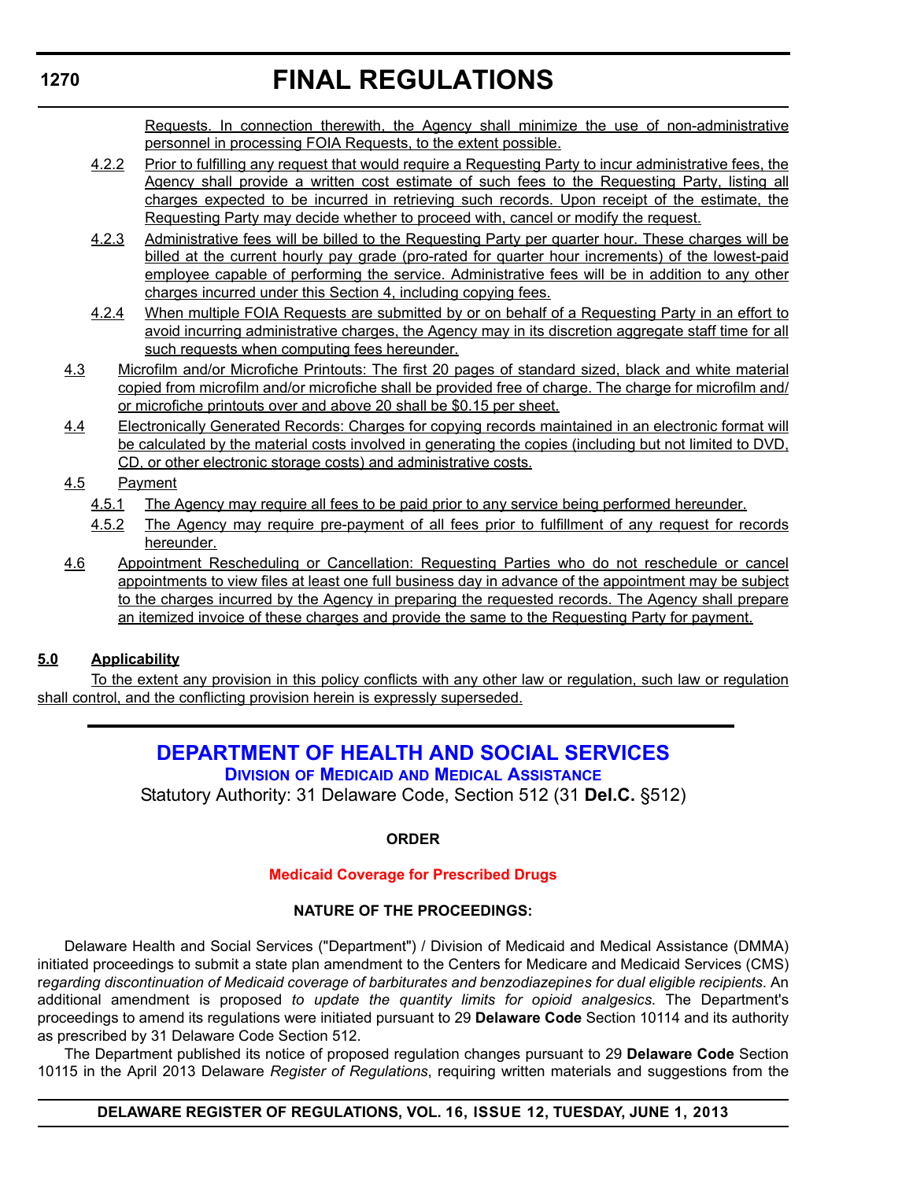Requests. In connection therewith, the Agency shall minimize the use of non-administrative personnel in processing FOIA Requests, to the extent possible.

4.2.2 Prior to fulfilling any request that would require a Requesting Party to incur administrative fees, the Agency shall provide a written cost estimate of such fees to the Requesting Party, listing all charges expected to be incurred in retrieving such records. Upon receipt of the estimate, the Requesting Party may decide whether to proceed with, cancel or modify the request.

4.2.3 Administrative fees will be billed to the Requesting Party per quarter hour. These charges will be billed at the current hourly pay grade (pro-rated for quarter hour increments) of the lowest-paid employee capable of performing the service. Administrative fees will be in addition to any other charges incurred under this Section 4, including copying fees.

4.2.4 When multiple FOIA Requests are submitted by or on behalf of a Requesting Party in an effort to avoid incurring administrative charges, the Agency may in its discretion aggregate staff time for all such requests when computing fees hereunder.

4.3 Microfilm and/or Microfiche Printouts: The first 20 pages of standard sized, black and white material copied from microfilm and/or microfiche shall be provided free of charge. The charge for microfilm and/or microfiche printouts over and above 20 shall be $0.15 per sheet.

4.4 Electronically Generated Records: Charges for copying records maintained in an electronic format will be calculated by the material costs involved in generating the copies (including but not limited to DVD, CD, or other electronic storage costs) and administrative costs.

4.5 Payment

4.5.1 The Agency may require all fees to be paid prior to any service being performed hereunder.

4.5.2 The Agency may require pre-payment of all fees prior to fulfillment of any request for records hereunder.

4.6 Appointment Rescheduling or Cancellation: Requesting Parties who do not reschedule or cancel appointments to view files at least one full business day in advance of the appointment may be subject to the charges incurred by the Agency in preparing the requested records. The Agency shall prepare an itemized invoice of these charges and provide the same to the Requesting Party for payment.

**5.0 Applicability**

To the extent any provision in this policy conflicts with any other law or regulation, such law or regulation shall control, and the conflicting provision herein is expressly superseded.

---

## DEPARTMENT OF HEALTH AND SOCIAL SERVICES

### Division of Medicaid and Medical Assistance

Statutory Authority: 31 Delaware Code, Section 512 (31 **Del.C.** §512)

**ORDER**

**Medicaid Coverage for Prescribed Drugs**

**NATURE OF THE PROCEEDINGS:**

Delaware Health and Social Services ("Department") / Division of Medicaid and Medical Assistance (DMMA) initiated proceedings to submit a state plan amendment to the Centers for Medicare and Medicaid Services (CMS) r*egarding discontinuation of Medicaid coverage of barbiturates and benzodiazepines for dual eligible recipients*. An additional amendment is proposed *to update the quantity limits for opioid analgesics.* The Department's proceedings to amend its regulations were initiated pursuant to 29 **Delaware Code** Section 10114 and its authority as prescribed by 31 Delaware Code Section 512.

The Department published its notice of proposed regulation changes pursuant to 29 **Delaware Code** Section 10115 in the April 2013 Delaware *Register of Regulations*, requiring written materials and suggestions from the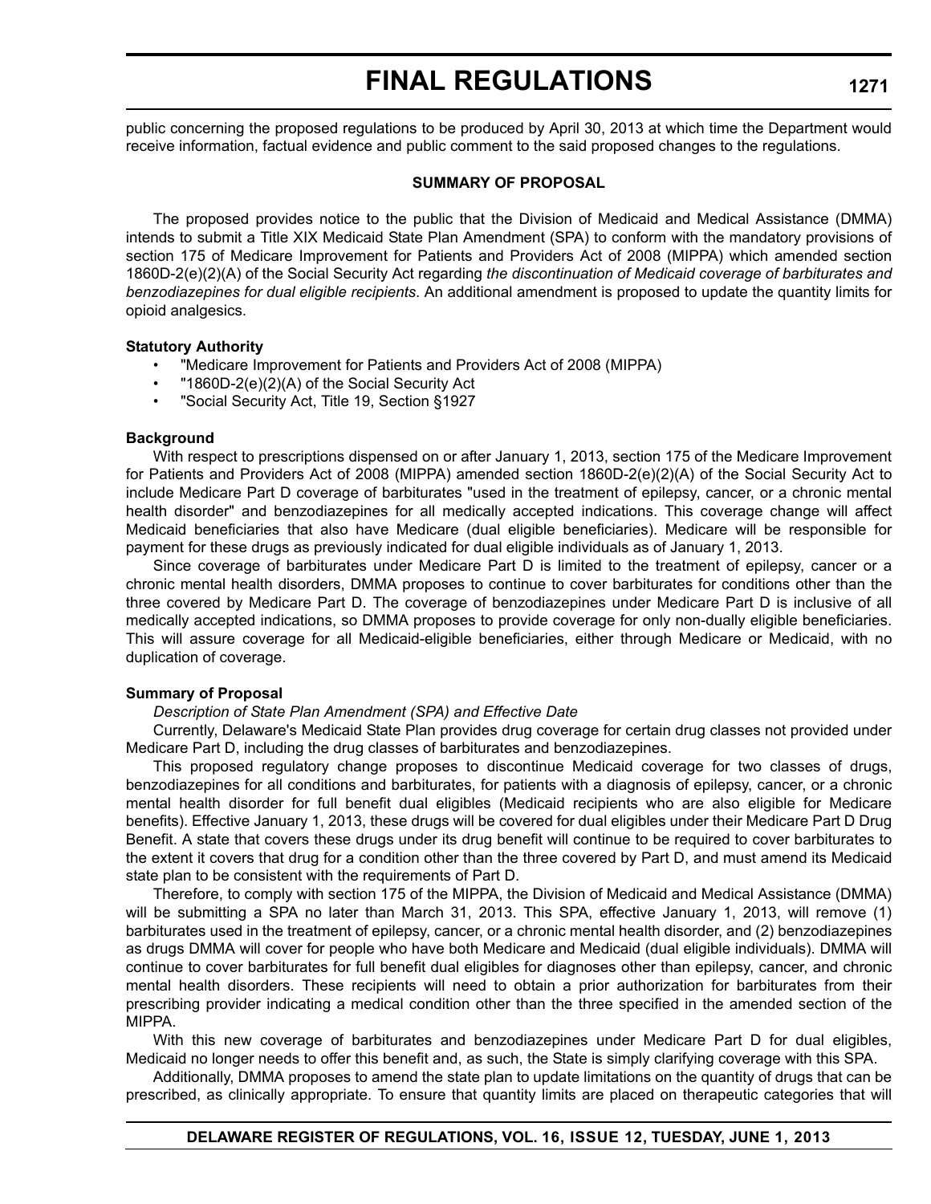public concerning the proposed regulations to be produced by April 30, 2013 at which time the Department would receive information, factual evidence and public comment to the said proposed changes to the regulations.

**SUMMARY OF PROPOSAL**

The proposed provides notice to the public that the Division of Medicaid and Medical Assistance (DMMA) intends to submit a Title XIX Medicaid State Plan Amendment (SPA) to conform with the mandatory provisions of section 175 of Medicare Improvement for Patients and Providers Act of 2008 (MIPPA) which amended section 1860D-2(e)(2)(A) of the Social Security Act regarding *the discontinuation of Medicaid coverage of barbiturates and benzodiazepines for dual eligible recipients*. An additional amendment is proposed to update the quantity limits for opioid analgesics.

**Statutory Authority**

- "Medicare Improvement for Patients and Providers Act of 2008 (MIPPA)
- "1860D-2(e)(2)(A) of the Social Security Act
- "Social Security Act, Title 19, Section §1927

**Background**

With respect to prescriptions dispensed on or after January 1, 2013, section 175 of the Medicare Improvement for Patients and Providers Act of 2008 (MIPPA) amended section 1860D-2(e)(2)(A) of the Social Security Act to include Medicare Part D coverage of barbiturates "used in the treatment of epilepsy, cancer, or a chronic mental health disorder" and benzodiazepines for all medically accepted indications. This coverage change will affect Medicaid beneficiaries that also have Medicare (dual eligible beneficiaries). Medicare will be responsible for payment for these drugs as previously indicated for dual eligible individuals as of January 1, 2013.

Since coverage of barbiturates under Medicare Part D is limited to the treatment of epilepsy, cancer or a chronic mental health disorders, DMMA proposes to continue to cover barbiturates for conditions other than the three covered by Medicare Part D. The coverage of benzodiazepines under Medicare Part D is inclusive of all medically accepted indications, so DMMA proposes to provide coverage for only non-dually eligible beneficiaries. This will assure coverage for all Medicaid-eligible beneficiaries, either through Medicare or Medicaid, with no duplication of coverage.

**Summary of Proposal**

*Description of State Plan Amendment (SPA) and Effective Date*

Currently, Delaware's Medicaid State Plan provides drug coverage for certain drug classes not provided under Medicare Part D, including the drug classes of barbiturates and benzodiazepines.

This proposed regulatory change proposes to discontinue Medicaid coverage for two classes of drugs, benzodiazepines for all conditions and barbiturates, for patients with a diagnosis of epilepsy, cancer, or a chronic mental health disorder for full benefit dual eligibles (Medicaid recipients who are also eligible for Medicare benefits). Effective January 1, 2013, these drugs will be covered for dual eligibles under their Medicare Part D Drug Benefit. A state that covers these drugs under its drug benefit will continue to be required to cover barbiturates to the extent it covers that drug for a condition other than the three covered by Part D, and must amend its Medicaid state plan to be consistent with the requirements of Part D.

Therefore, to comply with section 175 of the MIPPA, the Division of Medicaid and Medical Assistance (DMMA) will be submitting a SPA no later than March 31, 2013. This SPA, effective January 1, 2013, will remove (1) barbiturates used in the treatment of epilepsy, cancer, or a chronic mental health disorder, and (2) benzodiazepines as drugs DMMA will cover for people who have both Medicare and Medicaid (dual eligible individuals). DMMA will continue to cover barbiturates for full benefit dual eligibles for diagnoses other than epilepsy, cancer, and chronic mental health disorders. These recipients will need to obtain a prior authorization for barbiturates from their prescribing provider indicating a medical condition other than the three specified in the amended section of the MIPPA.

With this new coverage of barbiturates and benzodiazepines under Medicare Part D for dual eligibles, Medicaid no longer needs to offer this benefit and, as such, the State is simply clarifying coverage with this SPA.

Additionally, DMMA proposes to amend the state plan to update limitations on the quantity of drugs that can be prescribed, as clinically appropriate. To ensure that quantity limits are placed on therapeutic categories that will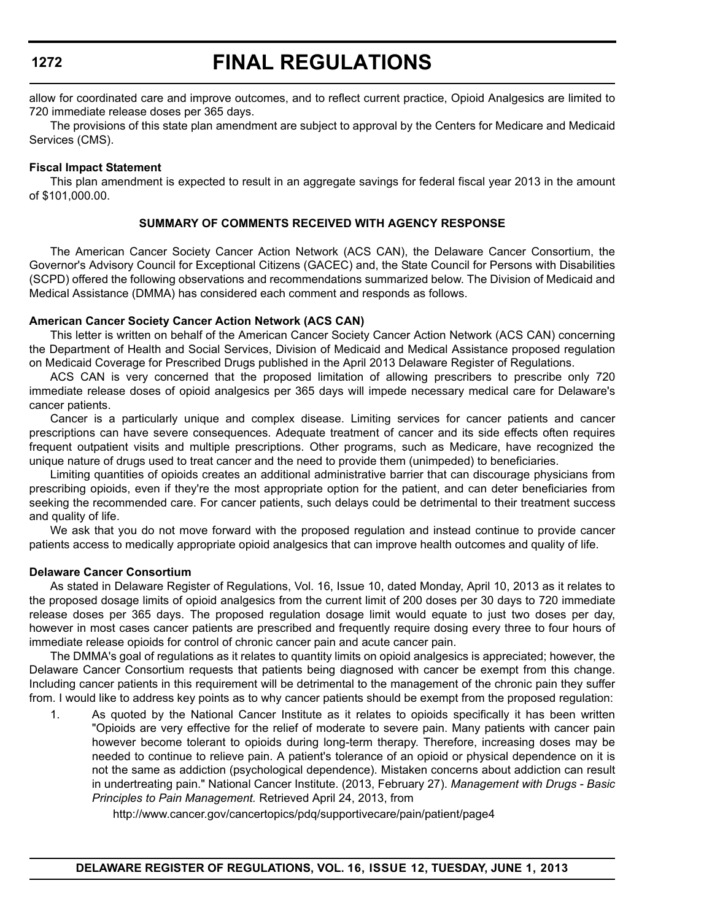allow for coordinated care and improve outcomes, and to reflect current practice, Opioid Analgesics are limited to 720 immediate release doses per 365 days.

The provisions of this state plan amendment are subject to approval by the Centers for Medicare and Medicaid Services (CMS).

**Fiscal Impact Statement**

This plan amendment is expected to result in an aggregate savings for federal fiscal year 2013 in the amount of $101,000.00.

**SUMMARY OF COMMENTS RECEIVED WITH AGENCY RESPONSE**

The American Cancer Society Cancer Action Network (ACS CAN), the Delaware Cancer Consortium, the Governor's Advisory Council for Exceptional Citizens (GACEC) and, the State Council for Persons with Disabilities (SCPD) offered the following observations and recommendations summarized below. The Division of Medicaid and Medical Assistance (DMMA) has considered each comment and responds as follows.

**American Cancer Society Cancer Action Network (ACS CAN)**

This letter is written on behalf of the American Cancer Society Cancer Action Network (ACS CAN) concerning the Department of Health and Social Services, Division of Medicaid and Medical Assistance proposed regulation on Medicaid Coverage for Prescribed Drugs published in the April 2013 Delaware Register of Regulations.

ACS CAN is very concerned that the proposed limitation of allowing prescribers to prescribe only 720 immediate release doses of opioid analgesics per 365 days will impede necessary medical care for Delaware's cancer patients.

Cancer is a particularly unique and complex disease. Limiting services for cancer patients and cancer prescriptions can have severe consequences. Adequate treatment of cancer and its side effects often requires frequent outpatient visits and multiple prescriptions. Other programs, such as Medicare, have recognized the unique nature of drugs used to treat cancer and the need to provide them (unimpeded) to beneficiaries.

Limiting quantities of opioids creates an additional administrative barrier that can discourage physicians from prescribing opioids, even if they're the most appropriate option for the patient, and can deter beneficiaries from seeking the recommended care. For cancer patients, such delays could be detrimental to their treatment success and quality of life.

We ask that you do not move forward with the proposed regulation and instead continue to provide cancer patients access to medically appropriate opioid analgesics that can improve health outcomes and quality of life.

**Delaware Cancer Consortium**

As stated in Delaware Register of Regulations, Vol. 16, Issue 10, dated Monday, April 10, 2013 as it relates to the proposed dosage limits of opioid analgesics from the current limit of 200 doses per 30 days to 720 immediate release doses per 365 days. The proposed regulation dosage limit would equate to just two doses per day, however in most cases cancer patients are prescribed and frequently require dosing every three to four hours of immediate release opioids for control of chronic cancer pain and acute cancer pain.

The DMMA's goal of regulations as it relates to quantity limits on opioid analgesics is appreciated; however, the Delaware Cancer Consortium requests that patients being diagnosed with cancer be exempt from this change. Including cancer patients in this requirement will be detrimental to the management of the chronic pain they suffer from. I would like to address key points as to why cancer patients should be exempt from the proposed regulation:

1. As quoted by the National Cancer Institute as it relates to opioids specifically it has been written "Opioids are very effective for the relief of moderate to severe pain. Many patients with cancer pain however become tolerant to opioids during long-term therapy. Therefore, increasing doses may be needed to continue to relieve pain. A patient's tolerance of an opioid or physical dependence on it is not the same as addiction (psychological dependence). Mistaken concerns about addiction can result in undertreating pain." National Cancer Institute. (2013, February 27). *Management with Drugs - Basic Principles to Pain Management.* Retrieved April 24, 2013, from

   http://www.cancer.gov/cancertopics/pdq/supportivecare/pain/patient/page4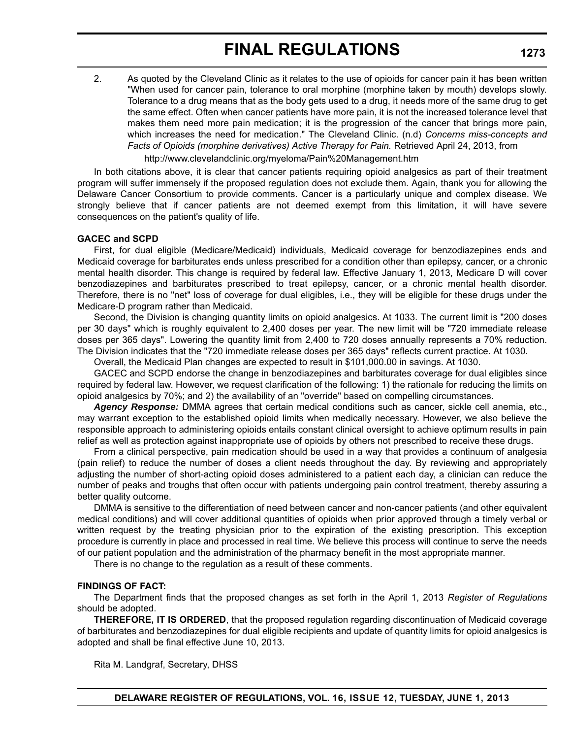2. As quoted by the Cleveland Clinic as it relates to the use of opioids for cancer pain it has been written "When used for cancer pain, tolerance to oral morphine (morphine taken by mouth) develops slowly. Tolerance to a drug means that as the body gets used to a drug, it needs more of the same drug to get the same effect. Often when cancer patients have more pain, it is not the increased tolerance level that makes them need more pain medication; it is the progression of the cancer that brings more pain, which increases the need for medication." The Cleveland Clinic. (n.d) *Concerns miss-concepts and Facts of Opioids (morphine derivatives) Active Therapy for Pain.* Retrieved April 24, 2013, from

   http://www.clevelandclinic.org/myeloma/Pain%20Management.htm

In both citations above, it is clear that cancer patients requiring opioid analgesics as part of their treatment program will suffer immensely if the proposed regulation does not exclude them. Again, thank you for allowing the Delaware Cancer Consortium to provide comments. Cancer is a particularly unique and complex disease. We strongly believe that if cancer patients are not deemed exempt from this limitation, it will have severe consequences on the patient's quality of life.

**GACEC and SCPD**

First, for dual eligible (Medicare/Medicaid) individuals, Medicaid coverage for benzodiazepines ends and Medicaid coverage for barbiturates ends unless prescribed for a condition other than epilepsy, cancer, or a chronic mental health disorder. This change is required by federal law. Effective January 1, 2013, Medicare D will cover benzodiazepines and barbiturates prescribed to treat epilepsy, cancer, or a chronic mental health disorder. Therefore, there is no "net" loss of coverage for dual eligibles, i.e., they will be eligible for these drugs under the Medicare-D program rather than Medicaid.

Second, the Division is changing quantity limits on opioid analgesics. At 1033. The current limit is "200 doses per 30 days" which is roughly equivalent to 2,400 doses per year. The new limit will be "720 immediate release doses per 365 days". Lowering the quantity limit from 2,400 to 720 doses annually represents a 70% reduction. The Division indicates that the "720 immediate release doses per 365 days" reflects current practice. At 1030.

Overall, the Medicaid Plan changes are expected to result in $101,000.00 in savings. At 1030.

GACEC and SCPD endorse the change in benzodiazepines and barbiturates coverage for dual eligibles since required by federal law. However, we request clarification of the following: 1) the rationale for reducing the limits on opioid analgesics by 70%; and 2) the availability of an "override" based on compelling circumstances.

***Agency Response:*** DMMA agrees that certain medical conditions such as cancer, sickle cell anemia, etc., may warrant exception to the established opioid limits when medically necessary. However, we also believe the responsible approach to administering opioids entails constant clinical oversight to achieve optimum results in pain relief as well as protection against inappropriate use of opioids by others not prescribed to receive these drugs.

From a clinical perspective, pain medication should be used in a way that provides a continuum of analgesia (pain relief) to reduce the number of doses a client needs throughout the day. By reviewing and appropriately adjusting the number of short-acting opioid doses administered to a patient each day, a clinician can reduce the number of peaks and troughs that often occur with patients undergoing pain control treatment, thereby assuring a better quality outcome.

DMMA is sensitive to the differentiation of need between cancer and non-cancer patients (and other equivalent medical conditions) and will cover additional quantities of opioids when prior approved through a timely verbal or written request by the treating physician prior to the expiration of the existing prescription. This exception procedure is currently in place and processed in real time. We believe this process will continue to serve the needs of our patient population and the administration of the pharmacy benefit in the most appropriate manner.

There is no change to the regulation as a result of these comments.

**FINDINGS OF FACT:**

The Department finds that the proposed changes as set forth in the April 1, 2013 *Register of Regulations* should be adopted.

**THEREFORE, IT IS ORDERED**, that the proposed regulation regarding discontinuation of Medicaid coverage of barbiturates and benzodiazepines for dual eligible recipients and update of quantity limits for opioid analgesics is adopted and shall be final effective June 10, 2013.

Rita M. Landgraf, Secretary, DHSS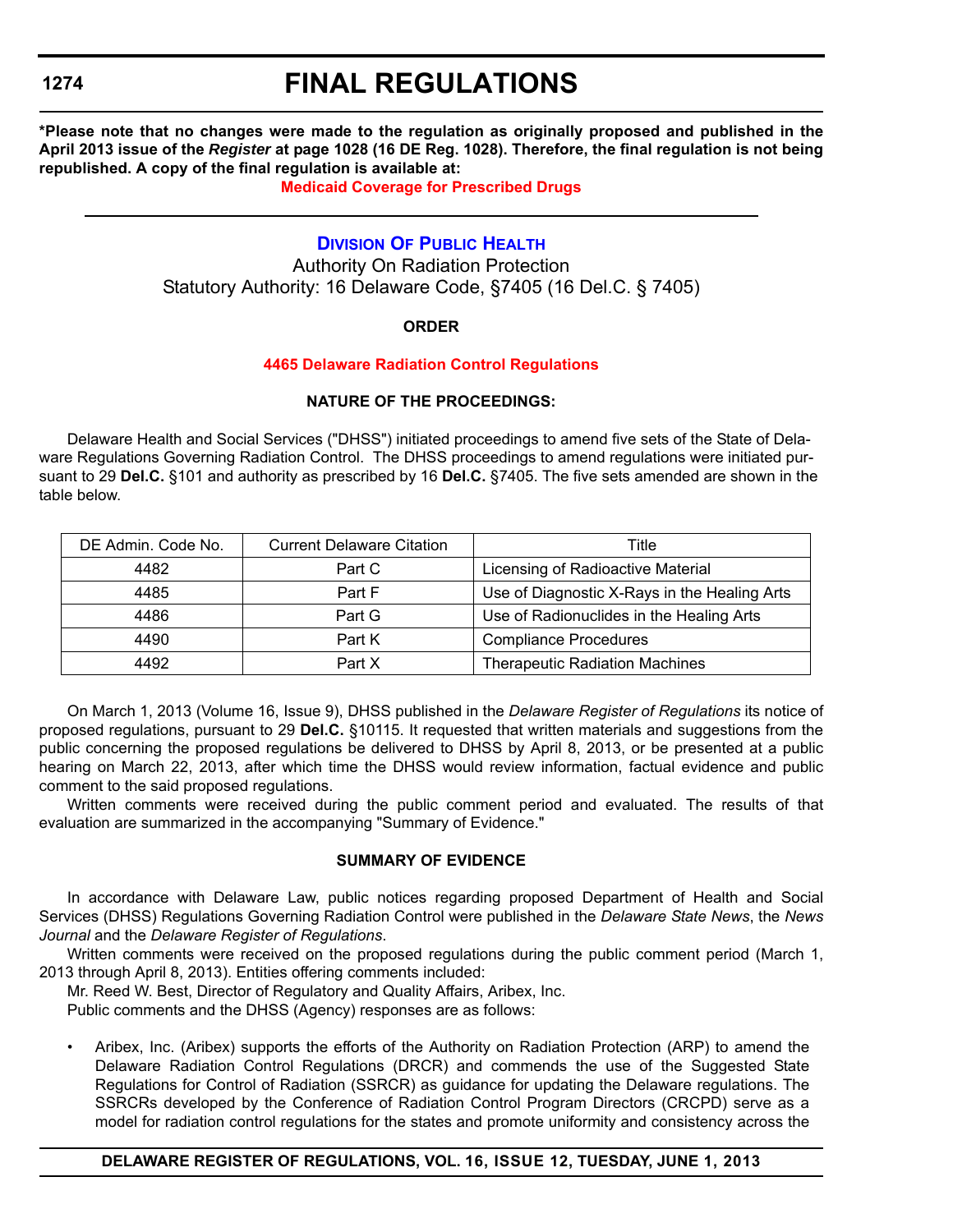**\*Please note that no changes were made to the regulation as originally proposed and published in the April 2013 issue of the *Register* at page 1028 (16 DE Reg. 1028). Therefore, the final regulation is not being republished. A copy of the final regulation is available at:**

**Medicaid Coverage for Prescribed Drugs**

---

## Division Of Public Health

Authority On Radiation Protection

Statutory Authority: 16 Delaware Code, §7405 (16 Del.C. § 7405)

**ORDER**

**4465 Delaware Radiation Control Regulations**

**NATURE OF THE PROCEEDINGS:**

Delaware Health and Social Services ("DHSS") initiated proceedings to amend five sets of the State of Delaware Regulations Governing Radiation Control. The DHSS proceedings to amend regulations were initiated pursuant to 29 **Del.C.** §101 and authority as prescribed by 16 **Del.C.** §7405. The five sets amended are shown in the table below.

| DE Admin. Code No. | Current Delaware Citation | Title |
|---|---|---|
| 4482 | Part C | Licensing of Radioactive Material |
| 4485 | Part F | Use of Diagnostic X-Rays in the Healing Arts |
| 4486 | Part G | Use of Radionuclides in the Healing Arts |
| 4490 | Part K | Compliance Procedures |
| 4492 | Part X | Therapeutic Radiation Machines |

On March 1, 2013 (Volume 16, Issue 9), DHSS published in the *Delaware Register of Regulations* its notice of proposed regulations, pursuant to 29 **Del.C.** §10115. It requested that written materials and suggestions from the public concerning the proposed regulations be delivered to DHSS by April 8, 2013, or be presented at a public hearing on March 22, 2013, after which time the DHSS would review information, factual evidence and public comment to the said proposed regulations.

Written comments were received during the public comment period and evaluated. The results of that evaluation are summarized in the accompanying "Summary of Evidence."

**SUMMARY OF EVIDENCE**

In accordance with Delaware Law, public notices regarding proposed Department of Health and Social Services (DHSS) Regulations Governing Radiation Control were published in the *Delaware State News*, the *News Journal* and the *Delaware Register of Regulations*.

Written comments were received on the proposed regulations during the public comment period (March 1, 2013 through April 8, 2013). Entities offering comments included:

Mr. Reed W. Best, Director of Regulatory and Quality Affairs, Aribex, Inc.

Public comments and the DHSS (Agency) responses are as follows:

- Aribex, Inc. (Aribex) supports the efforts of the Authority on Radiation Protection (ARP) to amend the Delaware Radiation Control Regulations (DRCR) and commends the use of the Suggested State Regulations for Control of Radiation (SSRCR) as guidance for updating the Delaware regulations. The SSRCRs developed by the Conference of Radiation Control Program Directors (CRCPD) serve as a model for radiation control regulations for the states and promote uniformity and consistency across the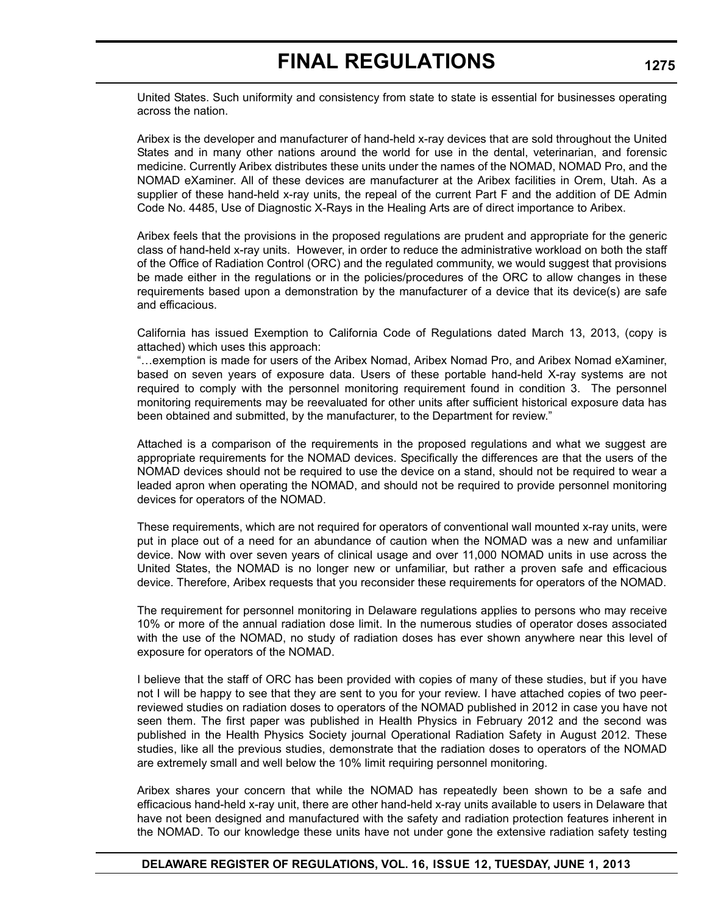United States. Such uniformity and consistency from state to state is essential for businesses operating across the nation.

Aribex is the developer and manufacturer of hand-held x-ray devices that are sold throughout the United States and in many other nations around the world for use in the dental, veterinarian, and forensic medicine. Currently Aribex distributes these units under the names of the NOMAD, NOMAD Pro, and the NOMAD eXaminer. All of these devices are manufacturer at the Aribex facilities in Orem, Utah. As a supplier of these hand-held x-ray units, the repeal of the current Part F and the addition of DE Admin Code No. 4485, Use of Diagnostic X-Rays in the Healing Arts are of direct importance to Aribex.

Aribex feels that the provisions in the proposed regulations are prudent and appropriate for the generic class of hand-held x-ray units. However, in order to reduce the administrative workload on both the staff of the Office of Radiation Control (ORC) and the regulated community, we would suggest that provisions be made either in the regulations or in the policies/procedures of the ORC to allow changes in these requirements based upon a demonstration by the manufacturer of a device that its device(s) are safe and efficacious.

California has issued Exemption to California Code of Regulations dated March 13, 2013, (copy is attached) which uses this approach:
"…exemption is made for users of the Aribex Nomad, Aribex Nomad Pro, and Aribex Nomad eXaminer, based on seven years of exposure data. Users of these portable hand-held X-ray systems are not required to comply with the personnel monitoring requirement found in condition 3. The personnel monitoring requirements may be reevaluated for other units after sufficient historical exposure data has been obtained and submitted, by the manufacturer, to the Department for review."

Attached is a comparison of the requirements in the proposed regulations and what we suggest are appropriate requirements for the NOMAD devices. Specifically the differences are that the users of the NOMAD devices should not be required to use the device on a stand, should not be required to wear a leaded apron when operating the NOMAD, and should not be required to provide personnel monitoring devices for operators of the NOMAD.

These requirements, which are not required for operators of conventional wall mounted x-ray units, were put in place out of a need for an abundance of caution when the NOMAD was a new and unfamiliar device. Now with over seven years of clinical usage and over 11,000 NOMAD units in use across the United States, the NOMAD is no longer new or unfamiliar, but rather a proven safe and efficacious device. Therefore, Aribex requests that you reconsider these requirements for operators of the NOMAD.

The requirement for personnel monitoring in Delaware regulations applies to persons who may receive 10% or more of the annual radiation dose limit. In the numerous studies of operator doses associated with the use of the NOMAD, no study of radiation doses has ever shown anywhere near this level of exposure for operators of the NOMAD.

I believe that the staff of ORC has been provided with copies of many of these studies, but if you have not I will be happy to see that they are sent to you for your review. I have attached copies of two peer-reviewed studies on radiation doses to operators of the NOMAD published in 2012 in case you have not seen them. The first paper was published in Health Physics in February 2012 and the second was published in the Health Physics Society journal Operational Radiation Safety in August 2012. These studies, like all the previous studies, demonstrate that the radiation doses to operators of the NOMAD are extremely small and well below the 10% limit requiring personnel monitoring.

Aribex shares your concern that while the NOMAD has repeatedly been shown to be a safe and efficacious hand-held x-ray unit, there are other hand-held x-ray units available to users in Delaware that have not been designed and manufactured with the safety and radiation protection features inherent in the NOMAD. To our knowledge these units have not under gone the extensive radiation safety testing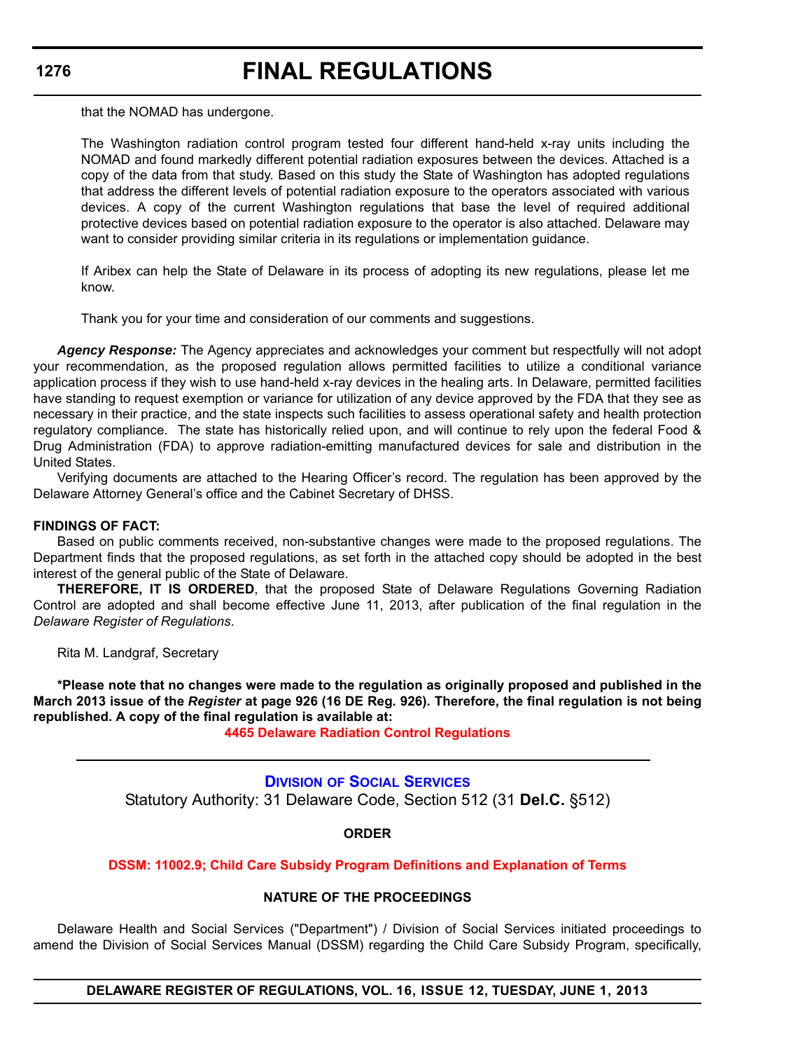that the NOMAD has undergone.

The Washington radiation control program tested four different hand-held x-ray units including the NOMAD and found markedly different potential radiation exposures between the devices. Attached is a copy of the data from that study. Based on this study the State of Washington has adopted regulations that address the different levels of potential radiation exposure to the operators associated with various devices. A copy of the current Washington regulations that base the level of required additional protective devices based on potential radiation exposure to the operator is also attached. Delaware may want to consider providing similar criteria in its regulations or implementation guidance.

If Aribex can help the State of Delaware in its process of adopting its new regulations, please let me know.

Thank you for your time and consideration of our comments and suggestions.

***Agency Response:*** The Agency appreciates and acknowledges your comment but respectfully will not adopt your recommendation, as the proposed regulation allows permitted facilities to utilize a conditional variance application process if they wish to use hand-held x-ray devices in the healing arts. In Delaware, permitted facilities have standing to request exemption or variance for utilization of any device approved by the FDA that they see as necessary in their practice, and the state inspects such facilities to assess operational safety and health protection regulatory compliance. The state has historically relied upon, and will continue to rely upon the federal Food & Drug Administration (FDA) to approve radiation-emitting manufactured devices for sale and distribution in the United States.

Verifying documents are attached to the Hearing Officer's record. The regulation has been approved by the Delaware Attorney General's office and the Cabinet Secretary of DHSS.

**FINDINGS OF FACT:**

Based on public comments received, non-substantive changes were made to the proposed regulations. The Department finds that the proposed regulations, as set forth in the attached copy should be adopted in the best interest of the general public of the State of Delaware.

**THEREFORE, IT IS ORDERED**, that the proposed State of Delaware Regulations Governing Radiation Control are adopted and shall become effective June 11, 2013, after publication of the final regulation in the *Delaware Register of Regulations*.

Rita M. Landgraf, Secretary

**\*Please note that no changes were made to the regulation as originally proposed and published in the March 2013 issue of the *Register* at page 926 (16 DE Reg. 926). Therefore, the final regulation is not being republished. A copy of the final regulation is available at:**

**4465 Delaware Radiation Control Regulations**

---

## DIVISION OF SOCIAL SERVICES

Statutory Authority: 31 Delaware Code, Section 512 (31 **Del.C.** §512)

**ORDER**

**DSSM: 11002.9; Child Care Subsidy Program Definitions and Explanation of Terms**

**NATURE OF THE PROCEEDINGS**

Delaware Health and Social Services ("Department") / Division of Social Services initiated proceedings to amend the Division of Social Services Manual (DSSM) regarding the Child Care Subsidy Program, specifically,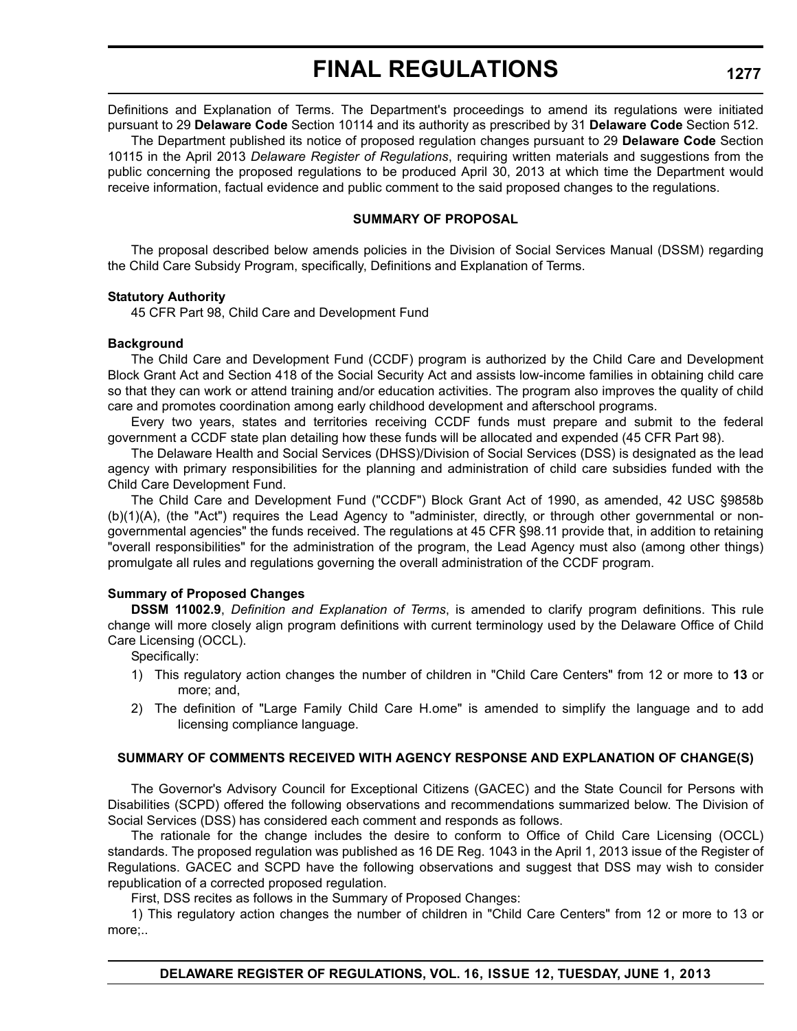Definitions and Explanation of Terms. The Department's proceedings to amend its regulations were initiated pursuant to 29 **Delaware Code** Section 10114 and its authority as prescribed by 31 **Delaware Code** Section 512.

The Department published its notice of proposed regulation changes pursuant to 29 **Delaware Code** Section 10115 in the April 2013 *Delaware Register of Regulations*, requiring written materials and suggestions from the public concerning the proposed regulations to be produced April 30, 2013 at which time the Department would receive information, factual evidence and public comment to the said proposed changes to the regulations.

**SUMMARY OF PROPOSAL**

The proposal described below amends policies in the Division of Social Services Manual (DSSM) regarding the Child Care Subsidy Program, specifically, Definitions and Explanation of Terms.

**Statutory Authority**

45 CFR Part 98, Child Care and Development Fund

**Background**

The Child Care and Development Fund (CCDF) program is authorized by the Child Care and Development Block Grant Act and Section 418 of the Social Security Act and assists low-income families in obtaining child care so that they can work or attend training and/or education activities. The program also improves the quality of child care and promotes coordination among early childhood development and afterschool programs.

Every two years, states and territories receiving CCDF funds must prepare and submit to the federal government a CCDF state plan detailing how these funds will be allocated and expended (45 CFR Part 98).

The Delaware Health and Social Services (DHSS)/Division of Social Services (DSS) is designated as the lead agency with primary responsibilities for the planning and administration of child care subsidies funded with the Child Care Development Fund.

The Child Care and Development Fund ("CCDF") Block Grant Act of 1990, as amended, 42 USC §9858b (b)(1)(A), (the "Act") requires the Lead Agency to "administer, directly, or through other governmental or non-governmental agencies" the funds received. The regulations at 45 CFR §98.11 provide that, in addition to retaining "overall responsibilities" for the administration of the program, the Lead Agency must also (among other things) promulgate all rules and regulations governing the overall administration of the CCDF program.

**Summary of Proposed Changes**

**DSSM 11002.9**, *Definition and Explanation of Terms*, is amended to clarify program definitions. This rule change will more closely align program definitions with current terminology used by the Delaware Office of Child Care Licensing (OCCL).

Specifically:

1) This regulatory action changes the number of children in "Child Care Centers" from 12 or more to **13** or more; and,
2) The definition of "Large Family Child Care H.ome" is amended to simplify the language and to add licensing compliance language.

**SUMMARY OF COMMENTS RECEIVED WITH AGENCY RESPONSE AND EXPLANATION OF CHANGE(S)**

The Governor's Advisory Council for Exceptional Citizens (GACEC) and the State Council for Persons with Disabilities (SCPD) offered the following observations and recommendations summarized below. The Division of Social Services (DSS) has considered each comment and responds as follows.

The rationale for the change includes the desire to conform to Office of Child Care Licensing (OCCL) standards. The proposed regulation was published as 16 DE Reg. 1043 in the April 1, 2013 issue of the Register of Regulations. GACEC and SCPD have the following observations and suggest that DSS may wish to consider republication of a corrected proposed regulation.

First, DSS recites as follows in the Summary of Proposed Changes:

1) This regulatory action changes the number of children in "Child Care Centers" from 12 or more to 13 or more;..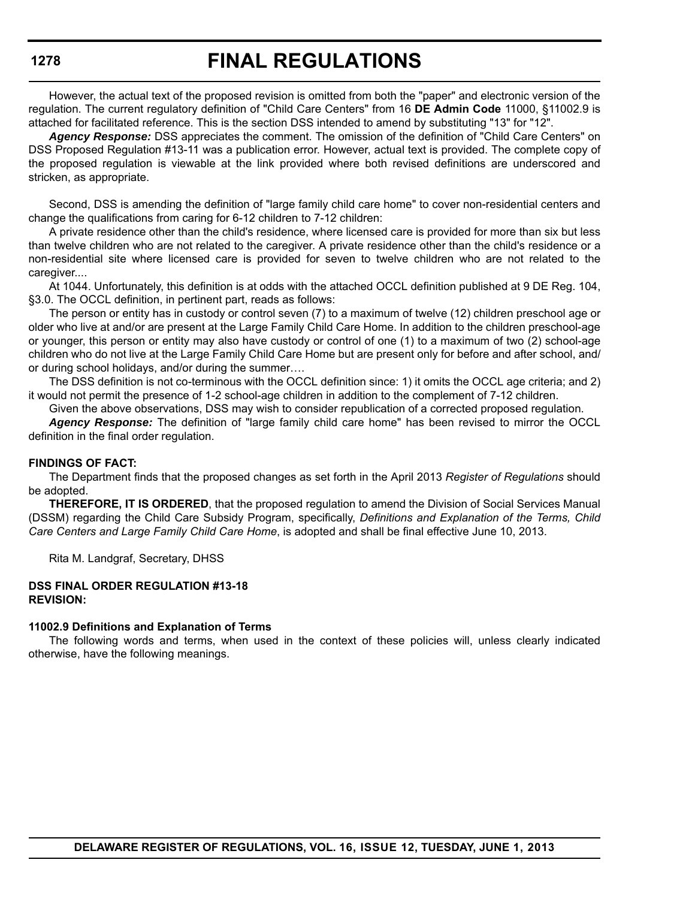However, the actual text of the proposed revision is omitted from both the "paper" and electronic version of the regulation. The current regulatory definition of "Child Care Centers" from 16 **DE Admin Code** 11000, §11002.9 is attached for facilitated reference. This is the section DSS intended to amend by substituting "13" for "12".

***Agency Response:*** DSS appreciates the comment. The omission of the definition of "Child Care Centers" on DSS Proposed Regulation #13-11 was a publication error. However, actual text is provided. The complete copy of the proposed regulation is viewable at the link provided where both revised definitions are underscored and stricken, as appropriate.

Second, DSS is amending the definition of "large family child care home" to cover non-residential centers and change the qualifications from caring for 6-12 children to 7-12 children:

A private residence other than the child's residence, where licensed care is provided for more than six but less than twelve children who are not related to the caregiver. A private residence other than the child's residence or a non-residential site where licensed care is provided for seven to twelve children who are not related to the caregiver....

At 1044. Unfortunately, this definition is at odds with the attached OCCL definition published at 9 DE Reg. 104, §3.0. The OCCL definition, in pertinent part, reads as follows:

The person or entity has in custody or control seven (7) to a maximum of twelve (12) children preschool age or older who live at and/or are present at the Large Family Child Care Home. In addition to the children preschool-age or younger, this person or entity may also have custody or control of one (1) to a maximum of two (2) school-age children who do not live at the Large Family Child Care Home but are present only for before and after school, and/or during school holidays, and/or during the summer….

The DSS definition is not co-terminous with the OCCL definition since: 1) it omits the OCCL age criteria; and 2) it would not permit the presence of 1-2 school-age children in addition to the complement of 7-12 children.

Given the above observations, DSS may wish to consider republication of a corrected proposed regulation.

***Agency Response:*** The definition of "large family child care home" has been revised to mirror the OCCL definition in the final order regulation.

**FINDINGS OF FACT:**

The Department finds that the proposed changes as set forth in the April 2013 *Register of Regulations* should be adopted.

**THEREFORE, IT IS ORDERED**, that the proposed regulation to amend the Division of Social Services Manual (DSSM) regarding the Child Care Subsidy Program, specifically, *Definitions and Explanation of the Terms, Child Care Centers and Large Family Child Care Home*, is adopted and shall be final effective June 10, 2013.

Rita M. Landgraf, Secretary, DHSS

**DSS FINAL ORDER REGULATION #13-18**
**REVISION:**

**11002.9 Definitions and Explanation of Terms**

The following words and terms, when used in the context of these policies will, unless clearly indicated otherwise, have the following meanings.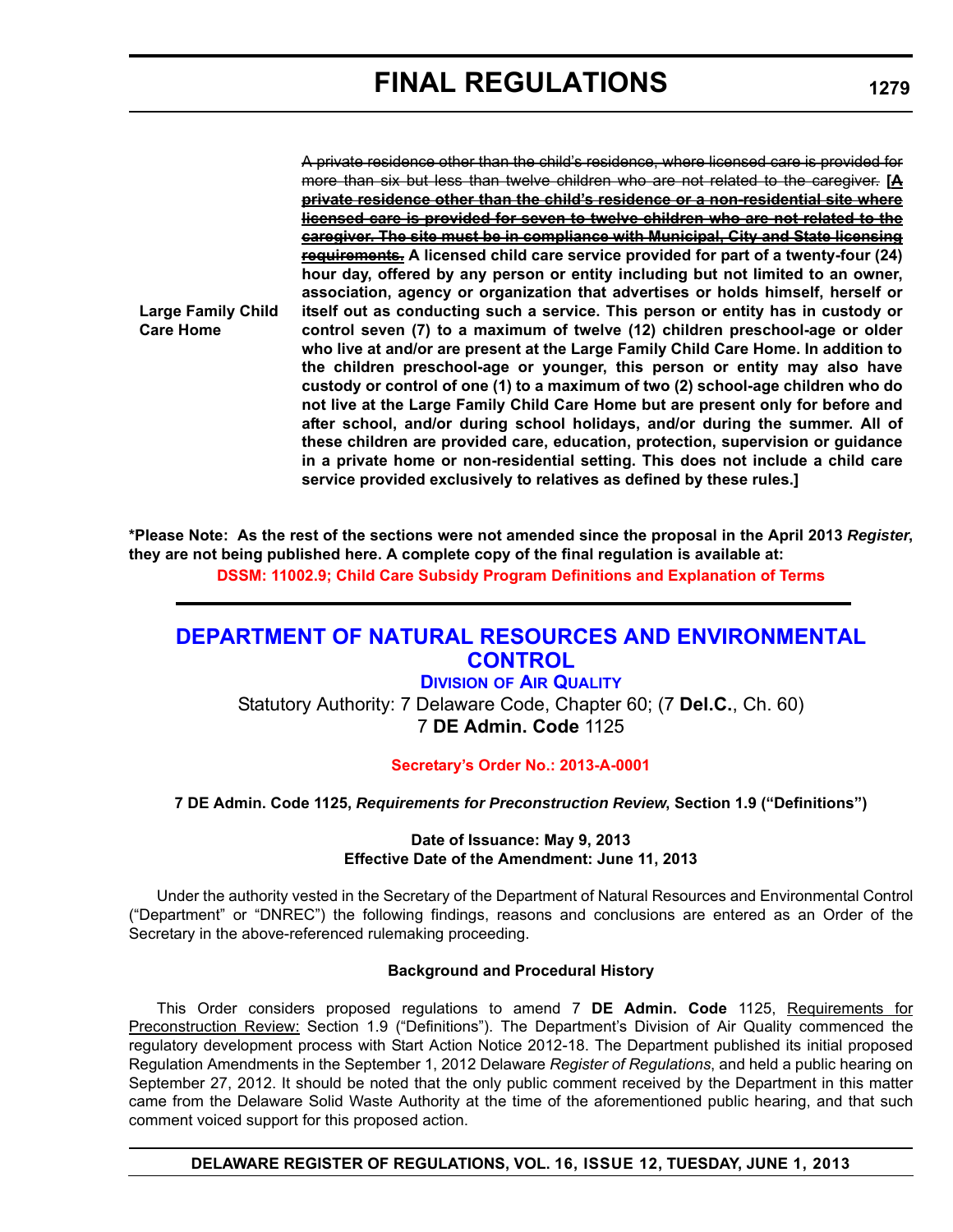| | |
|---|---|
| **Large Family Child Care Home** | ~~A private residence other than the child's residence, where licensed care is provided for more than six but less than twelve children who are not related to the caregiver.~~ **[~~A private residence other than the child's residence or a non-residential site where licensed care is provided for seven to twelve children who are not related to the caregiver. The site must be in compliance with Municipal, City and State licensing requirements.~~ A licensed child care service provided for part of a twenty-four (24) hour day, offered by any person or entity including but not limited to an owner, association, agency or organization that advertises or holds himself, herself or itself out as conducting such a service. This person or entity has in custody or control seven (7) to a maximum of twelve (12) children preschool-age or older who live at and/or are present at the Large Family Child Care Home. In addition to the children preschool-age or younger, this person or entity may also have custody or control of one (1) to a maximum of two (2) school-age children who do not live at the Large Family Child Care Home but are present only for before and after school, and/or during school holidays, and/or during the summer. All of these children are provided care, education, protection, supervision or guidance in a private home or non-residential setting. This does not include a child care service provided exclusively to relatives as defined by these rules.]** |

**\*Please Note: As the rest of the sections were not amended since the proposal in the April 2013 *Register*, they are not being published here. A complete copy of the final regulation is available at:**

**DSSM: 11002.9; Child Care Subsidy Program Definitions and Explanation of Terms**

## DEPARTMENT OF NATURAL RESOURCES AND ENVIRONMENTAL CONTROL

### DIVISION OF AIR QUALITY

Statutory Authority: 7 Delaware Code, Chapter 60; (7 **Del.C.**, Ch. 60)
7 **DE Admin. Code** 1125

**Secretary's Order No.: 2013-A-0001**

**7 DE Admin. Code 1125, *Requirements for Preconstruction Review*, Section 1.9 ("Definitions")**

**Date of Issuance: May 9, 2013**
**Effective Date of the Amendment: June 11, 2013**

Under the authority vested in the Secretary of the Department of Natural Resources and Environmental Control ("Department" or "DNREC") the following findings, reasons and conclusions are entered as an Order of the Secretary in the above-referenced rulemaking proceeding.

**Background and Procedural History**

This Order considers proposed regulations to amend 7 **DE Admin. Code** 1125, Requirements for Preconstruction Review: Section 1.9 ("Definitions"). The Department's Division of Air Quality commenced the regulatory development process with Start Action Notice 2012-18. The Department published its initial proposed Regulation Amendments in the September 1, 2012 Delaware *Register of Regulations*, and held a public hearing on September 27, 2012. It should be noted that the only public comment received by the Department in this matter came from the Delaware Solid Waste Authority at the time of the aforementioned public hearing, and that such comment voiced support for this proposed action.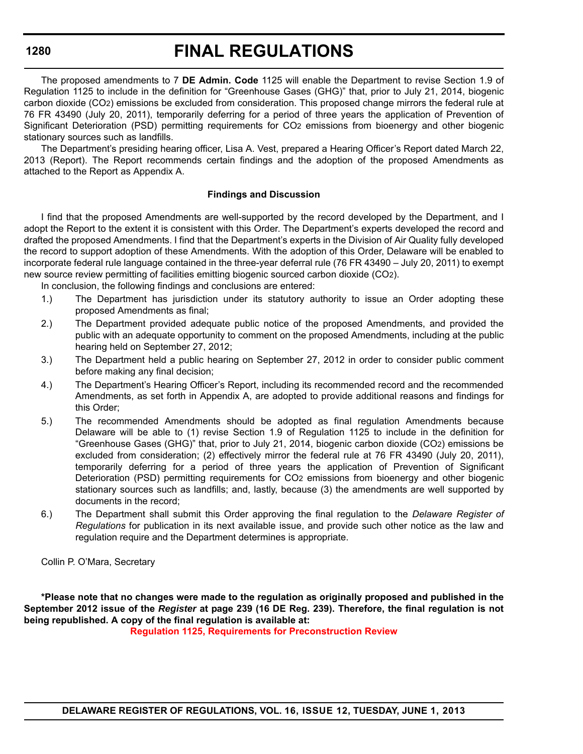The proposed amendments to 7 **DE Admin. Code** 1125 will enable the Department to revise Section 1.9 of Regulation 1125 to include in the definition for "Greenhouse Gases (GHG)" that, prior to July 21, 2014, biogenic carbon dioxide ($CO_2$) emissions be excluded from consideration. This proposed change mirrors the federal rule at 76 FR 43490 (July 20, 2011), temporarily deferring for a period of three years the application of Prevention of Significant Deterioration (PSD) permitting requirements for $CO_2$ emissions from bioenergy and other biogenic stationary sources such as landfills.

The Department's presiding hearing officer, Lisa A. Vest, prepared a Hearing Officer's Report dated March 22, 2013 (Report). The Report recommends certain findings and the adoption of the proposed Amendments as attached to the Report as Appendix A.

**Findings and Discussion**

I find that the proposed Amendments are well-supported by the record developed by the Department, and I adopt the Report to the extent it is consistent with this Order. The Department's experts developed the record and drafted the proposed Amendments. I find that the Department's experts in the Division of Air Quality fully developed the record to support adoption of these Amendments. With the adoption of this Order, Delaware will be enabled to incorporate federal rule language contained in the three-year deferral rule (76 FR 43490 – July 20, 2011) to exempt new source review permitting of facilities emitting biogenic sourced carbon dioxide ($CO_2$).

In conclusion, the following findings and conclusions are entered:

1.) The Department has jurisdiction under its statutory authority to issue an Order adopting these proposed Amendments as final;

2.) The Department provided adequate public notice of the proposed Amendments, and provided the public with an adequate opportunity to comment on the proposed Amendments, including at the public hearing held on September 27, 2012;

3.) The Department held a public hearing on September 27, 2012 in order to consider public comment before making any final decision;

4.) The Department's Hearing Officer's Report, including its recommended record and the recommended Amendments, as set forth in Appendix A, are adopted to provide additional reasons and findings for this Order;

5.) The recommended Amendments should be adopted as final regulation Amendments because Delaware will be able to (1) revise Section 1.9 of Regulation 1125 to include in the definition for "Greenhouse Gases (GHG)" that, prior to July 21, 2014, biogenic carbon dioxide ($CO_2$) emissions be excluded from consideration; (2) effectively mirror the federal rule at 76 FR 43490 (July 20, 2011), temporarily deferring for a period of three years the application of Prevention of Significant Deterioration (PSD) permitting requirements for $CO_2$ emissions from bioenergy and other biogenic stationary sources such as landfills; and, lastly, because (3) the amendments are well supported by documents in the record;

6.) The Department shall submit this Order approving the final regulation to the *Delaware Register of Regulations* for publication in its next available issue, and provide such other notice as the law and regulation require and the Department determines is appropriate.

Collin P. O'Mara, Secretary

**\*Please note that no changes were made to the regulation as originally proposed and published in the September 2012 issue of the *Register* at page 239 (16 DE Reg. 239). Therefore, the final regulation is not being republished. A copy of the final regulation is available at:**

**Regulation 1125, Requirements for Preconstruction Review**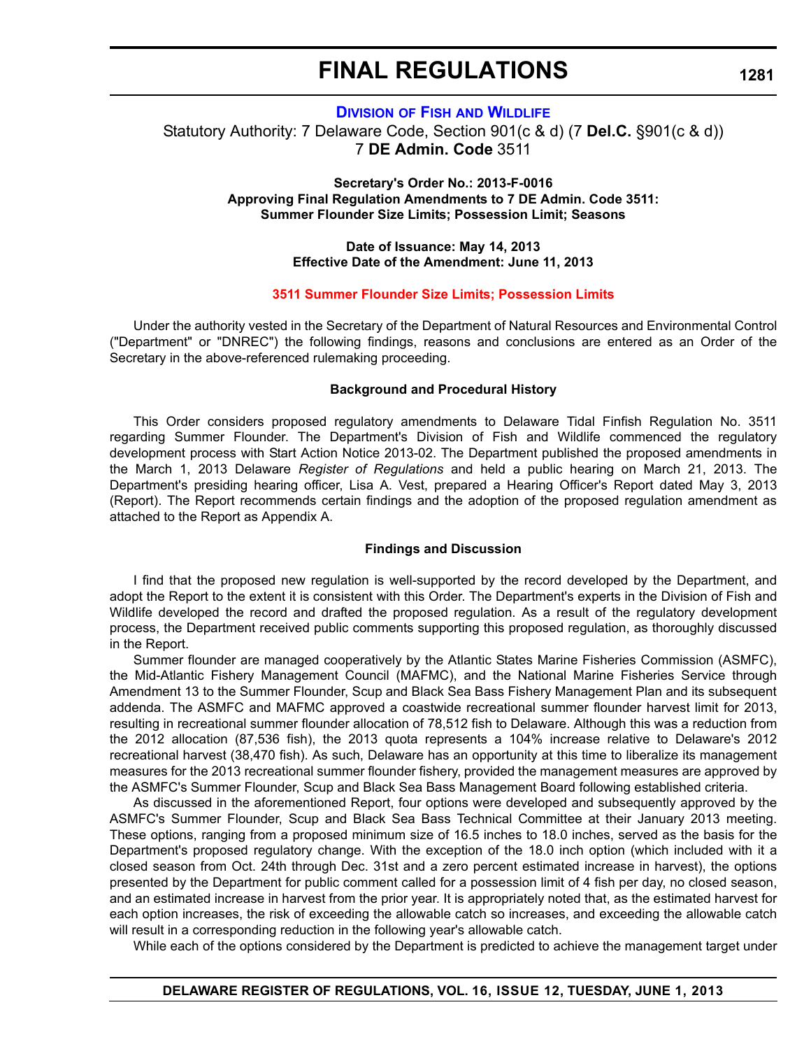# FINAL REGULATIONS

## [Division of Fish and Wildlife](#)

Statutory Authority: 7 Delaware Code, Section 901(c & d) (7 **Del.C.** §901(c & d))
7 **DE Admin. Code** 3511

**Secretary's Order No.: 2013-F-0016**
**Approving Final Regulation Amendments to 7 DE Admin. Code 3511:**
**Summer Flounder Size Limits; Possession Limit; Seasons**

**Date of Issuance: May 14, 2013**
**Effective Date of the Amendment: June 11, 2013**

**3511 Summer Flounder Size Limits; Possession Limits**

Under the authority vested in the Secretary of the Department of Natural Resources and Environmental Control ("Department" or "DNREC") the following findings, reasons and conclusions are entered as an Order of the Secretary in the above-referenced rulemaking proceeding.

**Background and Procedural History**

This Order considers proposed regulatory amendments to Delaware Tidal Finfish Regulation No. 3511 regarding Summer Flounder. The Department's Division of Fish and Wildlife commenced the regulatory development process with Start Action Notice 2013-02. The Department published the proposed amendments in the March 1, 2013 Delaware *Register of Regulations* and held a public hearing on March 21, 2013. The Department's presiding hearing officer, Lisa A. Vest, prepared a Hearing Officer's Report dated May 3, 2013 (Report). The Report recommends certain findings and the adoption of the proposed regulation amendment as attached to the Report as Appendix A.

**Findings and Discussion**

I find that the proposed new regulation is well-supported by the record developed by the Department, and adopt the Report to the extent it is consistent with this Order. The Department's experts in the Division of Fish and Wildlife developed the record and drafted the proposed regulation. As a result of the regulatory development process, the Department received public comments supporting this proposed regulation, as thoroughly discussed in the Report.

Summer flounder are managed cooperatively by the Atlantic States Marine Fisheries Commission (ASMFC), the Mid-Atlantic Fishery Management Council (MAFMC), and the National Marine Fisheries Service through Amendment 13 to the Summer Flounder, Scup and Black Sea Bass Fishery Management Plan and its subsequent addenda. The ASMFC and MAFMC approved a coastwide recreational summer flounder harvest limit for 2013, resulting in recreational summer flounder allocation of 78,512 fish to Delaware. Although this was a reduction from the 2012 allocation (87,536 fish), the 2013 quota represents a 104% increase relative to Delaware's 2012 recreational harvest (38,470 fish). As such, Delaware has an opportunity at this time to liberalize its management measures for the 2013 recreational summer flounder fishery, provided the management measures are approved by the ASMFC's Summer Flounder, Scup and Black Sea Bass Management Board following established criteria.

As discussed in the aforementioned Report, four options were developed and subsequently approved by the ASMFC's Summer Flounder, Scup and Black Sea Bass Technical Committee at their January 2013 meeting. These options, ranging from a proposed minimum size of 16.5 inches to 18.0 inches, served as the basis for the Department's proposed regulatory change. With the exception of the 18.0 inch option (which included with it a closed season from Oct. 24th through Dec. 31st and a zero percent estimated increase in harvest), the options presented by the Department for public comment called for a possession limit of 4 fish per day, no closed season, and an estimated increase in harvest from the prior year. It is appropriately noted that, as the estimated harvest for each option increases, the risk of exceeding the allowable catch so increases, and exceeding the allowable catch will result in a corresponding reduction in the following year's allowable catch.

While each of the options considered by the Department is predicted to achieve the management target under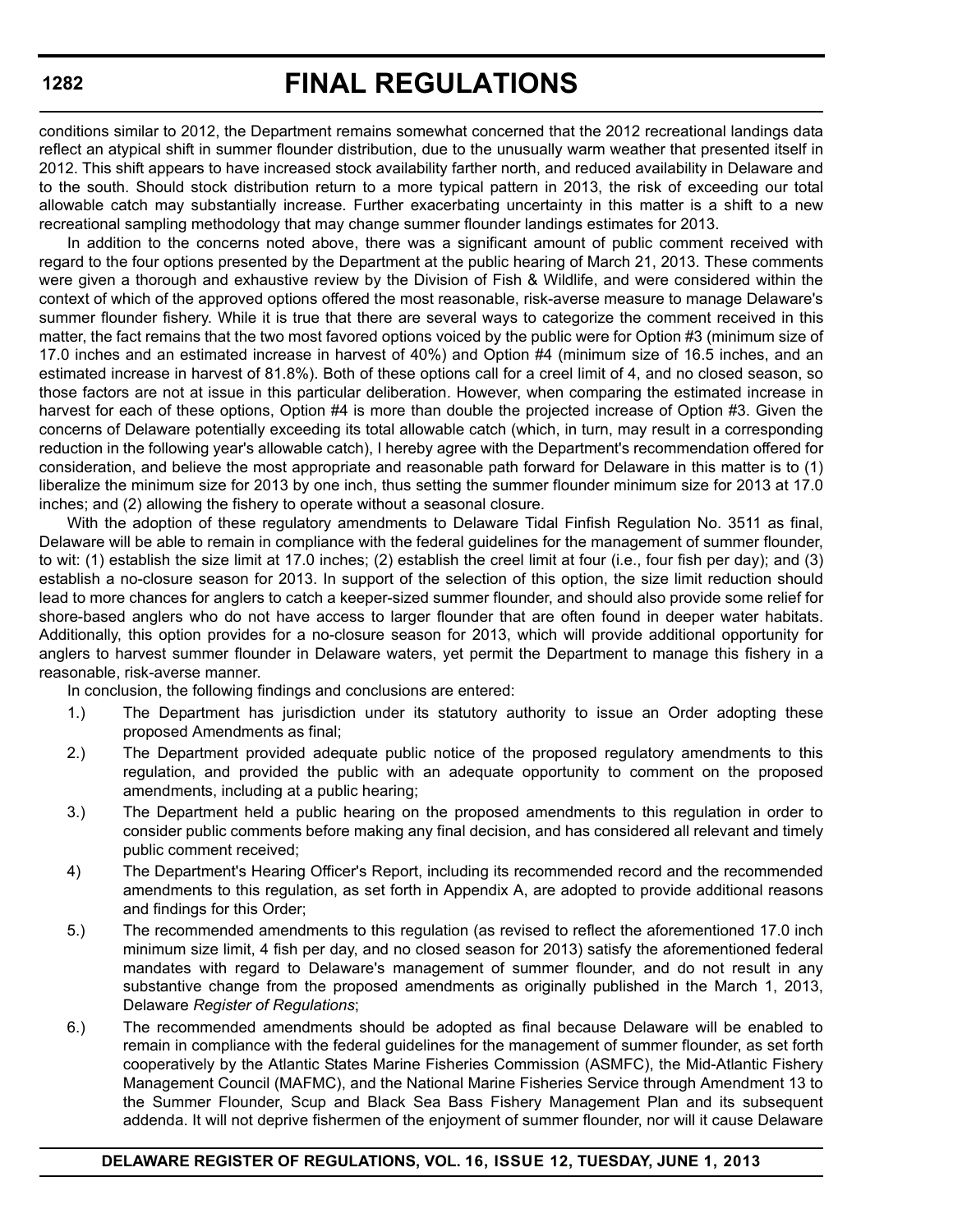conditions similar to 2012, the Department remains somewhat concerned that the 2012 recreational landings data reflect an atypical shift in summer flounder distribution, due to the unusually warm weather that presented itself in 2012. This shift appears to have increased stock availability farther north, and reduced availability in Delaware and to the south. Should stock distribution return to a more typical pattern in 2013, the risk of exceeding our total allowable catch may substantially increase. Further exacerbating uncertainty in this matter is a shift to a new recreational sampling methodology that may change summer flounder landings estimates for 2013.

In addition to the concerns noted above, there was a significant amount of public comment received with regard to the four options presented by the Department at the public hearing of March 21, 2013. These comments were given a thorough and exhaustive review by the Division of Fish & Wildlife, and were considered within the context of which of the approved options offered the most reasonable, risk-averse measure to manage Delaware's summer flounder fishery. While it is true that there are several ways to categorize the comment received in this matter, the fact remains that the two most favored options voiced by the public were for Option #3 (minimum size of 17.0 inches and an estimated increase in harvest of 40%) and Option #4 (minimum size of 16.5 inches, and an estimated increase in harvest of 81.8%). Both of these options call for a creel limit of 4, and no closed season, so those factors are not at issue in this particular deliberation. However, when comparing the estimated increase in harvest for each of these options, Option #4 is more than double the projected increase of Option #3. Given the concerns of Delaware potentially exceeding its total allowable catch (which, in turn, may result in a corresponding reduction in the following year's allowable catch), I hereby agree with the Department's recommendation offered for consideration, and believe the most appropriate and reasonable path forward for Delaware in this matter is to (1) liberalize the minimum size for 2013 by one inch, thus setting the summer flounder minimum size for 2013 at 17.0 inches; and (2) allowing the fishery to operate without a seasonal closure.

With the adoption of these regulatory amendments to Delaware Tidal Finfish Regulation No. 3511 as final, Delaware will be able to remain in compliance with the federal guidelines for the management of summer flounder, to wit: (1) establish the size limit at 17.0 inches; (2) establish the creel limit at four (i.e., four fish per day); and (3) establish a no-closure season for 2013. In support of the selection of this option, the size limit reduction should lead to more chances for anglers to catch a keeper-sized summer flounder, and should also provide some relief for shore-based anglers who do not have access to larger flounder that are often found in deeper water habitats. Additionally, this option provides for a no-closure season for 2013, which will provide additional opportunity for anglers to harvest summer flounder in Delaware waters, yet permit the Department to manage this fishery in a reasonable, risk-averse manner.

In conclusion, the following findings and conclusions are entered:

1.) The Department has jurisdiction under its statutory authority to issue an Order adopting these proposed Amendments as final;

2.) The Department provided adequate public notice of the proposed regulatory amendments to this regulation, and provided the public with an adequate opportunity to comment on the proposed amendments, including at a public hearing;

3.) The Department held a public hearing on the proposed amendments to this regulation in order to consider public comments before making any final decision, and has considered all relevant and timely public comment received;

4) The Department's Hearing Officer's Report, including its recommended record and the recommended amendments to this regulation, as set forth in Appendix A, are adopted to provide additional reasons and findings for this Order;

5.) The recommended amendments to this regulation (as revised to reflect the aforementioned 17.0 inch minimum size limit, 4 fish per day, and no closed season for 2013) satisfy the aforementioned federal mandates with regard to Delaware's management of summer flounder, and do not result in any substantive change from the proposed amendments as originally published in the March 1, 2013, Delaware *Register of Regulations*;

6.) The recommended amendments should be adopted as final because Delaware will be enabled to remain in compliance with the federal guidelines for the management of summer flounder, as set forth cooperatively by the Atlantic States Marine Fisheries Commission (ASMFC), the Mid-Atlantic Fishery Management Council (MAFMC), and the National Marine Fisheries Service through Amendment 13 to the Summer Flounder, Scup and Black Sea Bass Fishery Management Plan and its subsequent addenda. It will not deprive fishermen of the enjoyment of summer flounder, nor will it cause Delaware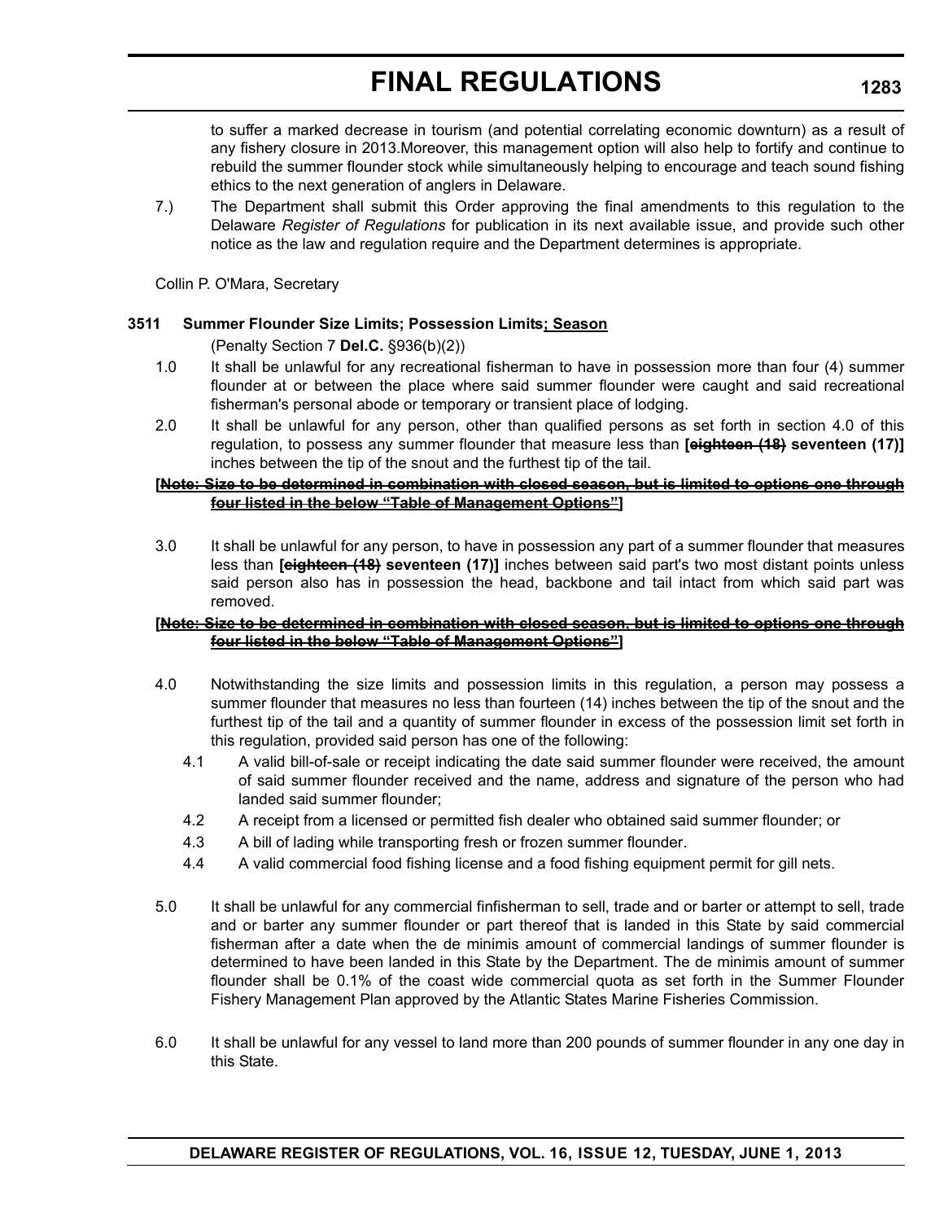to suffer a marked decrease in tourism (and potential correlating economic downturn) as a result of any fishery closure in 2013.Moreover, this management option will also help to fortify and continue to rebuild the summer flounder stock while simultaneously helping to encourage and teach sound fishing ethics to the next generation of anglers in Delaware.

7.) The Department shall submit this Order approving the final amendments to this regulation to the Delaware *Register of Regulations* for publication in its next available issue, and provide such other notice as the law and regulation require and the Department determines is appropriate.

Collin P. O'Mara, Secretary

**3511 Summer Flounder Size Limits; Possession Limits<u>; Season</u>**

(Penalty Section 7 **Del.C.** §936(b)(2))

1.0 It shall be unlawful for any recreational fisherman to have in possession more than four (4) summer flounder at or between the place where said summer flounder were caught and said recreational fisherman's personal abode or temporary or transient place of lodging.

2.0 It shall be unlawful for any person, other than qualified persons as set forth in section 4.0 of this regulation, to possess any summer flounder that measure less than **[~~eighteen (18)~~ seventeen (17)]** inches between the tip of the snout and the furthest tip of the tail.

**[~~<u>Note: Size to be determined in combination with closed season, but is limited to options one through four listed in the below "Table of Management Options"</u>~~]**

3.0 It shall be unlawful for any person, to have in possession any part of a summer flounder that measures less than **[~~eighteen (18)~~ seventeen (17)]** inches between said part's two most distant points unless said person also has in possession the head, backbone and tail intact from which said part was removed.

**[~~<u>Note: Size to be determined in combination with closed season, but is limited to options one through four listed in the below "Table of Management Options"</u>~~]**

4.0 Notwithstanding the size limits and possession limits in this regulation, a person may possess a summer flounder that measures no less than fourteen (14) inches between the tip of the snout and the furthest tip of the tail and a quantity of summer flounder in excess of the possession limit set forth in this regulation, provided said person has one of the following:

4.1 A valid bill-of-sale or receipt indicating the date said summer flounder were received, the amount of said summer flounder received and the name, address and signature of the person who had landed said summer flounder;

4.2 A receipt from a licensed or permitted fish dealer who obtained said summer flounder; or

4.3 A bill of lading while transporting fresh or frozen summer flounder.

4.4 A valid commercial food fishing license and a food fishing equipment permit for gill nets.

5.0 It shall be unlawful for any commercial finfisherman to sell, trade and or barter or attempt to sell, trade and or barter any summer flounder or part thereof that is landed in this State by said commercial fisherman after a date when the de minimis amount of commercial landings of summer flounder is determined to have been landed in this State by the Department. The de minimis amount of summer flounder shall be 0.1% of the coast wide commercial quota as set forth in the Summer Flounder Fishery Management Plan approved by the Atlantic States Marine Fisheries Commission.

6.0 It shall be unlawful for any vessel to land more than 200 pounds of summer flounder in any one day in this State.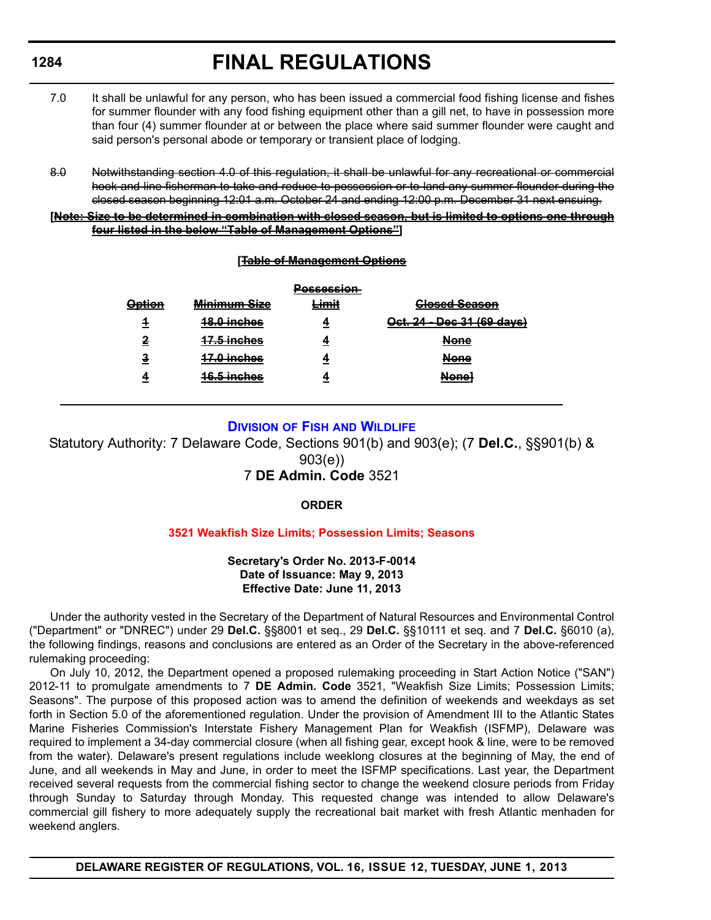7.0 It shall be unlawful for any person, who has been issued a commercial food fishing license and fishes for summer flounder with any food fishing equipment other than a gill net, to have in possession more than four (4) summer flounder at or between the place where said summer flounder were caught and said person's personal abode or temporary or transient place of lodging.

~~8.0 Notwithstanding section 4.0 of this regulation, it shall be unlawful for any recreational or commercial hook and line fisherman to take and reduce to possession or to land any summer flounder during the closed season beginning 12:01 a.m. October 24 and ending 12:00 p.m. December 31 next ensuing.~~

**[~~Note: Size to be determined in combination with closed season, but is limited to options one through four listed in the below "Table of Management Options"~~]**

**[~~Table of Management Options~~**

| ~~Option~~ | ~~Minimum Size~~ | ~~Possession Limit~~ | ~~Closed Season~~ |
|---|---|---|---|
| ~~1~~ | ~~18.0 inches~~ | ~~4~~ | ~~Oct. 24 - Dec 31 (69 days)~~ |
| ~~2~~ | ~~17.5 inches~~ | ~~4~~ | ~~None~~ |
| ~~3~~ | ~~17.0 inches~~ | ~~4~~ | ~~None~~ |
| ~~4~~ | ~~16.5 inches~~ | ~~4~~ | ~~None~~] |

## Division of Fish and Wildlife

Statutory Authority: 7 Delaware Code, Sections 901(b) and 903(e); (7 **Del.C.**, §§901(b) & 903(e))

7 **DE Admin. Code** 3521

**ORDER**

### 3521 Weakfish Size Limits; Possession Limits; Seasons

**Secretary's Order No. 2013-F-0014**
**Date of Issuance: May 9, 2013**
**Effective Date: June 11, 2013**

Under the authority vested in the Secretary of the Department of Natural Resources and Environmental Control ("Department" or "DNREC") under 29 **Del.C.** §§8001 et seq., 29 **Del.C.** §§10111 et seq. and 7 **Del.C.** §6010 (a), the following findings, reasons and conclusions are entered as an Order of the Secretary in the above-referenced rulemaking proceeding:

On July 10, 2012, the Department opened a proposed rulemaking proceeding in Start Action Notice ("SAN") 2012-11 to promulgate amendments to 7 **DE Admin. Code** 3521, "Weakfish Size Limits; Possession Limits; Seasons". The purpose of this proposed action was to amend the definition of weekends and weekdays as set forth in Section 5.0 of the aforementioned regulation. Under the provision of Amendment III to the Atlantic States Marine Fisheries Commission's Interstate Fishery Management Plan for Weakfish (ISFMP), Delaware was required to implement a 34-day commercial closure (when all fishing gear, except hook & line, were to be removed from the water). Delaware's present regulations include weeklong closures at the beginning of May, the end of June, and all weekends in May and June, in order to meet the ISFMP specifications. Last year, the Department received several requests from the commercial fishing sector to change the weekend closure periods from Friday through Sunday to Saturday through Monday. This requested change was intended to allow Delaware's commercial gill fishery to more adequately supply the recreational bait market with fresh Atlantic menhaden for weekend anglers.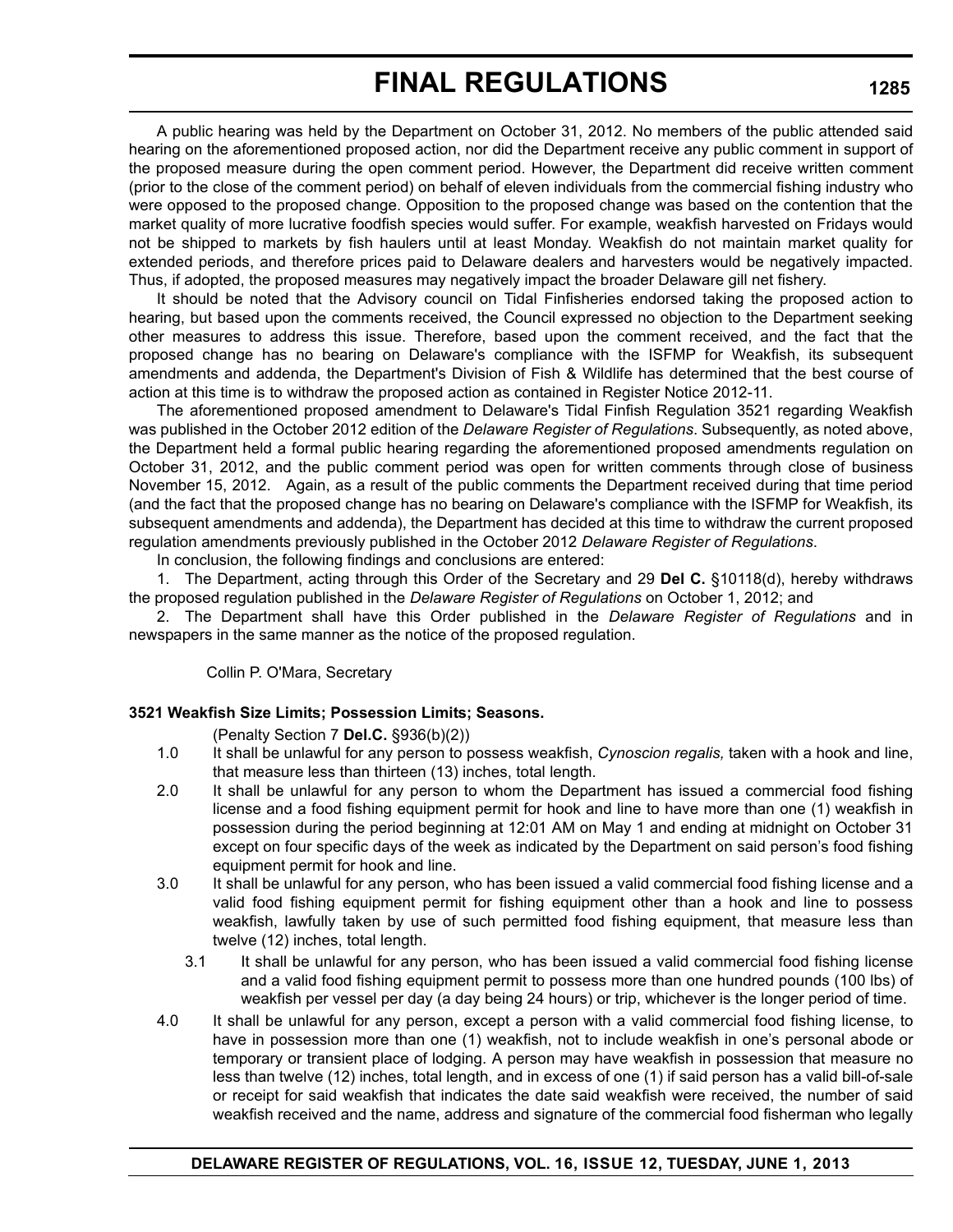A public hearing was held by the Department on October 31, 2012. No members of the public attended said hearing on the aforementioned proposed action, nor did the Department receive any public comment in support of the proposed measure during the open comment period. However, the Department did receive written comment (prior to the close of the comment period) on behalf of eleven individuals from the commercial fishing industry who were opposed to the proposed change. Opposition to the proposed change was based on the contention that the market quality of more lucrative foodfish species would suffer. For example, weakfish harvested on Fridays would not be shipped to markets by fish haulers until at least Monday. Weakfish do not maintain market quality for extended periods, and therefore prices paid to Delaware dealers and harvesters would be negatively impacted. Thus, if adopted, the proposed measures may negatively impact the broader Delaware gill net fishery.

It should be noted that the Advisory council on Tidal Finfisheries endorsed taking the proposed action to hearing, but based upon the comments received, the Council expressed no objection to the Department seeking other measures to address this issue. Therefore, based upon the comment received, and the fact that the proposed change has no bearing on Delaware's compliance with the ISFMP for Weakfish, its subsequent amendments and addenda, the Department's Division of Fish & Wildlife has determined that the best course of action at this time is to withdraw the proposed action as contained in Register Notice 2012-11.

The aforementioned proposed amendment to Delaware's Tidal Finfish Regulation 3521 regarding Weakfish was published in the October 2012 edition of the *Delaware Register of Regulations*. Subsequently, as noted above, the Department held a formal public hearing regarding the aforementioned proposed amendments regulation on October 31, 2012, and the public comment period was open for written comments through close of business November 15, 2012. Again, as a result of the public comments the Department received during that time period (and the fact that the proposed change has no bearing on Delaware's compliance with the ISFMP for Weakfish, its subsequent amendments and addenda), the Department has decided at this time to withdraw the current proposed regulation amendments previously published in the October 2012 *Delaware Register of Regulations*.

In conclusion, the following findings and conclusions are entered:

1. The Department, acting through this Order of the Secretary and 29 **Del C.** §10118(d), hereby withdraws the proposed regulation published in the *Delaware Register of Regulations* on October 1, 2012; and

2. The Department shall have this Order published in the *Delaware Register of Regulations* and in newspapers in the same manner as the notice of the proposed regulation.

Collin P. O'Mara, Secretary

**3521 Weakfish Size Limits; Possession Limits; Seasons.**

(Penalty Section 7 **Del.C.** §936(b)(2))

1.0 It shall be unlawful for any person to possess weakfish, *Cynoscion regalis,* taken with a hook and line, that measure less than thirteen (13) inches, total length.

2.0 It shall be unlawful for any person to whom the Department has issued a commercial food fishing license and a food fishing equipment permit for hook and line to have more than one (1) weakfish in possession during the period beginning at 12:01 AM on May 1 and ending at midnight on October 31 except on four specific days of the week as indicated by the Department on said person's food fishing equipment permit for hook and line.

3.0 It shall be unlawful for any person, who has been issued a valid commercial food fishing license and a valid food fishing equipment permit for fishing equipment other than a hook and line to possess weakfish, lawfully taken by use of such permitted food fishing equipment, that measure less than twelve (12) inches, total length.

3.1 It shall be unlawful for any person, who has been issued a valid commercial food fishing license and a valid food fishing equipment permit to possess more than one hundred pounds (100 lbs) of weakfish per vessel per day (a day being 24 hours) or trip, whichever is the longer period of time.

4.0 It shall be unlawful for any person, except a person with a valid commercial food fishing license, to have in possession more than one (1) weakfish, not to include weakfish in one's personal abode or temporary or transient place of lodging. A person may have weakfish in possession that measure no less than twelve (12) inches, total length, and in excess of one (1) if said person has a valid bill-of-sale or receipt for said weakfish that indicates the date said weakfish were received, the number of said weakfish received and the name, address and signature of the commercial food fisherman who legally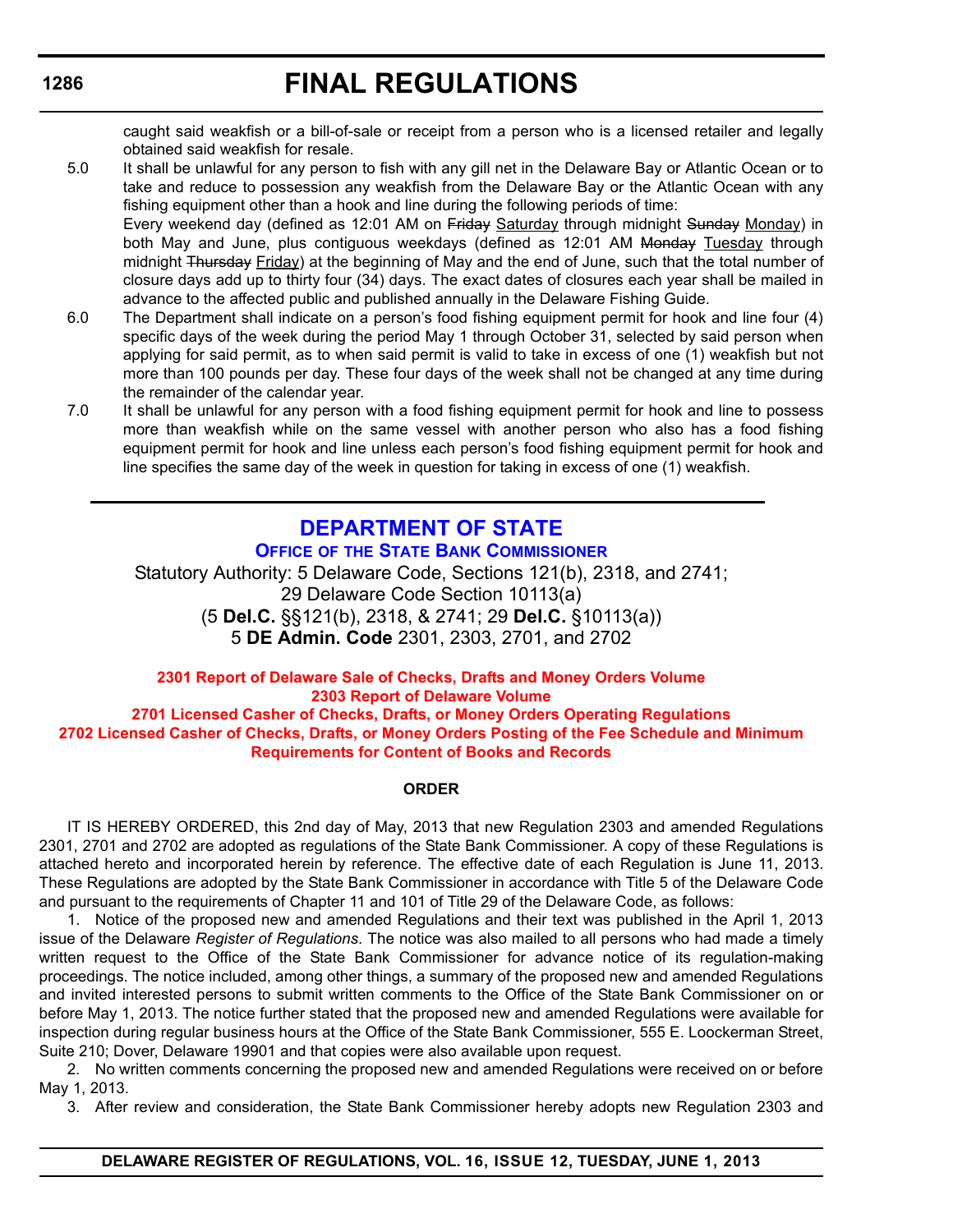caught said weakfish or a bill-of-sale or receipt from a person who is a licensed retailer and legally obtained said weakfish for resale.

5.0 It shall be unlawful for any person to fish with any gill net in the Delaware Bay or Atlantic Ocean or to take and reduce to possession any weakfish from the Delaware Bay or the Atlantic Ocean with any fishing equipment other than a hook and line during the following periods of time:

Every weekend day (defined as 12:01 AM on ~~Friday~~ Saturday through midnight ~~Sunday~~ Monday) in both May and June, plus contiguous weekdays (defined as 12:01 AM ~~Monday~~ Tuesday through midnight ~~Thursday~~ Friday) at the beginning of May and the end of June, such that the total number of closure days add up to thirty four (34) days. The exact dates of closures each year shall be mailed in advance to the affected public and published annually in the Delaware Fishing Guide.

6.0 The Department shall indicate on a person's food fishing equipment permit for hook and line four (4) specific days of the week during the period May 1 through October 31, selected by said person when applying for said permit, as to when said permit is valid to take in excess of one (1) weakfish but not more than 100 pounds per day. These four days of the week shall not be changed at any time during the remainder of the calendar year.

7.0 It shall be unlawful for any person with a food fishing equipment permit for hook and line to possess more than weakfish while on the same vessel with another person who also has a food fishing equipment permit for hook and line unless each person's food fishing equipment permit for hook and line specifies the same day of the week in question for taking in excess of one (1) weakfish.

---

# DEPARTMENT OF STATE

## OFFICE OF THE STATE BANK COMMISSIONER

Statutory Authority: 5 Delaware Code, Sections 121(b), 2318, and 2741; 29 Delaware Code Section 10113(a)
(5 **Del.C.** §§121(b), 2318, & 2741; 29 **Del.C.** §10113(a))
5 **DE Admin. Code** 2301, 2303, 2701, and 2702

**2301 Report of Delaware Sale of Checks, Drafts and Money Orders Volume**
**2303 Report of Delaware Volume**
**2701 Licensed Casher of Checks, Drafts, or Money Orders Operating Regulations**
**2702 Licensed Casher of Checks, Drafts, or Money Orders Posting of the Fee Schedule and Minimum Requirements for Content of Books and Records**

**ORDER**

IT IS HEREBY ORDERED, this 2nd day of May, 2013 that new Regulation 2303 and amended Regulations 2301, 2701 and 2702 are adopted as regulations of the State Bank Commissioner. A copy of these Regulations is attached hereto and incorporated herein by reference. The effective date of each Regulation is June 11, 2013. These Regulations are adopted by the State Bank Commissioner in accordance with Title 5 of the Delaware Code and pursuant to the requirements of Chapter 11 and 101 of Title 29 of the Delaware Code, as follows:

1. Notice of the proposed new and amended Regulations and their text was published in the April 1, 2013 issue of the Delaware *Register of Regulations*. The notice was also mailed to all persons who had made a timely written request to the Office of the State Bank Commissioner for advance notice of its regulation-making proceedings. The notice included, among other things, a summary of the proposed new and amended Regulations and invited interested persons to submit written comments to the Office of the State Bank Commissioner on or before May 1, 2013. The notice further stated that the proposed new and amended Regulations were available for inspection during regular business hours at the Office of the State Bank Commissioner, 555 E. Loockerman Street, Suite 210; Dover, Delaware 19901 and that copies were also available upon request.

2. No written comments concerning the proposed new and amended Regulations were received on or before May 1, 2013.

3. After review and consideration, the State Bank Commissioner hereby adopts new Regulation 2303 and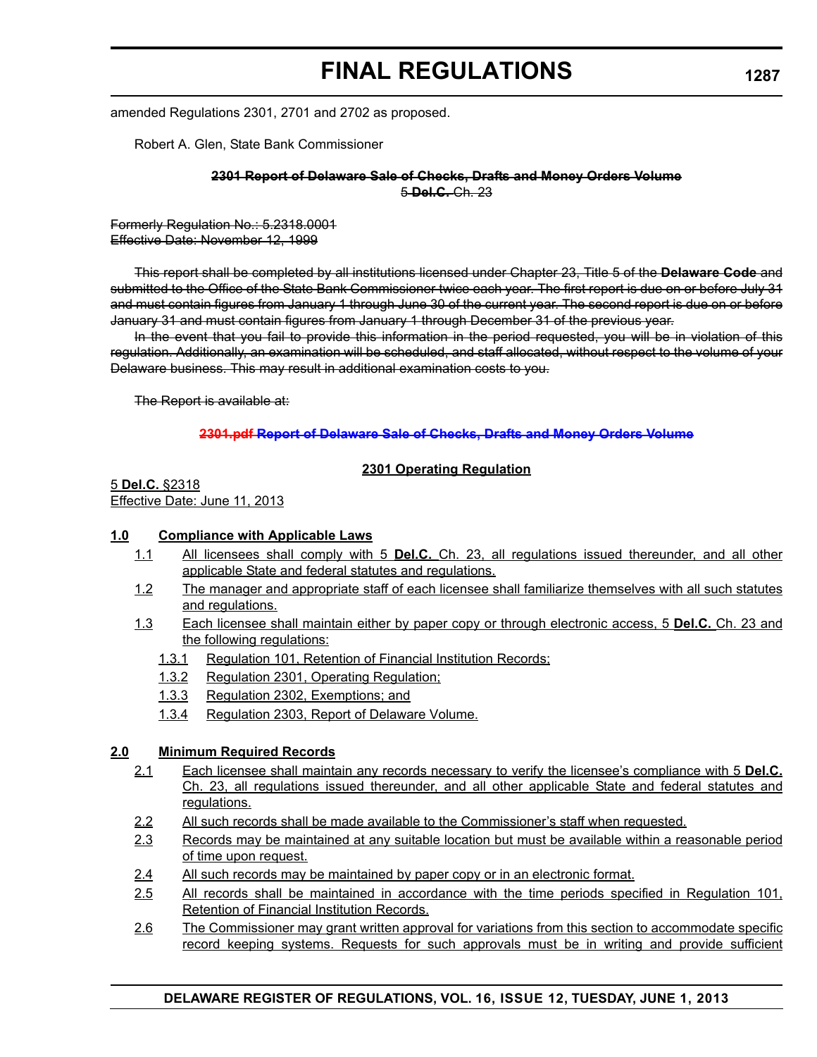amended Regulations 2301, 2701 and 2702 as proposed.

Robert A. Glen, State Bank Commissioner

**~~2301 Report of Delaware Sale of Checks, Drafts and Money Orders Volume~~**
~~5 **Del.C.** Ch. 23~~

~~Formerly Regulation No.: 5.2318.0001~~
~~Effective Date: November 12, 1999~~

~~This report shall be completed by all institutions licensed under Chapter 23, Title 5 of the **Delaware Code** and submitted to the Office of the State Bank Commissioner twice each year. The first report is due on or before July 31 and must contain figures from January 1 through June 30 of the current year. The second report is due on or before January 31 and must contain figures from January 1 through December 31 of the previous year.~~

~~In the event that you fail to provide this information in the period requested, you will be in violation of this regulation. Additionally, an examination will be scheduled, and staff allocated, without respect to the volume of your Delaware business. This may result in additional examination costs to you.~~

~~The Report is available at:~~

**~~2301.pdf Report of Delaware Sale of Checks, Drafts and Money Orders Volume~~**

<u>**2301 Operating Regulation**</u>

<u>5 **Del.C.** §2318</u>
<u>Effective Date: June 11, 2013</u>

<u>**1.0 Compliance with Applicable Laws**</u>

<u>1.1 All licensees shall comply with 5 **Del.C.** Ch. 23, all regulations issued thereunder, and all other applicable State and federal statutes and regulations.</u>

<u>1.2 The manager and appropriate staff of each licensee shall familiarize themselves with all such statutes and regulations.</u>

<u>1.3 Each licensee shall maintain either by paper copy or through electronic access, 5 **Del.C.** Ch. 23 and the following regulations:</u>

<u>1.3.1 Regulation 101, Retention of Financial Institution Records;</u>

<u>1.3.2 Regulation 2301, Operating Regulation;</u>

<u>1.3.3 Regulation 2302, Exemptions; and</u>

<u>1.3.4 Regulation 2303, Report of Delaware Volume.</u>

<u>**2.0 Minimum Required Records**</u>

<u>2.1 Each licensee shall maintain any records necessary to verify the licensee's compliance with 5 **Del.C.** Ch. 23, all regulations issued thereunder, and all other applicable State and federal statutes and regulations.</u>

<u>2.2 All such records shall be made available to the Commissioner's staff when requested.</u>

<u>2.3 Records may be maintained at any suitable location but must be available within a reasonable period of time upon request.</u>

<u>2.4 All such records may be maintained by paper copy or in an electronic format.</u>

<u>2.5 All records shall be maintained in accordance with the time periods specified in Regulation 101, Retention of Financial Institution Records.</u>

<u>2.6 The Commissioner may grant written approval for variations from this section to accommodate specific record keeping systems. Requests for such approvals must be in writing and provide sufficient</u>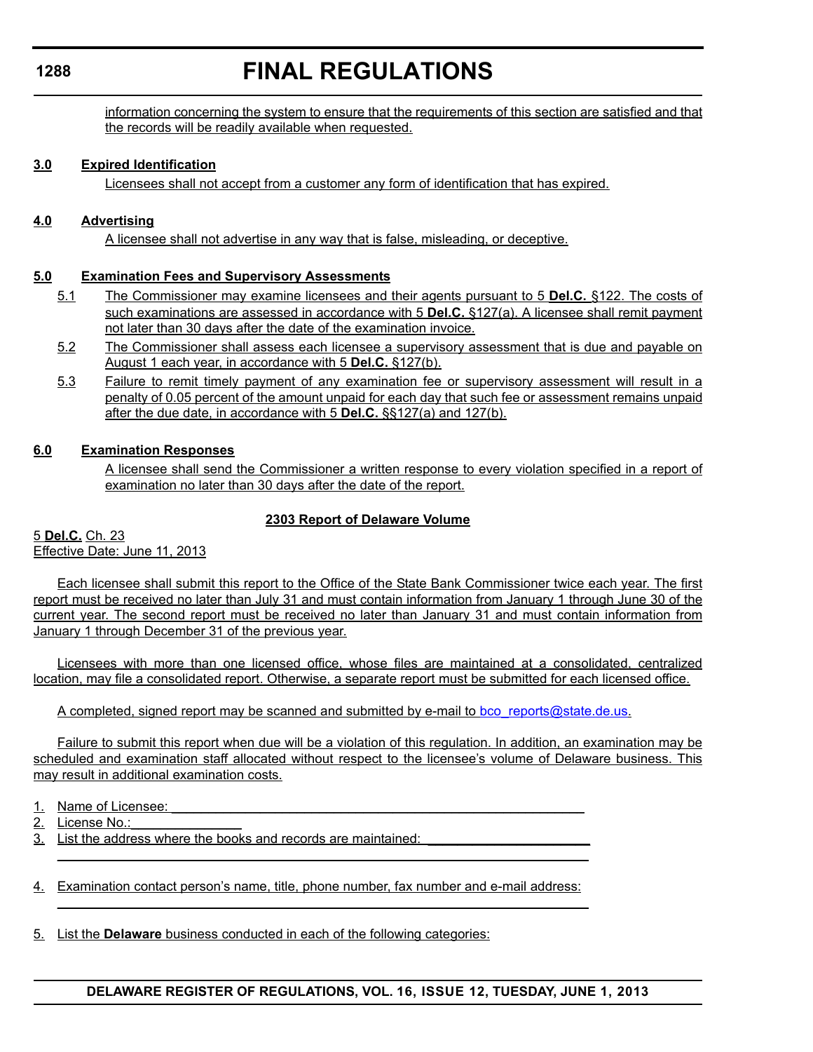information concerning the system to ensure that the requirements of this section are satisfied and that the records will be readily available when requested.

**3.0 Expired Identification**

Licensees shall not accept from a customer any form of identification that has expired.

**4.0 Advertising**

A licensee shall not advertise in any way that is false, misleading, or deceptive.

**5.0 Examination Fees and Supervisory Assessments**

5.1 The Commissioner may examine licensees and their agents pursuant to 5 **Del.C.** §122. The costs of such examinations are assessed in accordance with 5 **Del.C.** §127(a). A licensee shall remit payment not later than 30 days after the date of the examination invoice.

5.2 The Commissioner shall assess each licensee a supervisory assessment that is due and payable on August 1 each year, in accordance with 5 **Del.C.** §127(b).

5.3 Failure to remit timely payment of any examination fee or supervisory assessment will result in a penalty of 0.05 percent of the amount unpaid for each day that such fee or assessment remains unpaid after the due date, in accordance with 5 **Del.C.** §§127(a) and 127(b).

**6.0 Examination Responses**

A licensee shall send the Commissioner a written response to every violation specified in a report of examination no later than 30 days after the date of the report.

**2303 Report of Delaware Volume**

5 **Del.C.** Ch. 23
Effective Date: June 11, 2013

Each licensee shall submit this report to the Office of the State Bank Commissioner twice each year. The first report must be received no later than July 31 and must contain information from January 1 through June 30 of the current year. The second report must be received no later than January 31 and must contain information from January 1 through December 31 of the previous year.

Licensees with more than one licensed office, whose files are maintained at a consolidated, centralized location, may file a consolidated report. Otherwise, a separate report must be submitted for each licensed office.

A completed, signed report may be scanned and submitted by e-mail to bco_reports@state.de.us.

Failure to submit this report when due will be a violation of this regulation. In addition, an examination may be scheduled and examination staff allocated without respect to the licensee's volume of Delaware business. This may result in additional examination costs.

1. Name of Licensee: ____________________________________________
2. License No.: ______________
3. List the address where the books and records are maintained: ____________________
   ____________________________________________________________
4. Examination contact person's name, title, phone number, fax number and e-mail address:
   ____________________________________________________________
5. List the **Delaware** business conducted in each of the following categories: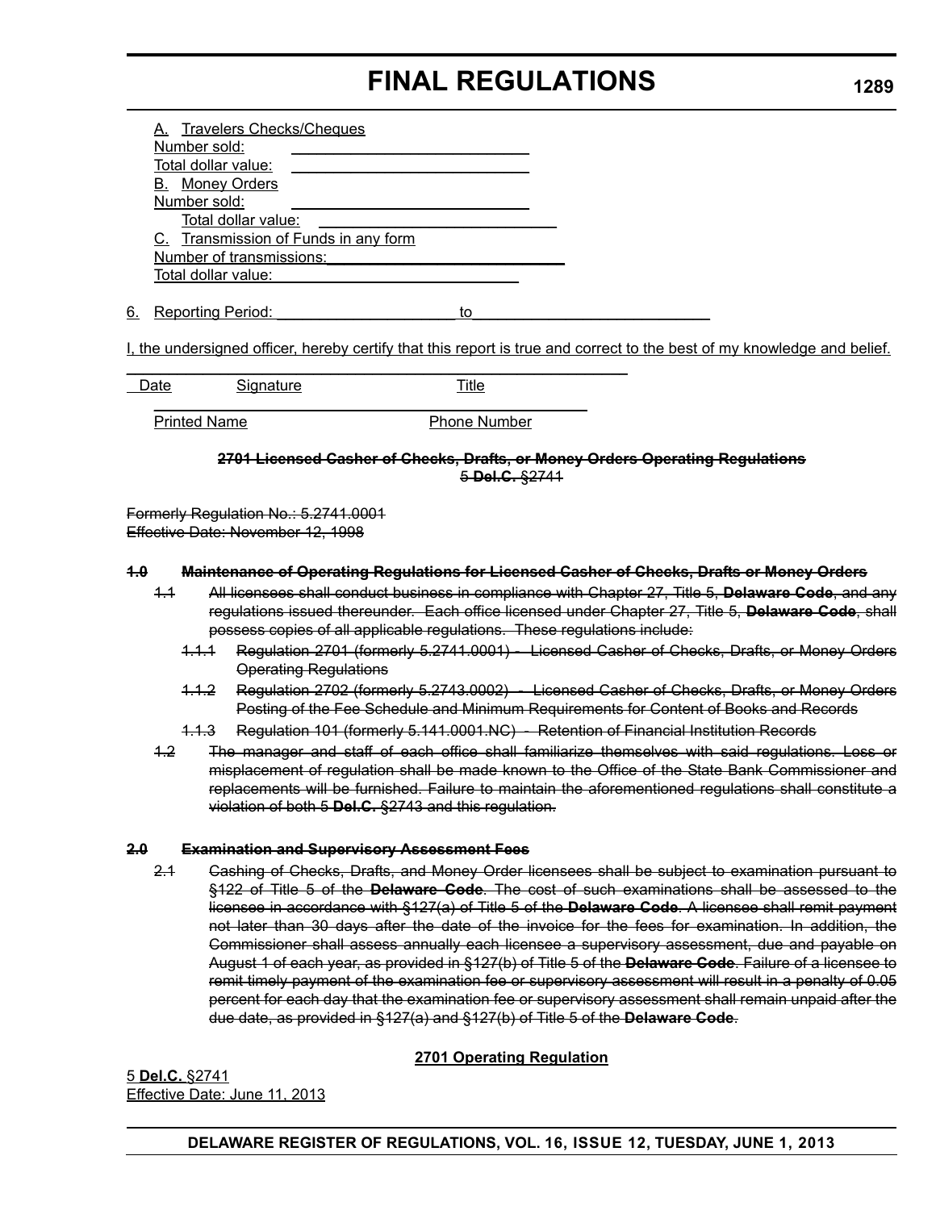A. Travelers Checks/Cheques

Number sold: \_\_\_\_\_\_\_\_\_\_\_\_\_\_\_\_\_\_\_\_\_\_\_\_\_\_

Total dollar value: \_\_\_\_\_\_\_\_\_\_\_\_\_\_\_\_\_\_\_\_\_\_\_\_\_\_

B. Money Orders

Number sold: \_\_\_\_\_\_\_\_\_\_\_\_\_\_\_\_\_\_\_\_\_\_\_\_\_\_

Total dollar value: \_\_\_\_\_\_\_\_\_\_\_\_\_\_\_\_\_\_\_\_\_\_\_\_\_\_

C. Transmission of Funds in any form

Number of transmissions:\_\_\_\_\_\_\_\_\_\_\_\_\_\_\_\_\_\_\_\_\_\_\_\_\_\_

Total dollar value: \_\_\_\_\_\_\_\_\_\_\_\_\_\_\_\_\_\_\_\_\_\_\_\_\_\_

6. Reporting Period: \_\_\_\_\_\_\_\_\_\_\_\_\_\_\_\_\_\_\_\_\_ to\_\_\_\_\_\_\_\_\_\_\_\_\_\_\_\_\_\_\_\_\_\_\_\_\_\_\_\_

I, the undersigned officer, hereby certify that this report is true and correct to the best of my knowledge and belief.

\_\_\_\_\_\_\_\_\_\_\_\_\_\_\_\_\_\_\_\_\_\_\_\_\_\_\_\_\_\_\_\_\_\_\_\_\_\_\_\_\_\_\_\_\_\_\_\_\_\_\_\_

Date Signature Title

\_\_\_\_\_\_\_\_\_\_\_\_\_\_\_\_\_\_\_\_\_\_\_\_\_\_\_\_\_\_\_\_\_\_\_\_\_\_\_\_\_\_\_\_\_\_\_\_\_\_\_\_

Printed Name Phone Number

~~**2701 Licensed Casher of Checks, Drafts, or Money Orders Operating Regulations**~~

~~5 **Del.C.** §2741~~

~~Formerly Regulation No.: 5.2741.0001~~

~~Effective Date: November 12, 1998~~

~~**1.0 Maintenance of Operating Regulations for Licensed Casher of Checks, Drafts or Money Orders**~~

~~1.1 All licensees shall conduct business in compliance with Chapter 27, Title 5, **Delaware Code**, and any regulations issued thereunder. Each office licensed under Chapter 27, Title 5, **Delaware Code**, shall possess copies of all applicable regulations. These regulations include:~~

~~1.1.1 Regulation 2701 (formerly 5.2741.0001) - Licensed Casher of Checks, Drafts, or Money Orders Operating Regulations~~

~~1.1.2 Regulation 2702 (formerly 5.2743.0002) - Licensed Casher of Checks, Drafts, or Money Orders Posting of the Fee Schedule and Minimum Requirements for Content of Books and Records~~

~~1.1.3 Regulation 101 (formerly 5.141.0001.NC) - Retention of Financial Institution Records~~

~~1.2 The manager and staff of each office shall familiarize themselves with said regulations. Loss or misplacement of regulation shall be made known to the Office of the State Bank Commissioner and replacements will be furnished. Failure to maintain the aforementioned regulations shall constitute a violation of both 5 **Del.C.** §2743 and this regulation.~~

~~**2.0 Examination and Supervisory Assessment Fees**~~

~~2.1 Cashing of Checks, Drafts, and Money Order licensees shall be subject to examination pursuant to §122 of Title 5 of the **Delaware Code**. The cost of such examinations shall be assessed to the licensee in accordance with §127(a) of Title 5 of the **Delaware Code**. A licensee shall remit payment not later than 30 days after the date of the invoice for the fees for examination. In addition, the Commissioner shall assess annually each licensee a supervisory assessment, due and payable on August 1 of each year, as provided in §127(b) of Title 5 of the **Delaware Code**. Failure of a licensee to remit timely payment of the examination fee or supervisory assessment will result in a penalty of 0.05 percent for each day that the examination fee or supervisory assessment shall remain unpaid after the due date, as provided in §127(a) and §127(b) of Title 5 of the **Delaware Code**.~~

**2701 Operating Regulation**

5 **Del.C.** §2741

Effective Date: June 11, 2013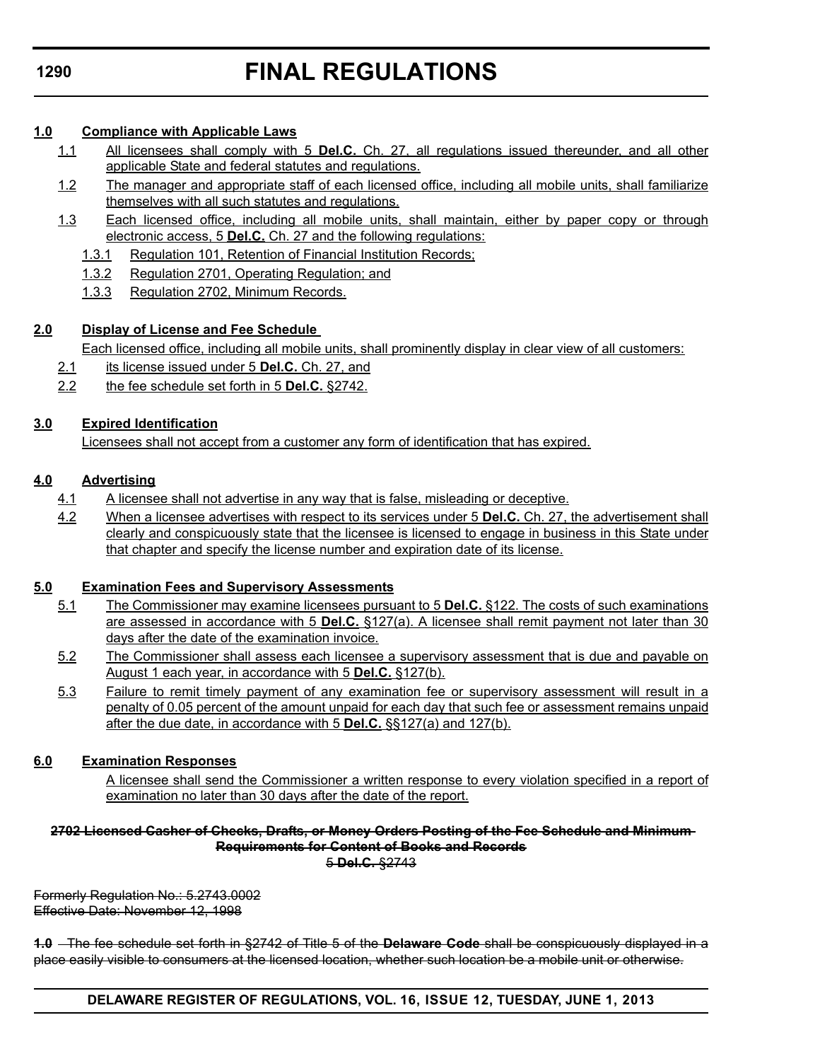**1.0 Compliance with Applicable Laws**

1.1 All licensees shall comply with 5 **Del.C.** Ch. 27, all regulations issued thereunder, and all other applicable State and federal statutes and regulations.

1.2 The manager and appropriate staff of each licensed office, including all mobile units, shall familiarize themselves with all such statutes and regulations.

1.3 Each licensed office, including all mobile units, shall maintain, either by paper copy or through electronic access, 5 **Del.C.** Ch. 27 and the following regulations:

1.3.1 Regulation 101, Retention of Financial Institution Records;

1.3.2 Regulation 2701, Operating Regulation; and

1.3.3 Regulation 2702, Minimum Records.

**2.0 Display of License and Fee Schedule**

Each licensed office, including all mobile units, shall prominently display in clear view of all customers:

2.1 its license issued under 5 **Del.C.** Ch. 27, and

2.2 the fee schedule set forth in 5 **Del.C.** §2742.

**3.0 Expired Identification**

Licensees shall not accept from a customer any form of identification that has expired.

**4.0 Advertising**

4.1 A licensee shall not advertise in any way that is false, misleading or deceptive.

4.2 When a licensee advertises with respect to its services under 5 **Del.C.** Ch. 27, the advertisement shall clearly and conspicuously state that the licensee is licensed to engage in business in this State under that chapter and specify the license number and expiration date of its license.

**5.0 Examination Fees and Supervisory Assessments**

5.1 The Commissioner may examine licensees pursuant to 5 **Del.C.** §122. The costs of such examinations are assessed in accordance with 5 **Del.C.** §127(a). A licensee shall remit payment not later than 30 days after the date of the examination invoice.

5.2 The Commissioner shall assess each licensee a supervisory assessment that is due and payable on August 1 each year, in accordance with 5 **Del.C.** §127(b).

5.3 Failure to remit timely payment of any examination fee or supervisory assessment will result in a penalty of 0.05 percent of the amount unpaid for each day that such fee or assessment remains unpaid after the due date, in accordance with 5 **Del.C.** §§127(a) and 127(b).

**6.0 Examination Responses**

A licensee shall send the Commissioner a written response to every violation specified in a report of examination no later than 30 days after the date of the report.

~~**2702 Licensed Casher of Checks, Drafts, or Money Orders Posting of the Fee Schedule and Minimum Requirements for Content of Books and Records**~~

~~5 **Del.C.** §2743~~

~~Formerly Regulation No.: 5.2743.0002~~
~~Effective Date: November 12, 1998~~

~~**1.0** The fee schedule set forth in §2742 of Title 5 of the **Delaware Code** shall be conspicuously displayed in a place easily visible to consumers at the licensed location, whether such location be a mobile unit or otherwise.~~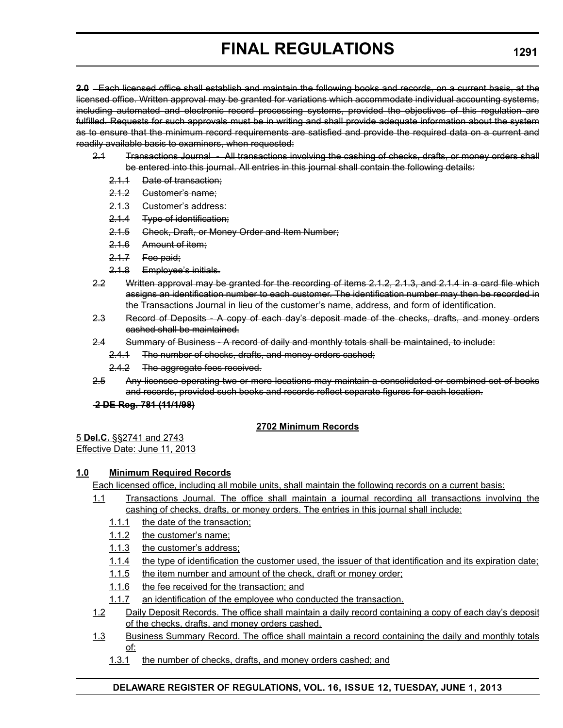~~**2.0** Each licensed office shall establish and maintain the following books and records, on a current basis, at the licensed office. Written approval may be granted for variations which accommodate individual accounting systems, including automated and electronic record processing systems, provided the objectives of this regulation are fulfilled. Requests for such approvals must be in writing and shall provide adequate information about the system as to ensure that the minimum record requirements are satisfied and provide the required data on a current and readily available basis to examiners, when requested:~~

~~2.1 Transactions Journal - All transactions involving the cashing of checks, drafts, or money orders shall be entered into this journal. All entries in this journal shall contain the following details:~~

~~2.1.1 Date of transaction;~~

~~2.1.2 Customer's name;~~

~~2.1.3 Customer's address:~~

~~2.1.4 Type of identification;~~

~~2.1.5 Check, Draft, or Money Order and Item Number;~~

~~2.1.6 Amount of item;~~

~~2.1.7 Fee paid;~~

~~2.1.8 Employee's initials.~~

~~2.2 Written approval may be granted for the recording of items 2.1.2, 2.1.3, and 2.1.4 in a card file which assigns an identification number to each customer. The identification number may then be recorded in the Transactions Journal in lieu of the customer's name, address, and form of identification.~~

~~2.3 Record of Deposits - A copy of each day's deposit made of the checks, drafts, and money orders cashed shall be maintained.~~

~~2.4 Summary of Business - A record of daily and monthly totals shall be maintained, to include:~~

~~2.4.1 The number of checks, drafts, and money orders cashed;~~

~~2.4.2 The aggregate fees received.~~

~~2.5 Any licensee operating two or more locations may maintain a consolidated or combined set of books and records, provided such books and records reflect separate figures for each location.~~

~~**2 DE Reg. 781 (11/1/98)**~~

<u>**2702 Minimum Records**</u>

<u>5 **Del.C.** §§2741 and 2743</u>
<u>Effective Date: June 11, 2013</u>

## <u>1.0 Minimum Required Records</u>

<u>Each licensed office, including all mobile units, shall maintain the following records on a current basis:</u>

<u>1.1 Transactions Journal. The office shall maintain a journal recording all transactions involving the cashing of checks, drafts, or money orders. The entries in this journal shall include:</u>

<u>1.1.1 the date of the transaction;</u>

<u>1.1.2 the customer's name;</u>

<u>1.1.3 the customer's address;</u>

<u>1.1.4 the type of identification the customer used, the issuer of that identification and its expiration date;</u>

<u>1.1.5 the item number and amount of the check, draft or money order;</u>

<u>1.1.6 the fee received for the transaction; and</u>

<u>1.1.7 an identification of the employee who conducted the transaction.</u>

<u>1.2 Daily Deposit Records. The office shall maintain a daily record containing a copy of each day's deposit of the checks, drafts, and money orders cashed.</u>

<u>1.3 Business Summary Record. The office shall maintain a record containing the daily and monthly totals of:</u>

<u>1.3.1 the number of checks, drafts, and money orders cashed; and</u>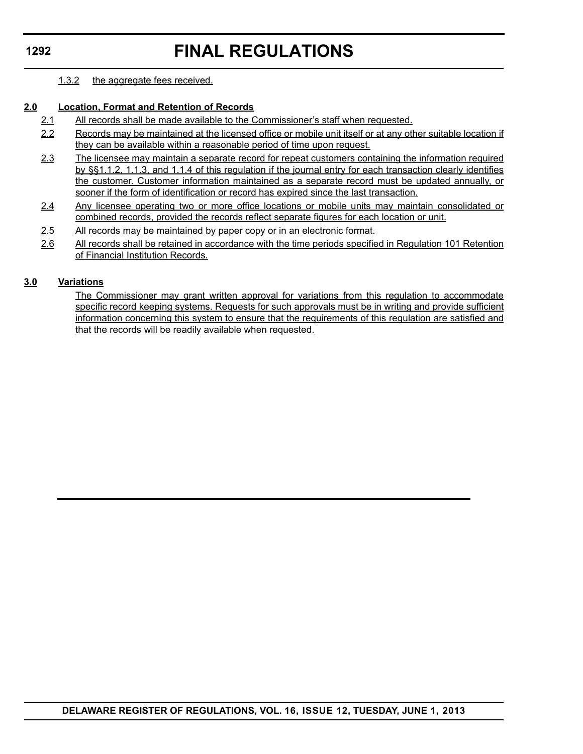1.3.2 the aggregate fees received.

**2.0 Location, Format and Retention of Records**

2.1 All records shall be made available to the Commissioner's staff when requested.

2.2 Records may be maintained at the licensed office or mobile unit itself or at any other suitable location if they can be available within a reasonable period of time upon request.

2.3 The licensee may maintain a separate record for repeat customers containing the information required by §§1.1.2, 1.1.3, and 1.1.4 of this regulation if the journal entry for each transaction clearly identifies the customer. Customer information maintained as a separate record must be updated annually, or sooner if the form of identification or record has expired since the last transaction.

2.4 Any licensee operating two or more office locations or mobile units may maintain consolidated or combined records, provided the records reflect separate figures for each location or unit.

2.5 All records may be maintained by paper copy or in an electronic format.

2.6 All records shall be retained in accordance with the time periods specified in Regulation 101 Retention of Financial Institution Records.

**3.0 Variations**

The Commissioner may grant written approval for variations from this regulation to accommodate specific record keeping systems. Requests for such approvals must be in writing and provide sufficient information concerning this system to ensure that the requirements of this regulation are satisfied and that the records will be readily available when requested.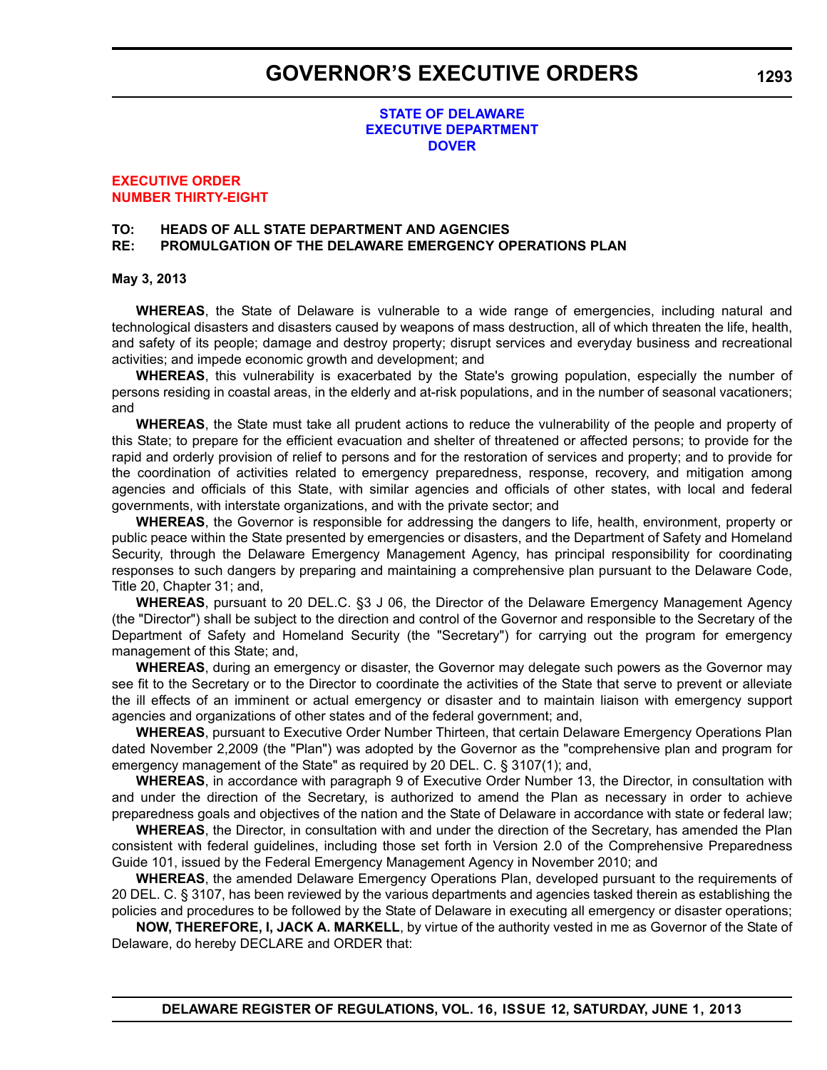# GOVERNOR'S EXECUTIVE ORDERS

**STATE OF DELAWARE**
**EXECUTIVE DEPARTMENT**
**DOVER**

**EXECUTIVE ORDER**
**NUMBER THIRTY-EIGHT**

**TO: HEADS OF ALL STATE DEPARTMENT AND AGENCIES**
**RE: PROMULGATION OF THE DELAWARE EMERGENCY OPERATIONS PLAN**

**May 3, 2013**

**WHEREAS**, the State of Delaware is vulnerable to a wide range of emergencies, including natural and technological disasters and disasters caused by weapons of mass destruction, all of which threaten the life, health, and safety of its people; damage and destroy property; disrupt services and everyday business and recreational activities; and impede economic growth and development; and

**WHEREAS**, this vulnerability is exacerbated by the State's growing population, especially the number of persons residing in coastal areas, in the elderly and at-risk populations, and in the number of seasonal vacationers; and

**WHEREAS**, the State must take all prudent actions to reduce the vulnerability of the people and property of this State; to prepare for the efficient evacuation and shelter of threatened or affected persons; to provide for the rapid and orderly provision of relief to persons and for the restoration of services and property; and to provide for the coordination of activities related to emergency preparedness, response, recovery, and mitigation among agencies and officials of this State, with similar agencies and officials of other states, with local and federal governments, with interstate organizations, and with the private sector; and

**WHEREAS**, the Governor is responsible for addressing the dangers to life, health, environment, property or public peace within the State presented by emergencies or disasters, and the Department of Safety and Homeland Security, through the Delaware Emergency Management Agency, has principal responsibility for coordinating responses to such dangers by preparing and maintaining a comprehensive plan pursuant to the Delaware Code, Title 20, Chapter 31; and,

**WHEREAS**, pursuant to 20 DEL.C. §3 J 06, the Director of the Delaware Emergency Management Agency (the "Director") shall be subject to the direction and control of the Governor and responsible to the Secretary of the Department of Safety and Homeland Security (the "Secretary") for carrying out the program for emergency management of this State; and,

**WHEREAS**, during an emergency or disaster, the Governor may delegate such powers as the Governor may see fit to the Secretary or to the Director to coordinate the activities of the State that serve to prevent or alleviate the ill effects of an imminent or actual emergency or disaster and to maintain liaison with emergency support agencies and organizations of other states and of the federal government; and,

**WHEREAS**, pursuant to Executive Order Number Thirteen, that certain Delaware Emergency Operations Plan dated November 2,2009 (the "Plan") was adopted by the Governor as the "comprehensive plan and program for emergency management of the State" as required by 20 DEL. C. § 3107(1); and,

**WHEREAS**, in accordance with paragraph 9 of Executive Order Number 13, the Director, in consultation with and under the direction of the Secretary, is authorized to amend the Plan as necessary in order to achieve preparedness goals and objectives of the nation and the State of Delaware in accordance with state or federal law;

**WHEREAS**, the Director, in consultation with and under the direction of the Secretary, has amended the Plan consistent with federal guidelines, including those set forth in Version 2.0 of the Comprehensive Preparedness Guide 101, issued by the Federal Emergency Management Agency in November 2010; and

**WHEREAS**, the amended Delaware Emergency Operations Plan, developed pursuant to the requirements of 20 DEL. C. § 3107, has been reviewed by the various departments and agencies tasked therein as establishing the policies and procedures to be followed by the State of Delaware in executing all emergency or disaster operations;

**NOW, THEREFORE, I, JACK A. MARKELL**, by virtue of the authority vested in me as Governor of the State of Delaware, do hereby DECLARE and ORDER that: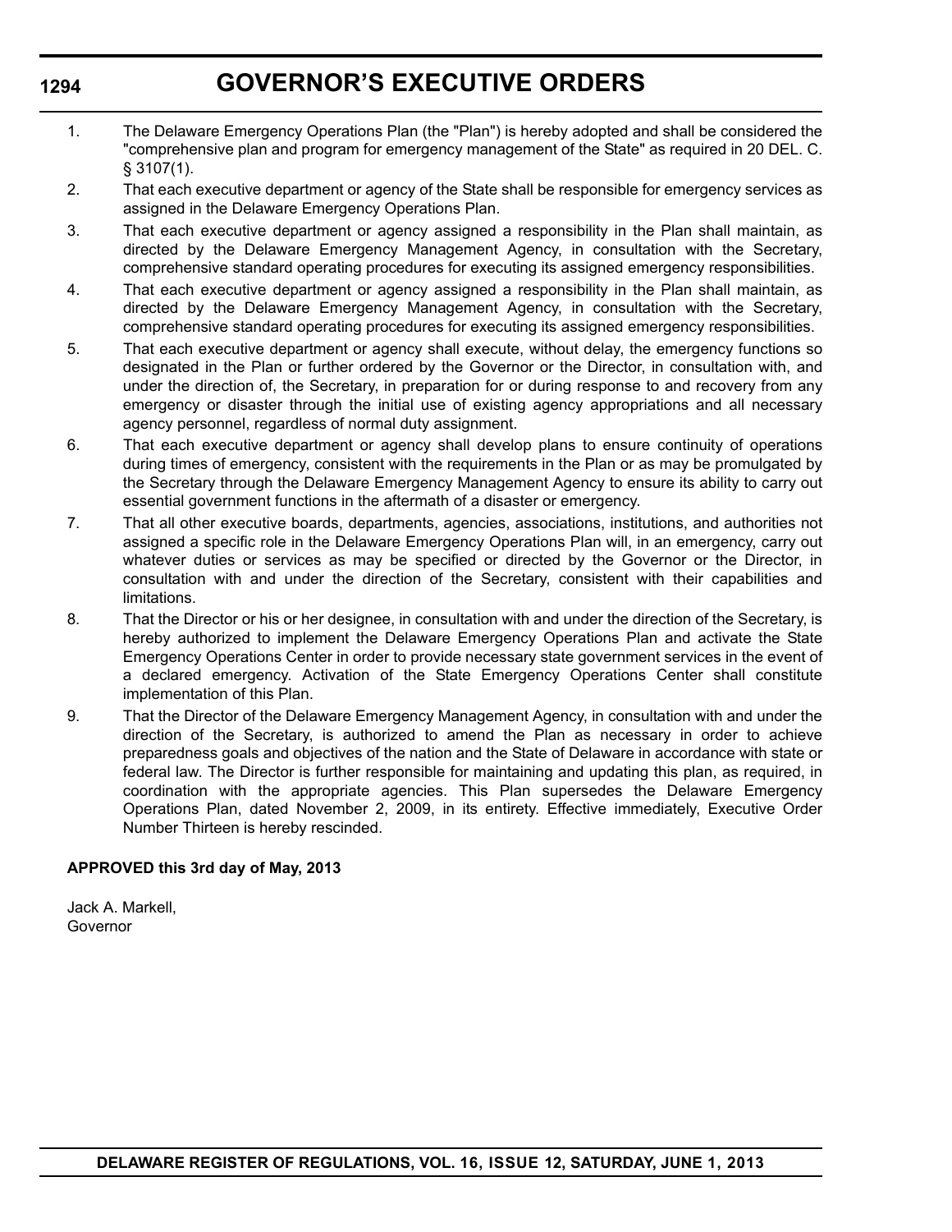1. The Delaware Emergency Operations Plan (the "Plan") is hereby adopted and shall be considered the "comprehensive plan and program for emergency management of the State" as required in 20 DEL. C. § 3107(1).
2. That each executive department or agency of the State shall be responsible for emergency services as assigned in the Delaware Emergency Operations Plan.
3. That each executive department or agency assigned a responsibility in the Plan shall maintain, as directed by the Delaware Emergency Management Agency, in consultation with the Secretary, comprehensive standard operating procedures for executing its assigned emergency responsibilities.
4. That each executive department or agency assigned a responsibility in the Plan shall maintain, as directed by the Delaware Emergency Management Agency, in consultation with the Secretary, comprehensive standard operating procedures for executing its assigned emergency responsibilities.
5. That each executive department or agency shall execute, without delay, the emergency functions so designated in the Plan or further ordered by the Governor or the Director, in consultation with, and under the direction of, the Secretary, in preparation for or during response to and recovery from any emergency or disaster through the initial use of existing agency appropriations and all necessary agency personnel, regardless of normal duty assignment.
6. That each executive department or agency shall develop plans to ensure continuity of operations during times of emergency, consistent with the requirements in the Plan or as may be promulgated by the Secretary through the Delaware Emergency Management Agency to ensure its ability to carry out essential government functions in the aftermath of a disaster or emergency.
7. That all other executive boards, departments, agencies, associations, institutions, and authorities not assigned a specific role in the Delaware Emergency Operations Plan will, in an emergency, carry out whatever duties or services as may be specified or directed by the Governor or the Director, in consultation with and under the direction of the Secretary, consistent with their capabilities and limitations.
8. That the Director or his or her designee, in consultation with and under the direction of the Secretary, is hereby authorized to implement the Delaware Emergency Operations Plan and activate the State Emergency Operations Center in order to provide necessary state government services in the event of a declared emergency. Activation of the State Emergency Operations Center shall constitute implementation of this Plan.
9. That the Director of the Delaware Emergency Management Agency, in consultation with and under the direction of the Secretary, is authorized to amend the Plan as necessary in order to achieve preparedness goals and objectives of the nation and the State of Delaware in accordance with state or federal law. The Director is further responsible for maintaining and updating this plan, as required, in coordination with the appropriate agencies. This Plan supersedes the Delaware Emergency Operations Plan, dated November 2, 2009, in its entirety. Effective immediately, Executive Order Number Thirteen is hereby rescinded.

**APPROVED this 3rd day of May, 2013**

Jack A. Markell,
Governor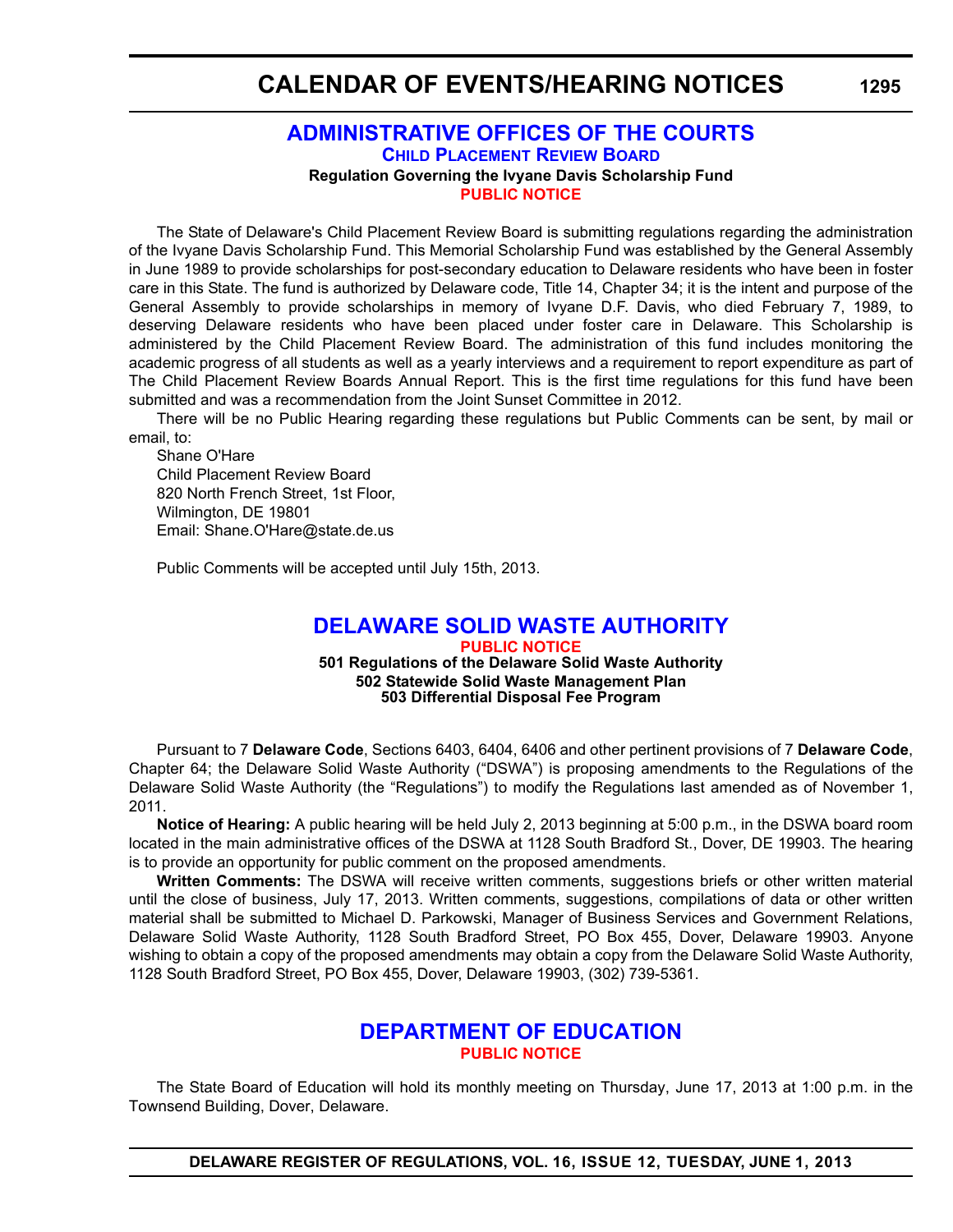## ADMINISTRATIVE OFFICES OF THE COURTS

### Child Placement Review Board

**Regulation Governing the Ivyane Davis Scholarship Fund**

**PUBLIC NOTICE**

The State of Delaware's Child Placement Review Board is submitting regulations regarding the administration of the Ivyane Davis Scholarship Fund. This Memorial Scholarship Fund was established by the General Assembly in June 1989 to provide scholarships for post-secondary education to Delaware residents who have been in foster care in this State. The fund is authorized by Delaware code, Title 14, Chapter 34; it is the intent and purpose of the General Assembly to provide scholarships in memory of Ivyane D.F. Davis, who died February 7, 1989, to deserving Delaware residents who have been placed under foster care in Delaware. This Scholarship is administered by the Child Placement Review Board. The administration of this fund includes monitoring the academic progress of all students as well as a yearly interviews and a requirement to report expenditure as part of The Child Placement Review Boards Annual Report. This is the first time regulations for this fund have been submitted and was a recommendation from the Joint Sunset Committee in 2012.

There will be no Public Hearing regarding these regulations but Public Comments can be sent, by mail or email, to:

Shane O'Hare
Child Placement Review Board
820 North French Street, 1st Floor,
Wilmington, DE 19801
Email: Shane.O'Hare@state.de.us

Public Comments will be accepted until July 15th, 2013.

## DELAWARE SOLID WASTE AUTHORITY

**PUBLIC NOTICE**

**501 Regulations of the Delaware Solid Waste Authority**
**502 Statewide Solid Waste Management Plan**
**503 Differential Disposal Fee Program**

Pursuant to 7 **Delaware Code**, Sections 6403, 6404, 6406 and other pertinent provisions of 7 **Delaware Code**, Chapter 64; the Delaware Solid Waste Authority ("DSWA") is proposing amendments to the Regulations of the Delaware Solid Waste Authority (the "Regulations") to modify the Regulations last amended as of November 1, 2011.

**Notice of Hearing:** A public hearing will be held July 2, 2013 beginning at 5:00 p.m., in the DSWA board room located in the main administrative offices of the DSWA at 1128 South Bradford St., Dover, DE 19903. The hearing is to provide an opportunity for public comment on the proposed amendments.

**Written Comments:** The DSWA will receive written comments, suggestions briefs or other written material until the close of business, July 17, 2013. Written comments, suggestions, compilations of data or other written material shall be submitted to Michael D. Parkowski, Manager of Business Services and Government Relations, Delaware Solid Waste Authority, 1128 South Bradford Street, PO Box 455, Dover, Delaware 19903. Anyone wishing to obtain a copy of the proposed amendments may obtain a copy from the Delaware Solid Waste Authority, 1128 South Bradford Street, PO Box 455, Dover, Delaware 19903, (302) 739-5361.

## DEPARTMENT OF EDUCATION

**PUBLIC NOTICE**

The State Board of Education will hold its monthly meeting on Thursday, June 17, 2013 at 1:00 p.m. in the Townsend Building, Dover, Delaware.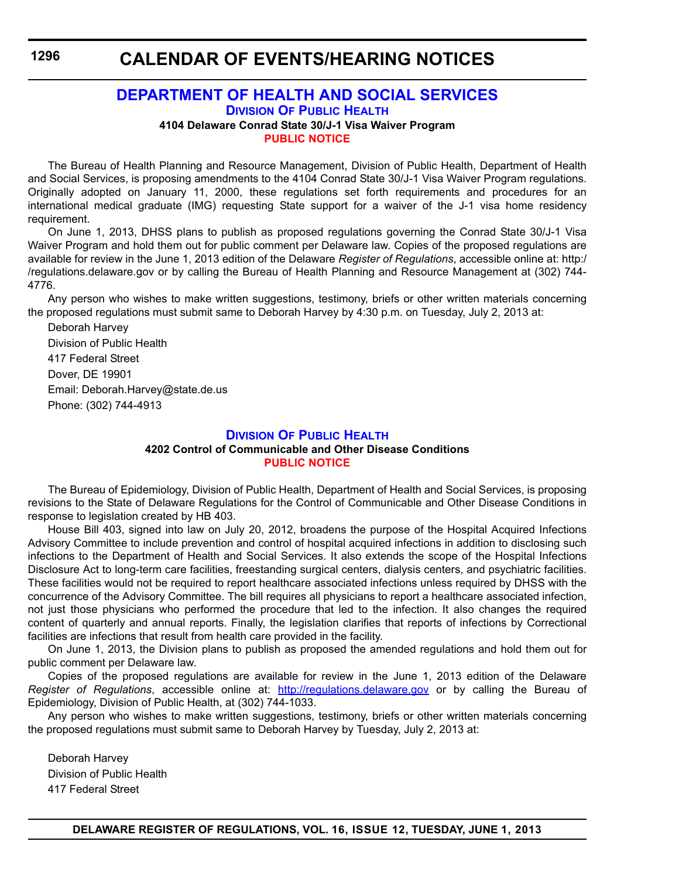## DEPARTMENT OF HEALTH AND SOCIAL SERVICES

### Division Of Public Health

**4104 Delaware Conrad State 30/J-1 Visa Waiver Program**

**PUBLIC NOTICE**

The Bureau of Health Planning and Resource Management, Division of Public Health, Department of Health and Social Services, is proposing amendments to the 4104 Conrad State 30/J-1 Visa Waiver Program regulations. Originally adopted on January 11, 2000, these regulations set forth requirements and procedures for an international medical graduate (IMG) requesting State support for a waiver of the J-1 visa home residency requirement.

On June 1, 2013, DHSS plans to publish as proposed regulations governing the Conrad State 30/J-1 Visa Waiver Program and hold them out for public comment per Delaware law. Copies of the proposed regulations are available for review in the June 1, 2013 edition of the Delaware *Register of Regulations*, accessible online at: http://regulations.delaware.gov or by calling the Bureau of Health Planning and Resource Management at (302) 744-4776.

Any person who wishes to make written suggestions, testimony, briefs or other written materials concerning the proposed regulations must submit same to Deborah Harvey by 4:30 p.m. on Tuesday, July 2, 2013 at:

Deborah Harvey
Division of Public Health
417 Federal Street
Dover, DE 19901
Email: Deborah.Harvey@state.de.us
Phone: (302) 744-4913

### Division Of Public Health

**4202 Control of Communicable and Other Disease Conditions**

**PUBLIC NOTICE**

The Bureau of Epidemiology, Division of Public Health, Department of Health and Social Services, is proposing revisions to the State of Delaware Regulations for the Control of Communicable and Other Disease Conditions in response to legislation created by HB 403.

House Bill 403, signed into law on July 20, 2012, broadens the purpose of the Hospital Acquired Infections Advisory Committee to include prevention and control of hospital acquired infections in addition to disclosing such infections to the Department of Health and Social Services. It also extends the scope of the Hospital Infections Disclosure Act to long-term care facilities, freestanding surgical centers, dialysis centers, and psychiatric facilities. These facilities would not be required to report healthcare associated infections unless required by DHSS with the concurrence of the Advisory Committee. The bill requires all physicians to report a healthcare associated infection, not just those physicians who performed the procedure that led to the infection. It also changes the required content of quarterly and annual reports. Finally, the legislation clarifies that reports of infections by Correctional facilities are infections that result from health care provided in the facility.

On June 1, 2013, the Division plans to publish as proposed the amended regulations and hold them out for public comment per Delaware law.

Copies of the proposed regulations are available for review in the June 1, 2013 edition of the Delaware *Register of Regulations*, accessible online at: http://regulations.delaware.gov or by calling the Bureau of Epidemiology, Division of Public Health, at (302) 744-1033.

Any person who wishes to make written suggestions, testimony, briefs or other written materials concerning the proposed regulations must submit same to Deborah Harvey by Tuesday, July 2, 2013 at:

Deborah Harvey
Division of Public Health
417 Federal Street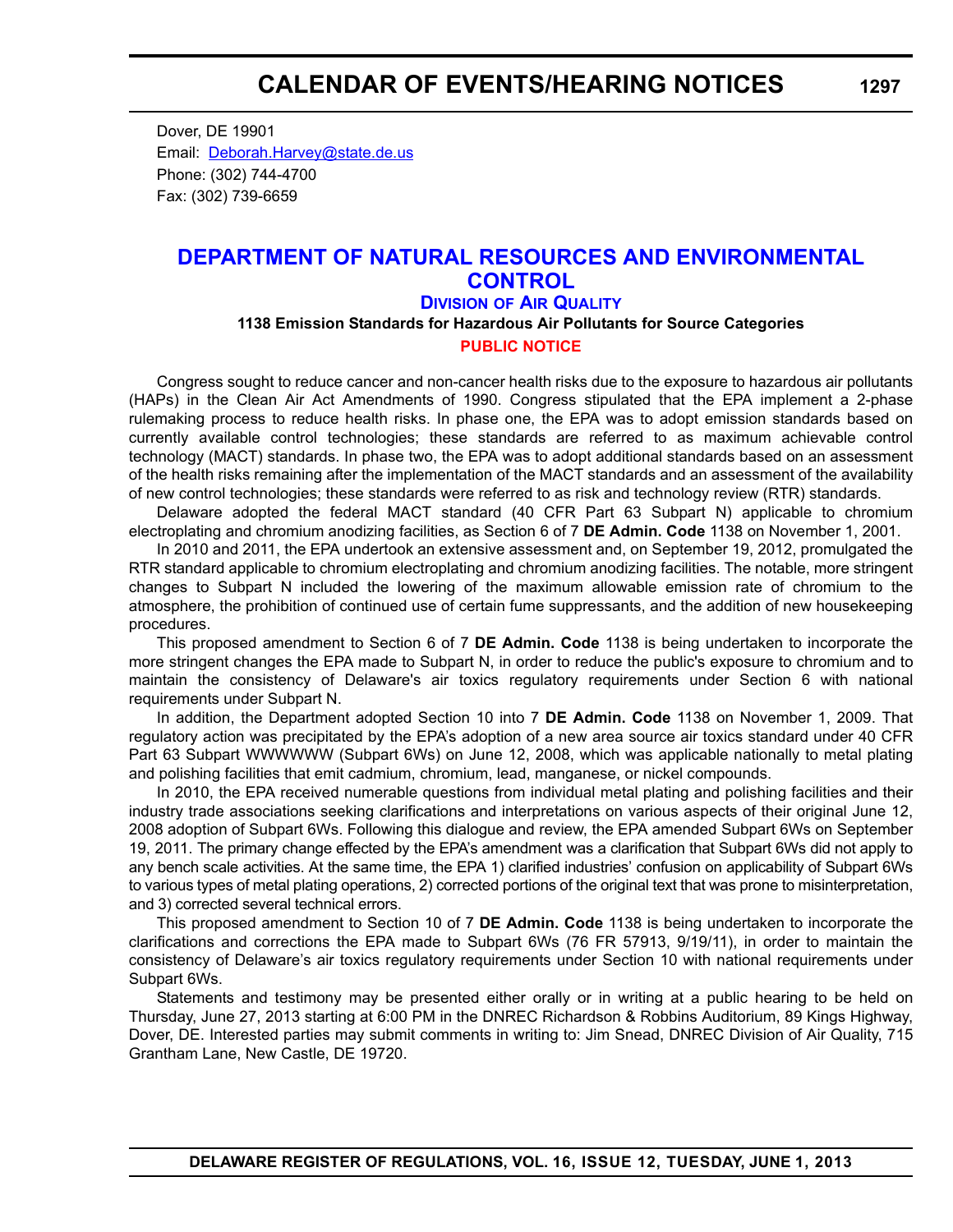Dover, DE 19901
Email: Deborah.Harvey@state.de.us
Phone: (302) 744-4700
Fax: (302) 739-6659

## DEPARTMENT OF NATURAL RESOURCES AND ENVIRONMENTAL CONTROL

### DIVISION OF AIR QUALITY

**1138 Emission Standards for Hazardous Air Pollutants for Source Categories**

**PUBLIC NOTICE**

Congress sought to reduce cancer and non-cancer health risks due to the exposure to hazardous air pollutants (HAPs) in the Clean Air Act Amendments of 1990. Congress stipulated that the EPA implement a 2-phase rulemaking process to reduce health risks. In phase one, the EPA was to adopt emission standards based on currently available control technologies; these standards are referred to as maximum achievable control technology (MACT) standards. In phase two, the EPA was to adopt additional standards based on an assessment of the health risks remaining after the implementation of the MACT standards and an assessment of the availability of new control technologies; these standards were referred to as risk and technology review (RTR) standards.

Delaware adopted the federal MACT standard (40 CFR Part 63 Subpart N) applicable to chromium electroplating and chromium anodizing facilities, as Section 6 of 7 **DE Admin. Code** 1138 on November 1, 2001.

In 2010 and 2011, the EPA undertook an extensive assessment and, on September 19, 2012, promulgated the RTR standard applicable to chromium electroplating and chromium anodizing facilities. The notable, more stringent changes to Subpart N included the lowering of the maximum allowable emission rate of chromium to the atmosphere, the prohibition of continued use of certain fume suppressants, and the addition of new housekeeping procedures.

This proposed amendment to Section 6 of 7 **DE Admin. Code** 1138 is being undertaken to incorporate the more stringent changes the EPA made to Subpart N, in order to reduce the public's exposure to chromium and to maintain the consistency of Delaware's air toxics regulatory requirements under Section 6 with national requirements under Subpart N.

In addition, the Department adopted Section 10 into 7 **DE Admin. Code** 1138 on November 1, 2009. That regulatory action was precipitated by the EPA's adoption of a new area source air toxics standard under 40 CFR Part 63 Subpart WWWWWW (Subpart 6Ws) on June 12, 2008, which was applicable nationally to metal plating and polishing facilities that emit cadmium, chromium, lead, manganese, or nickel compounds.

In 2010, the EPA received numerable questions from individual metal plating and polishing facilities and their industry trade associations seeking clarifications and interpretations on various aspects of their original June 12, 2008 adoption of Subpart 6Ws. Following this dialogue and review, the EPA amended Subpart 6Ws on September 19, 2011. The primary change effected by the EPA's amendment was a clarification that Subpart 6Ws did not apply to any bench scale activities. At the same time, the EPA 1) clarified industries' confusion on applicability of Subpart 6Ws to various types of metal plating operations, 2) corrected portions of the original text that was prone to misinterpretation, and 3) corrected several technical errors.

This proposed amendment to Section 10 of 7 **DE Admin. Code** 1138 is being undertaken to incorporate the clarifications and corrections the EPA made to Subpart 6Ws (76 FR 57913, 9/19/11), in order to maintain the consistency of Delaware's air toxics regulatory requirements under Section 10 with national requirements under Subpart 6Ws.

Statements and testimony may be presented either orally or in writing at a public hearing to be held on Thursday, June 27, 2013 starting at 6:00 PM in the DNREC Richardson & Robbins Auditorium, 89 Kings Highway, Dover, DE. Interested parties may submit comments in writing to: Jim Snead, DNREC Division of Air Quality, 715 Grantham Lane, New Castle, DE 19720.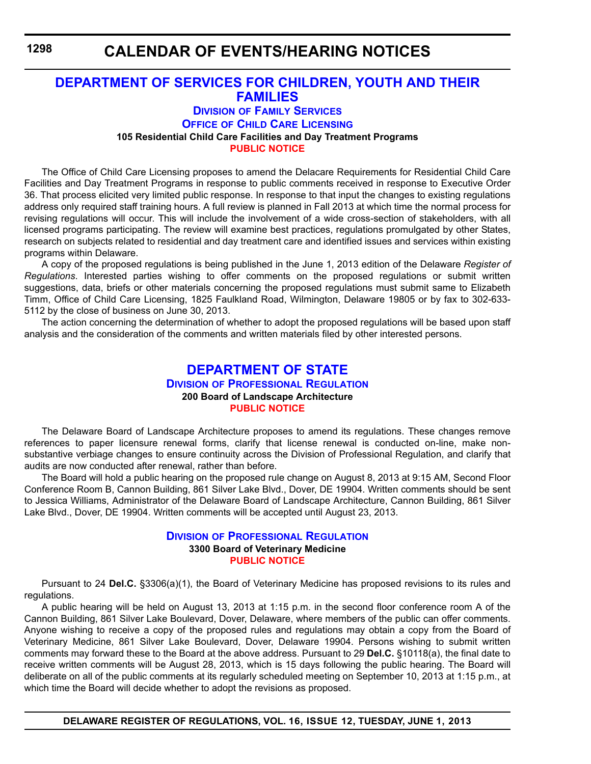# CALENDAR OF EVENTS/HEARING NOTICES

## DEPARTMENT OF SERVICES FOR CHILDREN, YOUTH AND THEIR FAMILIES

### Division of Family Services

### Office of Child Care Licensing

**105 Residential Child Care Facilities and Day Treatment Programs**

**PUBLIC NOTICE**

The Office of Child Care Licensing proposes to amend the Delacare Requirements for Residential Child Care Facilities and Day Treatment Programs in response to public comments received in response to Executive Order 36. That process elicited very limited public response. In response to that input the changes to existing regulations address only required staff training hours. A full review is planned in Fall 2013 at which time the normal process for revising regulations will occur. This will include the involvement of a wide cross-section of stakeholders, with all licensed programs participating. The review will examine best practices, regulations promulgated by other States, research on subjects related to residential and day treatment care and identified issues and services within existing programs within Delaware.

A copy of the proposed regulations is being published in the June 1, 2013 edition of the Delaware *Register of Regulations*. Interested parties wishing to offer comments on the proposed regulations or submit written suggestions, data, briefs or other materials concerning the proposed regulations must submit same to Elizabeth Timm, Office of Child Care Licensing, 1825 Faulkland Road, Wilmington, Delaware 19805 or by fax to 302-633-5112 by the close of business on June 30, 2013.

The action concerning the determination of whether to adopt the proposed regulations will be based upon staff analysis and the consideration of the comments and written materials filed by other interested persons.

## DEPARTMENT OF STATE

### Division of Professional Regulation

**200 Board of Landscape Architecture**

**PUBLIC NOTICE**

The Delaware Board of Landscape Architecture proposes to amend its regulations. These changes remove references to paper licensure renewal forms, clarify that license renewal is conducted on-line, make non-substantive verbiage changes to ensure continuity across the Division of Professional Regulation, and clarify that audits are now conducted after renewal, rather than before.

The Board will hold a public hearing on the proposed rule change on August 8, 2013 at 9:15 AM, Second Floor Conference Room B, Cannon Building, 861 Silver Lake Blvd., Dover, DE 19904. Written comments should be sent to Jessica Williams, Administrator of the Delaware Board of Landscape Architecture, Cannon Building, 861 Silver Lake Blvd., Dover, DE 19904. Written comments will be accepted until August 23, 2013.

### Division of Professional Regulation

**3300 Board of Veterinary Medicine**

**PUBLIC NOTICE**

Pursuant to 24 **Del.C.** §3306(a)(1), the Board of Veterinary Medicine has proposed revisions to its rules and regulations.

A public hearing will be held on August 13, 2013 at 1:15 p.m. in the second floor conference room A of the Cannon Building, 861 Silver Lake Boulevard, Dover, Delaware, where members of the public can offer comments. Anyone wishing to receive a copy of the proposed rules and regulations may obtain a copy from the Board of Veterinary Medicine, 861 Silver Lake Boulevard, Dover, Delaware 19904. Persons wishing to submit written comments may forward these to the Board at the above address. Pursuant to 29 **Del.C.** §10118(a), the final date to receive written comments will be August 28, 2013, which is 15 days following the public hearing. The Board will deliberate on all of the public comments at its regularly scheduled meeting on September 10, 2013 at 1:15 p.m., at which time the Board will decide whether to adopt the revisions as proposed.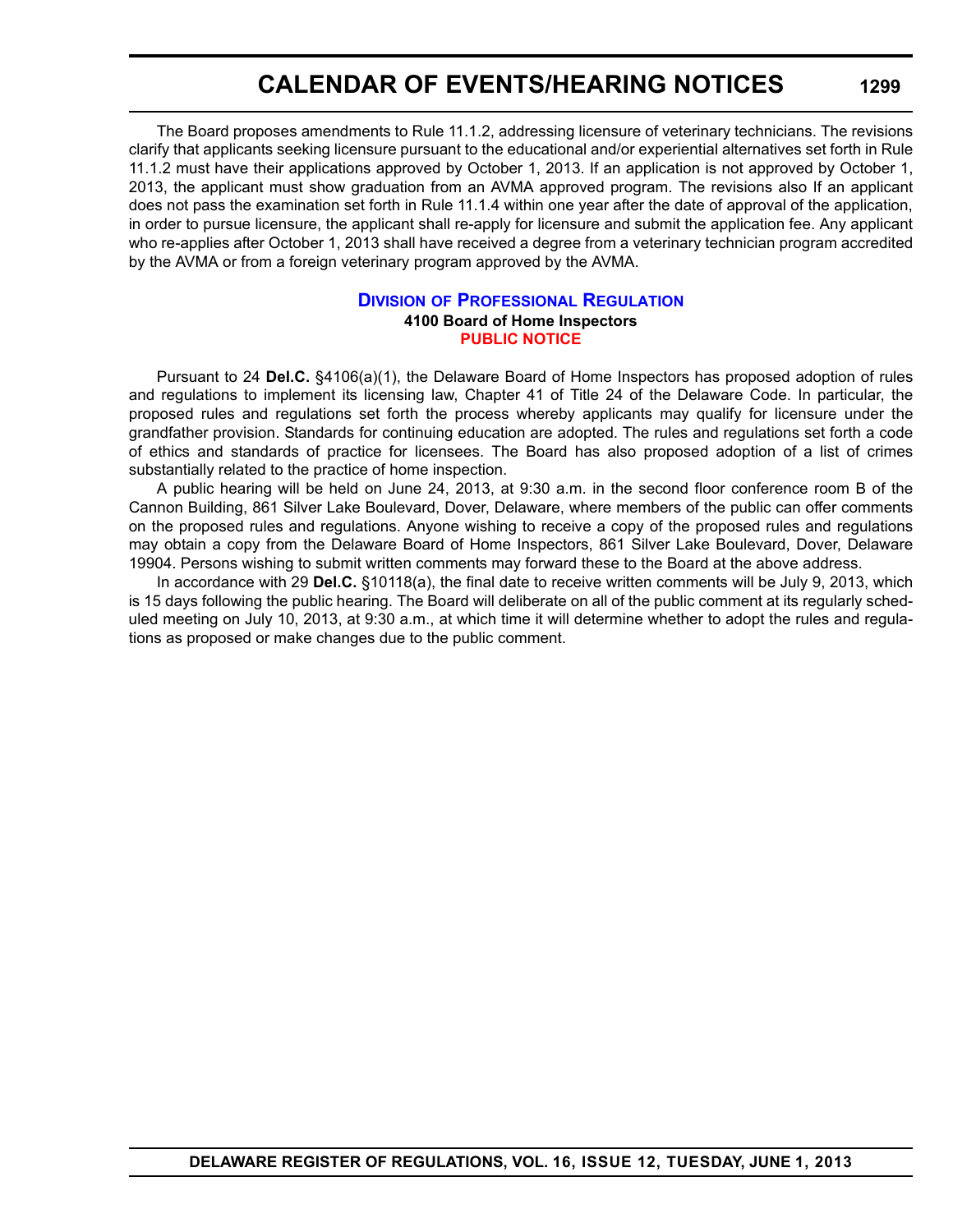The Board proposes amendments to Rule 11.1.2, addressing licensure of veterinary technicians. The revisions clarify that applicants seeking licensure pursuant to the educational and/or experiential alternatives set forth in Rule 11.1.2 must have their applications approved by October 1, 2013. If an application is not approved by October 1, 2013, the applicant must show graduation from an AVMA approved program. The revisions also If an applicant does not pass the examination set forth in Rule 11.1.4 within one year after the date of approval of the application, in order to pursue licensure, the applicant shall re-apply for licensure and submit the application fee. Any applicant who re-applies after October 1, 2013 shall have received a degree from a veterinary technician program accredited by the AVMA or from a foreign veterinary program approved by the AVMA.

### Division of Professional Regulation

**4100 Board of Home Inspectors**

**PUBLIC NOTICE**

Pursuant to 24 **Del.C.** §4106(a)(1), the Delaware Board of Home Inspectors has proposed adoption of rules and regulations to implement its licensing law, Chapter 41 of Title 24 of the Delaware Code. In particular, the proposed rules and regulations set forth the process whereby applicants may qualify for licensure under the grandfather provision. Standards for continuing education are adopted. The rules and regulations set forth a code of ethics and standards of practice for licensees. The Board has also proposed adoption of a list of crimes substantially related to the practice of home inspection.

A public hearing will be held on June 24, 2013, at 9:30 a.m. in the second floor conference room B of the Cannon Building, 861 Silver Lake Boulevard, Dover, Delaware, where members of the public can offer comments on the proposed rules and regulations. Anyone wishing to receive a copy of the proposed rules and regulations may obtain a copy from the Delaware Board of Home Inspectors, 861 Silver Lake Boulevard, Dover, Delaware 19904. Persons wishing to submit written comments may forward these to the Board at the above address.

In accordance with 29 **Del.C.** §10118(a), the final date to receive written comments will be July 9, 2013, which is 15 days following the public hearing. The Board will deliberate on all of the public comment at its regularly scheduled meeting on July 10, 2013, at 9:30 a.m., at which time it will determine whether to adopt the rules and regulations as proposed or make changes due to the public comment.